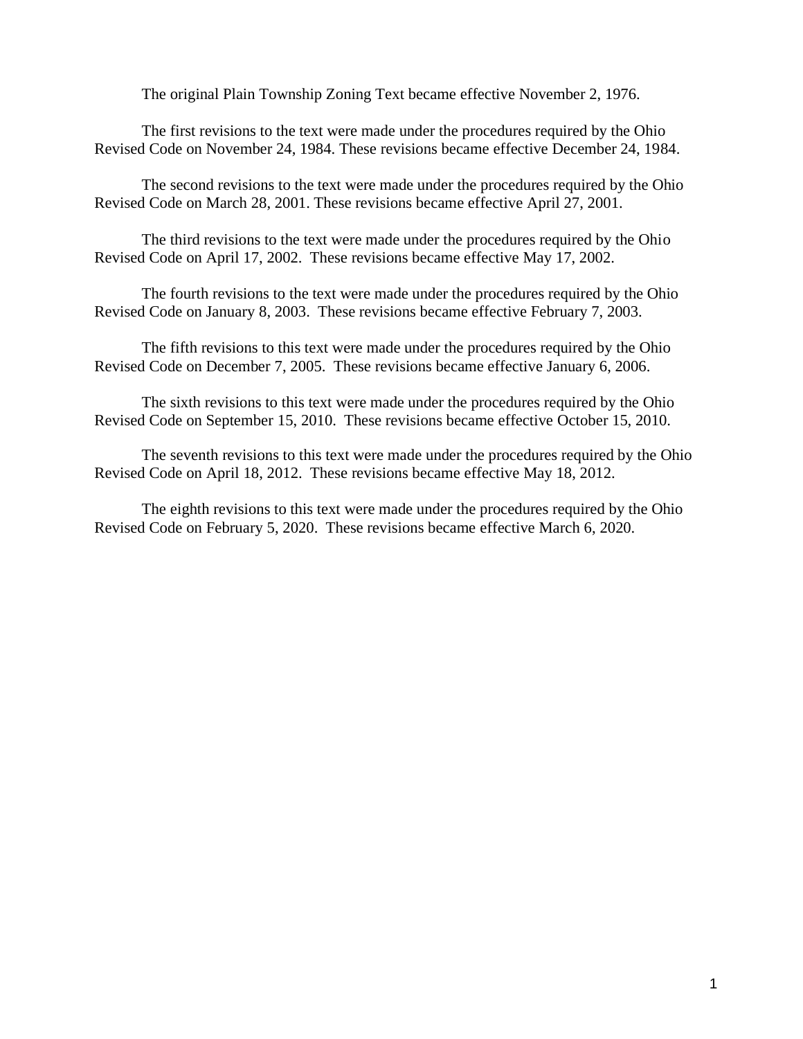The original Plain Township Zoning Text became effective November 2, 1976.

The first revisions to the text were made under the procedures required by the Ohio Revised Code on November 24, 1984. These revisions became effective December 24, 1984.

The second revisions to the text were made under the procedures required by the Ohio Revised Code on March 28, 2001. These revisions became effective April 27, 2001.

The third revisions to the text were made under the procedures required by the Ohio Revised Code on April 17, 2002. These revisions became effective May 17, 2002.

The fourth revisions to the text were made under the procedures required by the Ohio Revised Code on January 8, 2003. These revisions became effective February 7, 2003.

The fifth revisions to this text were made under the procedures required by the Ohio Revised Code on December 7, 2005. These revisions became effective January 6, 2006.

The sixth revisions to this text were made under the procedures required by the Ohio Revised Code on September 15, 2010. These revisions became effective October 15, 2010.

The seventh revisions to this text were made under the procedures required by the Ohio Revised Code on April 18, 2012. These revisions became effective May 18, 2012.

The eighth revisions to this text were made under the procedures required by the Ohio Revised Code on February 5, 2020. These revisions became effective March 6, 2020.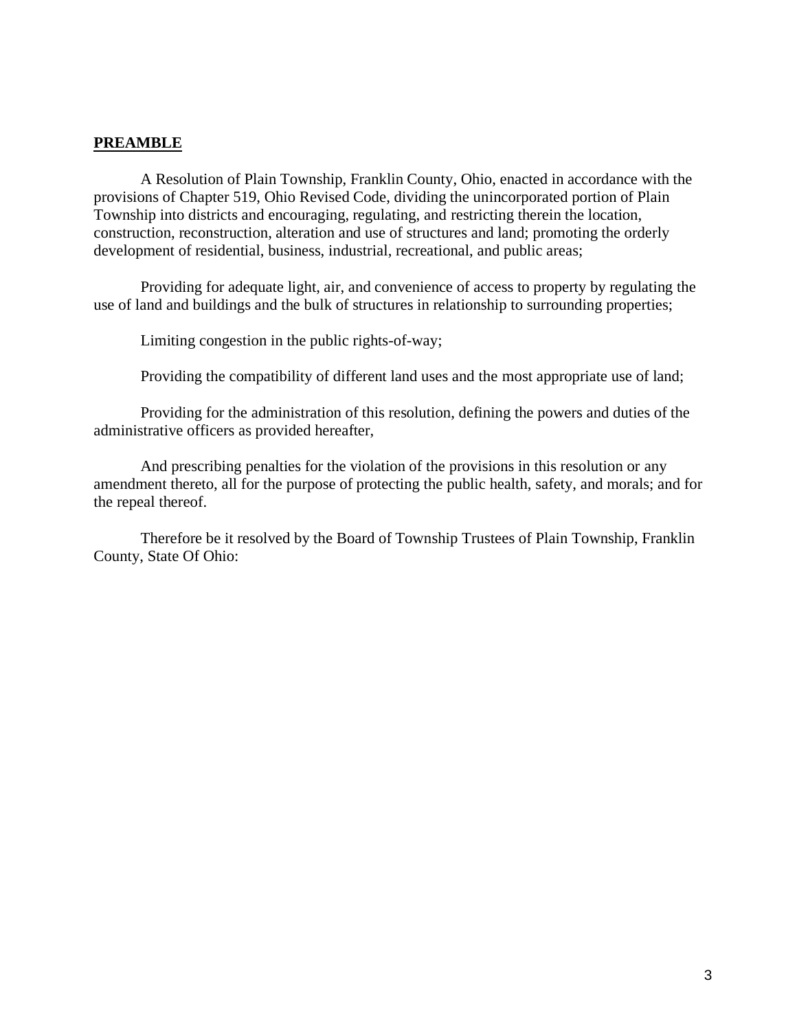## PREAMBLE

A Resolution of Plain Township, Franklin County, Ohio, enacted in accordance with the provisions of Chapter 519, Ohio Revised Code, dividing the unincorporated portion of Plain Township into districts and encouraging, regulating, and restricting therein the location, construction, reconstruction, alteration and use of structures and land; promoting the orderly development of residential, business, industrial, recreational, and public areas;

Providing for adequate light, air, and convenience of access to property by regulating the use of land and buildings and the bulk of structures in relationship to surrounding properties;

Limiting congestion in the public rights-of-way;

Providing the compatibility of different land uses and the most appropriate use of land;

Providing for the administration of this resolution, defining the powers and duties of the administrative officers as provided hereafter,

And prescribing penalties for the violation of the provisions in this resolution or any amendment thereto, all for the purpose of protecting the public health, safety, and morals; and for the repeal thereof.

Therefore be it resolved by the Board of Township Trustees of Plain Township, Franklin County, State Of Ohio: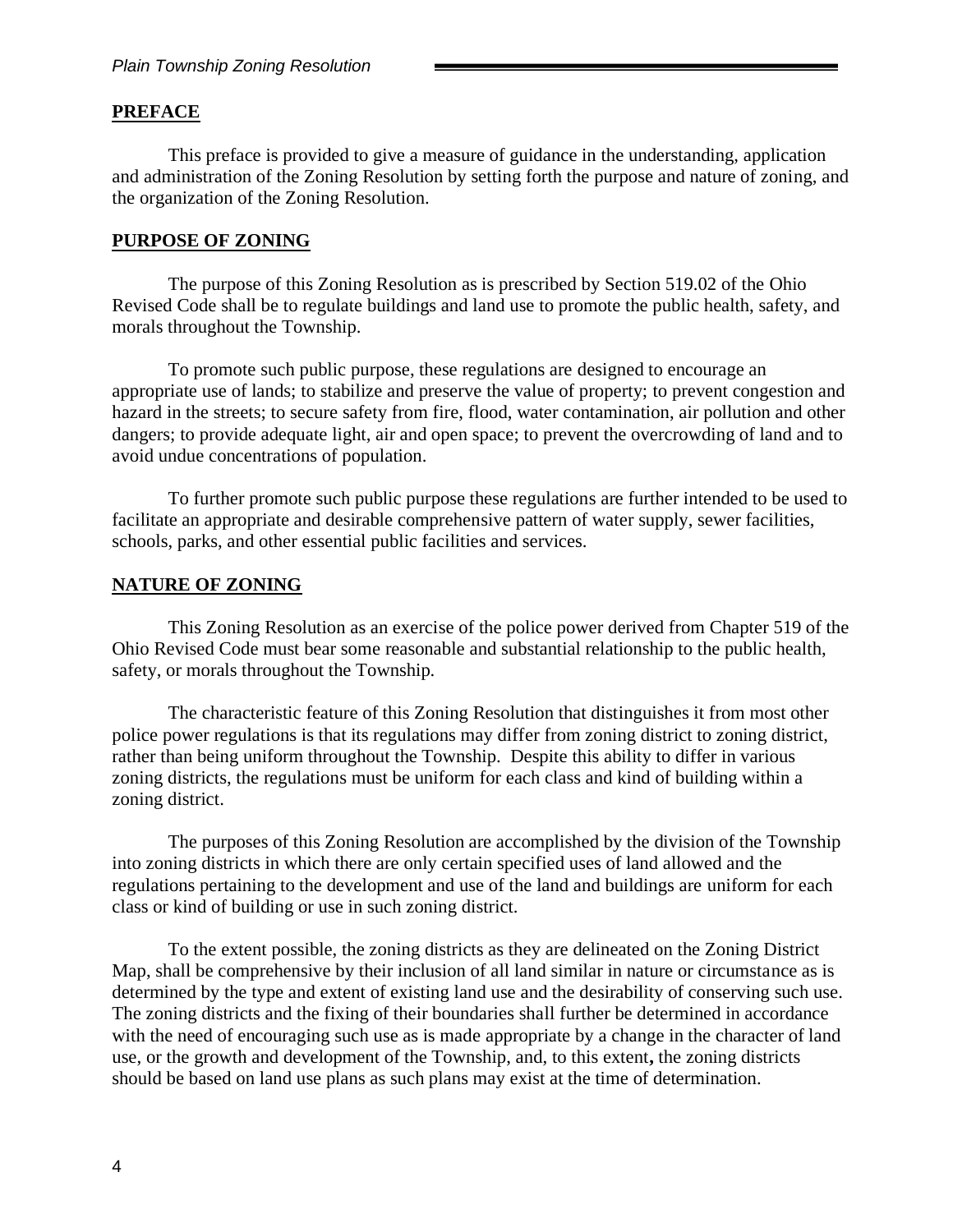## PREFACE

This preface is provided to give a measure of guidance in the understanding, application and administration of the Zoning Resolution by setting forth the purpose and nature of zoning, and the organization of the Zoning Resolution.

## PURPOSE OF ZONING

The purpose of this Zoning Resolution as is prescribed by Section 519.02 of the Ohio Revised Code shall be to regulate buildings and land use to promote the public health, safety, and morals throughout the Township.

To promote such public purpose, these regulations are designed to encourage an appropriate use of lands; to stabilize and preserve the value of property; to prevent congestion and hazard in the streets; to secure safety from fire, flood, water contamination, air pollution and other dangers; to provide adequate light, air and open space; to prevent the overcrowding of land and to avoid undue concentrations of population.

To further promote such public purpose these regulations are further intended to be used to facilitate an appropriate and desirable comprehensive pattern of water supply, sewer facilities, schools, parks, and other essential public facilities and services.

## NATURE OF ZONING

This Zoning Resolution as an exercise of the police power derived from Chapter 519 of the Ohio Revised Code must bear some reasonable and substantial relationship to the public health, safety, or morals throughout the Township.

The characteristic feature of this Zoning Resolution that distinguishes it from most other police power regulations is that its regulations may differ from zoning district to zoning district, rather than being uniform throughout the Township. Despite this ability to differ in various zoning districts, the regulations must be uniform for each class and kind of building within a zoning district.

The purposes of this Zoning Resolution are accomplished by the division of the Township into zoning districts in which there are only certain specified uses of land allowed and the regulations pertaining to the development and use of the land and buildings are uniform for each class or kind of building or use in such zoning district.

To the extent possible, the zoning districts as they are delineated on the Zoning District Map, shall be comprehensive by their inclusion of all land similar in nature or circumstance as is determined by the type and extent of existing land use and the desirability of conserving such use. The zoning districts and the fixing of their boundaries shall further be determined in accordance with the need of encouraging such use as is made appropriate by a change in the character of land use, or the growth and development of the Township, and, to this extent**,** the zoning districts should be based on land use plans as such plans may exist at the time of determination.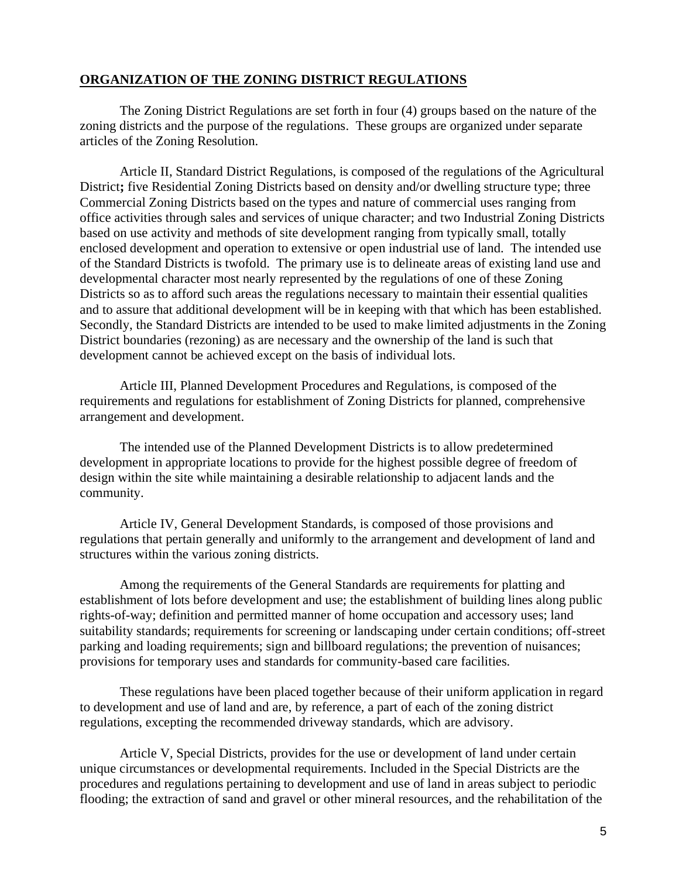## ORGANIZATION OF THE ZONING DISTRICT REGULATIONS

The Zoning District Regulations are set forth in four (4) groups based on the nature of the zoning districts and the purpose of the regulations. These groups are organized under separate articles of the Zoning Resolution.

Article II, Standard District Regulations, is composed of the regulations of the Agricultural District**;** five Residential Zoning Districts based on density and/or dwelling structure type; three Commercial Zoning Districts based on the types and nature of commercial uses ranging from office activities through sales and services of unique character; and two Industrial Zoning Districts based on use activity and methods of site development ranging from typically small, totally enclosed development and operation to extensive or open industrial use of land. The intended use of the Standard Districts is twofold. The primary use is to delineate areas of existing land use and developmental character most nearly represented by the regulations of one of these Zoning Districts so as to afford such areas the regulations necessary to maintain their essential qualities and to assure that additional development will be in keeping with that which has been established. Secondly, the Standard Districts are intended to be used to make limited adjustments in the Zoning District boundaries (rezoning) as are necessary and the ownership of the land is such that development cannot be achieved except on the basis of individual lots.

Article III, Planned Development Procedures and Regulations, is composed of the requirements and regulations for establishment of Zoning Districts for planned, comprehensive arrangement and development.

The intended use of the Planned Development Districts is to allow predetermined development in appropriate locations to provide for the highest possible degree of freedom of design within the site while maintaining a desirable relationship to adjacent lands and the community.

Article IV, General Development Standards, is composed of those provisions and regulations that pertain generally and uniformly to the arrangement and development of land and structures within the various zoning districts.

Among the requirements of the General Standards are requirements for platting and establishment of lots before development and use; the establishment of building lines along public rights-of-way; definition and permitted manner of home occupation and accessory uses; land suitability standards; requirements for screening or landscaping under certain conditions; off-street parking and loading requirements; sign and billboard regulations; the prevention of nuisances; provisions for temporary uses and standards for community-based care facilities.

These regulations have been placed together because of their uniform application in regard to development and use of land and are, by reference, a part of each of the zoning district regulations, excepting the recommended driveway standards, which are advisory.

Article V, Special Districts, provides for the use or development of land under certain unique circumstances or developmental requirements. Included in the Special Districts are the procedures and regulations pertaining to development and use of land in areas subject to periodic flooding; the extraction of sand and gravel or other mineral resources, and the rehabilitation of the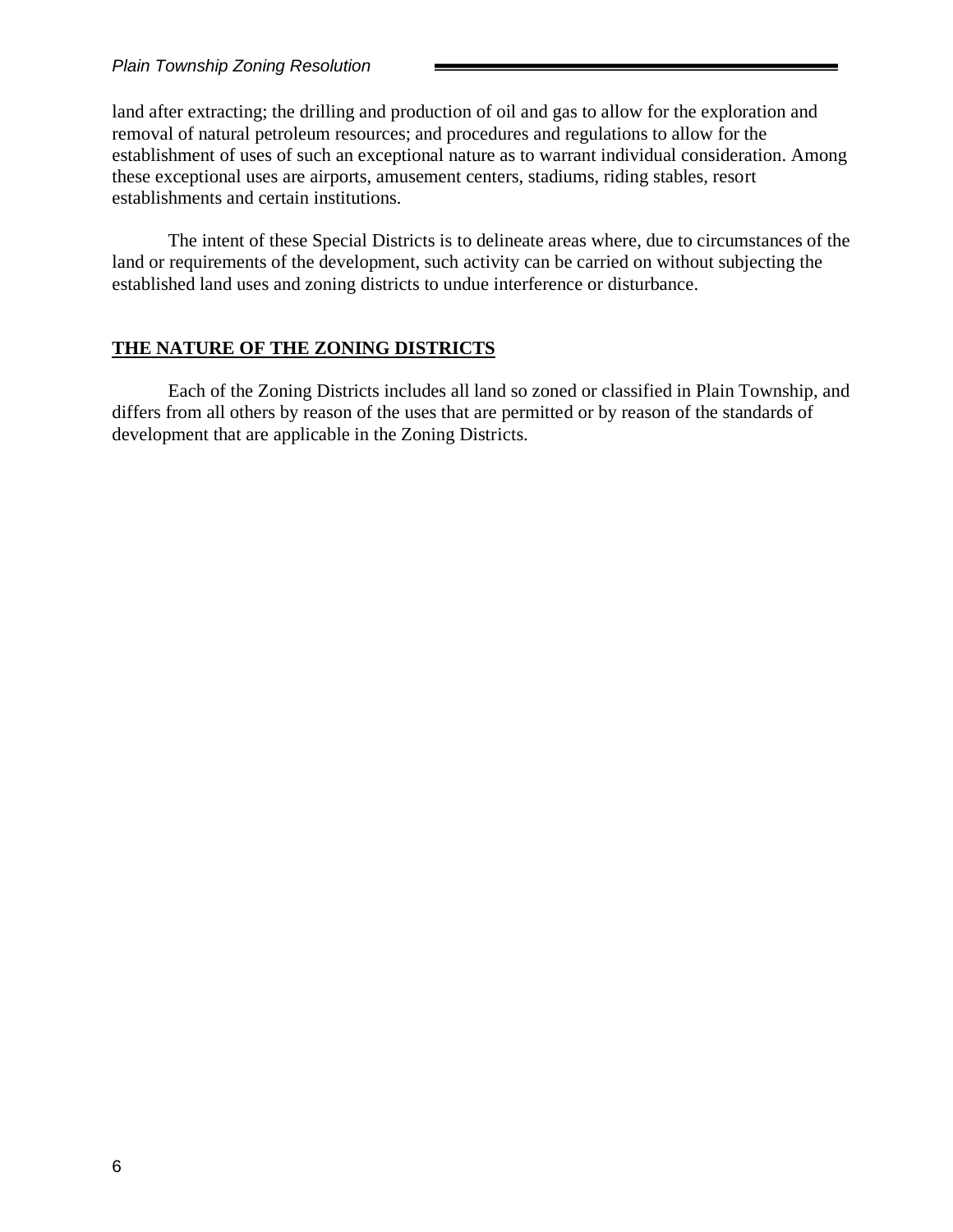land after extracting; the drilling and production of oil and gas to allow for the exploration and removal of natural petroleum resources; and procedures and regulations to allow for the establishment of uses of such an exceptional nature as to warrant individual consideration. Among these exceptional uses are airports, amusement centers, stadiums, riding stables, resort establishments and certain institutions.

The intent of these Special Districts is to delineate areas where, due to circumstances of the land or requirements of the development, such activity can be carried on without subjecting the established land uses and zoning districts to undue interference or disturbance.

## THE NATURE OF THE ZONING DISTRICTS

Each of the Zoning Districts includes all land so zoned or classified in Plain Township, and differs from all others by reason of the uses that are permitted or by reason of the standards of development that are applicable in the Zoning Districts.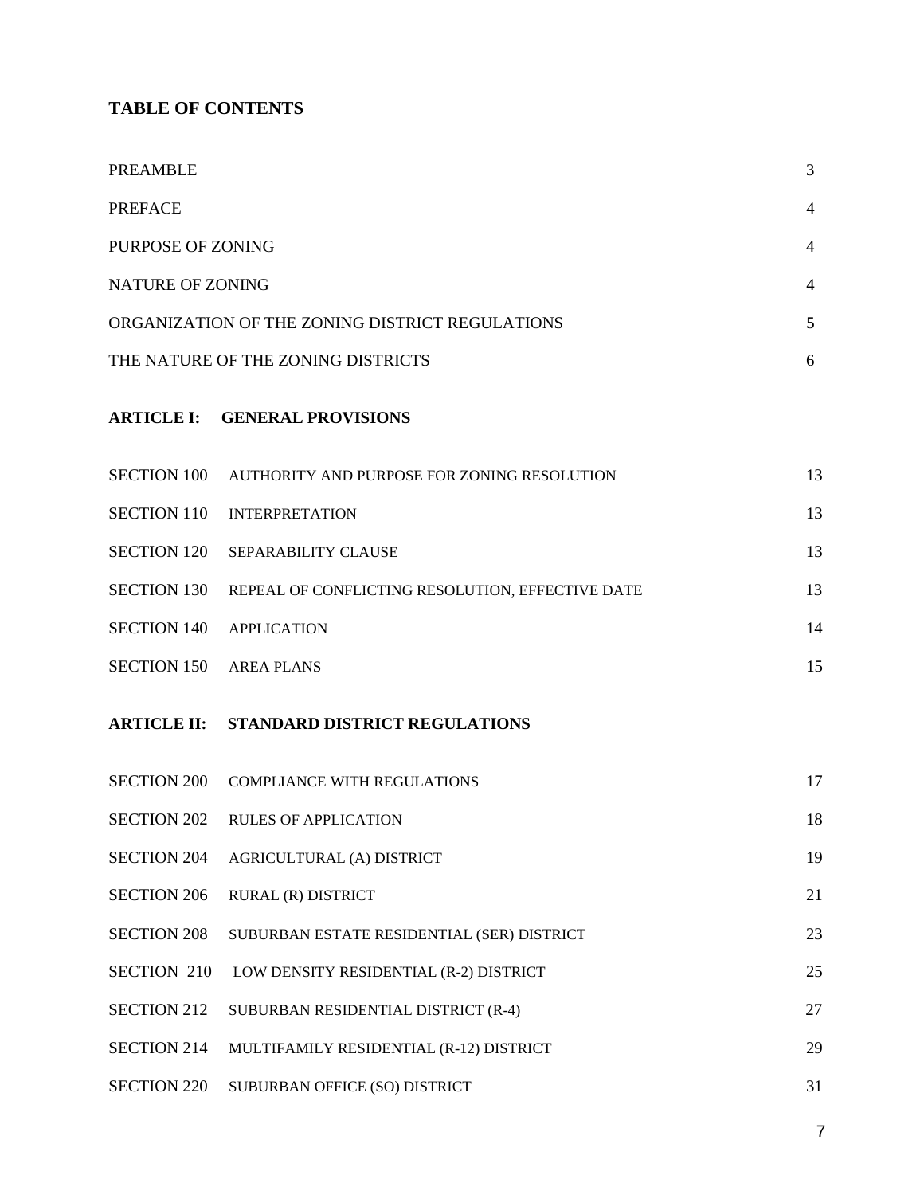## TABLE OF CONTENTS

| | |
|---|---|
| PREAMBLE | 3 |
| PREFACE | 4 |
| PURPOSE OF ZONING | 4 |
| NATURE OF ZONING | 4 |
| ORGANIZATION OF THE ZONING DISTRICT REGULATIONS | 5 |
| THE NATURE OF THE ZONING DISTRICTS | 6 |

### ARTICLE I: GENERAL PROVISIONS

| | | |
|---|---|---|
| SECTION 100 | AUTHORITY AND PURPOSE FOR ZONING RESOLUTION | 13 |
| SECTION 110 | INTERPRETATION | 13 |
| SECTION 120 | SEPARABILITY CLAUSE | 13 |
| SECTION 130 | REPEAL OF CONFLICTING RESOLUTION, EFFECTIVE DATE | 13 |
| SECTION 140 | APPLICATION | 14 |
| SECTION 150 | AREA PLANS | 15 |

### ARTICLE II: STANDARD DISTRICT REGULATIONS

| | | |
|---|---|---|
| SECTION 200 | COMPLIANCE WITH REGULATIONS | 17 |
| SECTION 202 | RULES OF APPLICATION | 18 |
| SECTION 204 | AGRICULTURAL (A) DISTRICT | 19 |
| SECTION 206 | RURAL (R) DISTRICT | 21 |
| SECTION 208 | SUBURBAN ESTATE RESIDENTIAL (SER) DISTRICT | 23 |
| SECTION 210 | LOW DENSITY RESIDENTIAL (R-2) DISTRICT | 25 |
| SECTION 212 | SUBURBAN RESIDENTIAL DISTRICT (R-4) | 27 |
| SECTION 214 | MULTIFAMILY RESIDENTIAL (R-12) DISTRICT | 29 |
| SECTION 220 | SUBURBAN OFFICE (SO) DISTRICT | 31 |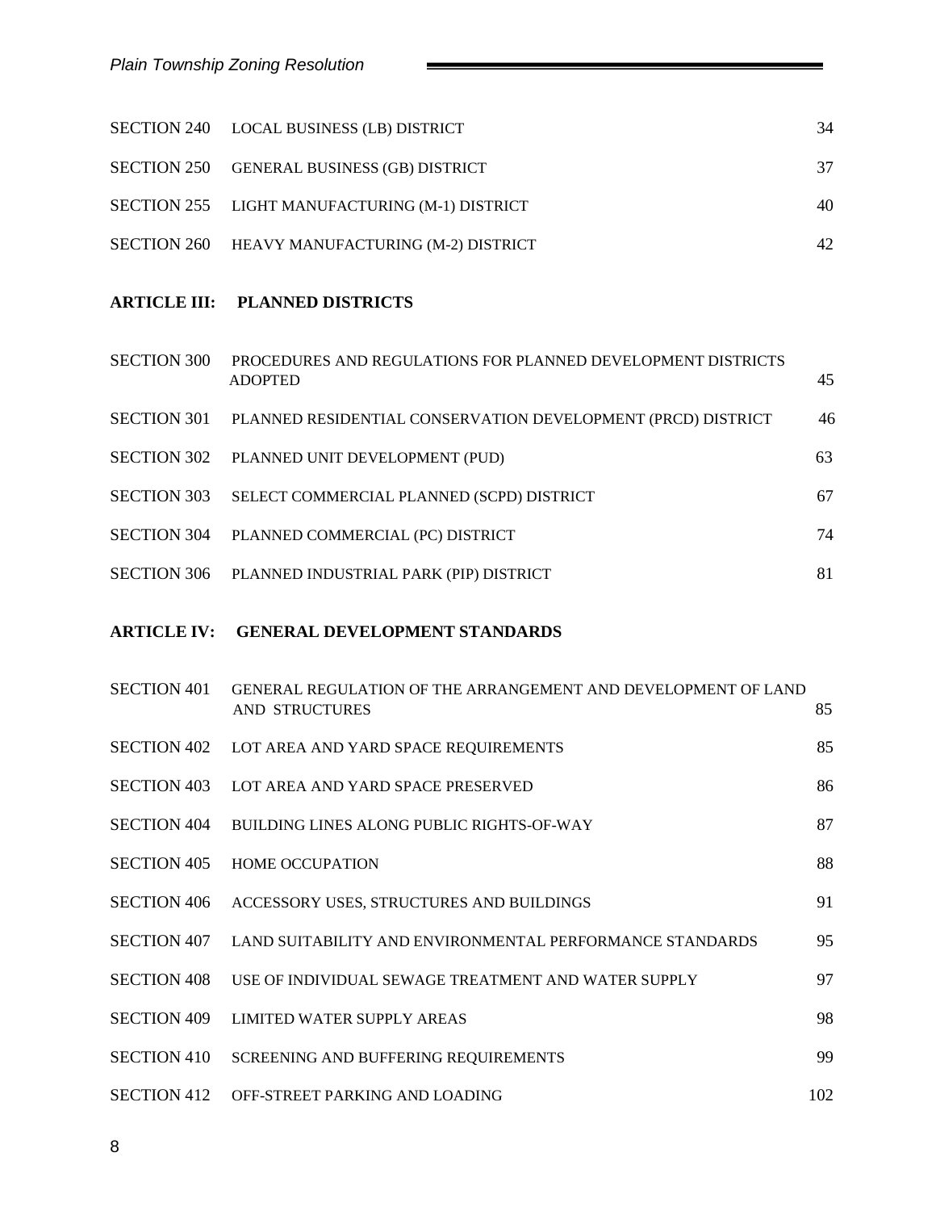| | | |
|---|---|---|
| SECTION 240 | LOCAL BUSINESS (LB) DISTRICT | 34 |
| SECTION 250 | GENERAL BUSINESS (GB) DISTRICT | 37 |
| SECTION 255 | LIGHT MANUFACTURING (M-1) DISTRICT | 40 |
| SECTION 260 | HEAVY MANUFACTURING (M-2) DISTRICT | 42 |

**ARTICLE III: PLANNED DISTRICTS**

| | | |
|---|---|---|
| SECTION 300 | PROCEDURES AND REGULATIONS FOR PLANNED DEVELOPMENT DISTRICTS ADOPTED | 45 |
| SECTION 301 | PLANNED RESIDENTIAL CONSERVATION DEVELOPMENT (PRCD) DISTRICT | 46 |
| SECTION 302 | PLANNED UNIT DEVELOPMENT (PUD) | 63 |
| SECTION 303 | SELECT COMMERCIAL PLANNED (SCPD) DISTRICT | 67 |
| SECTION 304 | PLANNED COMMERCIAL (PC) DISTRICT | 74 |
| SECTION 306 | PLANNED INDUSTRIAL PARK (PIP) DISTRICT | 81 |

**ARTICLE IV: GENERAL DEVELOPMENT STANDARDS**

| | | |
|---|---|---|
| SECTION 401 | GENERAL REGULATION OF THE ARRANGEMENT AND DEVELOPMENT OF LAND AND STRUCTURES | 85 |
| SECTION 402 | LOT AREA AND YARD SPACE REQUIREMENTS | 85 |
| SECTION 403 | LOT AREA AND YARD SPACE PRESERVED | 86 |
| SECTION 404 | BUILDING LINES ALONG PUBLIC RIGHTS-OF-WAY | 87 |
| SECTION 405 | HOME OCCUPATION | 88 |
| SECTION 406 | ACCESSORY USES, STRUCTURES AND BUILDINGS | 91 |
| SECTION 407 | LAND SUITABILITY AND ENVIRONMENTAL PERFORMANCE STANDARDS | 95 |
| SECTION 408 | USE OF INDIVIDUAL SEWAGE TREATMENT AND WATER SUPPLY | 97 |
| SECTION 409 | LIMITED WATER SUPPLY AREAS | 98 |
| SECTION 410 | SCREENING AND BUFFERING REQUIREMENTS | 99 |
| SECTION 412 | OFF-STREET PARKING AND LOADING | 102 |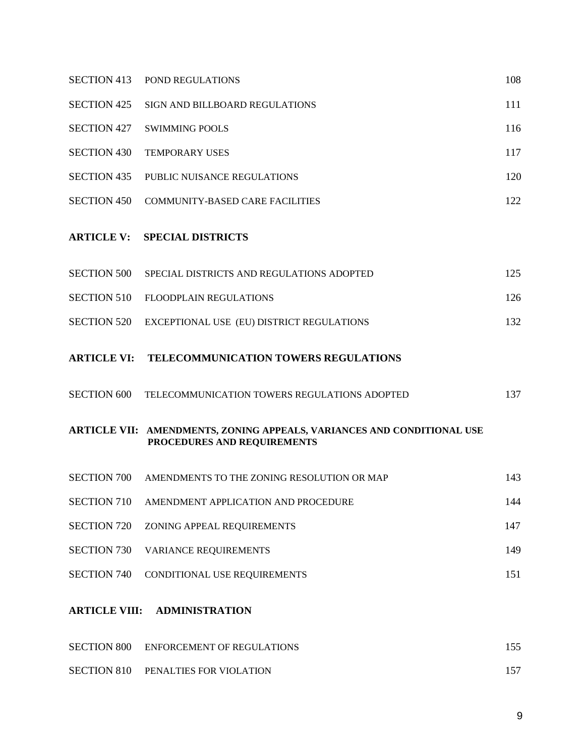| | | |
|---|---|---|
| SECTION 413 | POND REGULATIONS | 108 |
| SECTION 425 | SIGN AND BILLBOARD REGULATIONS | 111 |
| SECTION 427 | SWIMMING POOLS | 116 |
| SECTION 430 | TEMPORARY USES | 117 |
| SECTION 435 | PUBLIC NUISANCE REGULATIONS | 120 |
| SECTION 450 | COMMUNITY-BASED CARE FACILITIES | 122 |

**ARTICLE V: SPECIAL DISTRICTS**

| | | |
|---|---|---|
| SECTION 500 | SPECIAL DISTRICTS AND REGULATIONS ADOPTED | 125 |
| SECTION 510 | FLOODPLAIN REGULATIONS | 126 |
| SECTION 520 | EXCEPTIONAL USE (EU) DISTRICT REGULATIONS | 132 |

**ARTICLE VI: TELECOMMUNICATION TOWERS REGULATIONS**

| | | |
|---|---|---|
| SECTION 600 | TELECOMMUNICATION TOWERS REGULATIONS ADOPTED | 137 |

**ARTICLE VII: AMENDMENTS, ZONING APPEALS, VARIANCES AND CONDITIONAL USE PROCEDURES AND REQUIREMENTS**

| | | |
|---|---|---|
| SECTION 700 | AMENDMENTS TO THE ZONING RESOLUTION OR MAP | 143 |
| SECTION 710 | AMENDMENT APPLICATION AND PROCEDURE | 144 |
| SECTION 720 | ZONING APPEAL REQUIREMENTS | 147 |
| SECTION 730 | VARIANCE REQUIREMENTS | 149 |
| SECTION 740 | CONDITIONAL USE REQUIREMENTS | 151 |

**ARTICLE VIII: ADMINISTRATION**

| | | |
|---|---|---|
| SECTION 800 | ENFORCEMENT OF REGULATIONS | 155 |
| SECTION 810 | PENALTIES FOR VIOLATION | 157 |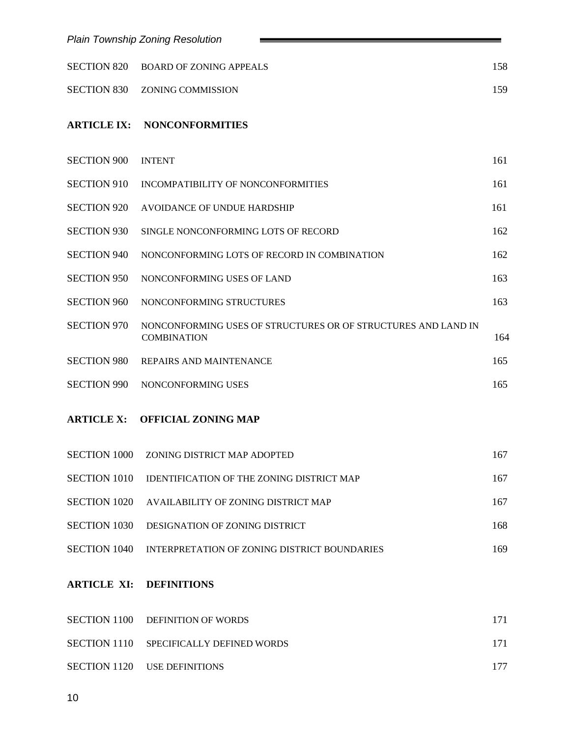| | | |
|---|---|---|
| SECTION 820 | BOARD OF ZONING APPEALS | 158 |
| SECTION 830 | ZONING COMMISSION | 159 |

**ARTICLE IX: NONCONFORMITIES**

| | | |
|---|---|---|
| SECTION 900 | INTENT | 161 |
| SECTION 910 | INCOMPATIBILITY OF NONCONFORMITIES | 161 |
| SECTION 920 | AVOIDANCE OF UNDUE HARDSHIP | 161 |
| SECTION 930 | SINGLE NONCONFORMING LOTS OF RECORD | 162 |
| SECTION 940 | NONCONFORMING LOTS OF RECORD IN COMBINATION | 162 |
| SECTION 950 | NONCONFORMING USES OF LAND | 163 |
| SECTION 960 | NONCONFORMING STRUCTURES | 163 |
| SECTION 970 | NONCONFORMING USES OF STRUCTURES OR OF STRUCTURES AND LAND IN COMBINATION | 164 |
| SECTION 980 | REPAIRS AND MAINTENANCE | 165 |
| SECTION 990 | NONCONFORMING USES | 165 |

**ARTICLE X: OFFICIAL ZONING MAP**

| | | |
|---|---|---|
| SECTION 1000 | ZONING DISTRICT MAP ADOPTED | 167 |
| SECTION 1010 | IDENTIFICATION OF THE ZONING DISTRICT MAP | 167 |
| SECTION 1020 | AVAILABILITY OF ZONING DISTRICT MAP | 167 |
| SECTION 1030 | DESIGNATION OF ZONING DISTRICT | 168 |
| SECTION 1040 | INTERPRETATION OF ZONING DISTRICT BOUNDARIES | 169 |

**ARTICLE XI: DEFINITIONS**

| | | |
|---|---|---|
| SECTION 1100 | DEFINITION OF WORDS | 171 |
| SECTION 1110 | SPECIFICALLY DEFINED WORDS | 171 |
| SECTION 1120 | USE DEFINITIONS | 177 |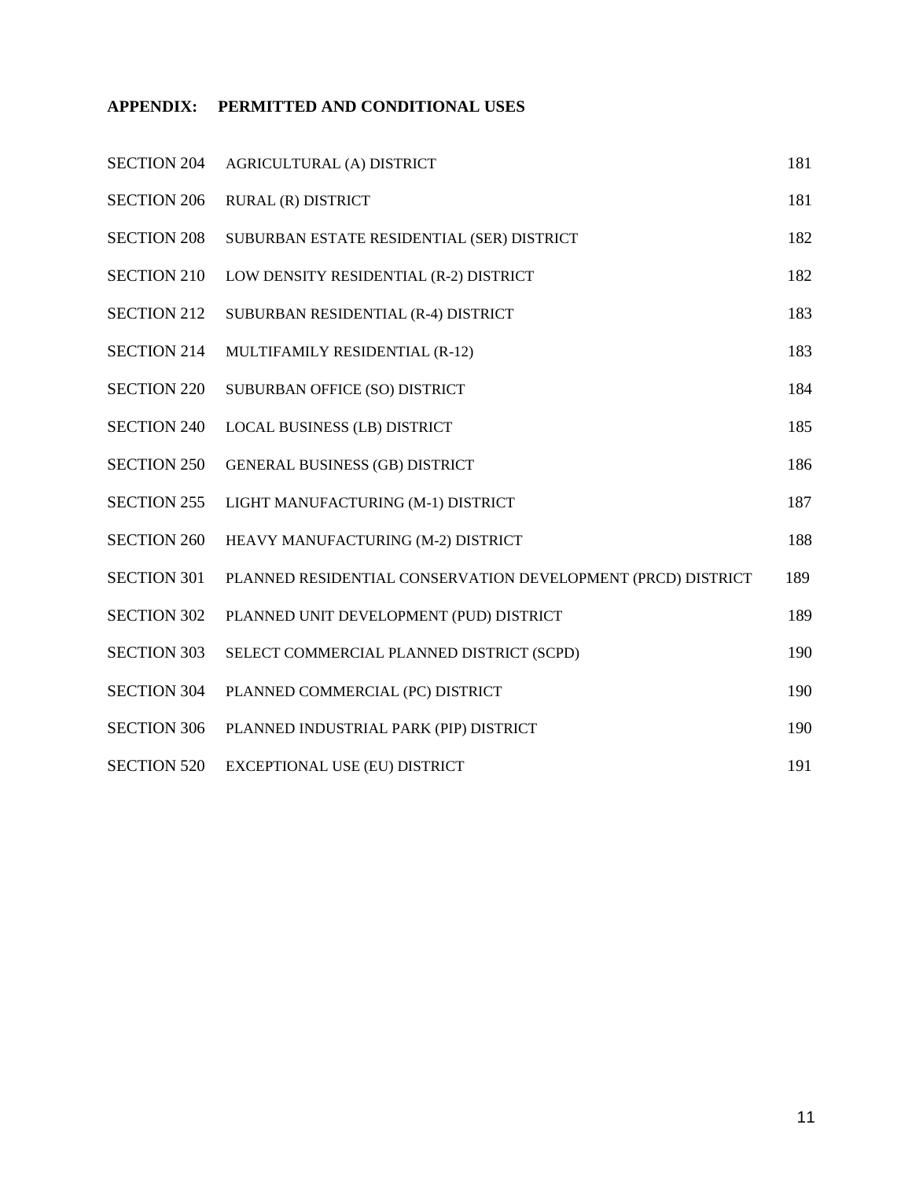## APPENDIX: PERMITTED AND CONDITIONAL USES

| | | |
|---|---|---|
| SECTION 204 | AGRICULTURAL (A) DISTRICT | 181 |
| SECTION 206 | RURAL (R) DISTRICT | 181 |
| SECTION 208 | SUBURBAN ESTATE RESIDENTIAL (SER) DISTRICT | 182 |
| SECTION 210 | LOW DENSITY RESIDENTIAL (R-2) DISTRICT | 182 |
| SECTION 212 | SUBURBAN RESIDENTIAL (R-4) DISTRICT | 183 |
| SECTION 214 | MULTIFAMILY RESIDENTIAL (R-12) | 183 |
| SECTION 220 | SUBURBAN OFFICE (SO) DISTRICT | 184 |
| SECTION 240 | LOCAL BUSINESS (LB) DISTRICT | 185 |
| SECTION 250 | GENERAL BUSINESS (GB) DISTRICT | 186 |
| SECTION 255 | LIGHT MANUFACTURING (M-1) DISTRICT | 187 |
| SECTION 260 | HEAVY MANUFACTURING (M-2) DISTRICT | 188 |
| SECTION 301 | PLANNED RESIDENTIAL CONSERVATION DEVELOPMENT (PRCD) DISTRICT | 189 |
| SECTION 302 | PLANNED UNIT DEVELOPMENT (PUD) DISTRICT | 189 |
| SECTION 303 | SELECT COMMERCIAL PLANNED DISTRICT (SCPD) | 190 |
| SECTION 304 | PLANNED COMMERCIAL (PC) DISTRICT | 190 |
| SECTION 306 | PLANNED INDUSTRIAL PARK (PIP) DISTRICT | 190 |
| SECTION 520 | EXCEPTIONAL USE (EU) DISTRICT | 191 |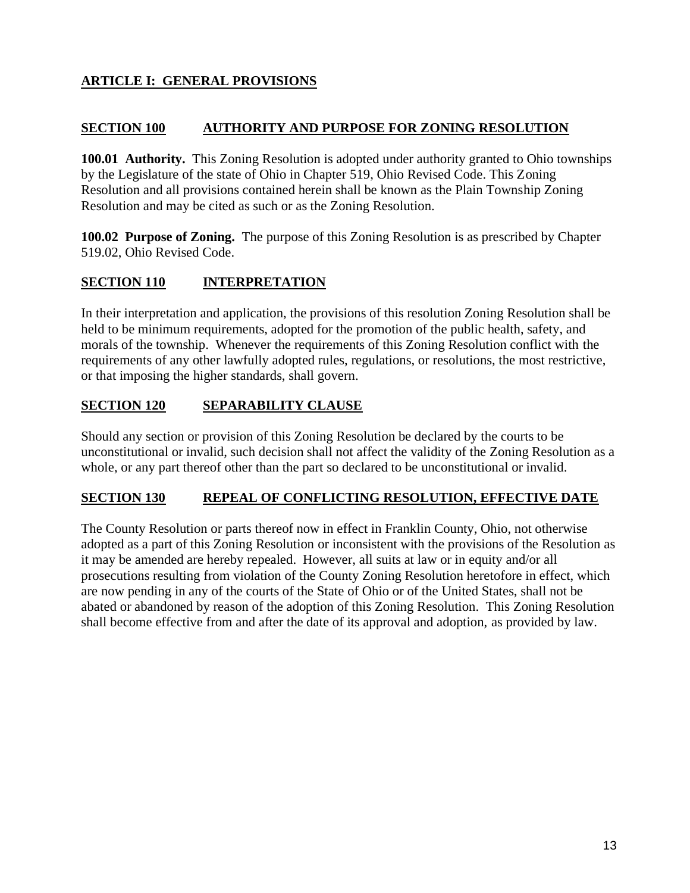## ARTICLE I: GENERAL PROVISIONS

### SECTION 100 AUTHORITY AND PURPOSE FOR ZONING RESOLUTION

**100.01 Authority.** This Zoning Resolution is adopted under authority granted to Ohio townships by the Legislature of the state of Ohio in Chapter 519, Ohio Revised Code. This Zoning Resolution and all provisions contained herein shall be known as the Plain Township Zoning Resolution and may be cited as such or as the Zoning Resolution.

**100.02 Purpose of Zoning.** The purpose of this Zoning Resolution is as prescribed by Chapter 519.02, Ohio Revised Code.

### SECTION 110 INTERPRETATION

In their interpretation and application, the provisions of this resolution Zoning Resolution shall be held to be minimum requirements, adopted for the promotion of the public health, safety, and morals of the township. Whenever the requirements of this Zoning Resolution conflict with the requirements of any other lawfully adopted rules, regulations, or resolutions, the most restrictive, or that imposing the higher standards, shall govern.

### SECTION 120 SEPARABILITY CLAUSE

Should any section or provision of this Zoning Resolution be declared by the courts to be unconstitutional or invalid, such decision shall not affect the validity of the Zoning Resolution as a whole, or any part thereof other than the part so declared to be unconstitutional or invalid.

### SECTION 130 REPEAL OF CONFLICTING RESOLUTION, EFFECTIVE DATE

The County Resolution or parts thereof now in effect in Franklin County, Ohio, not otherwise adopted as a part of this Zoning Resolution or inconsistent with the provisions of the Resolution as it may be amended are hereby repealed. However, all suits at law or in equity and/or all prosecutions resulting from violation of the County Zoning Resolution heretofore in effect, which are now pending in any of the courts of the State of Ohio or of the United States, shall not be abated or abandoned by reason of the adoption of this Zoning Resolution. This Zoning Resolution shall become effective from and after the date of its approval and adoption, as provided by law.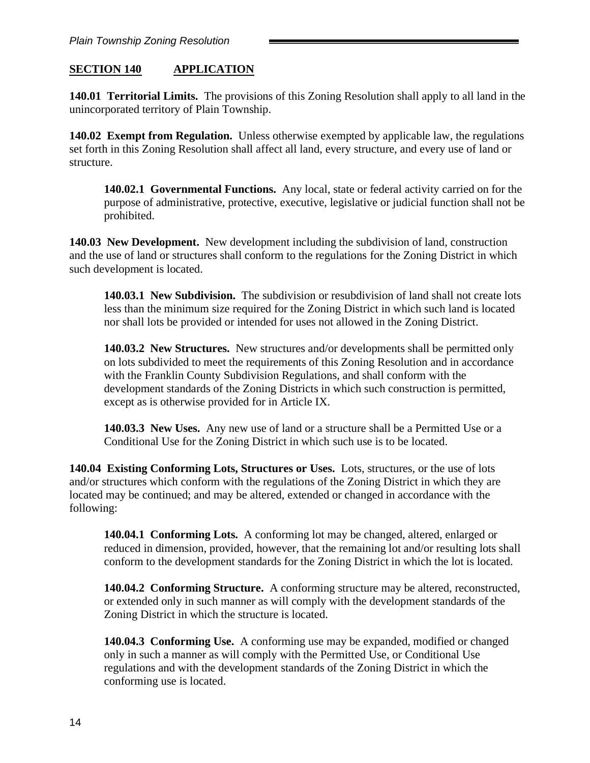## SECTION 140 APPLICATION

**140.01 Territorial Limits.** The provisions of this Zoning Resolution shall apply to all land in the unincorporated territory of Plain Township.

**140.02 Exempt from Regulation.** Unless otherwise exempted by applicable law, the regulations set forth in this Zoning Resolution shall affect all land, every structure, and every use of land or structure.

> **140.02.1 Governmental Functions.** Any local, state or federal activity carried on for the purpose of administrative, protective, executive, legislative or judicial function shall not be prohibited.

**140.03 New Development.** New development including the subdivision of land, construction and the use of land or structures shall conform to the regulations for the Zoning District in which such development is located.

> **140.03.1 New Subdivision.** The subdivision or resubdivision of land shall not create lots less than the minimum size required for the Zoning District in which such land is located nor shall lots be provided or intended for uses not allowed in the Zoning District.
>
> **140.03.2 New Structures.** New structures and/or developments shall be permitted only on lots subdivided to meet the requirements of this Zoning Resolution and in accordance with the Franklin County Subdivision Regulations, and shall conform with the development standards of the Zoning Districts in which such construction is permitted, except as is otherwise provided for in Article IX.
>
> **140.03.3 New Uses.** Any new use of land or a structure shall be a Permitted Use or a Conditional Use for the Zoning District in which such use is to be located.

**140.04 Existing Conforming Lots, Structures or Uses.** Lots, structures, or the use of lots and/or structures which conform with the regulations of the Zoning District in which they are located may be continued; and may be altered, extended or changed in accordance with the following:

> **140.04.1 Conforming Lots.** A conforming lot may be changed, altered, enlarged or reduced in dimension, provided, however, that the remaining lot and/or resulting lots shall conform to the development standards for the Zoning District in which the lot is located.
>
> **140.04.2 Conforming Structure.** A conforming structure may be altered, reconstructed, or extended only in such manner as will comply with the development standards of the Zoning District in which the structure is located.
>
> **140.04.3 Conforming Use.** A conforming use may be expanded, modified or changed only in such a manner as will comply with the Permitted Use, or Conditional Use regulations and with the development standards of the Zoning District in which the conforming use is located.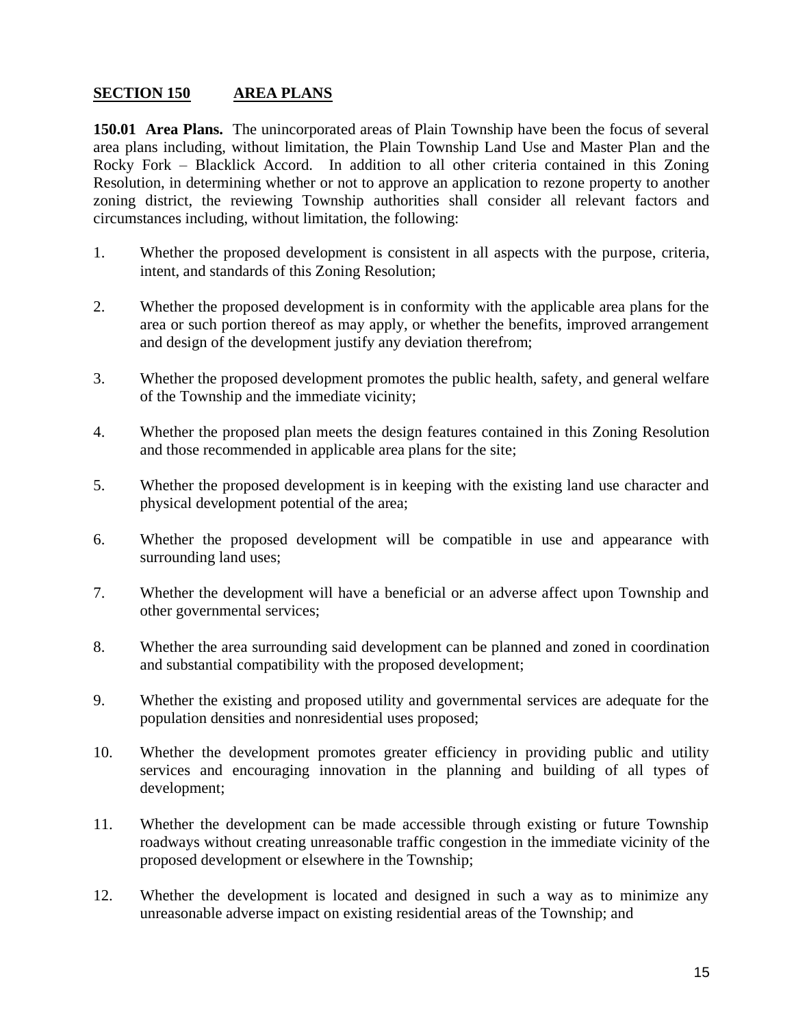## SECTION 150 AREA PLANS

**150.01 Area Plans.** The unincorporated areas of Plain Township have been the focus of several area plans including, without limitation, the Plain Township Land Use and Master Plan and the Rocky Fork – Blacklick Accord. In addition to all other criteria contained in this Zoning Resolution, in determining whether or not to approve an application to rezone property to another zoning district, the reviewing Township authorities shall consider all relevant factors and circumstances including, without limitation, the following:

1. Whether the proposed development is consistent in all aspects with the purpose, criteria, intent, and standards of this Zoning Resolution;

2. Whether the proposed development is in conformity with the applicable area plans for the area or such portion thereof as may apply, or whether the benefits, improved arrangement and design of the development justify any deviation therefrom;

3. Whether the proposed development promotes the public health, safety, and general welfare of the Township and the immediate vicinity;

4. Whether the proposed plan meets the design features contained in this Zoning Resolution and those recommended in applicable area plans for the site;

5. Whether the proposed development is in keeping with the existing land use character and physical development potential of the area;

6. Whether the proposed development will be compatible in use and appearance with surrounding land uses;

7. Whether the development will have a beneficial or an adverse affect upon Township and other governmental services;

8. Whether the area surrounding said development can be planned and zoned in coordination and substantial compatibility with the proposed development;

9. Whether the existing and proposed utility and governmental services are adequate for the population densities and nonresidential uses proposed;

10. Whether the development promotes greater efficiency in providing public and utility services and encouraging innovation in the planning and building of all types of development;

11. Whether the development can be made accessible through existing or future Township roadways without creating unreasonable traffic congestion in the immediate vicinity of the proposed development or elsewhere in the Township;

12. Whether the development is located and designed in such a way as to minimize any unreasonable adverse impact on existing residential areas of the Township; and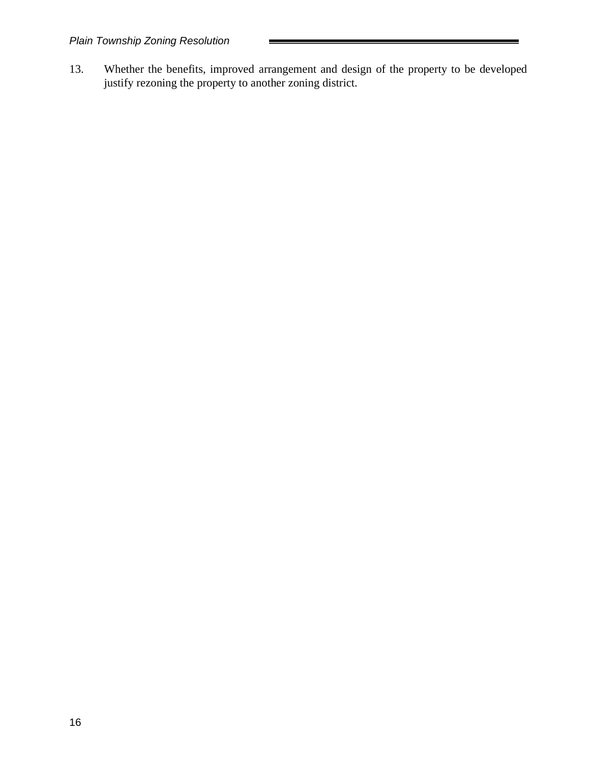13. Whether the benefits, improved arrangement and design of the property to be developed justify rezoning the property to another zoning district.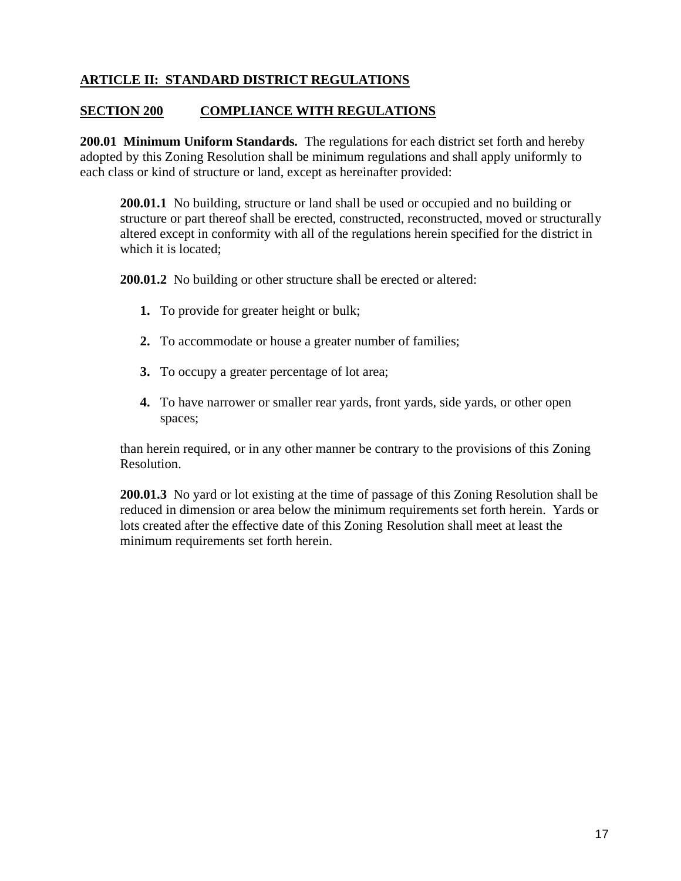## ARTICLE II: STANDARD DISTRICT REGULATIONS

### SECTION 200 COMPLIANCE WITH REGULATIONS

**200.01 Minimum Uniform Standards.** The regulations for each district set forth and hereby adopted by this Zoning Resolution shall be minimum regulations and shall apply uniformly to each class or kind of structure or land, except as hereinafter provided:

**200.01.1** No building, structure or land shall be used or occupied and no building or structure or part thereof shall be erected, constructed, reconstructed, moved or structurally altered except in conformity with all of the regulations herein specified for the district in which it is located;

**200.01.2** No building or other structure shall be erected or altered:

1. To provide for greater height or bulk;
2. To accommodate or house a greater number of families;
3. To occupy a greater percentage of lot area;
4. To have narrower or smaller rear yards, front yards, side yards, or other open spaces;

than herein required, or in any other manner be contrary to the provisions of this Zoning Resolution.

**200.01.3** No yard or lot existing at the time of passage of this Zoning Resolution shall be reduced in dimension or area below the minimum requirements set forth herein. Yards or lots created after the effective date of this Zoning Resolution shall meet at least the minimum requirements set forth herein.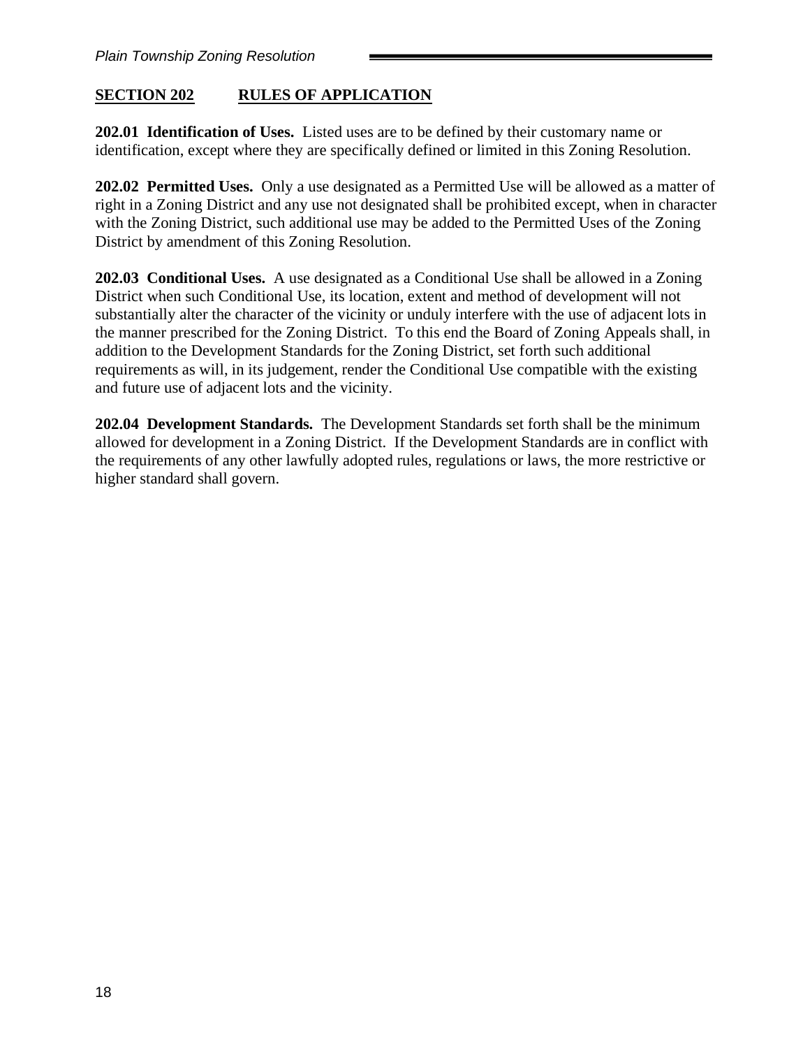## SECTION 202 RULES OF APPLICATION

**202.01 Identification of Uses.** Listed uses are to be defined by their customary name or identification, except where they are specifically defined or limited in this Zoning Resolution.

**202.02 Permitted Uses.** Only a use designated as a Permitted Use will be allowed as a matter of right in a Zoning District and any use not designated shall be prohibited except, when in character with the Zoning District, such additional use may be added to the Permitted Uses of the Zoning District by amendment of this Zoning Resolution.

**202.03 Conditional Uses.** A use designated as a Conditional Use shall be allowed in a Zoning District when such Conditional Use, its location, extent and method of development will not substantially alter the character of the vicinity or unduly interfere with the use of adjacent lots in the manner prescribed for the Zoning District. To this end the Board of Zoning Appeals shall, in addition to the Development Standards for the Zoning District, set forth such additional requirements as will, in its judgement, render the Conditional Use compatible with the existing and future use of adjacent lots and the vicinity.

**202.04 Development Standards.** The Development Standards set forth shall be the minimum allowed for development in a Zoning District. If the Development Standards are in conflict with the requirements of any other lawfully adopted rules, regulations or laws, the more restrictive or higher standard shall govern.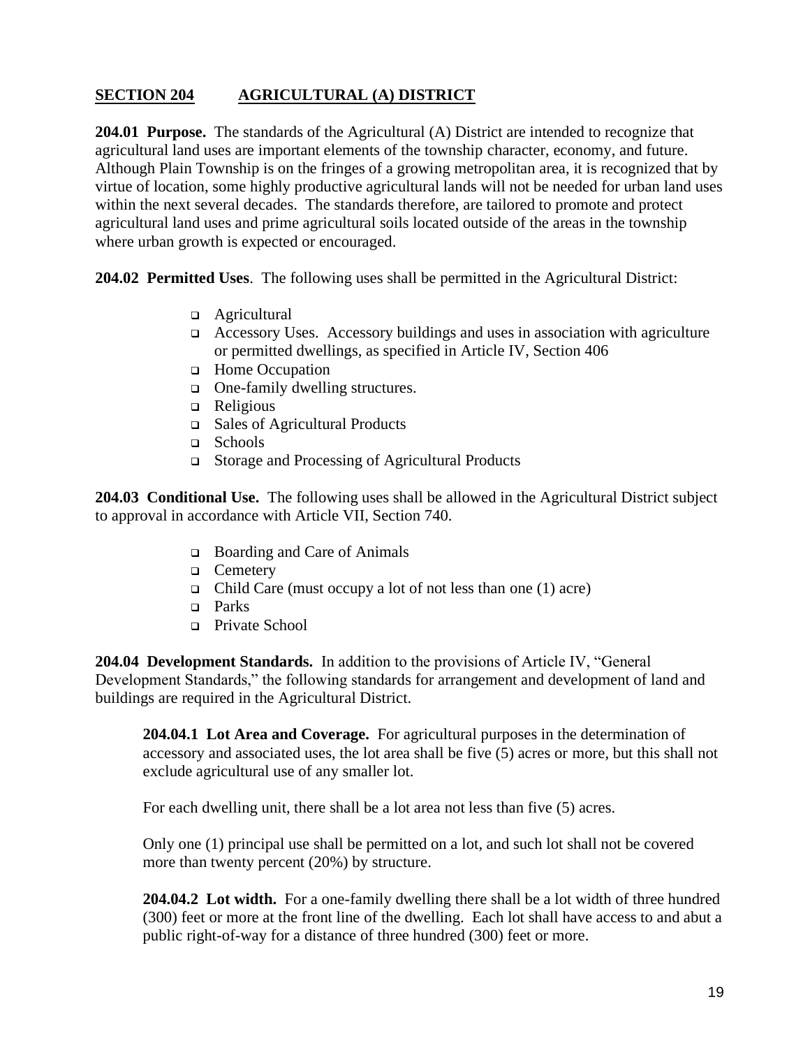## SECTION 204 AGRICULTURAL (A) DISTRICT

**204.01 Purpose.** The standards of the Agricultural (A) District are intended to recognize that agricultural land uses are important elements of the township character, economy, and future. Although Plain Township is on the fringes of a growing metropolitan area, it is recognized that by virtue of location, some highly productive agricultural lands will not be needed for urban land uses within the next several decades. The standards therefore, are tailored to promote and protect agricultural land uses and prime agricultural soils located outside of the areas in the township where urban growth is expected or encouraged.

**204.02 Permitted Uses**. The following uses shall be permitted in the Agricultural District:

- Agricultural
- Accessory Uses. Accessory buildings and uses in association with agriculture or permitted dwellings, as specified in Article IV, Section 406
- Home Occupation
- One-family dwelling structures.
- Religious
- Sales of Agricultural Products
- Schools
- Storage and Processing of Agricultural Products

**204.03 Conditional Use.** The following uses shall be allowed in the Agricultural District subject to approval in accordance with Article VII, Section 740.

- Boarding and Care of Animals
- Cemetery
- Child Care (must occupy a lot of not less than one (1) acre)
- Parks
- Private School

**204.04 Development Standards.** In addition to the provisions of Article IV, "General Development Standards," the following standards for arrangement and development of land and buildings are required in the Agricultural District.

**204.04.1 Lot Area and Coverage.** For agricultural purposes in the determination of accessory and associated uses, the lot area shall be five (5) acres or more, but this shall not exclude agricultural use of any smaller lot.

For each dwelling unit, there shall be a lot area not less than five (5) acres.

Only one (1) principal use shall be permitted on a lot, and such lot shall not be covered more than twenty percent (20%) by structure.

**204.04.2 Lot width.** For a one-family dwelling there shall be a lot width of three hundred (300) feet or more at the front line of the dwelling. Each lot shall have access to and abut a public right-of-way for a distance of three hundred (300) feet or more.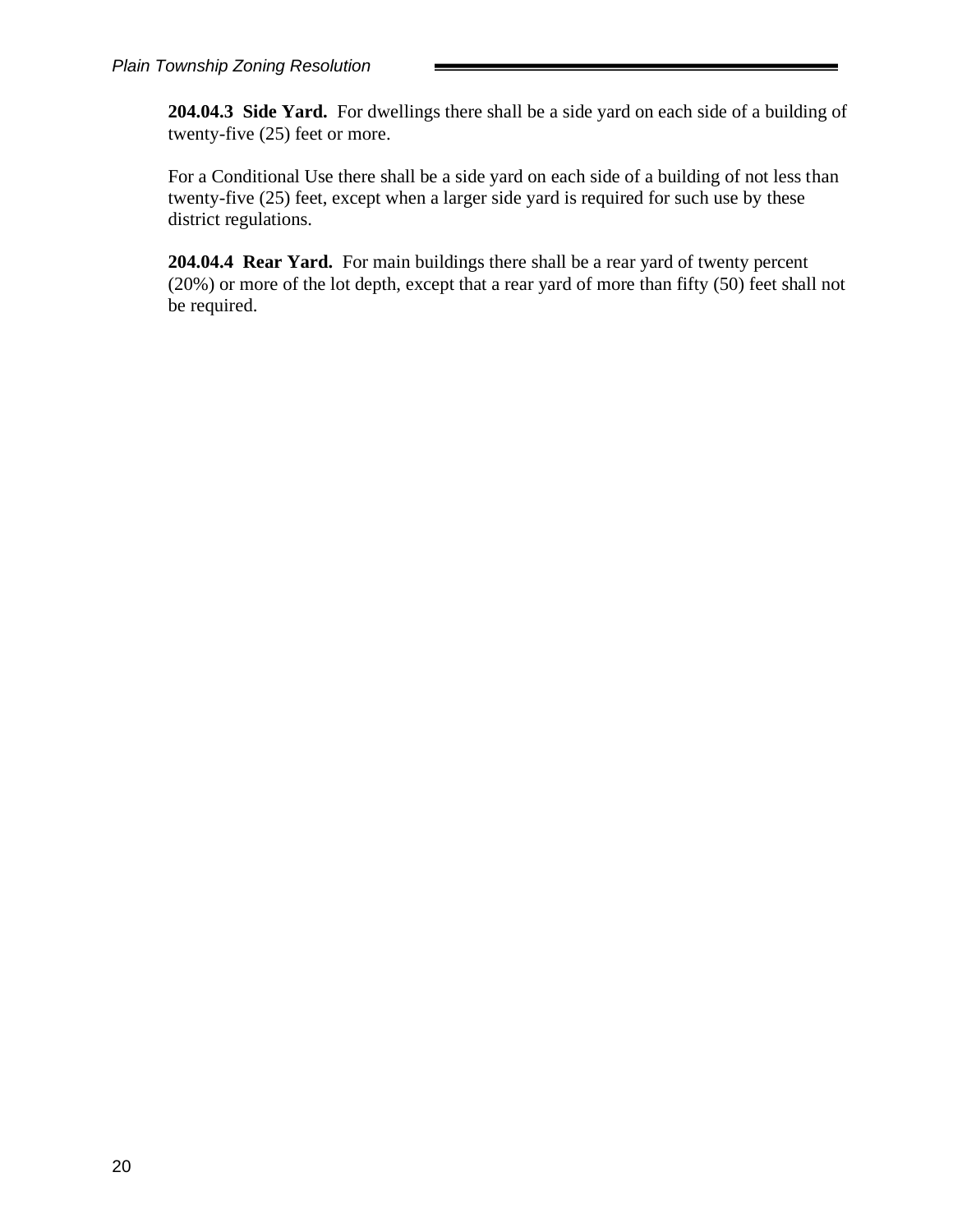**204.04.3 Side Yard.** For dwellings there shall be a side yard on each side of a building of twenty-five (25) feet or more.

For a Conditional Use there shall be a side yard on each side of a building of not less than twenty-five (25) feet, except when a larger side yard is required for such use by these district regulations.

**204.04.4 Rear Yard.** For main buildings there shall be a rear yard of twenty percent (20%) or more of the lot depth, except that a rear yard of more than fifty (50) feet shall not be required.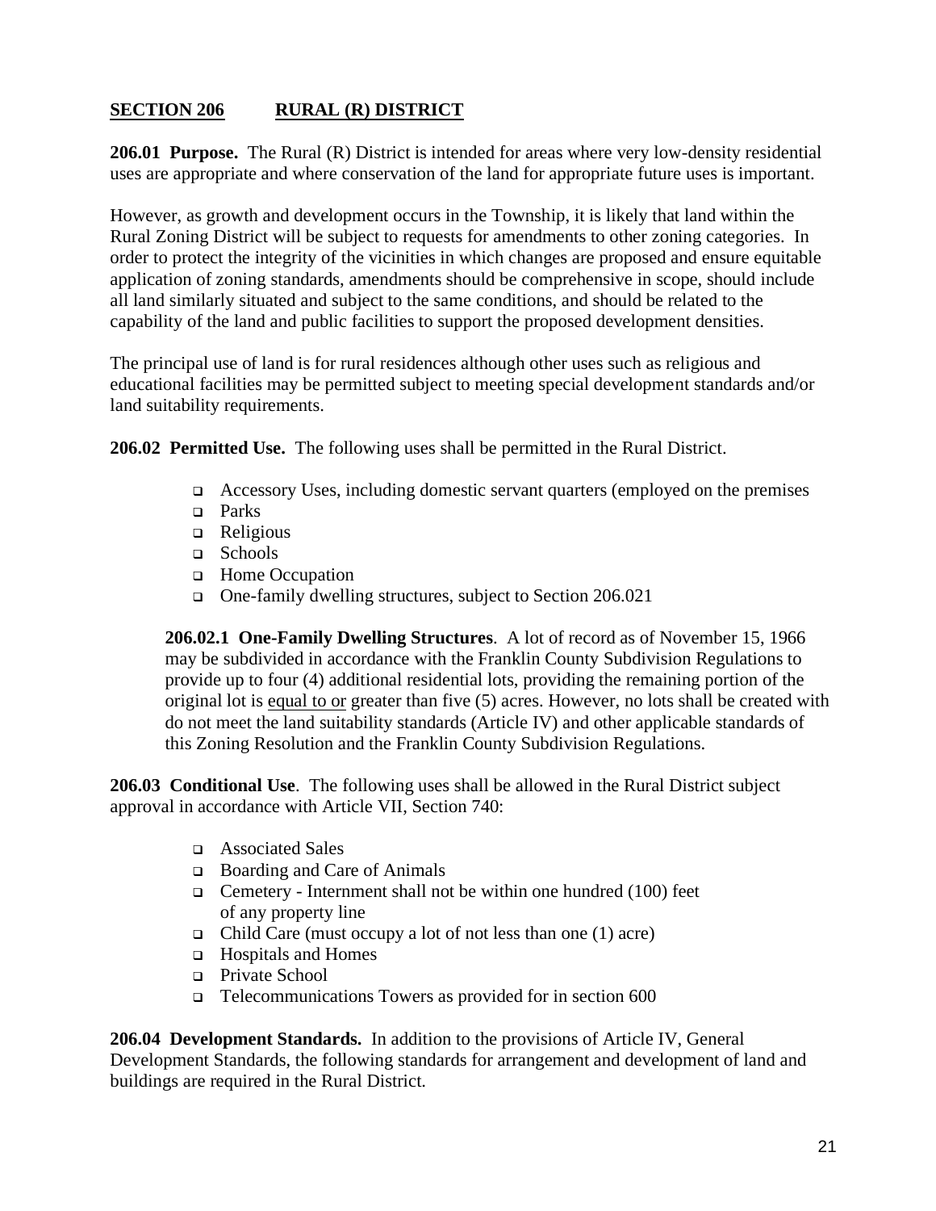## SECTION 206 RURAL (R) DISTRICT

**206.01 Purpose.** The Rural (R) District is intended for areas where very low-density residential uses are appropriate and where conservation of the land for appropriate future uses is important.

However, as growth and development occurs in the Township, it is likely that land within the Rural Zoning District will be subject to requests for amendments to other zoning categories. In order to protect the integrity of the vicinities in which changes are proposed and ensure equitable application of zoning standards, amendments should be comprehensive in scope, should include all land similarly situated and subject to the same conditions, and should be related to the capability of the land and public facilities to support the proposed development densities.

The principal use of land is for rural residences although other uses such as religious and educational facilities may be permitted subject to meeting special development standards and/or land suitability requirements.

**206.02 Permitted Use.** The following uses shall be permitted in the Rural District.

- Accessory Uses, including domestic servant quarters (employed on the premises
- Parks
- Religious
- Schools
- Home Occupation
- One-family dwelling structures, subject to Section 206.021

**206.02.1 One-Family Dwelling Structures**. A lot of record as of November 15, 1966 may be subdivided in accordance with the Franklin County Subdivision Regulations to provide up to four (4) additional residential lots, providing the remaining portion of the original lot is <u>equal to or</u> greater than five (5) acres. However, no lots shall be created with do not meet the land suitability standards (Article IV) and other applicable standards of this Zoning Resolution and the Franklin County Subdivision Regulations.

**206.03 Conditional Use**. The following uses shall be allowed in the Rural District subject approval in accordance with Article VII, Section 740:

- Associated Sales
- Boarding and Care of Animals
- Cemetery - Internment shall not be within one hundred (100) feet of any property line
- Child Care (must occupy a lot of not less than one (1) acre)
- Hospitals and Homes
- Private School
- Telecommunications Towers as provided for in section 600

**206.04 Development Standards.** In addition to the provisions of Article IV, General Development Standards, the following standards for arrangement and development of land and buildings are required in the Rural District.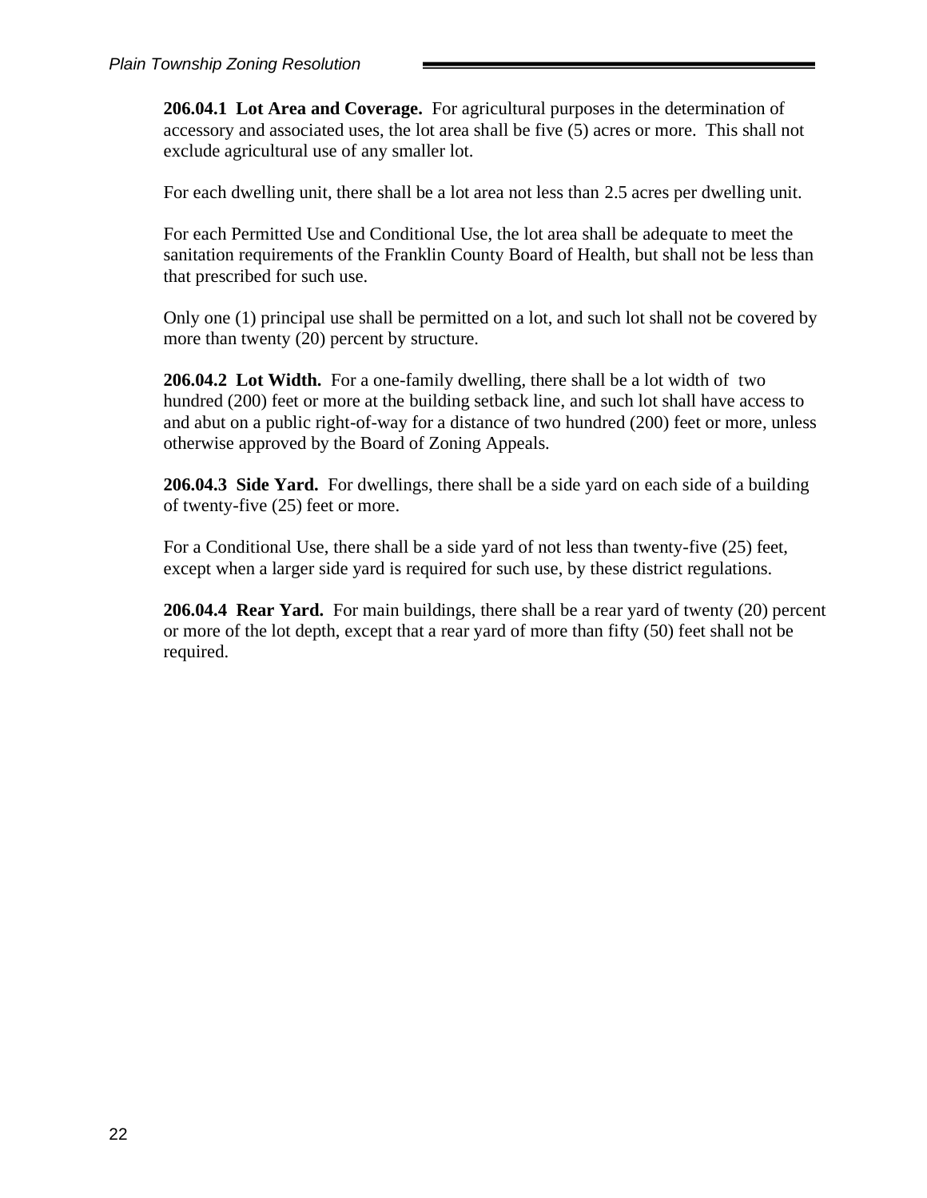**206.04.1 Lot Area and Coverage.** For agricultural purposes in the determination of accessory and associated uses, the lot area shall be five (5) acres or more. This shall not exclude agricultural use of any smaller lot.

For each dwelling unit, there shall be a lot area not less than 2.5 acres per dwelling unit.

For each Permitted Use and Conditional Use, the lot area shall be adequate to meet the sanitation requirements of the Franklin County Board of Health, but shall not be less than that prescribed for such use.

Only one (1) principal use shall be permitted on a lot, and such lot shall not be covered by more than twenty (20) percent by structure.

**206.04.2 Lot Width.** For a one-family dwelling, there shall be a lot width of two hundred (200) feet or more at the building setback line, and such lot shall have access to and abut on a public right-of-way for a distance of two hundred (200) feet or more, unless otherwise approved by the Board of Zoning Appeals.

**206.04.3 Side Yard.** For dwellings, there shall be a side yard on each side of a building of twenty-five (25) feet or more.

For a Conditional Use, there shall be a side yard of not less than twenty-five (25) feet, except when a larger side yard is required for such use, by these district regulations.

**206.04.4 Rear Yard.** For main buildings, there shall be a rear yard of twenty (20) percent or more of the lot depth, except that a rear yard of more than fifty (50) feet shall not be required.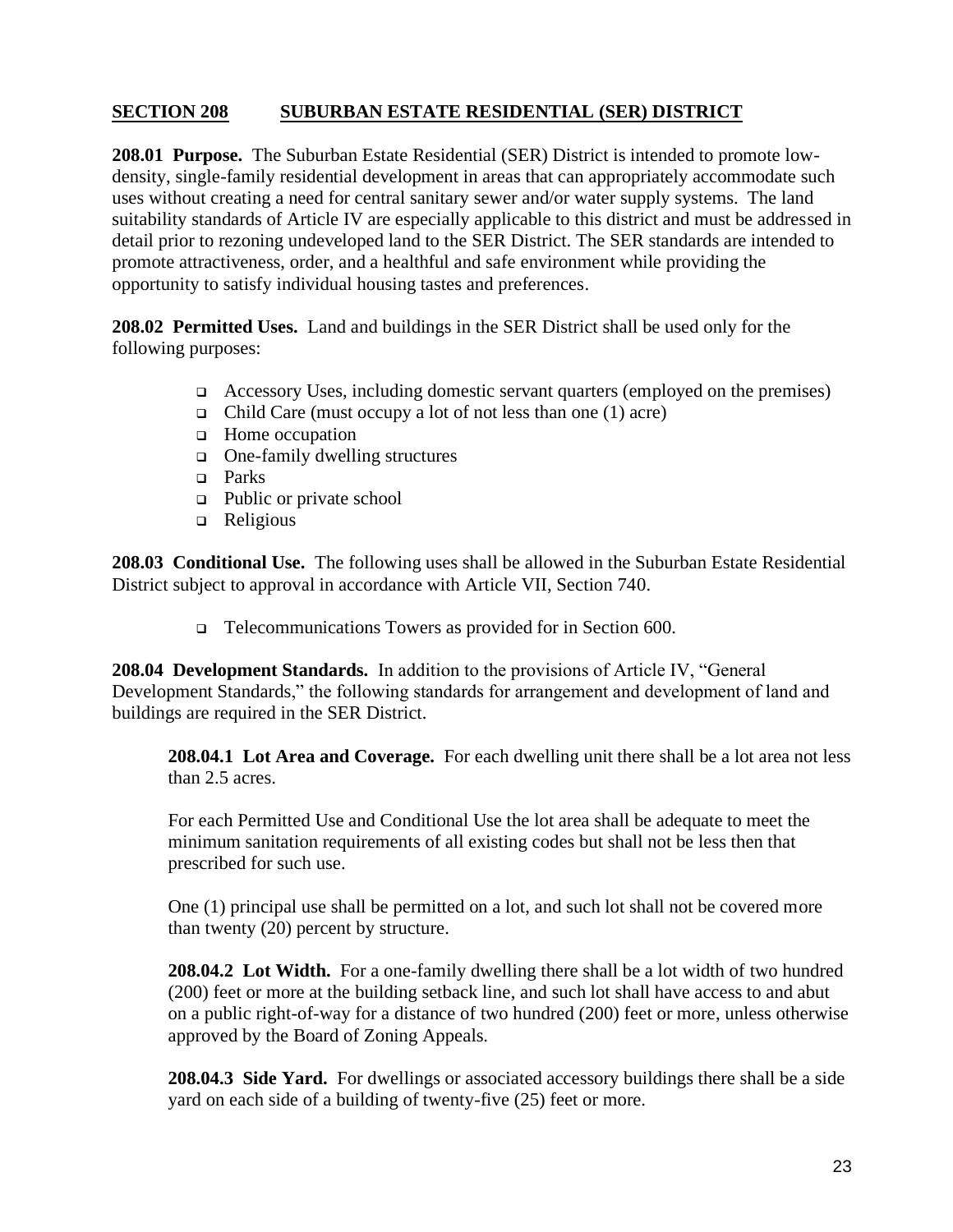## SECTION 208 SUBURBAN ESTATE RESIDENTIAL (SER) DISTRICT

**208.01 Purpose.** The Suburban Estate Residential (SER) District is intended to promote low-density, single-family residential development in areas that can appropriately accommodate such uses without creating a need for central sanitary sewer and/or water supply systems. The land suitability standards of Article IV are especially applicable to this district and must be addressed in detail prior to rezoning undeveloped land to the SER District. The SER standards are intended to promote attractiveness, order, and a healthful and safe environment while providing the opportunity to satisfy individual housing tastes and preferences.

**208.02 Permitted Uses.** Land and buildings in the SER District shall be used only for the following purposes:

- Accessory Uses, including domestic servant quarters (employed on the premises)
- Child Care (must occupy a lot of not less than one (1) acre)
- Home occupation
- One-family dwelling structures
- Parks
- Public or private school
- Religious

**208.03 Conditional Use.** The following uses shall be allowed in the Suburban Estate Residential District subject to approval in accordance with Article VII, Section 740.

- Telecommunications Towers as provided for in Section 600.

**208.04 Development Standards.** In addition to the provisions of Article IV, "General Development Standards," the following standards for arrangement and development of land and buildings are required in the SER District.

**208.04.1 Lot Area and Coverage.** For each dwelling unit there shall be a lot area not less than 2.5 acres.

For each Permitted Use and Conditional Use the lot area shall be adequate to meet the minimum sanitation requirements of all existing codes but shall not be less then that prescribed for such use.

One (1) principal use shall be permitted on a lot, and such lot shall not be covered more than twenty (20) percent by structure.

**208.04.2 Lot Width.** For a one-family dwelling there shall be a lot width of two hundred (200) feet or more at the building setback line, and such lot shall have access to and abut on a public right-of-way for a distance of two hundred (200) feet or more, unless otherwise approved by the Board of Zoning Appeals.

**208.04.3 Side Yard.** For dwellings or associated accessory buildings there shall be a side yard on each side of a building of twenty-five (25) feet or more.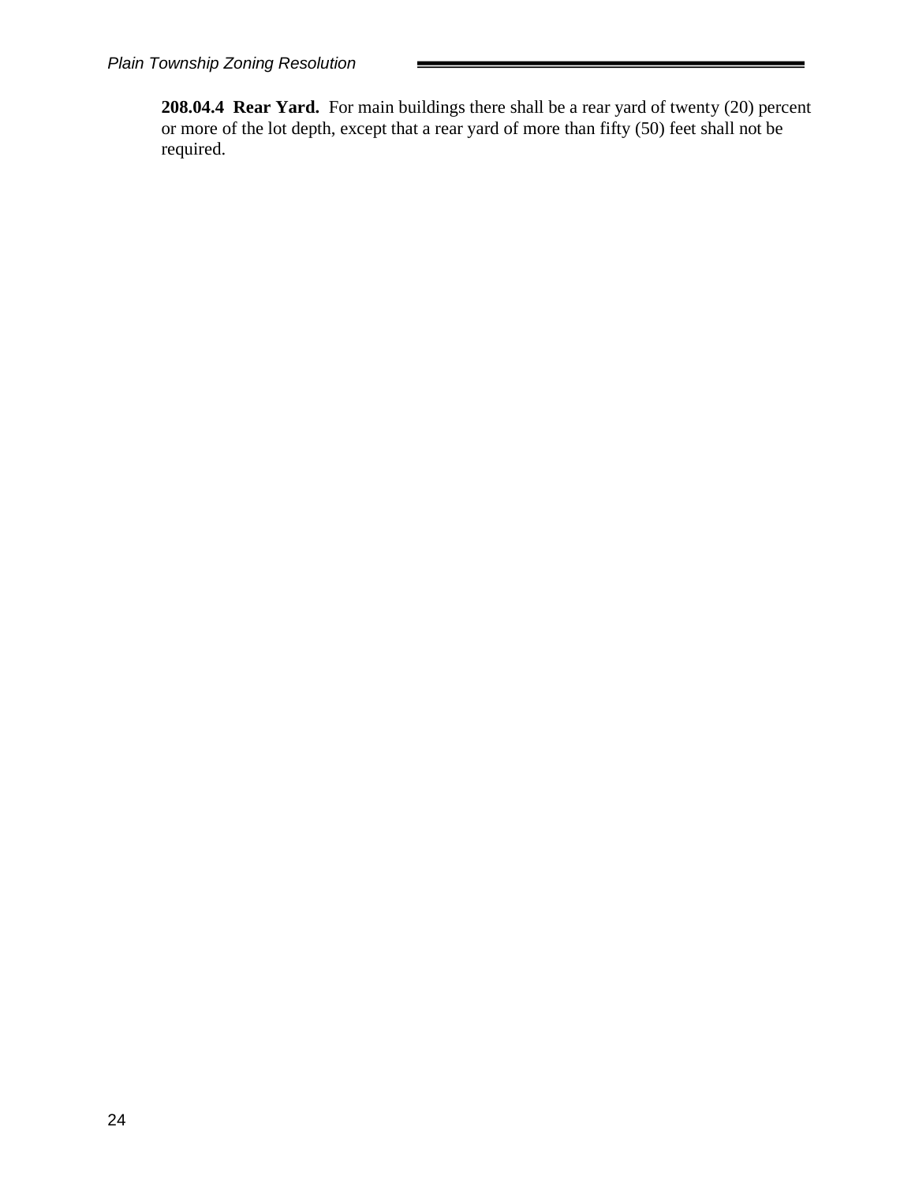**208.04.4 Rear Yard.** For main buildings there shall be a rear yard of twenty (20) percent or more of the lot depth, except that a rear yard of more than fifty (50) feet shall not be required.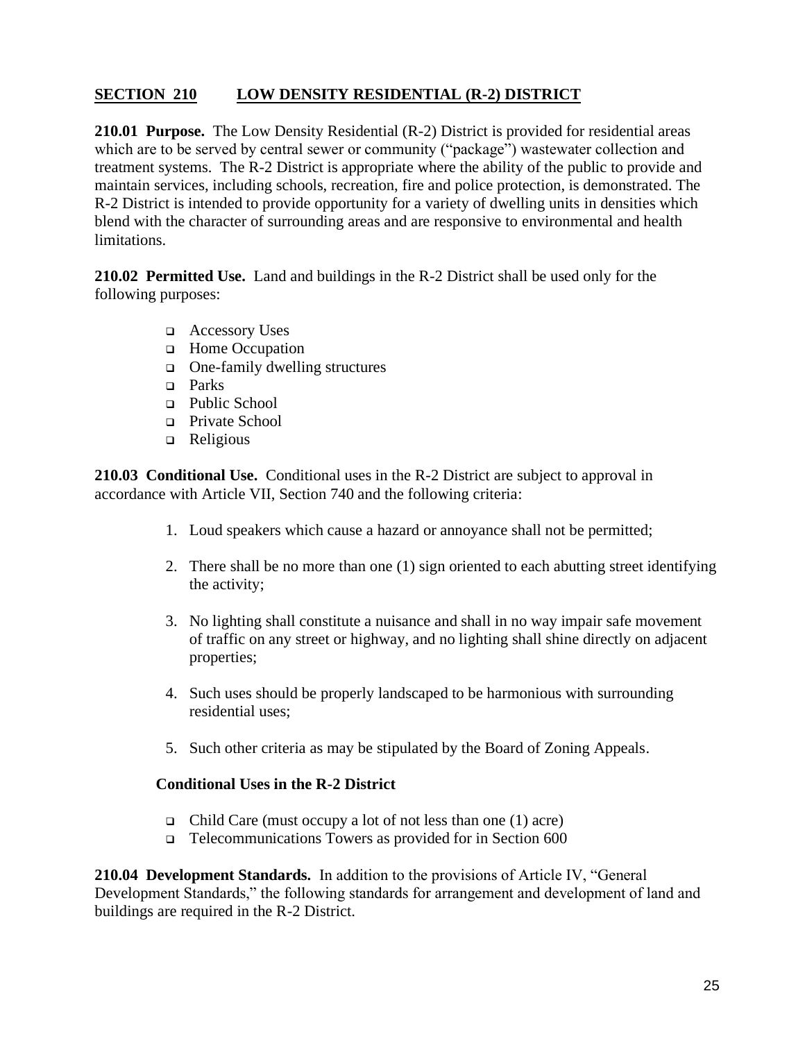## SECTION 210 LOW DENSITY RESIDENTIAL (R-2) DISTRICT

**210.01 Purpose.** The Low Density Residential (R-2) District is provided for residential areas which are to be served by central sewer or community ("package") wastewater collection and treatment systems. The R-2 District is appropriate where the ability of the public to provide and maintain services, including schools, recreation, fire and police protection, is demonstrated. The R-2 District is intended to provide opportunity for a variety of dwelling units in densities which blend with the character of surrounding areas and are responsive to environmental and health limitations.

**210.02 Permitted Use.** Land and buildings in the R-2 District shall be used only for the following purposes:

- Accessory Uses
- Home Occupation
- One-family dwelling structures
- Parks
- Public School
- Private School
- Religious

**210.03 Conditional Use.** Conditional uses in the R-2 District are subject to approval in accordance with Article VII, Section 740 and the following criteria:

1. Loud speakers which cause a hazard or annoyance shall not be permitted;
2. There shall be no more than one (1) sign oriented to each abutting street identifying the activity;
3. No lighting shall constitute a nuisance and shall in no way impair safe movement of traffic on any street or highway, and no lighting shall shine directly on adjacent properties;
4. Such uses should be properly landscaped to be harmonious with surrounding residential uses;
5. Such other criteria as may be stipulated by the Board of Zoning Appeals.

**Conditional Uses in the R-2 District**

- Child Care (must occupy a lot of not less than one (1) acre)
- Telecommunications Towers as provided for in Section 600

**210.04 Development Standards.** In addition to the provisions of Article IV, "General Development Standards," the following standards for arrangement and development of land and buildings are required in the R-2 District.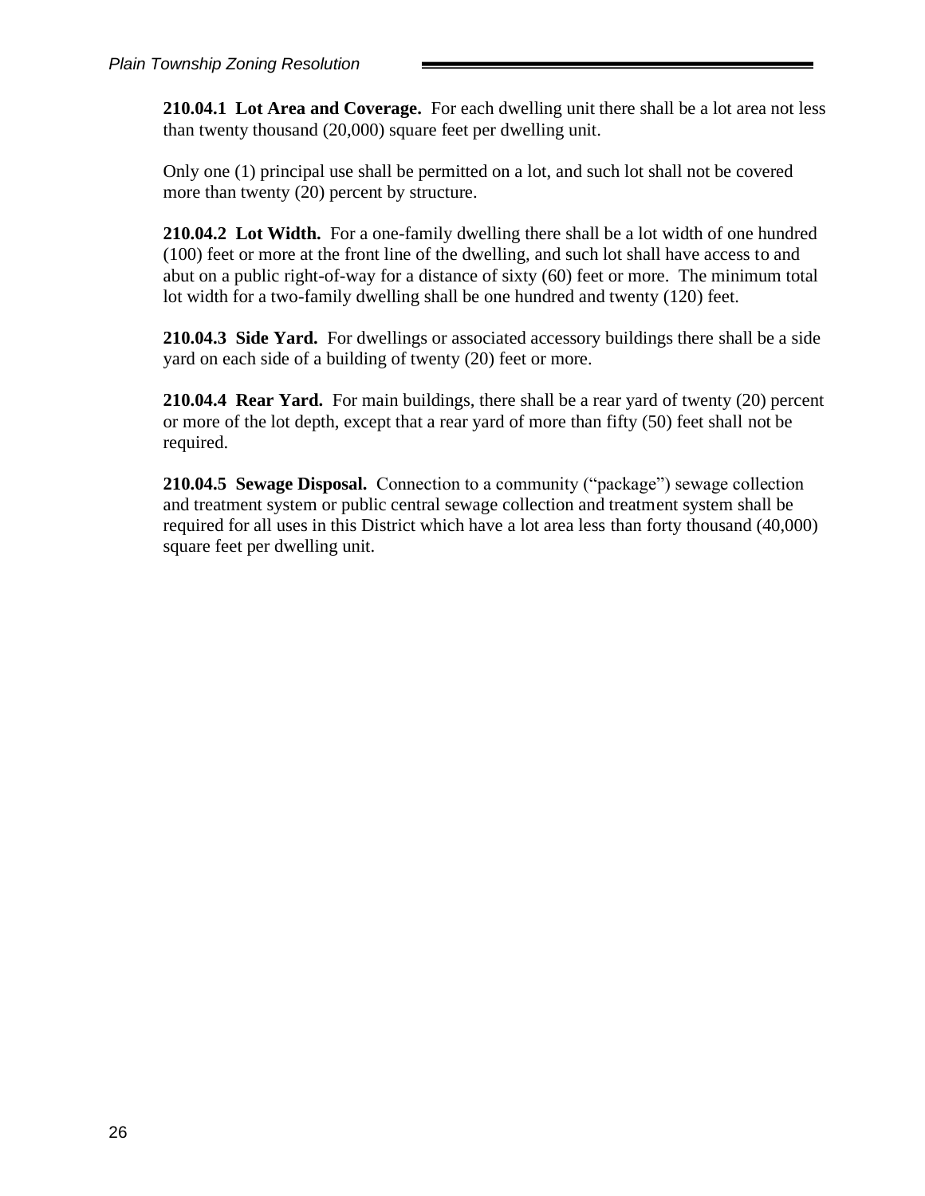**210.04.1 Lot Area and Coverage.** For each dwelling unit there shall be a lot area not less than twenty thousand (20,000) square feet per dwelling unit.

Only one (1) principal use shall be permitted on a lot, and such lot shall not be covered more than twenty (20) percent by structure.

**210.04.2 Lot Width.** For a one-family dwelling there shall be a lot width of one hundred (100) feet or more at the front line of the dwelling, and such lot shall have access to and abut on a public right-of-way for a distance of sixty (60) feet or more. The minimum total lot width for a two-family dwelling shall be one hundred and twenty (120) feet.

**210.04.3 Side Yard.** For dwellings or associated accessory buildings there shall be a side yard on each side of a building of twenty (20) feet or more.

**210.04.4 Rear Yard.** For main buildings, there shall be a rear yard of twenty (20) percent or more of the lot depth, except that a rear yard of more than fifty (50) feet shall not be required.

**210.04.5 Sewage Disposal.** Connection to a community ("package") sewage collection and treatment system or public central sewage collection and treatment system shall be required for all uses in this District which have a lot area less than forty thousand (40,000) square feet per dwelling unit.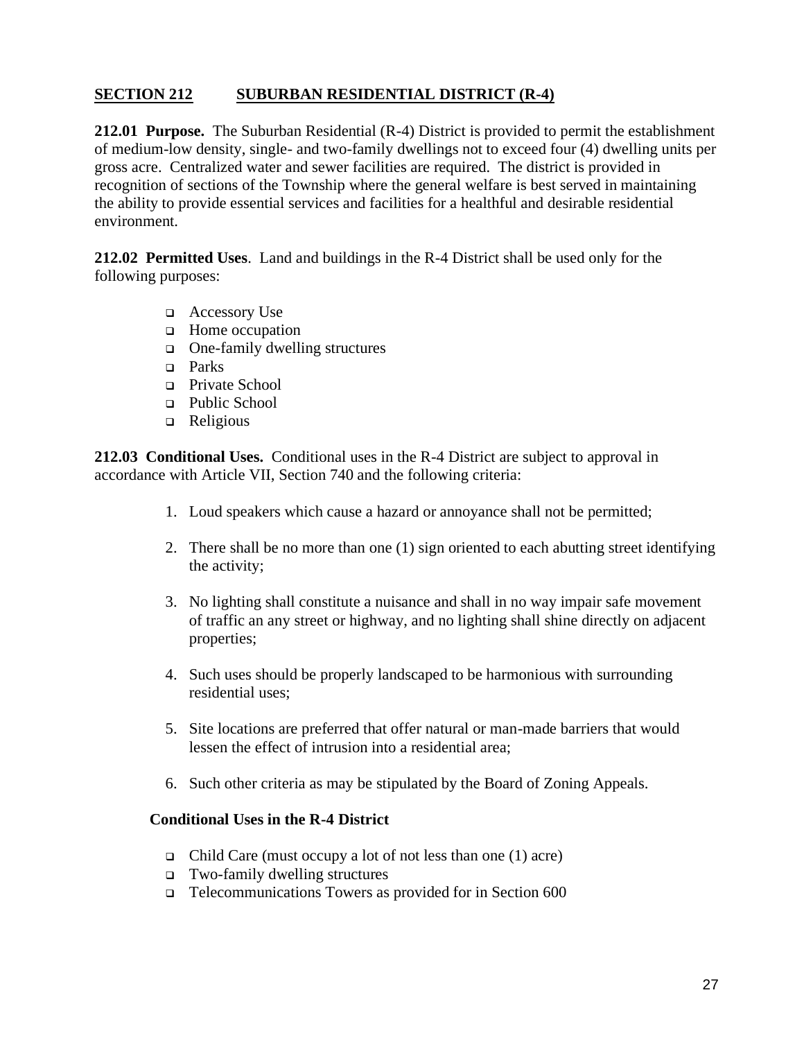## SECTION 212 SUBURBAN RESIDENTIAL DISTRICT (R-4)

**212.01 Purpose.** The Suburban Residential (R-4) District is provided to permit the establishment of medium-low density, single- and two-family dwellings not to exceed four (4) dwelling units per gross acre. Centralized water and sewer facilities are required. The district is provided in recognition of sections of the Township where the general welfare is best served in maintaining the ability to provide essential services and facilities for a healthful and desirable residential environment.

**212.02 Permitted Uses**. Land and buildings in the R-4 District shall be used only for the following purposes:

- Accessory Use
- Home occupation
- One-family dwelling structures
- Parks
- Private School
- Public School
- Religious

**212.03 Conditional Uses.** Conditional uses in the R-4 District are subject to approval in accordance with Article VII, Section 740 and the following criteria:

1. Loud speakers which cause a hazard or annoyance shall not be permitted;
2. There shall be no more than one (1) sign oriented to each abutting street identifying the activity;
3. No lighting shall constitute a nuisance and shall in no way impair safe movement of traffic an any street or highway, and no lighting shall shine directly on adjacent properties;
4. Such uses should be properly landscaped to be harmonious with surrounding residential uses;
5. Site locations are preferred that offer natural or man-made barriers that would lessen the effect of intrusion into a residential area;
6. Such other criteria as may be stipulated by the Board of Zoning Appeals.

**Conditional Uses in the R-4 District**

- Child Care (must occupy a lot of not less than one (1) acre)
- Two-family dwelling structures
- Telecommunications Towers as provided for in Section 600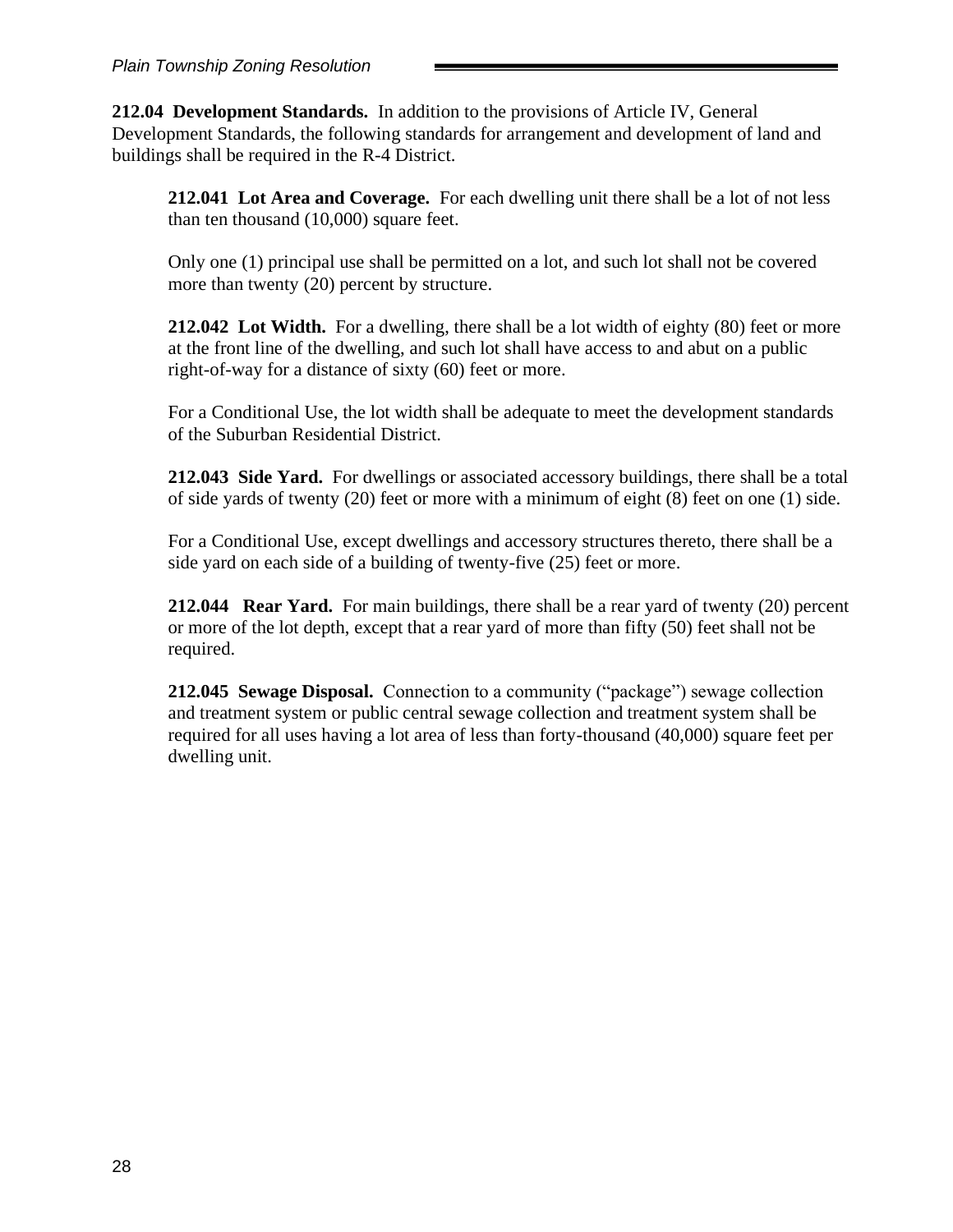**212.04 Development Standards.** In addition to the provisions of Article IV, General Development Standards, the following standards for arrangement and development of land and buildings shall be required in the R-4 District.

**212.041 Lot Area and Coverage.** For each dwelling unit there shall be a lot of not less than ten thousand (10,000) square feet.

Only one (1) principal use shall be permitted on a lot, and such lot shall not be covered more than twenty (20) percent by structure.

**212.042 Lot Width.** For a dwelling, there shall be a lot width of eighty (80) feet or more at the front line of the dwelling, and such lot shall have access to and abut on a public right-of-way for a distance of sixty (60) feet or more.

For a Conditional Use, the lot width shall be adequate to meet the development standards of the Suburban Residential District.

**212.043 Side Yard.** For dwellings or associated accessory buildings, there shall be a total of side yards of twenty (20) feet or more with a minimum of eight (8) feet on one (1) side.

For a Conditional Use, except dwellings and accessory structures thereto, there shall be a side yard on each side of a building of twenty-five (25) feet or more.

**212.044 Rear Yard.** For main buildings, there shall be a rear yard of twenty (20) percent or more of the lot depth, except that a rear yard of more than fifty (50) feet shall not be required.

**212.045 Sewage Disposal.** Connection to a community ("package") sewage collection and treatment system or public central sewage collection and treatment system shall be required for all uses having a lot area of less than forty-thousand (40,000) square feet per dwelling unit.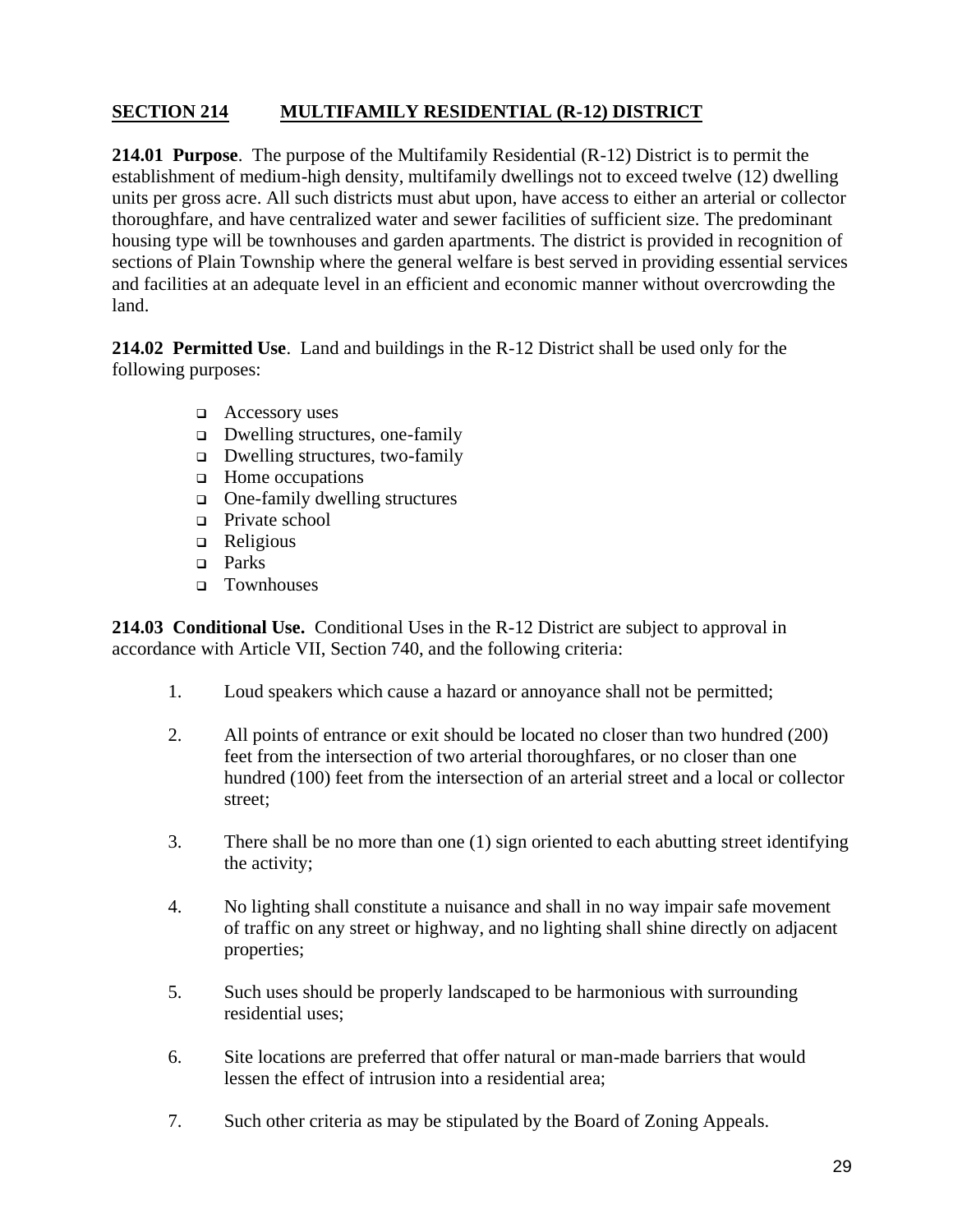## SECTION 214 MULTIFAMILY RESIDENTIAL (R-12) DISTRICT

**214.01 Purpose**. The purpose of the Multifamily Residential (R-12) District is to permit the establishment of medium-high density, multifamily dwellings not to exceed twelve (12) dwelling units per gross acre. All such districts must abut upon, have access to either an arterial or collector thoroughfare, and have centralized water and sewer facilities of sufficient size. The predominant housing type will be townhouses and garden apartments. The district is provided in recognition of sections of Plain Township where the general welfare is best served in providing essential services and facilities at an adequate level in an efficient and economic manner without overcrowding the land.

**214.02 Permitted Use**. Land and buildings in the R-12 District shall be used only for the following purposes:

- Accessory uses
- Dwelling structures, one-family
- Dwelling structures, two-family
- Home occupations
- One-family dwelling structures
- Private school
- Religious
- Parks
- Townhouses

**214.03 Conditional Use.** Conditional Uses in the R-12 District are subject to approval in accordance with Article VII, Section 740, and the following criteria:

1. Loud speakers which cause a hazard or annoyance shall not be permitted;
2. All points of entrance or exit should be located no closer than two hundred (200) feet from the intersection of two arterial thoroughfares, or no closer than one hundred (100) feet from the intersection of an arterial street and a local or collector street;
3. There shall be no more than one (1) sign oriented to each abutting street identifying the activity;
4. No lighting shall constitute a nuisance and shall in no way impair safe movement of traffic on any street or highway, and no lighting shall shine directly on adjacent properties;
5. Such uses should be properly landscaped to be harmonious with surrounding residential uses;
6. Site locations are preferred that offer natural or man-made barriers that would lessen the effect of intrusion into a residential area;
7. Such other criteria as may be stipulated by the Board of Zoning Appeals.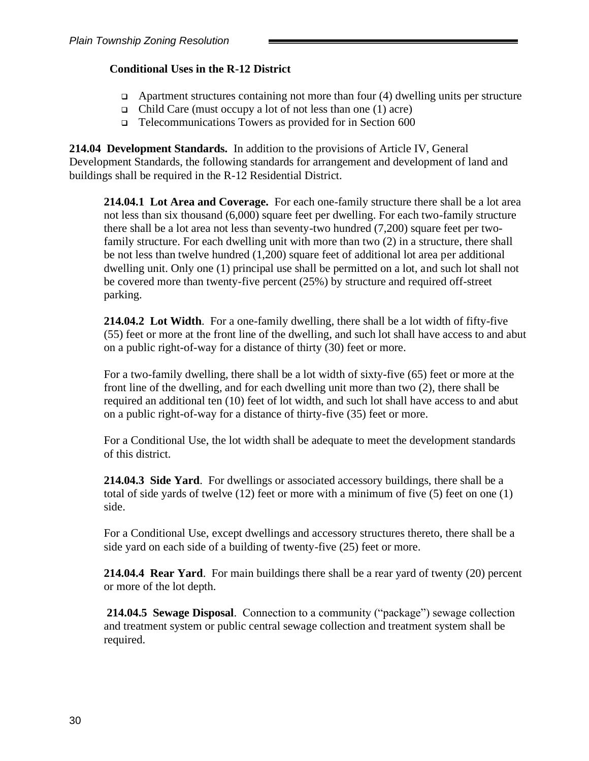**Conditional Uses in the R-12 District**

- Apartment structures containing not more than four (4) dwelling units per structure
- Child Care (must occupy a lot of not less than one (1) acre)
- Telecommunications Towers as provided for in Section 600

**214.04 Development Standards.** In addition to the provisions of Article IV, General Development Standards, the following standards for arrangement and development of land and buildings shall be required in the R-12 Residential District.

**214.04.1 Lot Area and Coverage.** For each one-family structure there shall be a lot area not less than six thousand (6,000) square feet per dwelling. For each two-family structure there shall be a lot area not less than seventy-two hundred (7,200) square feet per two-family structure. For each dwelling unit with more than two (2) in a structure, there shall be not less than twelve hundred (1,200) square feet of additional lot area per additional dwelling unit. Only one (1) principal use shall be permitted on a lot, and such lot shall not be covered more than twenty-five percent (25%) by structure and required off-street parking.

**214.04.2 Lot Width**. For a one-family dwelling, there shall be a lot width of fifty-five (55) feet or more at the front line of the dwelling, and such lot shall have access to and abut on a public right-of-way for a distance of thirty (30) feet or more.

For a two-family dwelling, there shall be a lot width of sixty-five (65) feet or more at the front line of the dwelling, and for each dwelling unit more than two (2), there shall be required an additional ten (10) feet of lot width, and such lot shall have access to and abut on a public right-of-way for a distance of thirty-five (35) feet or more.

For a Conditional Use, the lot width shall be adequate to meet the development standards of this district.

**214.04.3 Side Yard**. For dwellings or associated accessory buildings, there shall be a total of side yards of twelve (12) feet or more with a minimum of five (5) feet on one (1) side.

For a Conditional Use, except dwellings and accessory structures thereto, there shall be a side yard on each side of a building of twenty-five (25) feet or more.

**214.04.4 Rear Yard**. For main buildings there shall be a rear yard of twenty (20) percent or more of the lot depth.

**214.04.5 Sewage Disposal**. Connection to a community ("package") sewage collection and treatment system or public central sewage collection and treatment system shall be required.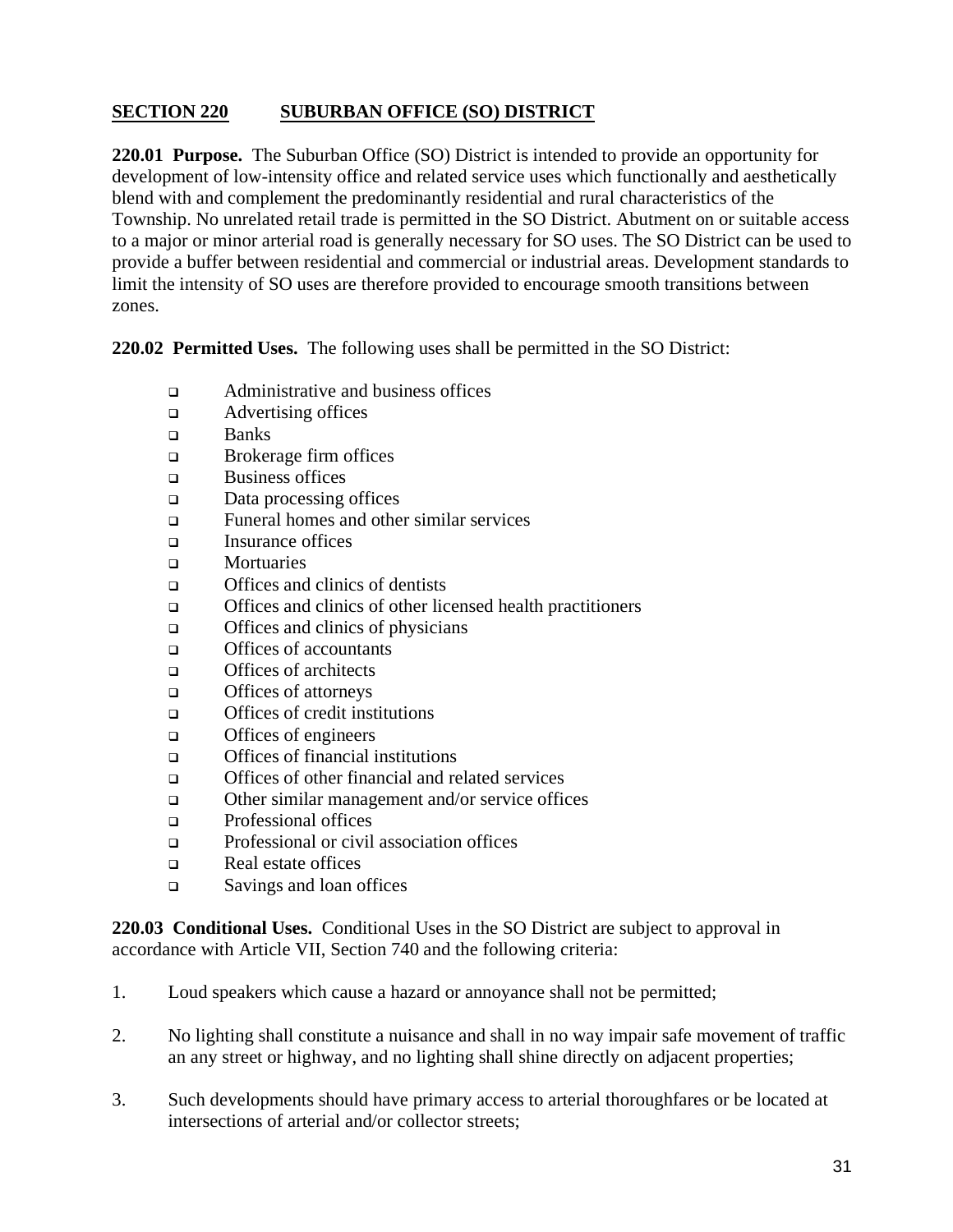## SECTION 220 SUBURBAN OFFICE (SO) DISTRICT

**220.01 Purpose.** The Suburban Office (SO) District is intended to provide an opportunity for development of low-intensity office and related service uses which functionally and aesthetically blend with and complement the predominantly residential and rural characteristics of the Township. No unrelated retail trade is permitted in the SO District. Abutment on or suitable access to a major or minor arterial road is generally necessary for SO uses. The SO District can be used to provide a buffer between residential and commercial or industrial areas. Development standards to limit the intensity of SO uses are therefore provided to encourage smooth transitions between zones.

**220.02 Permitted Uses.** The following uses shall be permitted in the SO District:

- Administrative and business offices
- Advertising offices
- Banks
- Brokerage firm offices
- Business offices
- Data processing offices
- Funeral homes and other similar services
- Insurance offices
- Mortuaries
- Offices and clinics of dentists
- Offices and clinics of other licensed health practitioners
- Offices and clinics of physicians
- Offices of accountants
- Offices of architects
- Offices of attorneys
- Offices of credit institutions
- Offices of engineers
- Offices of financial institutions
- Offices of other financial and related services
- Other similar management and/or service offices
- Professional offices
- Professional or civil association offices
- Real estate offices
- Savings and loan offices

**220.03 Conditional Uses.** Conditional Uses in the SO District are subject to approval in accordance with Article VII, Section 740 and the following criteria:

1. Loud speakers which cause a hazard or annoyance shall not be permitted;
2. No lighting shall constitute a nuisance and shall in no way impair safe movement of traffic an any street or highway, and no lighting shall shine directly on adjacent properties;
3. Such developments should have primary access to arterial thoroughfares or be located at intersections of arterial and/or collector streets;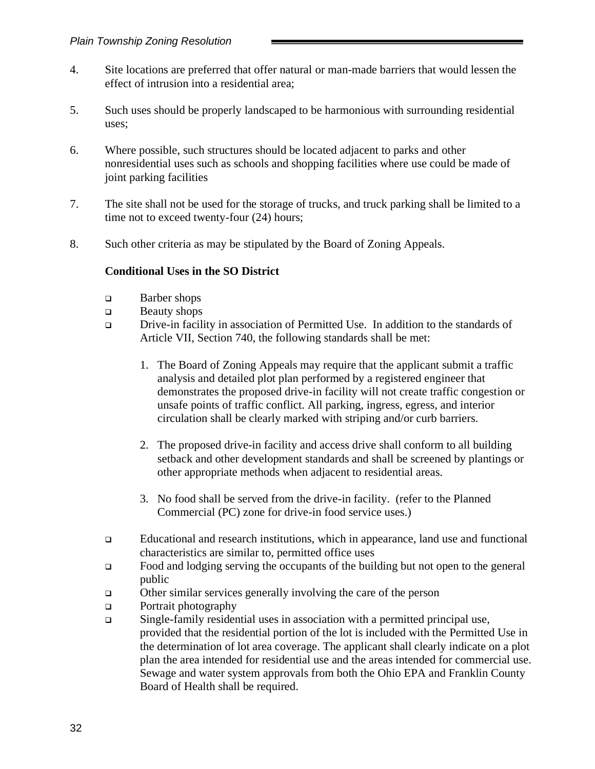4. Site locations are preferred that offer natural or man-made barriers that would lessen the effect of intrusion into a residential area;

5. Such uses should be properly landscaped to be harmonious with surrounding residential uses;

6. Where possible, such structures should be located adjacent to parks and other nonresidential uses such as schools and shopping facilities where use could be made of joint parking facilities

7. The site shall not be used for the storage of trucks, and truck parking shall be limited to a time not to exceed twenty-four (24) hours;

8. Such other criteria as may be stipulated by the Board of Zoning Appeals.

**Conditional Uses in the SO District**

- Barber shops
- Beauty shops
- Drive-in facility in association of Permitted Use. In addition to the standards of Article VII, Section 740, the following standards shall be met:

  1. The Board of Zoning Appeals may require that the applicant submit a traffic analysis and detailed plot plan performed by a registered engineer that demonstrates the proposed drive-in facility will not create traffic congestion or unsafe points of traffic conflict. All parking, ingress, egress, and interior circulation shall be clearly marked with striping and/or curb barriers.

  2. The proposed drive-in facility and access drive shall conform to all building setback and other development standards and shall be screened by plantings or other appropriate methods when adjacent to residential areas.

  3. No food shall be served from the drive-in facility. (refer to the Planned Commercial (PC) zone for drive-in food service uses.)

- Educational and research institutions, which in appearance, land use and functional characteristics are similar to, permitted office uses
- Food and lodging serving the occupants of the building but not open to the general public
- Other similar services generally involving the care of the person
- Portrait photography
- Single-family residential uses in association with a permitted principal use, provided that the residential portion of the lot is included with the Permitted Use in the determination of lot area coverage. The applicant shall clearly indicate on a plot plan the area intended for residential use and the areas intended for commercial use. Sewage and water system approvals from both the Ohio EPA and Franklin County Board of Health shall be required.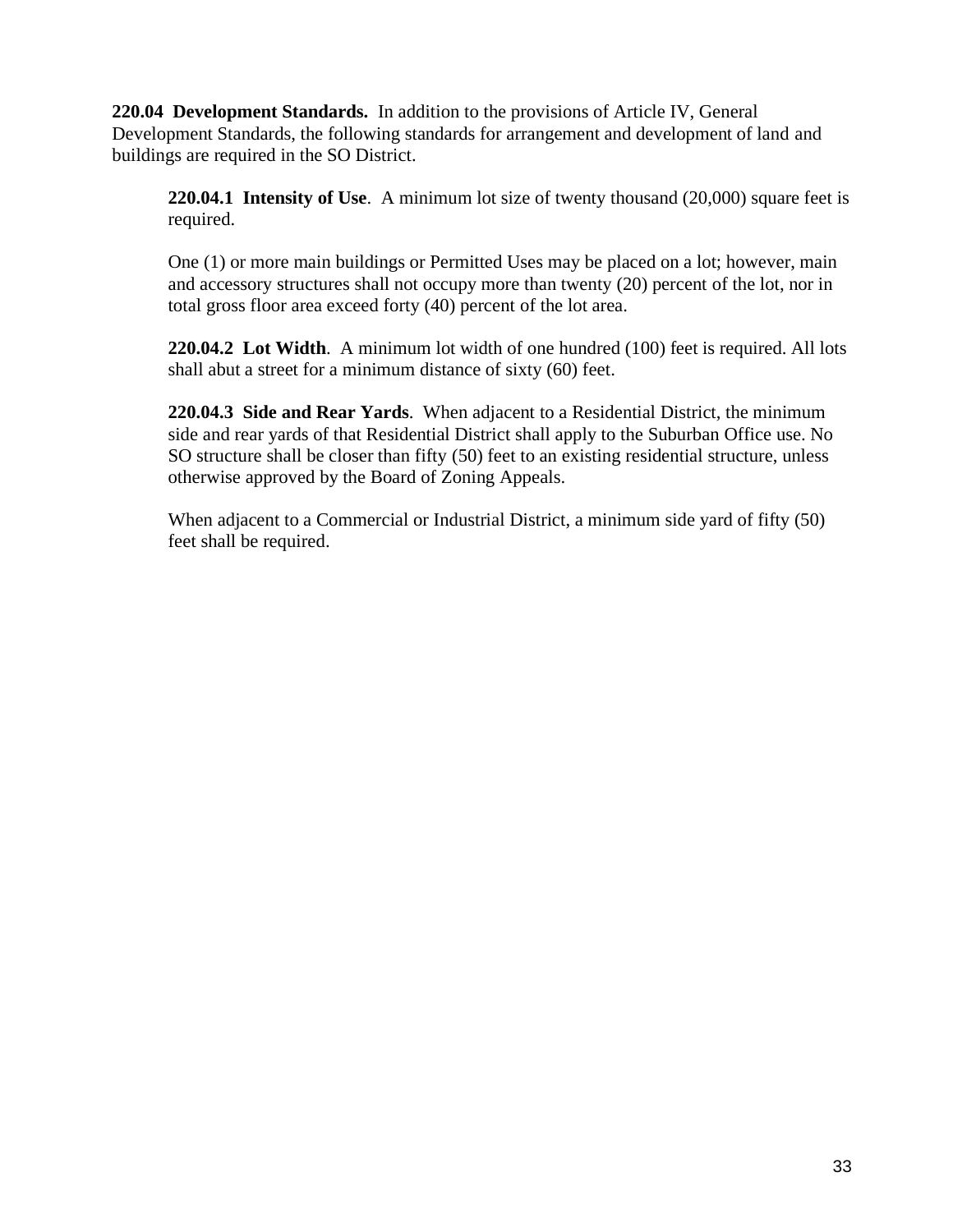**220.04 Development Standards.** In addition to the provisions of Article IV, General Development Standards, the following standards for arrangement and development of land and buildings are required in the SO District.

**220.04.1 Intensity of Use**. A minimum lot size of twenty thousand (20,000) square feet is required.

One (1) or more main buildings or Permitted Uses may be placed on a lot; however, main and accessory structures shall not occupy more than twenty (20) percent of the lot, nor in total gross floor area exceed forty (40) percent of the lot area.

**220.04.2 Lot Width**. A minimum lot width of one hundred (100) feet is required. All lots shall abut a street for a minimum distance of sixty (60) feet.

**220.04.3 Side and Rear Yards**. When adjacent to a Residential District, the minimum side and rear yards of that Residential District shall apply to the Suburban Office use. No SO structure shall be closer than fifty (50) feet to an existing residential structure, unless otherwise approved by the Board of Zoning Appeals.

When adjacent to a Commercial or Industrial District, a minimum side yard of fifty (50) feet shall be required.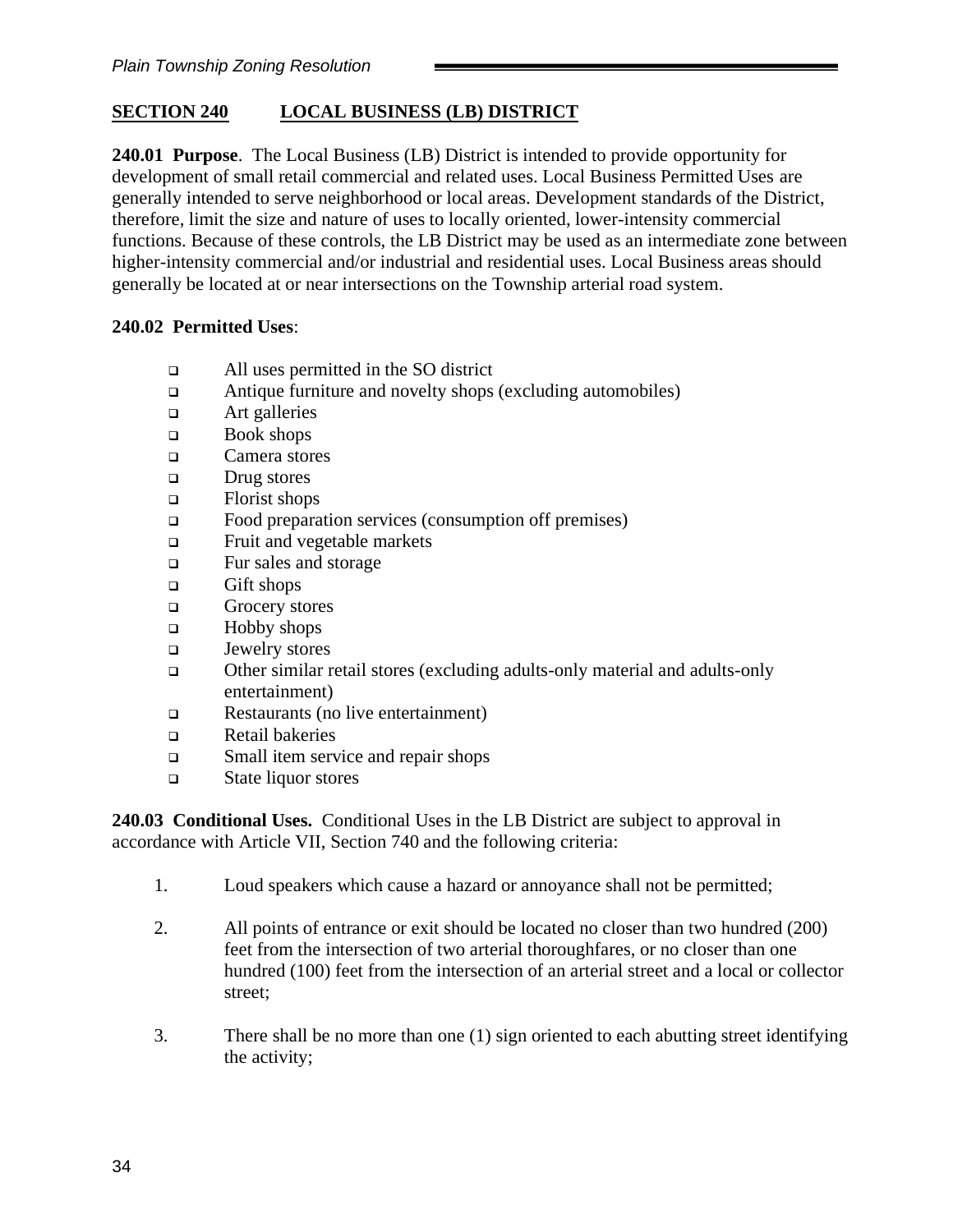## SECTION 240 LOCAL BUSINESS (LB) DISTRICT

**240.01 Purpose**. The Local Business (LB) District is intended to provide opportunity for development of small retail commercial and related uses. Local Business Permitted Uses are generally intended to serve neighborhood or local areas. Development standards of the District, therefore, limit the size and nature of uses to locally oriented, lower-intensity commercial functions. Because of these controls, the LB District may be used as an intermediate zone between higher-intensity commercial and/or industrial and residential uses. Local Business areas should generally be located at or near intersections on the Township arterial road system.

**240.02 Permitted Uses**:

- All uses permitted in the SO district
- Antique furniture and novelty shops (excluding automobiles)
- Art galleries
- Book shops
- Camera stores
- Drug stores
- Florist shops
- Food preparation services (consumption off premises)
- Fruit and vegetable markets
- Fur sales and storage
- Gift shops
- Grocery stores
- Hobby shops
- Jewelry stores
- Other similar retail stores (excluding adults-only material and adults-only entertainment)
- Restaurants (no live entertainment)
- Retail bakeries
- Small item service and repair shops
- State liquor stores

**240.03 Conditional Uses.** Conditional Uses in the LB District are subject to approval in accordance with Article VII, Section 740 and the following criteria:

1. Loud speakers which cause a hazard or annoyance shall not be permitted;
2. All points of entrance or exit should be located no closer than two hundred (200) feet from the intersection of two arterial thoroughfares, or no closer than one hundred (100) feet from the intersection of an arterial street and a local or collector street;
3. There shall be no more than one (1) sign oriented to each abutting street identifying the activity;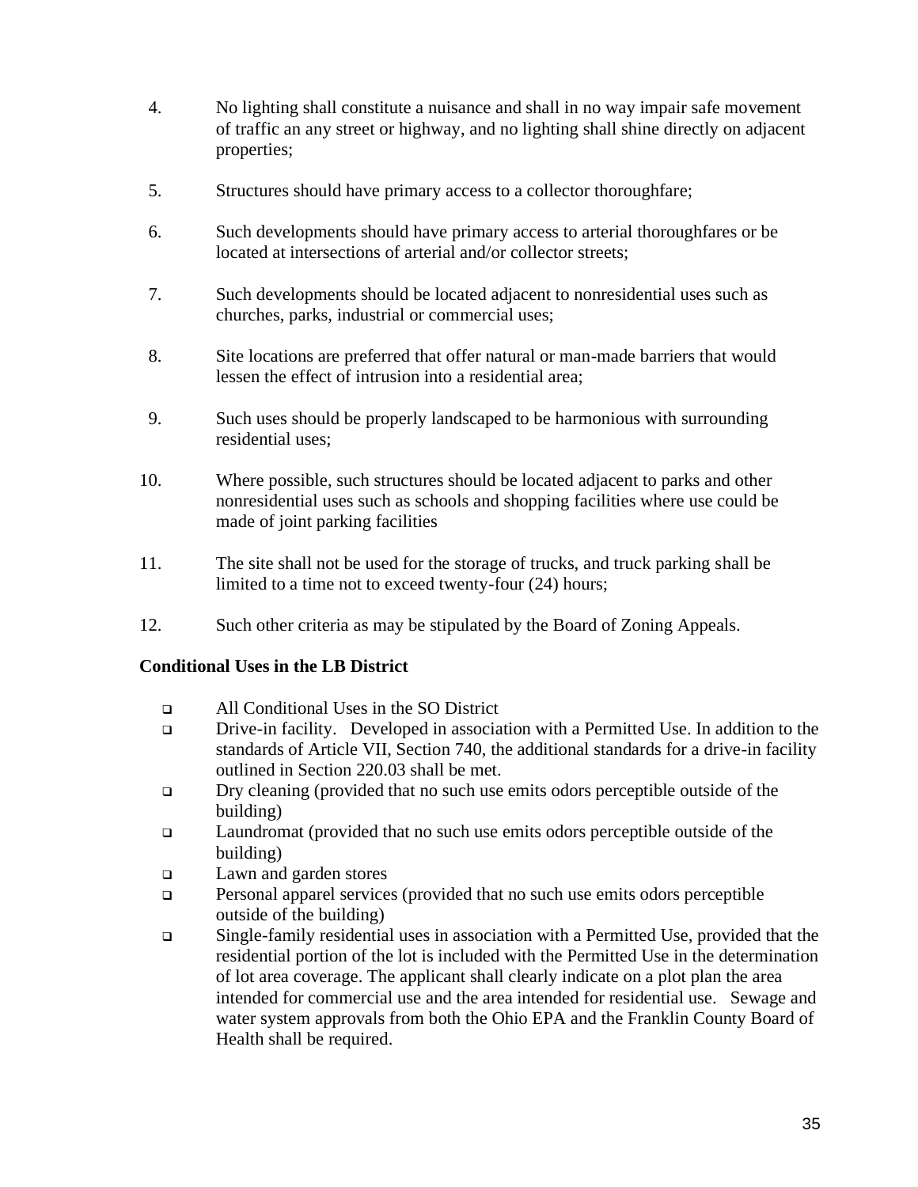4. No lighting shall constitute a nuisance and shall in no way impair safe movement of traffic an any street or highway, and no lighting shall shine directly on adjacent properties;
5. Structures should have primary access to a collector thoroughfare;
6. Such developments should have primary access to arterial thoroughfares or be located at intersections of arterial and/or collector streets;
7. Such developments should be located adjacent to nonresidential uses such as churches, parks, industrial or commercial uses;
8. Site locations are preferred that offer natural or man-made barriers that would lessen the effect of intrusion into a residential area;
9. Such uses should be properly landscaped to be harmonious with surrounding residential uses;
10. Where possible, such structures should be located adjacent to parks and other nonresidential uses such as schools and shopping facilities where use could be made of joint parking facilities
11. The site shall not be used for the storage of trucks, and truck parking shall be limited to a time not to exceed twenty-four (24) hours;
12. Such other criteria as may be stipulated by the Board of Zoning Appeals.

**Conditional Uses in the LB District**

- All Conditional Uses in the SO District
- Drive-in facility. Developed in association with a Permitted Use. In addition to the standards of Article VII, Section 740, the additional standards for a drive-in facility outlined in Section 220.03 shall be met.
- Dry cleaning (provided that no such use emits odors perceptible outside of the building)
- Laundromat (provided that no such use emits odors perceptible outside of the building)
- Lawn and garden stores
- Personal apparel services (provided that no such use emits odors perceptible outside of the building)
- Single-family residential uses in association with a Permitted Use, provided that the residential portion of the lot is included with the Permitted Use in the determination of lot area coverage. The applicant shall clearly indicate on a plot plan the area intended for commercial use and the area intended for residential use. Sewage and water system approvals from both the Ohio EPA and the Franklin County Board of Health shall be required.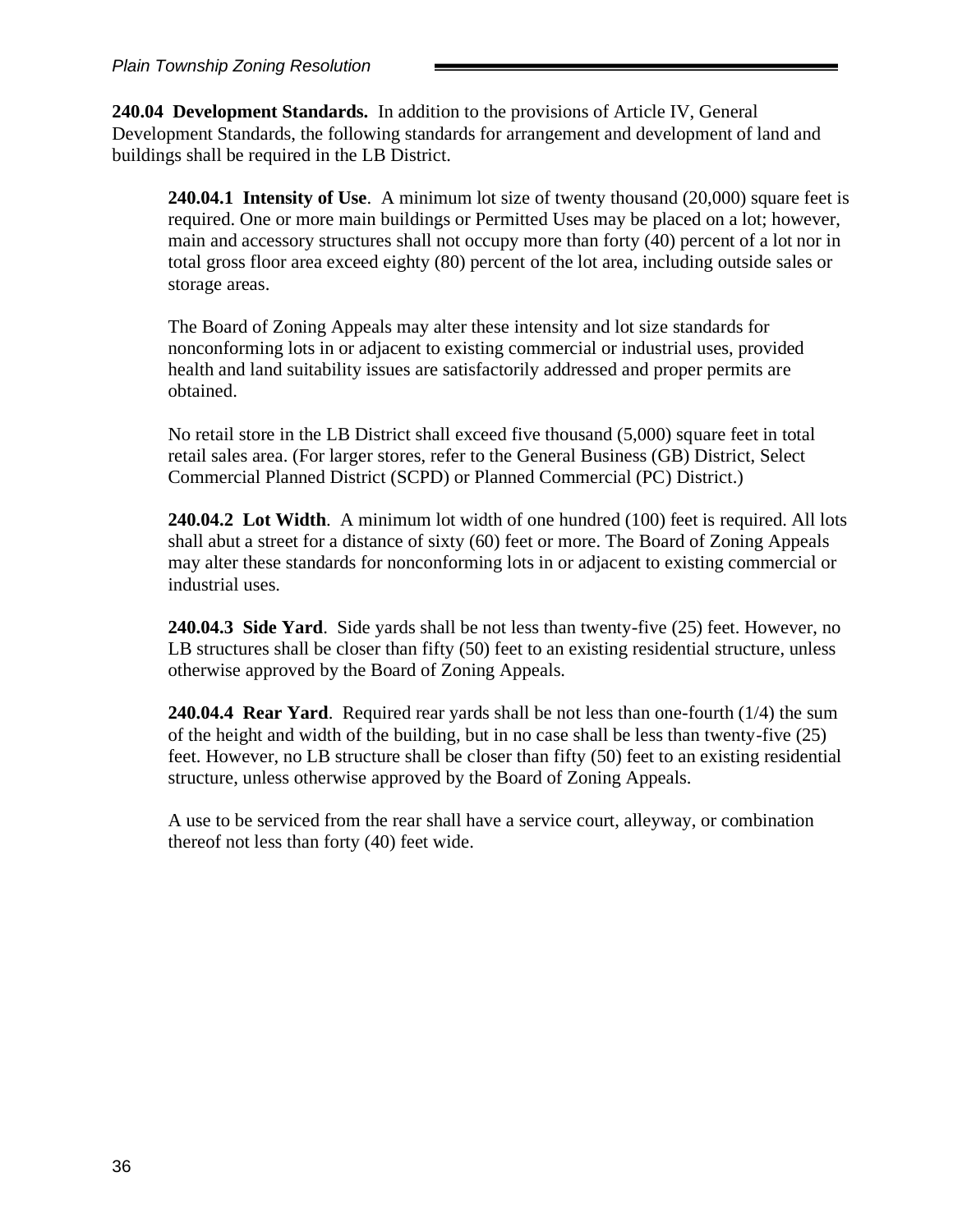**240.04 Development Standards.** In addition to the provisions of Article IV, General Development Standards, the following standards for arrangement and development of land and buildings shall be required in the LB District.

**240.04.1 Intensity of Use**. A minimum lot size of twenty thousand (20,000) square feet is required. One or more main buildings or Permitted Uses may be placed on a lot; however, main and accessory structures shall not occupy more than forty (40) percent of a lot nor in total gross floor area exceed eighty (80) percent of the lot area, including outside sales or storage areas.

The Board of Zoning Appeals may alter these intensity and lot size standards for nonconforming lots in or adjacent to existing commercial or industrial uses, provided health and land suitability issues are satisfactorily addressed and proper permits are obtained.

No retail store in the LB District shall exceed five thousand (5,000) square feet in total retail sales area. (For larger stores, refer to the General Business (GB) District, Select Commercial Planned District (SCPD) or Planned Commercial (PC) District.)

**240.04.2 Lot Width**. A minimum lot width of one hundred (100) feet is required. All lots shall abut a street for a distance of sixty (60) feet or more. The Board of Zoning Appeals may alter these standards for nonconforming lots in or adjacent to existing commercial or industrial uses.

**240.04.3 Side Yard**. Side yards shall be not less than twenty-five (25) feet. However, no LB structures shall be closer than fifty (50) feet to an existing residential structure, unless otherwise approved by the Board of Zoning Appeals.

**240.04.4 Rear Yard**. Required rear yards shall be not less than one-fourth (1/4) the sum of the height and width of the building, but in no case shall be less than twenty-five (25) feet. However, no LB structure shall be closer than fifty (50) feet to an existing residential structure, unless otherwise approved by the Board of Zoning Appeals.

A use to be serviced from the rear shall have a service court, alleyway, or combination thereof not less than forty (40) feet wide.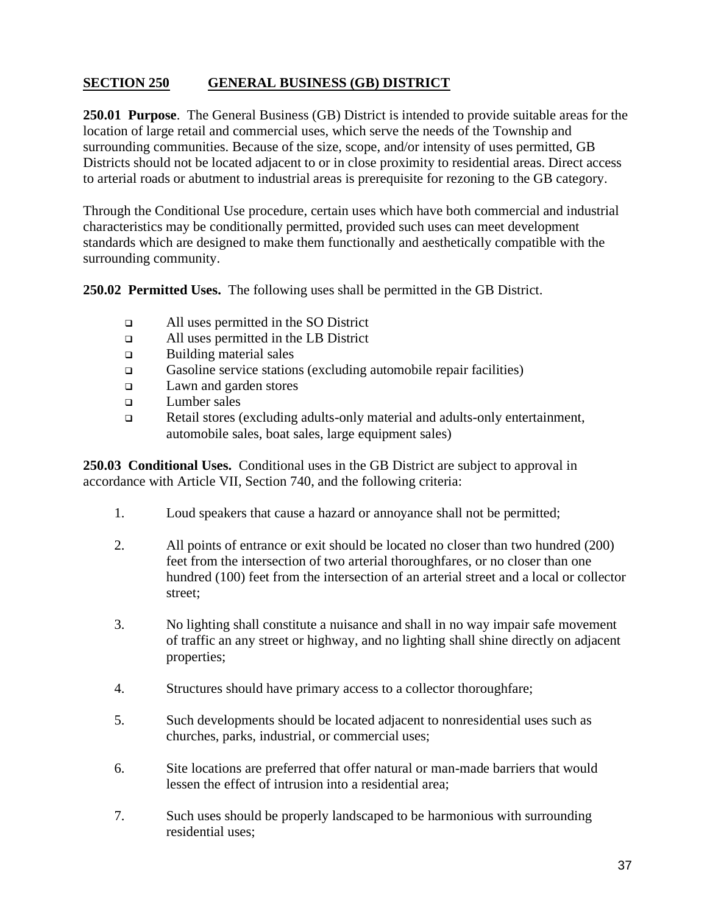## SECTION 250 GENERAL BUSINESS (GB) DISTRICT

**250.01 Purpose**. The General Business (GB) District is intended to provide suitable areas for the location of large retail and commercial uses, which serve the needs of the Township and surrounding communities. Because of the size, scope, and/or intensity of uses permitted, GB Districts should not be located adjacent to or in close proximity to residential areas. Direct access to arterial roads or abutment to industrial areas is prerequisite for rezoning to the GB category.

Through the Conditional Use procedure, certain uses which have both commercial and industrial characteristics may be conditionally permitted, provided such uses can meet development standards which are designed to make them functionally and aesthetically compatible with the surrounding community.

**250.02 Permitted Uses.** The following uses shall be permitted in the GB District.

- All uses permitted in the SO District
- All uses permitted in the LB District
- Building material sales
- Gasoline service stations (excluding automobile repair facilities)
- Lawn and garden stores
- Lumber sales
- Retail stores (excluding adults-only material and adults-only entertainment, automobile sales, boat sales, large equipment sales)

**250.03 Conditional Uses.** Conditional uses in the GB District are subject to approval in accordance with Article VII, Section 740, and the following criteria:

1. Loud speakers that cause a hazard or annoyance shall not be permitted;
2. All points of entrance or exit should be located no closer than two hundred (200) feet from the intersection of two arterial thoroughfares, or no closer than one hundred (100) feet from the intersection of an arterial street and a local or collector street;
3. No lighting shall constitute a nuisance and shall in no way impair safe movement of traffic an any street or highway, and no lighting shall shine directly on adjacent properties;
4. Structures should have primary access to a collector thoroughfare;
5. Such developments should be located adjacent to nonresidential uses such as churches, parks, industrial, or commercial uses;
6. Site locations are preferred that offer natural or man-made barriers that would lessen the effect of intrusion into a residential area;
7. Such uses should be properly landscaped to be harmonious with surrounding residential uses;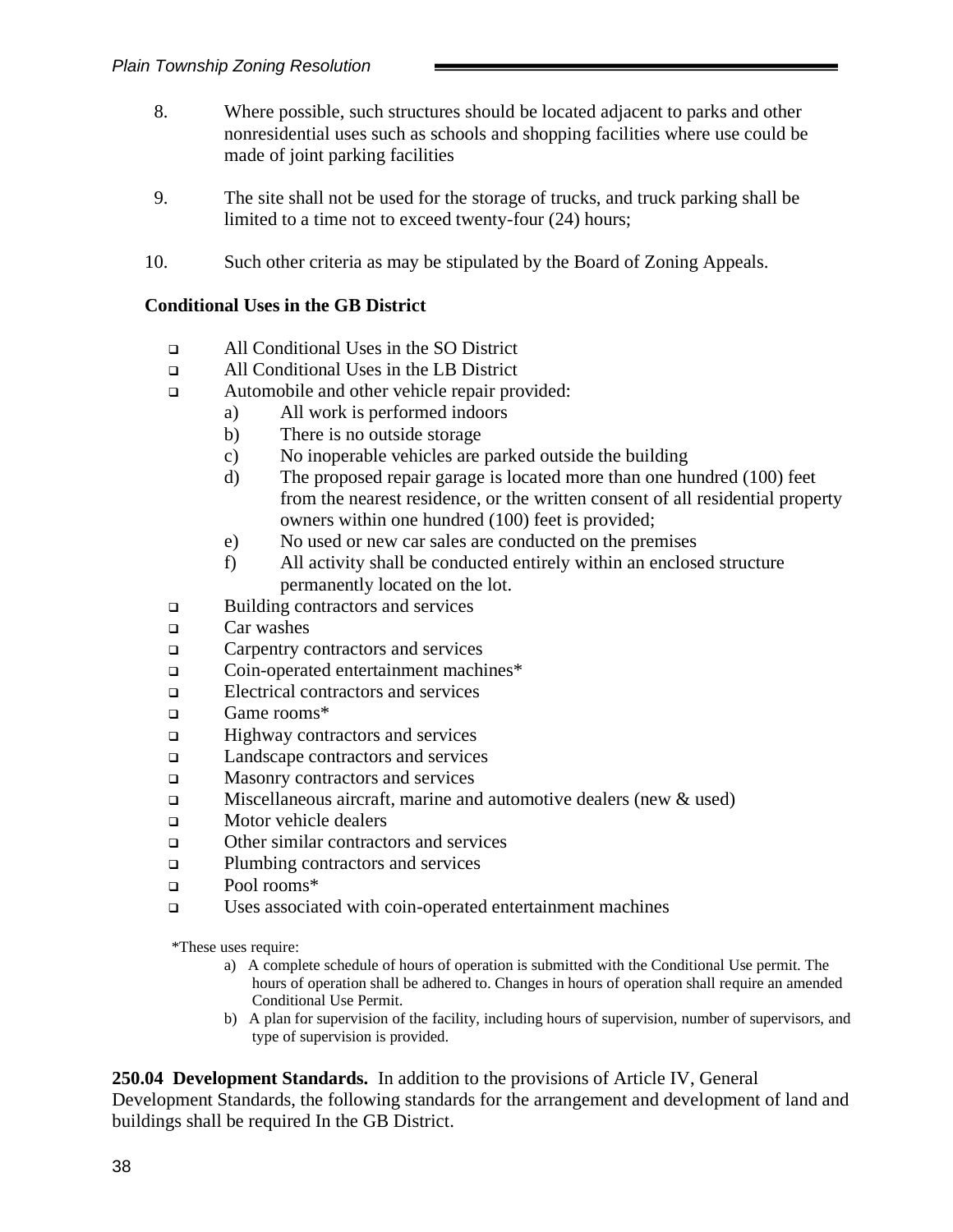8. Where possible, such structures should be located adjacent to parks and other nonresidential uses such as schools and shopping facilities where use could be made of joint parking facilities

9. The site shall not be used for the storage of trucks, and truck parking shall be limited to a time not to exceed twenty-four (24) hours;

10. Such other criteria as may be stipulated by the Board of Zoning Appeals.

**Conditional Uses in the GB District**

- All Conditional Uses in the SO District
- All Conditional Uses in the LB District
- Automobile and other vehicle repair provided:
  - a) All work is performed indoors
  - b) There is no outside storage
  - c) No inoperable vehicles are parked outside the building
  - d) The proposed repair garage is located more than one hundred (100) feet from the nearest residence, or the written consent of all residential property owners within one hundred (100) feet is provided;
  - e) No used or new car sales are conducted on the premises
  - f) All activity shall be conducted entirely within an enclosed structure permanently located on the lot.
- Building contractors and services
- Car washes
- Carpentry contractors and services
- Coin-operated entertainment machines*
- Electrical contractors and services
- Game rooms*
- Highway contractors and services
- Landscape contractors and services
- Masonry contractors and services
- Miscellaneous aircraft, marine and automotive dealers (new & used)
- Motor vehicle dealers
- Other similar contractors and services
- Plumbing contractors and services
- Pool rooms*
- Uses associated with coin-operated entertainment machines

*These uses require:

a) A complete schedule of hours of operation is submitted with the Conditional Use permit. The hours of operation shall be adhered to. Changes in hours of operation shall require an amended Conditional Use Permit.

b) A plan for supervision of the facility, including hours of supervision, number of supervisors, and type of supervision is provided.

**250.04 Development Standards.** In addition to the provisions of Article IV, General Development Standards, the following standards for the arrangement and development of land and buildings shall be required In the GB District.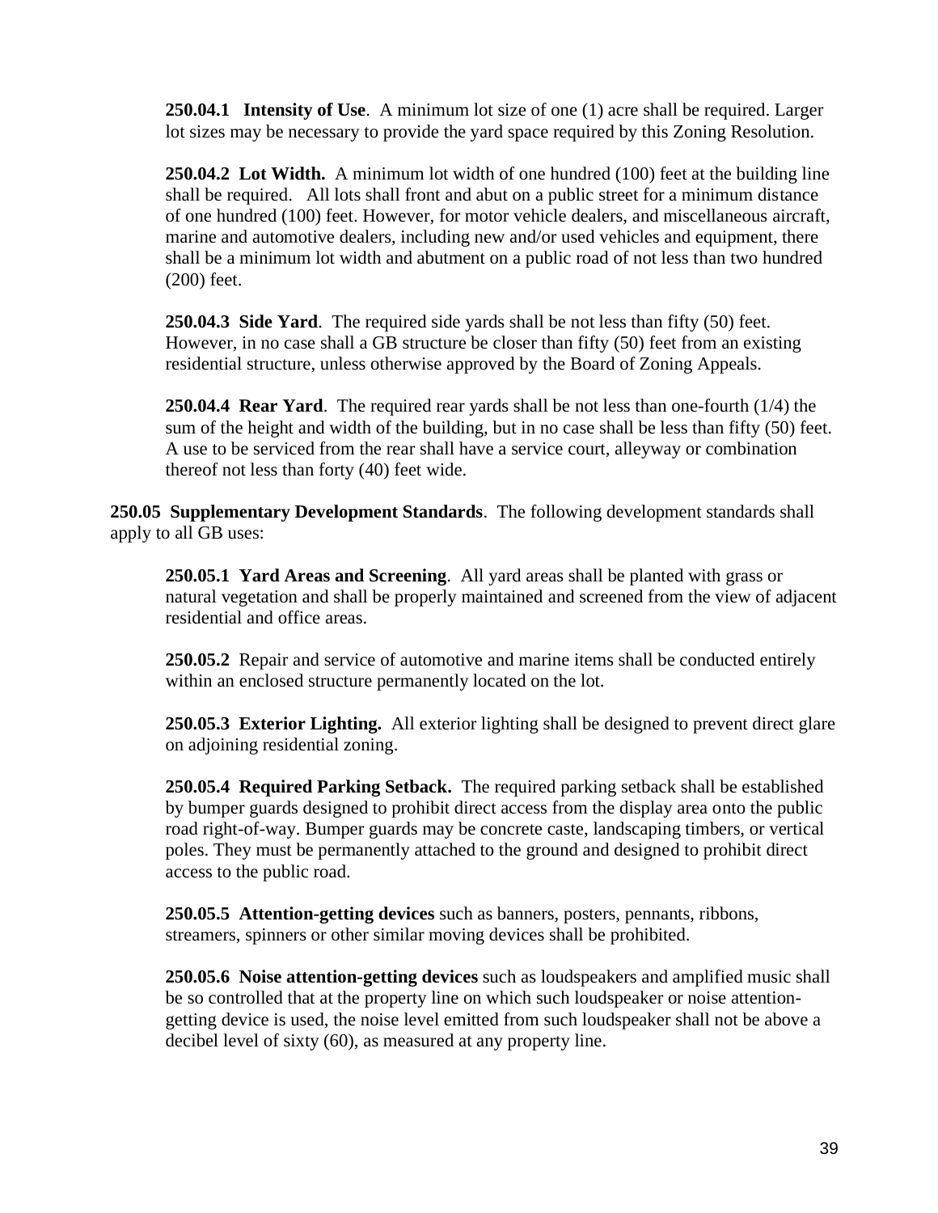**250.04.1 Intensity of Use**. A minimum lot size of one (1) acre shall be required. Larger lot sizes may be necessary to provide the yard space required by this Zoning Resolution.

**250.04.2 Lot Width.** A minimum lot width of one hundred (100) feet at the building line shall be required. All lots shall front and abut on a public street for a minimum distance of one hundred (100) feet. However, for motor vehicle dealers, and miscellaneous aircraft, marine and automotive dealers, including new and/or used vehicles and equipment, there shall be a minimum lot width and abutment on a public road of not less than two hundred (200) feet.

**250.04.3 Side Yard**. The required side yards shall be not less than fifty (50) feet. However, in no case shall a GB structure be closer than fifty (50) feet from an existing residential structure, unless otherwise approved by the Board of Zoning Appeals.

**250.04.4 Rear Yard**. The required rear yards shall be not less than one-fourth (1/4) the sum of the height and width of the building, but in no case shall be less than fifty (50) feet. A use to be serviced from the rear shall have a service court, alleyway or combination thereof not less than forty (40) feet wide.

**250.05 Supplementary Development Standards**. The following development standards shall apply to all GB uses:

**250.05.1 Yard Areas and Screening**. All yard areas shall be planted with grass or natural vegetation and shall be properly maintained and screened from the view of adjacent residential and office areas.

**250.05.2** Repair and service of automotive and marine items shall be conducted entirely within an enclosed structure permanently located on the lot.

**250.05.3 Exterior Lighting.** All exterior lighting shall be designed to prevent direct glare on adjoining residential zoning.

**250.05.4 Required Parking Setback.** The required parking setback shall be established by bumper guards designed to prohibit direct access from the display area onto the public road right-of-way. Bumper guards may be concrete caste, landscaping timbers, or vertical poles. They must be permanently attached to the ground and designed to prohibit direct access to the public road.

**250.05.5 Attention-getting devices** such as banners, posters, pennants, ribbons, streamers, spinners or other similar moving devices shall be prohibited.

**250.05.6 Noise attention-getting devices** such as loudspeakers and amplified music shall be so controlled that at the property line on which such loudspeaker or noise attention-getting device is used, the noise level emitted from such loudspeaker shall not be above a decibel level of sixty (60), as measured at any property line.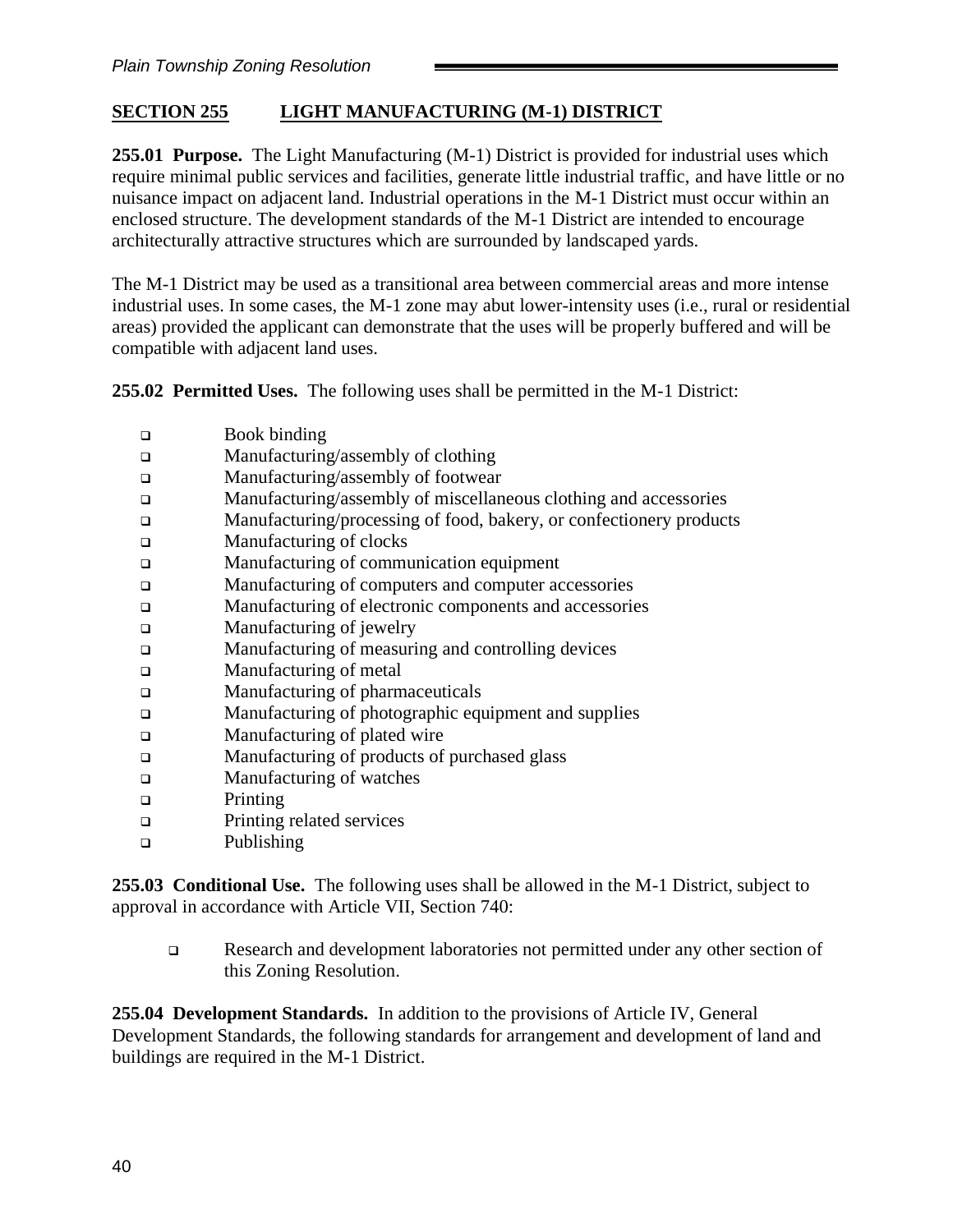## SECTION 255 LIGHT MANUFACTURING (M-1) DISTRICT

**255.01 Purpose.** The Light Manufacturing (M-1) District is provided for industrial uses which require minimal public services and facilities, generate little industrial traffic, and have little or no nuisance impact on adjacent land. Industrial operations in the M-1 District must occur within an enclosed structure. The development standards of the M-1 District are intended to encourage architecturally attractive structures which are surrounded by landscaped yards.

The M-1 District may be used as a transitional area between commercial areas and more intense industrial uses. In some cases, the M-1 zone may abut lower-intensity uses (i.e., rural or residential areas) provided the applicant can demonstrate that the uses will be properly buffered and will be compatible with adjacent land uses.

**255.02 Permitted Uses.** The following uses shall be permitted in the M-1 District:

- Book binding
- Manufacturing/assembly of clothing
- Manufacturing/assembly of footwear
- Manufacturing/assembly of miscellaneous clothing and accessories
- Manufacturing/processing of food, bakery, or confectionery products
- Manufacturing of clocks
- Manufacturing of communication equipment
- Manufacturing of computers and computer accessories
- Manufacturing of electronic components and accessories
- Manufacturing of jewelry
- Manufacturing of measuring and controlling devices
- Manufacturing of metal
- Manufacturing of pharmaceuticals
- Manufacturing of photographic equipment and supplies
- Manufacturing of plated wire
- Manufacturing of products of purchased glass
- Manufacturing of watches
- Printing
- Printing related services
- Publishing

**255.03 Conditional Use.** The following uses shall be allowed in the M-1 District, subject to approval in accordance with Article VII, Section 740:

- Research and development laboratories not permitted under any other section of this Zoning Resolution.

**255.04 Development Standards.** In addition to the provisions of Article IV, General Development Standards, the following standards for arrangement and development of land and buildings are required in the M-1 District.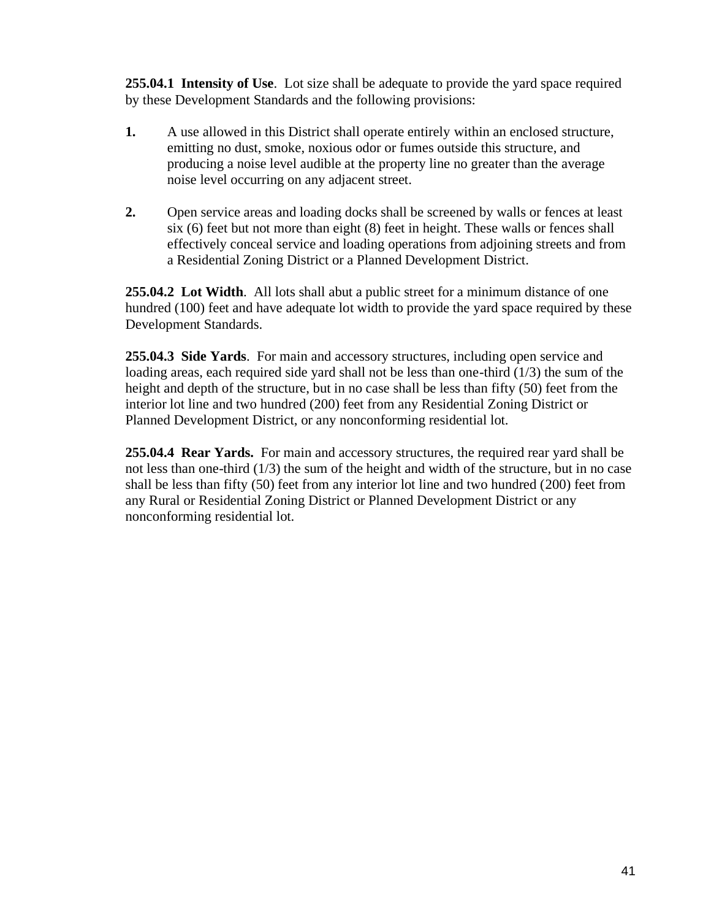**255.04.1 Intensity of Use**. Lot size shall be adequate to provide the yard space required by these Development Standards and the following provisions:

1. A use allowed in this District shall operate entirely within an enclosed structure, emitting no dust, smoke, noxious odor or fumes outside this structure, and producing a noise level audible at the property line no greater than the average noise level occurring on any adjacent street.

2. Open service areas and loading docks shall be screened by walls or fences at least six (6) feet but not more than eight (8) feet in height. These walls or fences shall effectively conceal service and loading operations from adjoining streets and from a Residential Zoning District or a Planned Development District.

**255.04.2 Lot Width**. All lots shall abut a public street for a minimum distance of one hundred (100) feet and have adequate lot width to provide the yard space required by these Development Standards.

**255.04.3 Side Yards**. For main and accessory structures, including open service and loading areas, each required side yard shall not be less than one-third (1/3) the sum of the height and depth of the structure, but in no case shall be less than fifty (50) feet from the interior lot line and two hundred (200) feet from any Residential Zoning District or Planned Development District, or any nonconforming residential lot.

**255.04.4 Rear Yards.** For main and accessory structures, the required rear yard shall be not less than one-third (1/3) the sum of the height and width of the structure, but in no case shall be less than fifty (50) feet from any interior lot line and two hundred (200) feet from any Rural or Residential Zoning District or Planned Development District or any nonconforming residential lot.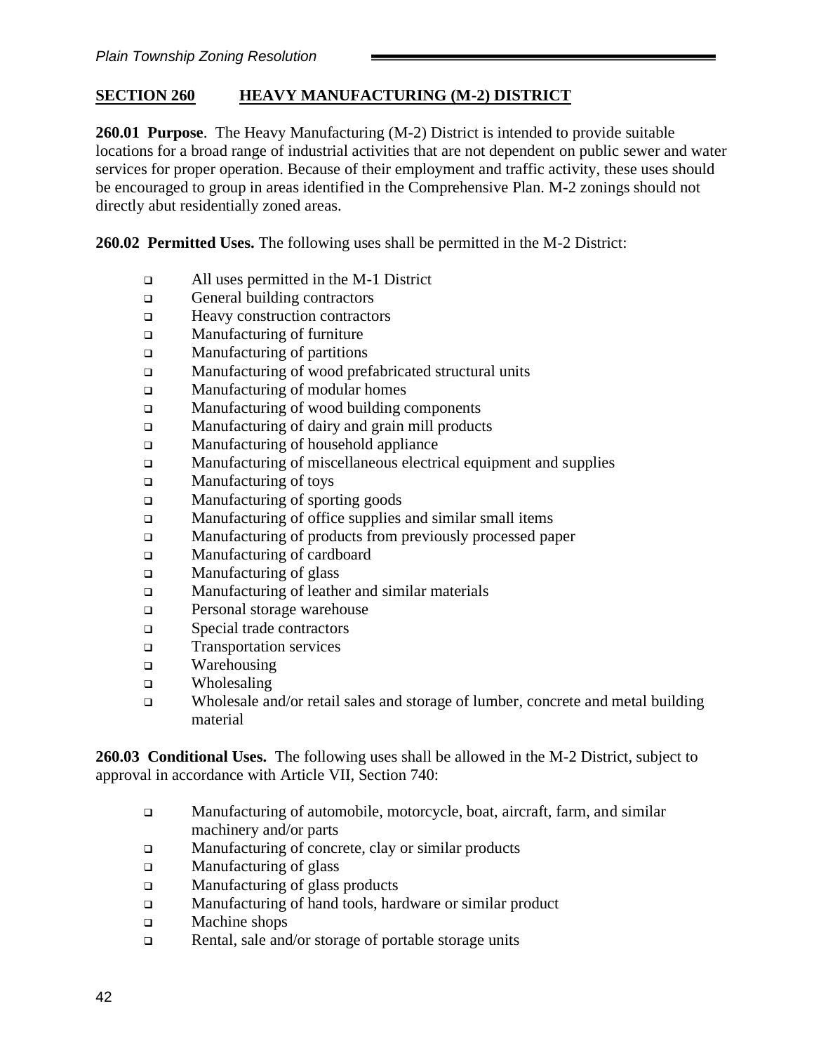## SECTION 260 HEAVY MANUFACTURING (M-2) DISTRICT

**260.01 Purpose**. The Heavy Manufacturing (M-2) District is intended to provide suitable locations for a broad range of industrial activities that are not dependent on public sewer and water services for proper operation. Because of their employment and traffic activity, these uses should be encouraged to group in areas identified in the Comprehensive Plan. M-2 zonings should not directly abut residentially zoned areas.

**260.02 Permitted Uses.** The following uses shall be permitted in the M-2 District:

- All uses permitted in the M-1 District
- General building contractors
- Heavy construction contractors
- Manufacturing of furniture
- Manufacturing of partitions
- Manufacturing of wood prefabricated structural units
- Manufacturing of modular homes
- Manufacturing of wood building components
- Manufacturing of dairy and grain mill products
- Manufacturing of household appliance
- Manufacturing of miscellaneous electrical equipment and supplies
- Manufacturing of toys
- Manufacturing of sporting goods
- Manufacturing of office supplies and similar small items
- Manufacturing of products from previously processed paper
- Manufacturing of cardboard
- Manufacturing of glass
- Manufacturing of leather and similar materials
- Personal storage warehouse
- Special trade contractors
- Transportation services
- Warehousing
- Wholesaling
- Wholesale and/or retail sales and storage of lumber, concrete and metal building material

**260.03 Conditional Uses.** The following uses shall be allowed in the M-2 District, subject to approval in accordance with Article VII, Section 740:

- Manufacturing of automobile, motorcycle, boat, aircraft, farm, and similar machinery and/or parts
- Manufacturing of concrete, clay or similar products
- Manufacturing of glass
- Manufacturing of glass products
- Manufacturing of hand tools, hardware or similar product
- Machine shops
- Rental, sale and/or storage of portable storage units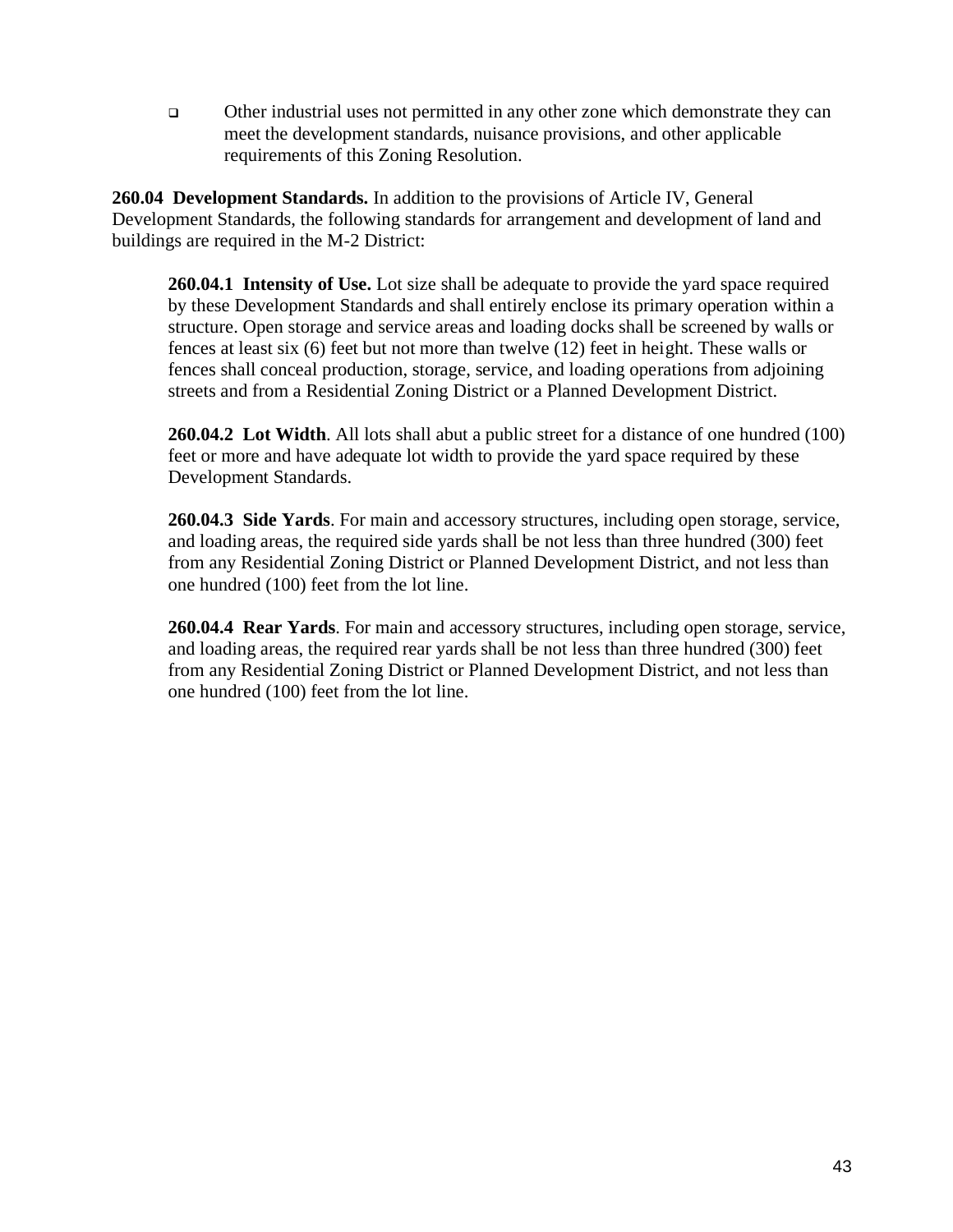- Other industrial uses not permitted in any other zone which demonstrate they can meet the development standards, nuisance provisions, and other applicable requirements of this Zoning Resolution.

**260.04 Development Standards.** In addition to the provisions of Article IV, General Development Standards, the following standards for arrangement and development of land and buildings are required in the M-2 District:

**260.04.1 Intensity of Use.** Lot size shall be adequate to provide the yard space required by these Development Standards and shall entirely enclose its primary operation within a structure. Open storage and service areas and loading docks shall be screened by walls or fences at least six (6) feet but not more than twelve (12) feet in height. These walls or fences shall conceal production, storage, service, and loading operations from adjoining streets and from a Residential Zoning District or a Planned Development District.

**260.04.2 Lot Width**. All lots shall abut a public street for a distance of one hundred (100) feet or more and have adequate lot width to provide the yard space required by these Development Standards.

**260.04.3 Side Yards**. For main and accessory structures, including open storage, service, and loading areas, the required side yards shall be not less than three hundred (300) feet from any Residential Zoning District or Planned Development District, and not less than one hundred (100) feet from the lot line.

**260.04.4 Rear Yards**. For main and accessory structures, including open storage, service, and loading areas, the required rear yards shall be not less than three hundred (300) feet from any Residential Zoning District or Planned Development District, and not less than one hundred (100) feet from the lot line.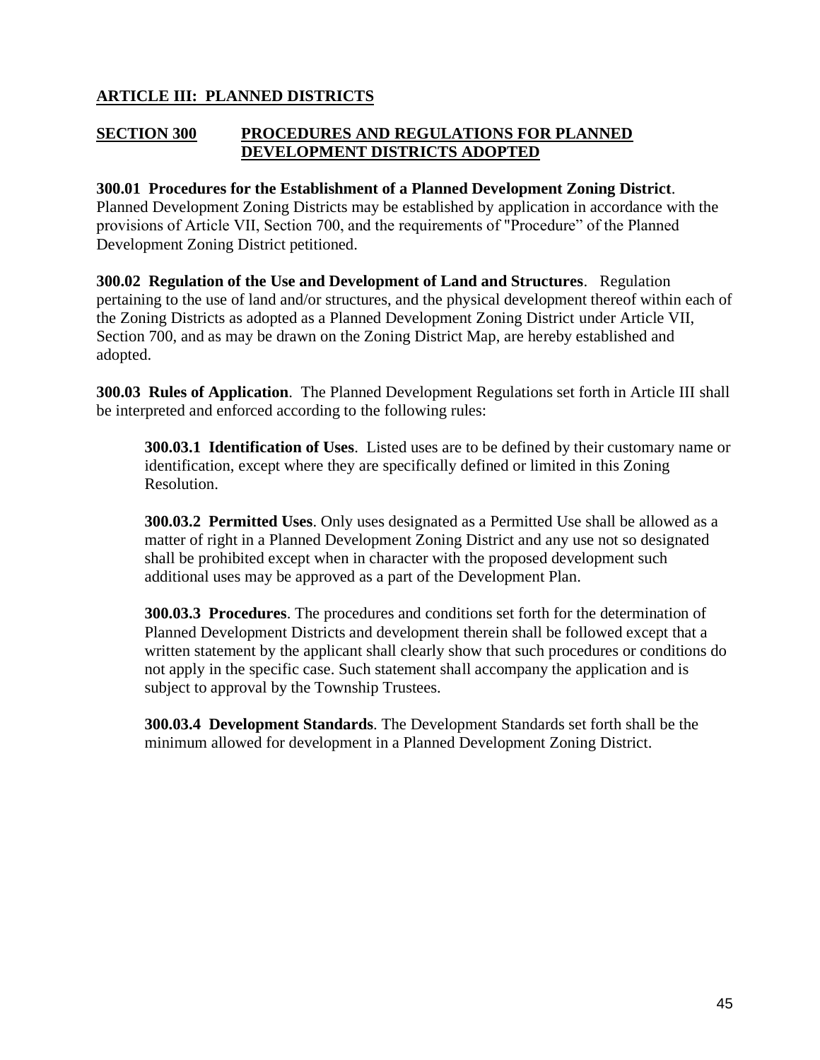# ARTICLE III: PLANNED DISTRICTS

## SECTION 300 PROCEDURES AND REGULATIONS FOR PLANNED DEVELOPMENT DISTRICTS ADOPTED

**300.01 Procedures for the Establishment of a Planned Development Zoning District**. Planned Development Zoning Districts may be established by application in accordance with the provisions of Article VII, Section 700, and the requirements of "Procedure" of the Planned Development Zoning District petitioned.

**300.02 Regulation of the Use and Development of Land and Structures**. Regulation pertaining to the use of land and/or structures, and the physical development thereof within each of the Zoning Districts as adopted as a Planned Development Zoning District under Article VII, Section 700, and as may be drawn on the Zoning District Map, are hereby established and adopted.

**300.03 Rules of Application**. The Planned Development Regulations set forth in Article III shall be interpreted and enforced according to the following rules:

**300.03.1 Identification of Uses**. Listed uses are to be defined by their customary name or identification, except where they are specifically defined or limited in this Zoning Resolution.

**300.03.2 Permitted Uses**. Only uses designated as a Permitted Use shall be allowed as a matter of right in a Planned Development Zoning District and any use not so designated shall be prohibited except when in character with the proposed development such additional uses may be approved as a part of the Development Plan.

**300.03.3 Procedures**. The procedures and conditions set forth for the determination of Planned Development Districts and development therein shall be followed except that a written statement by the applicant shall clearly show that such procedures or conditions do not apply in the specific case. Such statement shall accompany the application and is subject to approval by the Township Trustees.

**300.03.4 Development Standards**. The Development Standards set forth shall be the minimum allowed for development in a Planned Development Zoning District.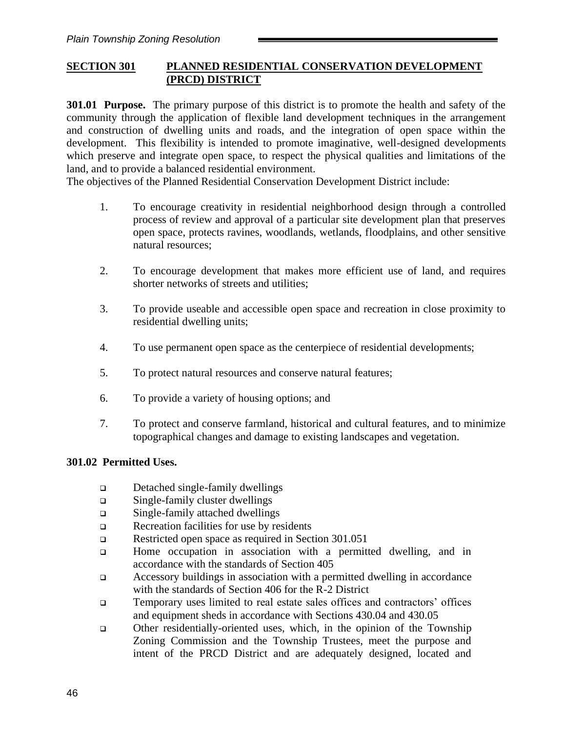## SECTION 301 PLANNED RESIDENTIAL CONSERVATION DEVELOPMENT (PRCD) DISTRICT

**301.01 Purpose.** The primary purpose of this district is to promote the health and safety of the community through the application of flexible land development techniques in the arrangement and construction of dwelling units and roads, and the integration of open space within the development. This flexibility is intended to promote imaginative, well-designed developments which preserve and integrate open space, to respect the physical qualities and limitations of the land, and to provide a balanced residential environment.
The objectives of the Planned Residential Conservation Development District include:

1. To encourage creativity in residential neighborhood design through a controlled process of review and approval of a particular site development plan that preserves open space, protects ravines, woodlands, wetlands, floodplains, and other sensitive natural resources;

2. To encourage development that makes more efficient use of land, and requires shorter networks of streets and utilities;

3. To provide useable and accessible open space and recreation in close proximity to residential dwelling units;

4. To use permanent open space as the centerpiece of residential developments;

5. To protect natural resources and conserve natural features;

6. To provide a variety of housing options; and

7. To protect and conserve farmland, historical and cultural features, and to minimize topographical changes and damage to existing landscapes and vegetation.

**301.02 Permitted Uses.**

- Detached single-family dwellings
- Single-family cluster dwellings
- Single-family attached dwellings
- Recreation facilities for use by residents
- Restricted open space as required in Section 301.051
- Home occupation in association with a permitted dwelling, and in accordance with the standards of Section 405
- Accessory buildings in association with a permitted dwelling in accordance with the standards of Section 406 for the R-2 District
- Temporary uses limited to real estate sales offices and contractors' offices and equipment sheds in accordance with Sections 430.04 and 430.05
- Other residentially-oriented uses, which, in the opinion of the Township Zoning Commission and the Township Trustees, meet the purpose and intent of the PRCD District and are adequately designed, located and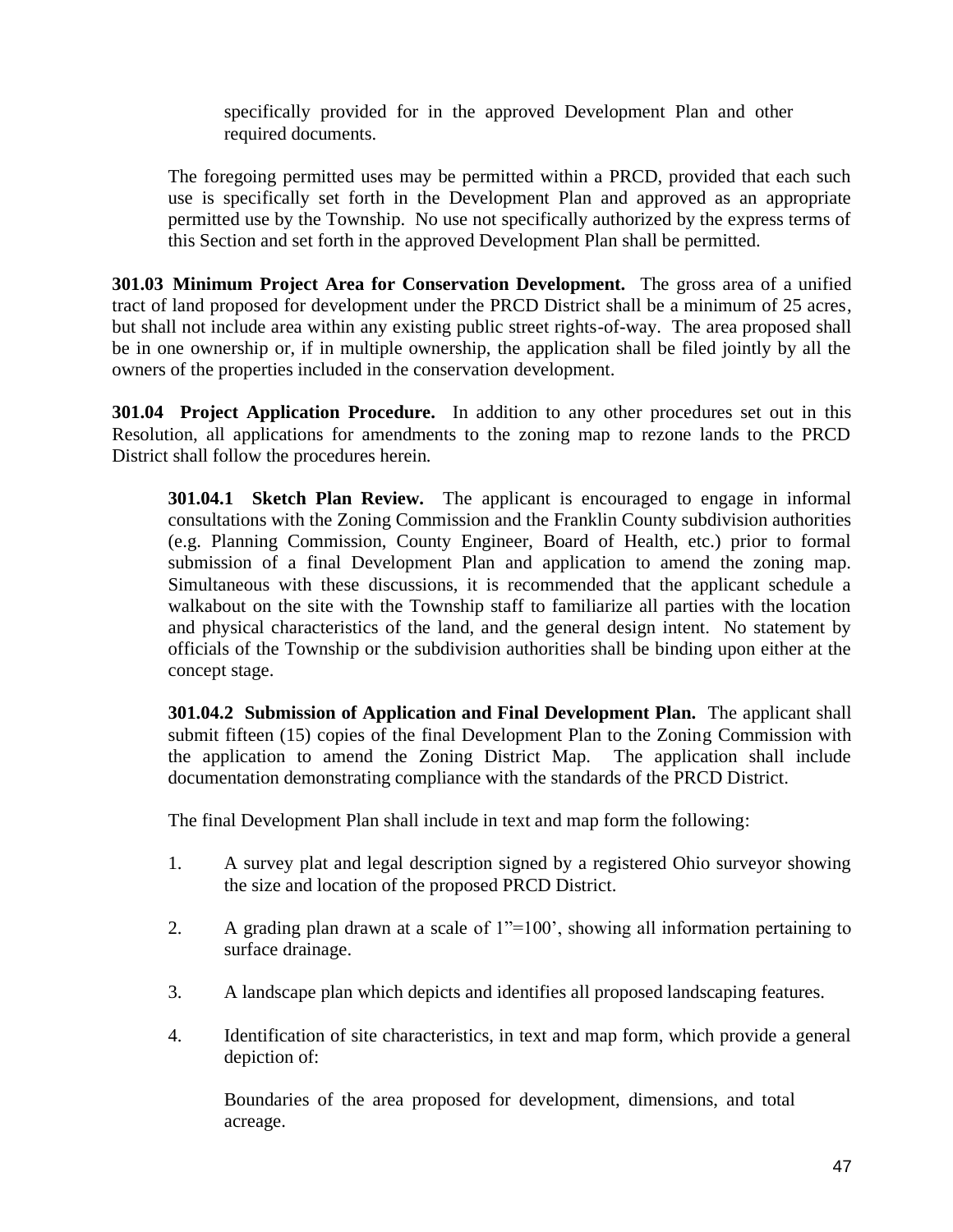specifically provided for in the approved Development Plan and other required documents.

The foregoing permitted uses may be permitted within a PRCD, provided that each such use is specifically set forth in the Development Plan and approved as an appropriate permitted use by the Township. No use not specifically authorized by the express terms of this Section and set forth in the approved Development Plan shall be permitted.

**301.03 Minimum Project Area for Conservation Development.** The gross area of a unified tract of land proposed for development under the PRCD District shall be a minimum of 25 acres, but shall not include area within any existing public street rights-of-way. The area proposed shall be in one ownership or, if in multiple ownership, the application shall be filed jointly by all the owners of the properties included in the conservation development.

**301.04 Project Application Procedure.** In addition to any other procedures set out in this Resolution, all applications for amendments to the zoning map to rezone lands to the PRCD District shall follow the procedures herein.

**301.04.1 Sketch Plan Review.** The applicant is encouraged to engage in informal consultations with the Zoning Commission and the Franklin County subdivision authorities (e.g. Planning Commission, County Engineer, Board of Health, etc.) prior to formal submission of a final Development Plan and application to amend the zoning map. Simultaneous with these discussions, it is recommended that the applicant schedule a walkabout on the site with the Township staff to familiarize all parties with the location and physical characteristics of the land, and the general design intent. No statement by officials of the Township or the subdivision authorities shall be binding upon either at the concept stage.

**301.04.2 Submission of Application and Final Development Plan.** The applicant shall submit fifteen (15) copies of the final Development Plan to the Zoning Commission with the application to amend the Zoning District Map. The application shall include documentation demonstrating compliance with the standards of the PRCD District.

The final Development Plan shall include in text and map form the following:

1. A survey plat and legal description signed by a registered Ohio surveyor showing the size and location of the proposed PRCD District.

2. A grading plan drawn at a scale of 1"=100', showing all information pertaining to surface drainage.

3. A landscape plan which depicts and identifies all proposed landscaping features.

4. Identification of site characteristics, in text and map form, which provide a general depiction of:

   Boundaries of the area proposed for development, dimensions, and total acreage.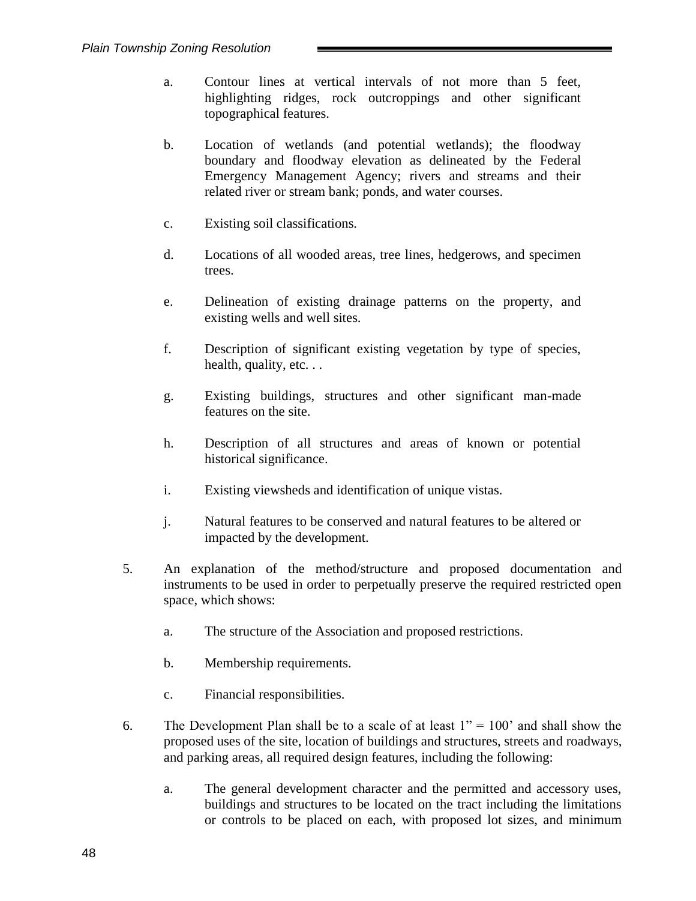a. Contour lines at vertical intervals of not more than 5 feet, highlighting ridges, rock outcroppings and other significant topographical features.

b. Location of wetlands (and potential wetlands); the floodway boundary and floodway elevation as delineated by the Federal Emergency Management Agency; rivers and streams and their related river or stream bank; ponds, and water courses.

c. Existing soil classifications.

d. Locations of all wooded areas, tree lines, hedgerows, and specimen trees.

e. Delineation of existing drainage patterns on the property, and existing wells and well sites.

f. Description of significant existing vegetation by type of species, health, quality, etc. . .

g. Existing buildings, structures and other significant man-made features on the site.

h. Description of all structures and areas of known or potential historical significance.

i. Existing viewsheds and identification of unique vistas.

j. Natural features to be conserved and natural features to be altered or impacted by the development.

5. An explanation of the method/structure and proposed documentation and instruments to be used in order to perpetually preserve the required restricted open space, which shows:

   a. The structure of the Association and proposed restrictions.

   b. Membership requirements.

   c. Financial responsibilities.

6. The Development Plan shall be to a scale of at least 1" = 100' and shall show the proposed uses of the site, location of buildings and structures, streets and roadways, and parking areas, all required design features, including the following:

   a. The general development character and the permitted and accessory uses, buildings and structures to be located on the tract including the limitations or controls to be placed on each, with proposed lot sizes, and minimum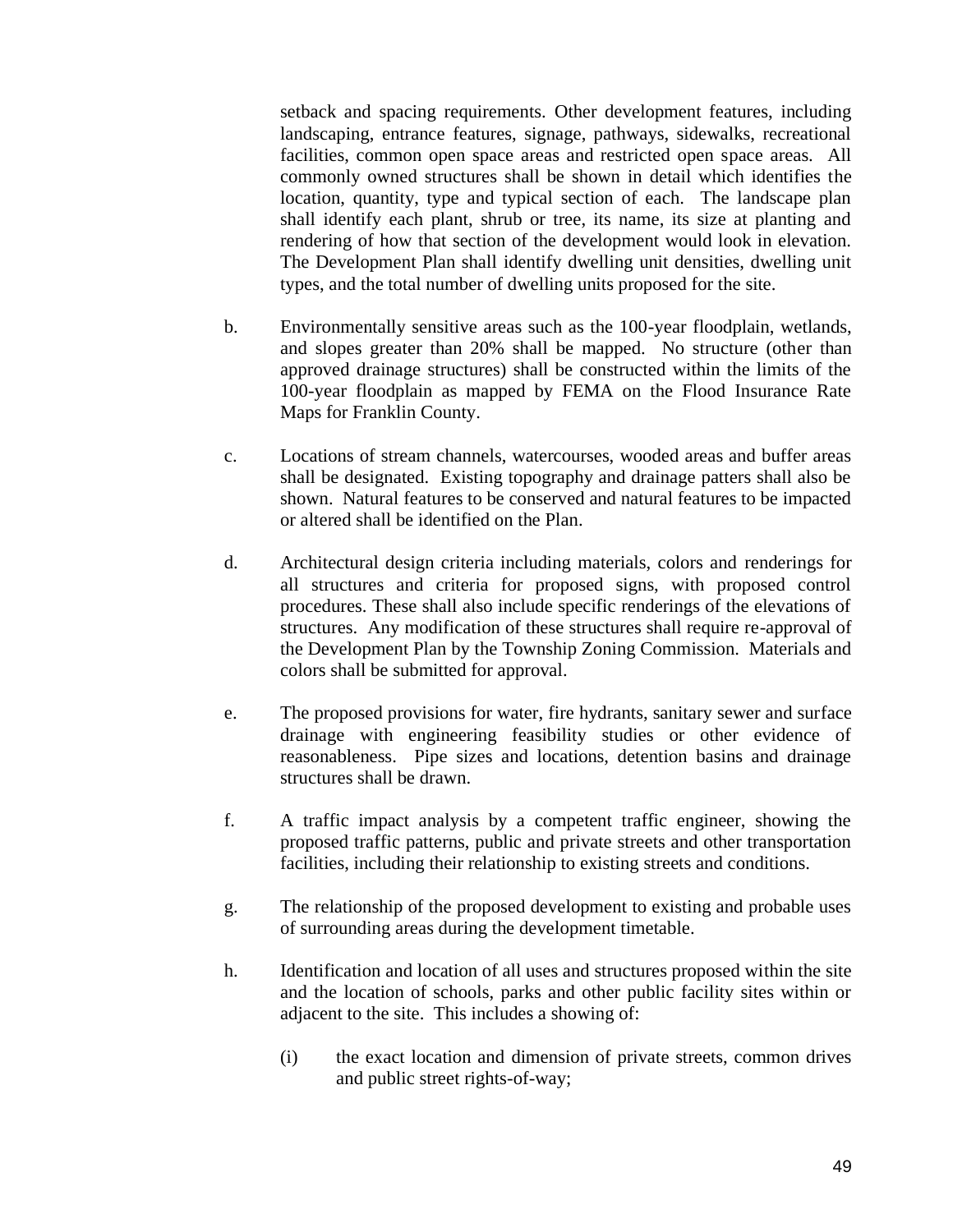setback and spacing requirements. Other development features, including landscaping, entrance features, signage, pathways, sidewalks, recreational facilities, common open space areas and restricted open space areas. All commonly owned structures shall be shown in detail which identifies the location, quantity, type and typical section of each. The landscape plan shall identify each plant, shrub or tree, its name, its size at planting and rendering of how that section of the development would look in elevation. The Development Plan shall identify dwelling unit densities, dwelling unit types, and the total number of dwelling units proposed for the site.

b. Environmentally sensitive areas such as the 100-year floodplain, wetlands, and slopes greater than 20% shall be mapped. No structure (other than approved drainage structures) shall be constructed within the limits of the 100-year floodplain as mapped by FEMA on the Flood Insurance Rate Maps for Franklin County.

c. Locations of stream channels, watercourses, wooded areas and buffer areas shall be designated. Existing topography and drainage patters shall also be shown. Natural features to be conserved and natural features to be impacted or altered shall be identified on the Plan.

d. Architectural design criteria including materials, colors and renderings for all structures and criteria for proposed signs, with proposed control procedures. These shall also include specific renderings of the elevations of structures. Any modification of these structures shall require re-approval of the Development Plan by the Township Zoning Commission. Materials and colors shall be submitted for approval.

e. The proposed provisions for water, fire hydrants, sanitary sewer and surface drainage with engineering feasibility studies or other evidence of reasonableness. Pipe sizes and locations, detention basins and drainage structures shall be drawn.

f. A traffic impact analysis by a competent traffic engineer, showing the proposed traffic patterns, public and private streets and other transportation facilities, including their relationship to existing streets and conditions.

g. The relationship of the proposed development to existing and probable uses of surrounding areas during the development timetable.

h. Identification and location of all uses and structures proposed within the site and the location of schools, parks and other public facility sites within or adjacent to the site. This includes a showing of:

   (i) the exact location and dimension of private streets, common drives and public street rights-of-way;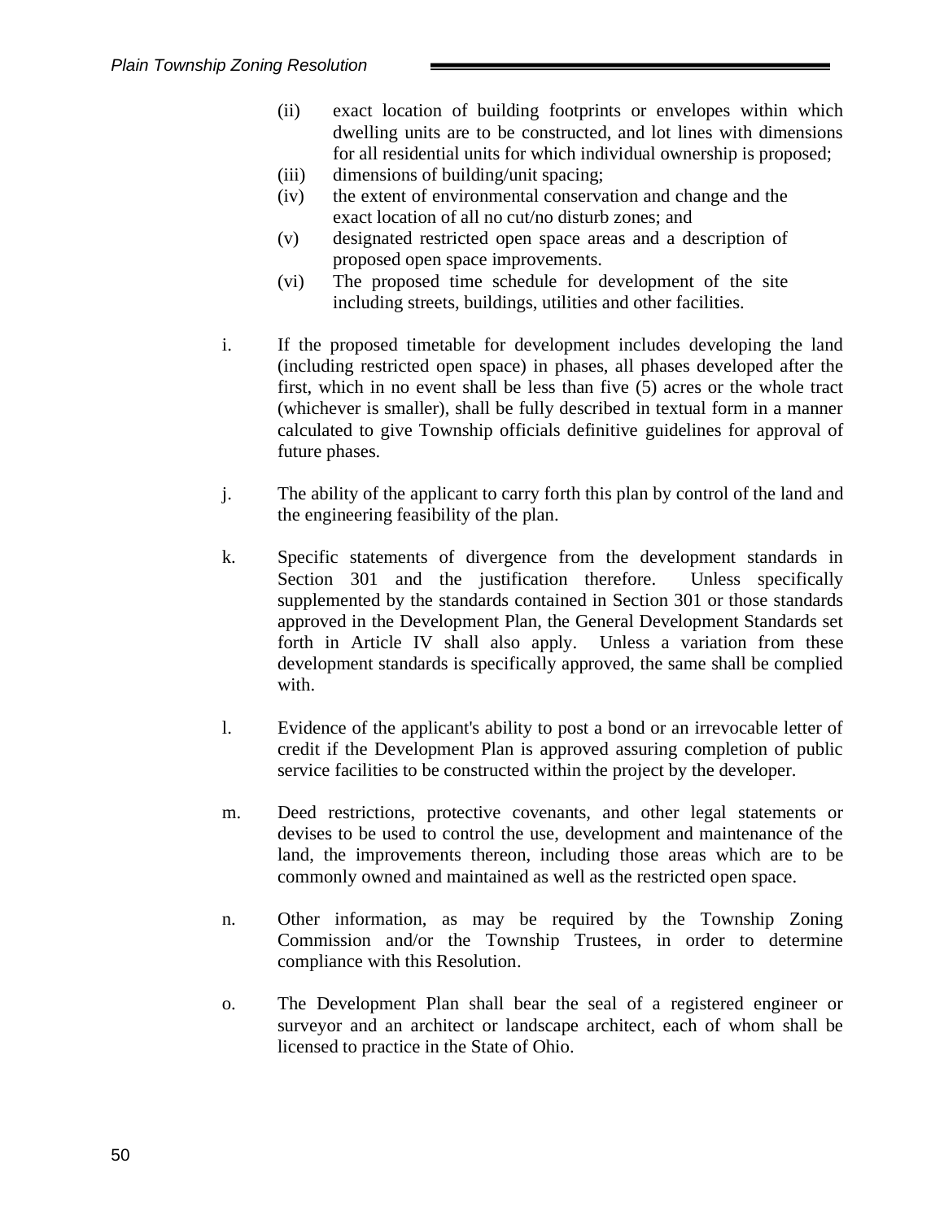(ii) exact location of building footprints or envelopes within which dwelling units are to be constructed, and lot lines with dimensions for all residential units for which individual ownership is proposed;

(iii) dimensions of building/unit spacing;

(iv) the extent of environmental conservation and change and the exact location of all no cut/no disturb zones; and

(v) designated restricted open space areas and a description of proposed open space improvements.

(vi) The proposed time schedule for development of the site including streets, buildings, utilities and other facilities.

i. If the proposed timetable for development includes developing the land (including restricted open space) in phases, all phases developed after the first, which in no event shall be less than five (5) acres or the whole tract (whichever is smaller), shall be fully described in textual form in a manner calculated to give Township officials definitive guidelines for approval of future phases.

j. The ability of the applicant to carry forth this plan by control of the land and the engineering feasibility of the plan.

k. Specific statements of divergence from the development standards in Section 301 and the justification therefore. Unless specifically supplemented by the standards contained in Section 301 or those standards approved in the Development Plan, the General Development Standards set forth in Article IV shall also apply. Unless a variation from these development standards is specifically approved, the same shall be complied with.

l. Evidence of the applicant's ability to post a bond or an irrevocable letter of credit if the Development Plan is approved assuring completion of public service facilities to be constructed within the project by the developer.

m. Deed restrictions, protective covenants, and other legal statements or devises to be used to control the use, development and maintenance of the land, the improvements thereon, including those areas which are to be commonly owned and maintained as well as the restricted open space.

n. Other information, as may be required by the Township Zoning Commission and/or the Township Trustees, in order to determine compliance with this Resolution.

o. The Development Plan shall bear the seal of a registered engineer or surveyor and an architect or landscape architect, each of whom shall be licensed to practice in the State of Ohio.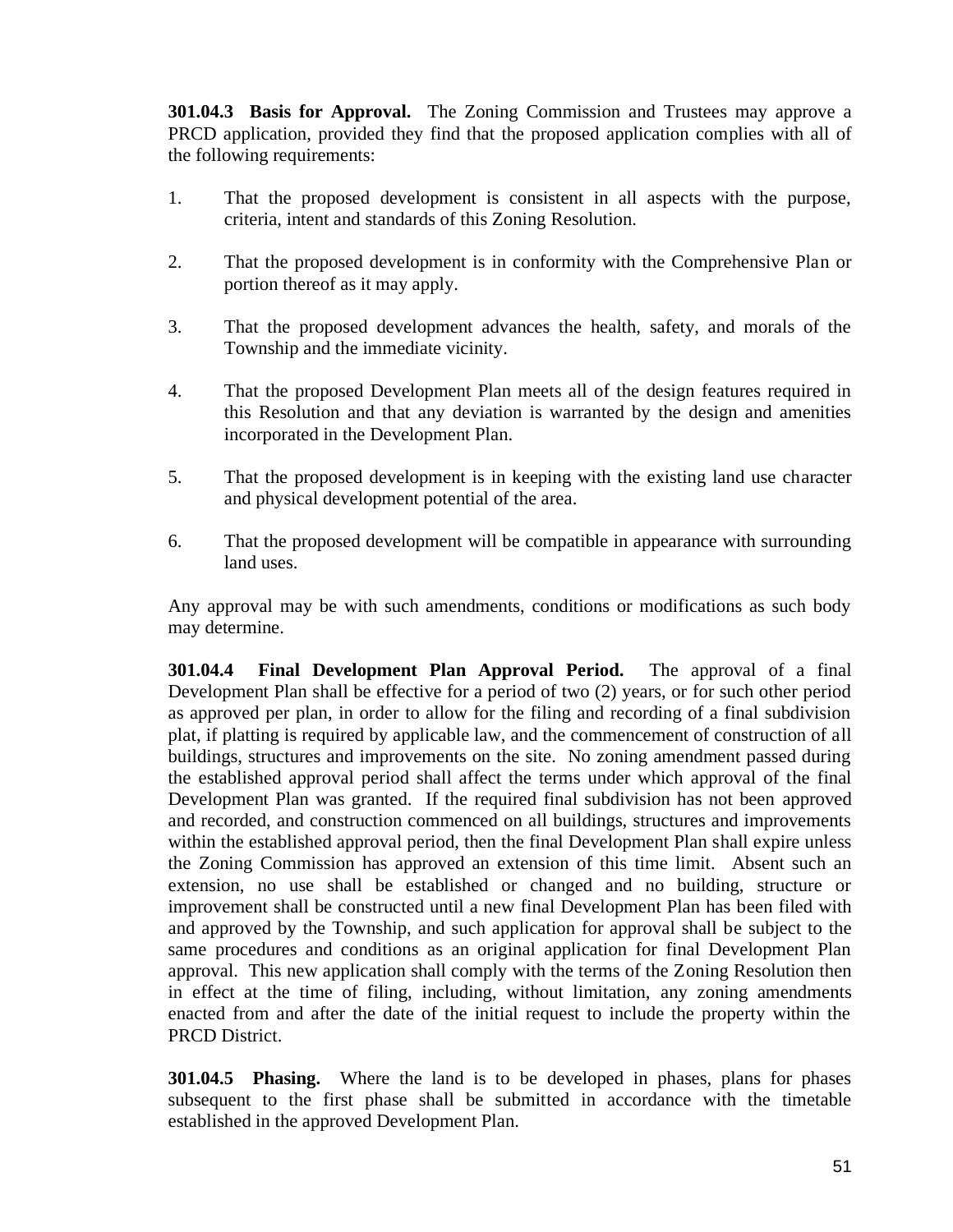**301.04.3 Basis for Approval.** The Zoning Commission and Trustees may approve a PRCD application, provided they find that the proposed application complies with all of the following requirements:

1. That the proposed development is consistent in all aspects with the purpose, criteria, intent and standards of this Zoning Resolution.

2. That the proposed development is in conformity with the Comprehensive Plan or portion thereof as it may apply.

3. That the proposed development advances the health, safety, and morals of the Township and the immediate vicinity.

4. That the proposed Development Plan meets all of the design features required in this Resolution and that any deviation is warranted by the design and amenities incorporated in the Development Plan.

5. That the proposed development is in keeping with the existing land use character and physical development potential of the area.

6. That the proposed development will be compatible in appearance with surrounding land uses.

Any approval may be with such amendments, conditions or modifications as such body may determine.

**301.04.4 Final Development Plan Approval Period.** The approval of a final Development Plan shall be effective for a period of two (2) years, or for such other period as approved per plan, in order to allow for the filing and recording of a final subdivision plat, if platting is required by applicable law, and the commencement of construction of all buildings, structures and improvements on the site. No zoning amendment passed during the established approval period shall affect the terms under which approval of the final Development Plan was granted. If the required final subdivision has not been approved and recorded, and construction commenced on all buildings, structures and improvements within the established approval period, then the final Development Plan shall expire unless the Zoning Commission has approved an extension of this time limit. Absent such an extension, no use shall be established or changed and no building, structure or improvement shall be constructed until a new final Development Plan has been filed with and approved by the Township, and such application for approval shall be subject to the same procedures and conditions as an original application for final Development Plan approval. This new application shall comply with the terms of the Zoning Resolution then in effect at the time of filing, including, without limitation, any zoning amendments enacted from and after the date of the initial request to include the property within the PRCD District.

**301.04.5 Phasing.** Where the land is to be developed in phases, plans for phases subsequent to the first phase shall be submitted in accordance with the timetable established in the approved Development Plan.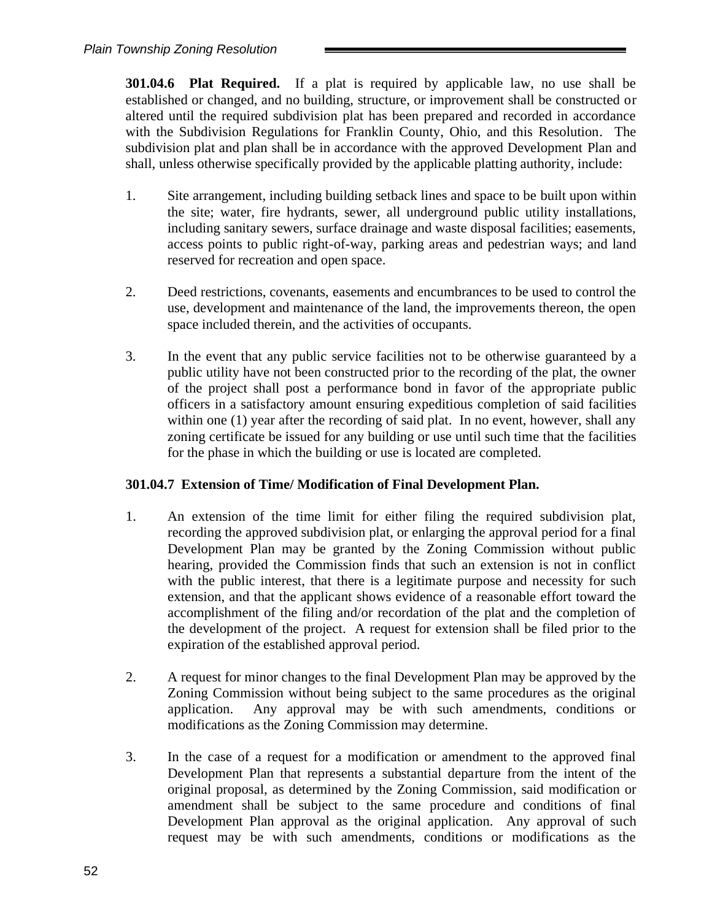**301.04.6 Plat Required.** If a plat is required by applicable law, no use shall be established or changed, and no building, structure, or improvement shall be constructed or altered until the required subdivision plat has been prepared and recorded in accordance with the Subdivision Regulations for Franklin County, Ohio, and this Resolution. The subdivision plat and plan shall be in accordance with the approved Development Plan and shall, unless otherwise specifically provided by the applicable platting authority, include:

1. Site arrangement, including building setback lines and space to be built upon within the site; water, fire hydrants, sewer, all underground public utility installations, including sanitary sewers, surface drainage and waste disposal facilities; easements, access points to public right-of-way, parking areas and pedestrian ways; and land reserved for recreation and open space.

2. Deed restrictions, covenants, easements and encumbrances to be used to control the use, development and maintenance of the land, the improvements thereon, the open space included therein, and the activities of occupants.

3. In the event that any public service facilities not to be otherwise guaranteed by a public utility have not been constructed prior to the recording of the plat, the owner of the project shall post a performance bond in favor of the appropriate public officers in a satisfactory amount ensuring expeditious completion of said facilities within one (1) year after the recording of said plat. In no event, however, shall any zoning certificate be issued for any building or use until such time that the facilities for the phase in which the building or use is located are completed.

**301.04.7 Extension of Time/ Modification of Final Development Plan.**

1. An extension of the time limit for either filing the required subdivision plat, recording the approved subdivision plat, or enlarging the approval period for a final Development Plan may be granted by the Zoning Commission without public hearing, provided the Commission finds that such an extension is not in conflict with the public interest, that there is a legitimate purpose and necessity for such extension, and that the applicant shows evidence of a reasonable effort toward the accomplishment of the filing and/or recordation of the plat and the completion of the development of the project. A request for extension shall be filed prior to the expiration of the established approval period.

2. A request for minor changes to the final Development Plan may be approved by the Zoning Commission without being subject to the same procedures as the original application. Any approval may be with such amendments, conditions or modifications as the Zoning Commission may determine.

3. In the case of a request for a modification or amendment to the approved final Development Plan that represents a substantial departure from the intent of the original proposal, as determined by the Zoning Commission, said modification or amendment shall be subject to the same procedure and conditions of final Development Plan approval as the original application. Any approval of such request may be with such amendments, conditions or modifications as the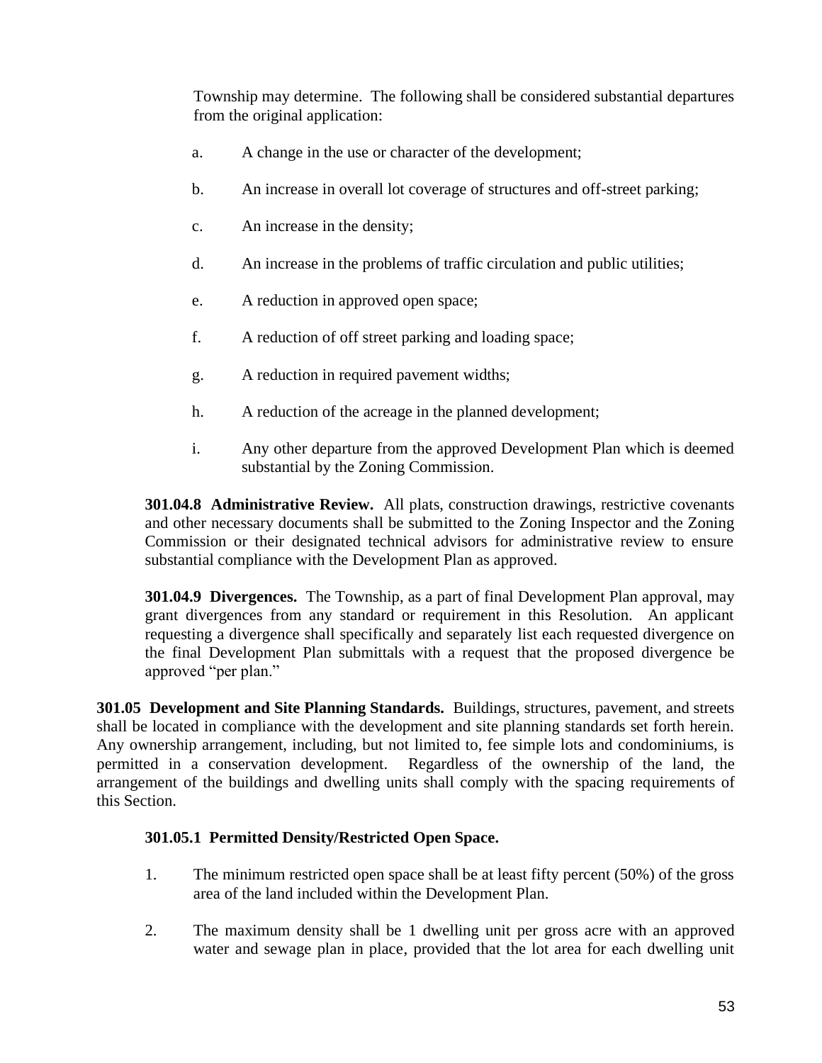Township may determine. The following shall be considered substantial departures from the original application:

a. A change in the use or character of the development;

b. An increase in overall lot coverage of structures and off-street parking;

c. An increase in the density;

d. An increase in the problems of traffic circulation and public utilities;

e. A reduction in approved open space;

f. A reduction of off street parking and loading space;

g. A reduction in required pavement widths;

h. A reduction of the acreage in the planned development;

i. Any other departure from the approved Development Plan which is deemed substantial by the Zoning Commission.

**301.04.8 Administrative Review.** All plats, construction drawings, restrictive covenants and other necessary documents shall be submitted to the Zoning Inspector and the Zoning Commission or their designated technical advisors for administrative review to ensure substantial compliance with the Development Plan as approved.

**301.04.9 Divergences.** The Township, as a part of final Development Plan approval, may grant divergences from any standard or requirement in this Resolution. An applicant requesting a divergence shall specifically and separately list each requested divergence on the final Development Plan submittals with a request that the proposed divergence be approved "per plan."

**301.05 Development and Site Planning Standards.** Buildings, structures, pavement, and streets shall be located in compliance with the development and site planning standards set forth herein. Any ownership arrangement, including, but not limited to, fee simple lots and condominiums, is permitted in a conservation development. Regardless of the ownership of the land, the arrangement of the buildings and dwelling units shall comply with the spacing requirements of this Section.

**301.05.1 Permitted Density/Restricted Open Space.**

1. The minimum restricted open space shall be at least fifty percent (50%) of the gross area of the land included within the Development Plan.

2. The maximum density shall be 1 dwelling unit per gross acre with an approved water and sewage plan in place, provided that the lot area for each dwelling unit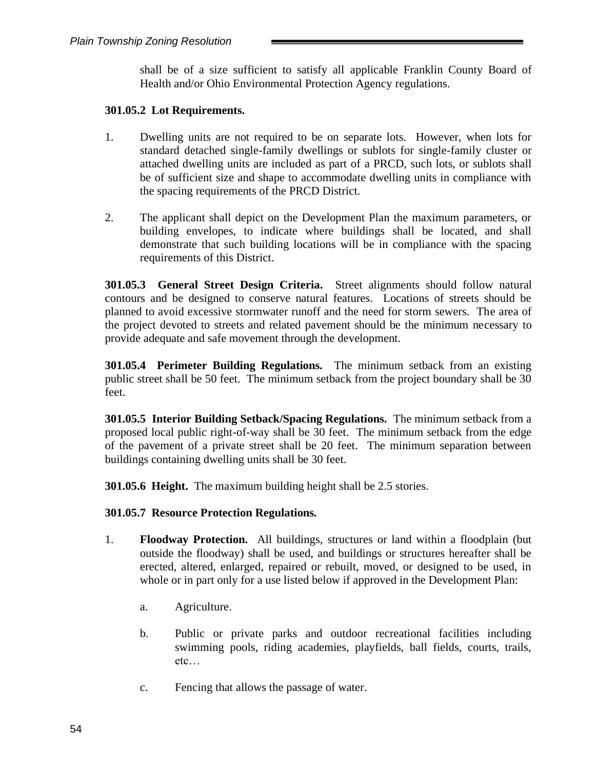shall be of a size sufficient to satisfy all applicable Franklin County Board of Health and/or Ohio Environmental Protection Agency regulations.

**301.05.2 Lot Requirements.**

1. Dwelling units are not required to be on separate lots. However, when lots for standard detached single-family dwellings or sublots for single-family cluster or attached dwelling units are included as part of a PRCD, such lots, or sublots shall be of sufficient size and shape to accommodate dwelling units in compliance with the spacing requirements of the PRCD District.

2. The applicant shall depict on the Development Plan the maximum parameters, or building envelopes, to indicate where buildings shall be located, and shall demonstrate that such building locations will be in compliance with the spacing requirements of this District.

**301.05.3 General Street Design Criteria.** Street alignments should follow natural contours and be designed to conserve natural features. Locations of streets should be planned to avoid excessive stormwater runoff and the need for storm sewers. The area of the project devoted to streets and related pavement should be the minimum necessary to provide adequate and safe movement through the development.

**301.05.4 Perimeter Building Regulations.** The minimum setback from an existing public street shall be 50 feet. The minimum setback from the project boundary shall be 30 feet.

**301.05.5 Interior Building Setback/Spacing Regulations.** The minimum setback from a proposed local public right-of-way shall be 30 feet. The minimum setback from the edge of the pavement of a private street shall be 20 feet. The minimum separation between buildings containing dwelling units shall be 30 feet.

**301.05.6 Height.** The maximum building height shall be 2.5 stories.

**301.05.7 Resource Protection Regulations.**

1. **Floodway Protection.** All buildings, structures or land within a floodplain (but outside the floodway) shall be used, and buildings or structures hereafter shall be erected, altered, enlarged, repaired or rebuilt, moved, or designed to be used, in whole or in part only for a use listed below if approved in the Development Plan:

   a. Agriculture.

   b. Public or private parks and outdoor recreational facilities including swimming pools, riding academies, playfields, ball fields, courts, trails, etc…

   c. Fencing that allows the passage of water.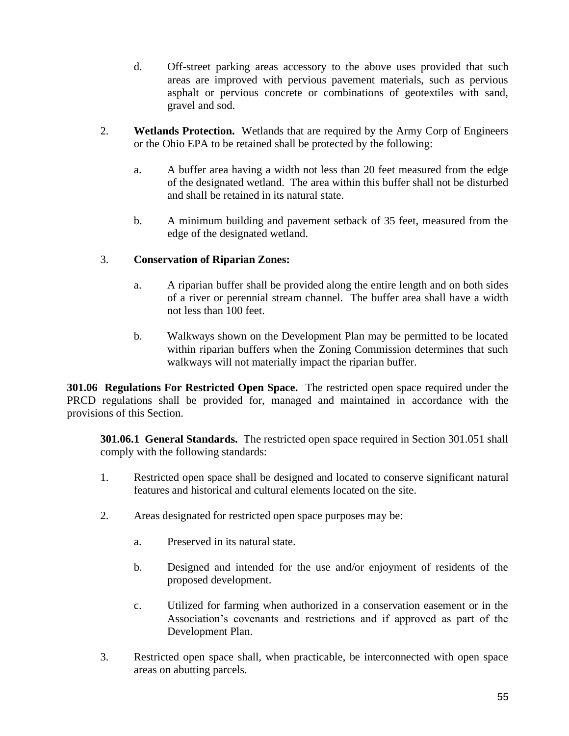d. Off-street parking areas accessory to the above uses provided that such areas are improved with pervious pavement materials, such as pervious asphalt or pervious concrete or combinations of geotextiles with sand, gravel and sod.

2. **Wetlands Protection.** Wetlands that are required by the Army Corp of Engineers or the Ohio EPA to be retained shall be protected by the following:

   a. A buffer area having a width not less than 20 feet measured from the edge of the designated wetland. The area within this buffer shall not be disturbed and shall be retained in its natural state.

   b. A minimum building and pavement setback of 35 feet, measured from the edge of the designated wetland.

3. **Conservation of Riparian Zones:**

   a. A riparian buffer shall be provided along the entire length and on both sides of a river or perennial stream channel. The buffer area shall have a width not less than 100 feet.

   b. Walkways shown on the Development Plan may be permitted to be located within riparian buffers when the Zoning Commission determines that such walkways will not materially impact the riparian buffer.

**301.06 Regulations For Restricted Open Space.** The restricted open space required under the PRCD regulations shall be provided for, managed and maintained in accordance with the provisions of this Section.

**301.06.1 General Standards.** The restricted open space required in Section 301.051 shall comply with the following standards:

1. Restricted open space shall be designed and located to conserve significant natural features and historical and cultural elements located on the site.

2. Areas designated for restricted open space purposes may be:

   a. Preserved in its natural state.

   b. Designed and intended for the use and/or enjoyment of residents of the proposed development.

   c. Utilized for farming when authorized in a conservation easement or in the Association's covenants and restrictions and if approved as part of the Development Plan.

3. Restricted open space shall, when practicable, be interconnected with open space areas on abutting parcels.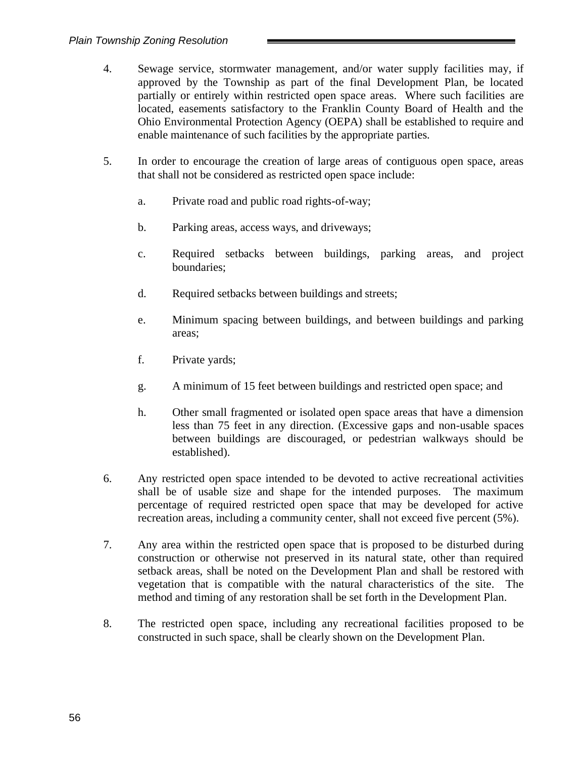4. Sewage service, stormwater management, and/or water supply facilities may, if approved by the Township as part of the final Development Plan, be located partially or entirely within restricted open space areas. Where such facilities are located, easements satisfactory to the Franklin County Board of Health and the Ohio Environmental Protection Agency (OEPA) shall be established to require and enable maintenance of such facilities by the appropriate parties.

5. In order to encourage the creation of large areas of contiguous open space, areas that shall not be considered as restricted open space include:

   a. Private road and public road rights-of-way;

   b. Parking areas, access ways, and driveways;

   c. Required setbacks between buildings, parking areas, and project boundaries;

   d. Required setbacks between buildings and streets;

   e. Minimum spacing between buildings, and between buildings and parking areas;

   f. Private yards;

   g. A minimum of 15 feet between buildings and restricted open space; and

   h. Other small fragmented or isolated open space areas that have a dimension less than 75 feet in any direction. (Excessive gaps and non-usable spaces between buildings are discouraged, or pedestrian walkways should be established).

6. Any restricted open space intended to be devoted to active recreational activities shall be of usable size and shape for the intended purposes. The maximum percentage of required restricted open space that may be developed for active recreation areas, including a community center, shall not exceed five percent (5%).

7. Any area within the restricted open space that is proposed to be disturbed during construction or otherwise not preserved in its natural state, other than required setback areas, shall be noted on the Development Plan and shall be restored with vegetation that is compatible with the natural characteristics of the site. The method and timing of any restoration shall be set forth in the Development Plan.

8. The restricted open space, including any recreational facilities proposed to be constructed in such space, shall be clearly shown on the Development Plan.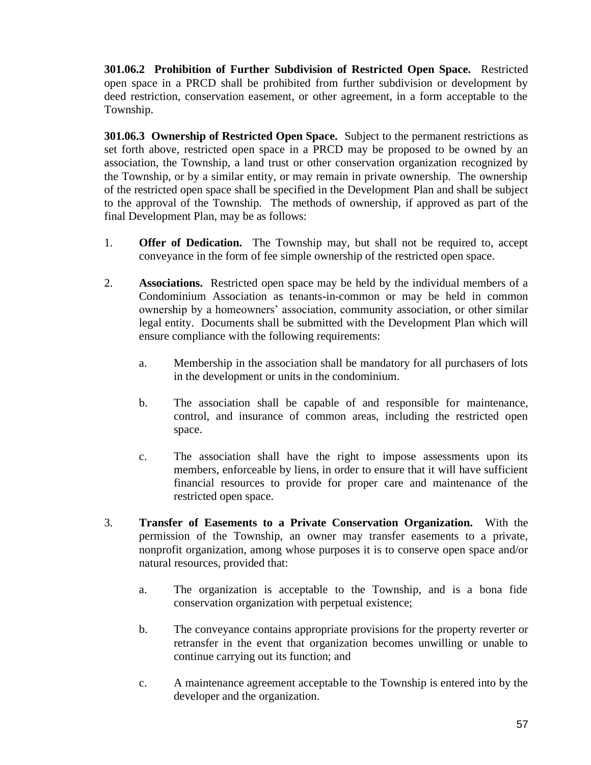**301.06.2 Prohibition of Further Subdivision of Restricted Open Space.** Restricted open space in a PRCD shall be prohibited from further subdivision or development by deed restriction, conservation easement, or other agreement, in a form acceptable to the Township.

**301.06.3 Ownership of Restricted Open Space.** Subject to the permanent restrictions as set forth above, restricted open space in a PRCD may be proposed to be owned by an association, the Township, a land trust or other conservation organization recognized by the Township, or by a similar entity, or may remain in private ownership. The ownership of the restricted open space shall be specified in the Development Plan and shall be subject to the approval of the Township. The methods of ownership, if approved as part of the final Development Plan, may be as follows:

1. **Offer of Dedication.** The Township may, but shall not be required to, accept conveyance in the form of fee simple ownership of the restricted open space.

2. **Associations.** Restricted open space may be held by the individual members of a Condominium Association as tenants-in-common or may be held in common ownership by a homeowners' association, community association, or other similar legal entity. Documents shall be submitted with the Development Plan which will ensure compliance with the following requirements:

   a. Membership in the association shall be mandatory for all purchasers of lots in the development or units in the condominium.

   b. The association shall be capable of and responsible for maintenance, control, and insurance of common areas, including the restricted open space.

   c. The association shall have the right to impose assessments upon its members, enforceable by liens, in order to ensure that it will have sufficient financial resources to provide for proper care and maintenance of the restricted open space.

3. **Transfer of Easements to a Private Conservation Organization.** With the permission of the Township, an owner may transfer easements to a private, nonprofit organization, among whose purposes it is to conserve open space and/or natural resources, provided that:

   a. The organization is acceptable to the Township, and is a bona fide conservation organization with perpetual existence;

   b. The conveyance contains appropriate provisions for the property reverter or retransfer in the event that organization becomes unwilling or unable to continue carrying out its function; and

   c. A maintenance agreement acceptable to the Township is entered into by the developer and the organization.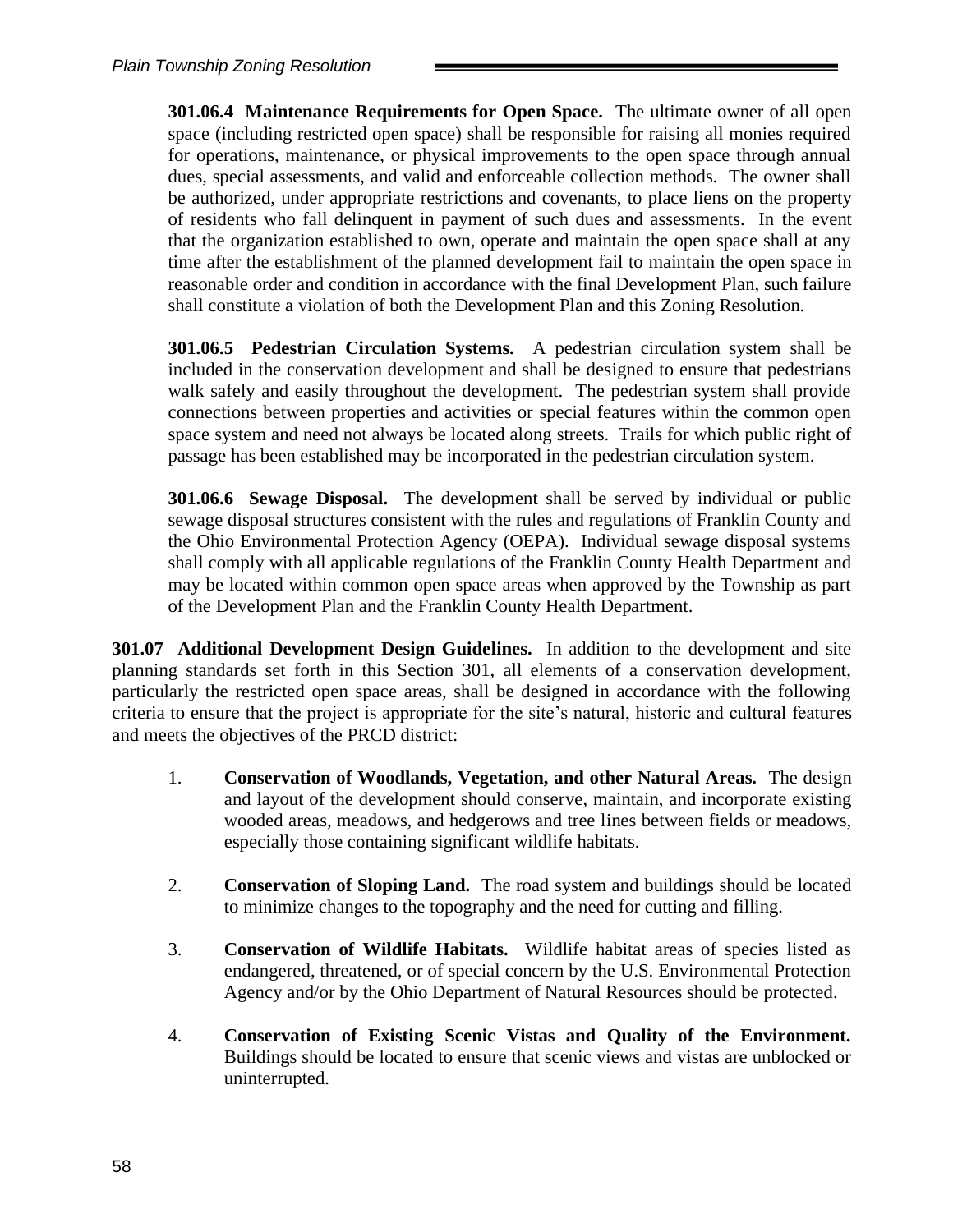**301.06.4 Maintenance Requirements for Open Space.** The ultimate owner of all open space (including restricted open space) shall be responsible for raising all monies required for operations, maintenance, or physical improvements to the open space through annual dues, special assessments, and valid and enforceable collection methods. The owner shall be authorized, under appropriate restrictions and covenants, to place liens on the property of residents who fall delinquent in payment of such dues and assessments. In the event that the organization established to own, operate and maintain the open space shall at any time after the establishment of the planned development fail to maintain the open space in reasonable order and condition in accordance with the final Development Plan, such failure shall constitute a violation of both the Development Plan and this Zoning Resolution.

**301.06.5 Pedestrian Circulation Systems.** A pedestrian circulation system shall be included in the conservation development and shall be designed to ensure that pedestrians walk safely and easily throughout the development. The pedestrian system shall provide connections between properties and activities or special features within the common open space system and need not always be located along streets. Trails for which public right of passage has been established may be incorporated in the pedestrian circulation system.

**301.06.6 Sewage Disposal.** The development shall be served by individual or public sewage disposal structures consistent with the rules and regulations of Franklin County and the Ohio Environmental Protection Agency (OEPA). Individual sewage disposal systems shall comply with all applicable regulations of the Franklin County Health Department and may be located within common open space areas when approved by the Township as part of the Development Plan and the Franklin County Health Department.

**301.07 Additional Development Design Guidelines.** In addition to the development and site planning standards set forth in this Section 301, all elements of a conservation development, particularly the restricted open space areas, shall be designed in accordance with the following criteria to ensure that the project is appropriate for the site's natural, historic and cultural features and meets the objectives of the PRCD district:

1. **Conservation of Woodlands, Vegetation, and other Natural Areas.** The design and layout of the development should conserve, maintain, and incorporate existing wooded areas, meadows, and hedgerows and tree lines between fields or meadows, especially those containing significant wildlife habitats.

2. **Conservation of Sloping Land.** The road system and buildings should be located to minimize changes to the topography and the need for cutting and filling.

3. **Conservation of Wildlife Habitats.** Wildlife habitat areas of species listed as endangered, threatened, or of special concern by the U.S. Environmental Protection Agency and/or by the Ohio Department of Natural Resources should be protected.

4. **Conservation of Existing Scenic Vistas and Quality of the Environment.** Buildings should be located to ensure that scenic views and vistas are unblocked or uninterrupted.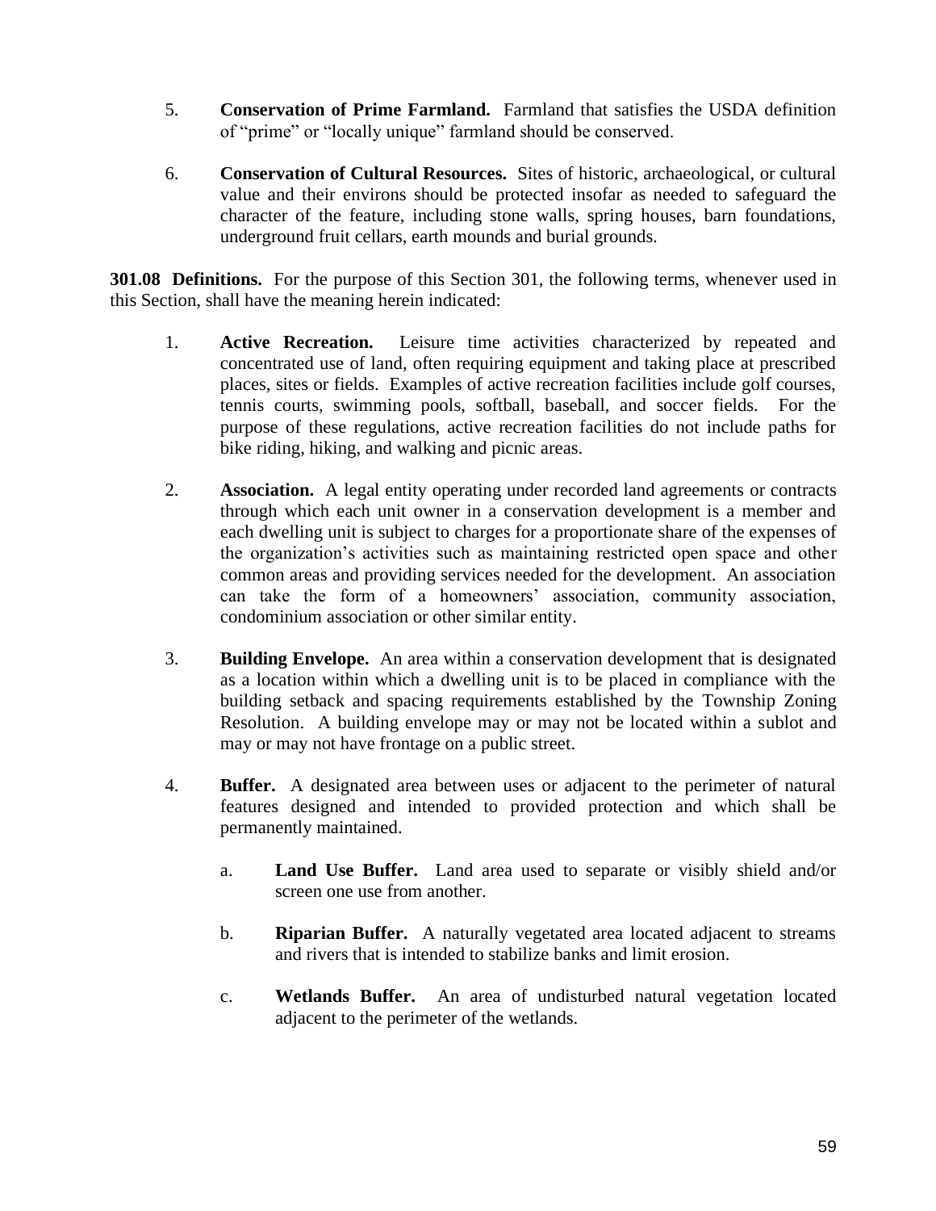5. **Conservation of Prime Farmland.** Farmland that satisfies the USDA definition of "prime" or "locally unique" farmland should be conserved.

6. **Conservation of Cultural Resources.** Sites of historic, archaeological, or cultural value and their environs should be protected insofar as needed to safeguard the character of the feature, including stone walls, spring houses, barn foundations, underground fruit cellars, earth mounds and burial grounds.

**301.08 Definitions.** For the purpose of this Section 301, the following terms, whenever used in this Section, shall have the meaning herein indicated:

1. **Active Recreation.** Leisure time activities characterized by repeated and concentrated use of land, often requiring equipment and taking place at prescribed places, sites or fields. Examples of active recreation facilities include golf courses, tennis courts, swimming pools, softball, baseball, and soccer fields. For the purpose of these regulations, active recreation facilities do not include paths for bike riding, hiking, and walking and picnic areas.

2. **Association.** A legal entity operating under recorded land agreements or contracts through which each unit owner in a conservation development is a member and each dwelling unit is subject to charges for a proportionate share of the expenses of the organization's activities such as maintaining restricted open space and other common areas and providing services needed for the development. An association can take the form of a homeowners' association, community association, condominium association or other similar entity.

3. **Building Envelope.** An area within a conservation development that is designated as a location within which a dwelling unit is to be placed in compliance with the building setback and spacing requirements established by the Township Zoning Resolution. A building envelope may or may not be located within a sublot and may or may not have frontage on a public street.

4. **Buffer.** A designated area between uses or adjacent to the perimeter of natural features designed and intended to provided protection and which shall be permanently maintained.

   a. **Land Use Buffer.** Land area used to separate or visibly shield and/or screen one use from another.

   b. **Riparian Buffer.** A naturally vegetated area located adjacent to streams and rivers that is intended to stabilize banks and limit erosion.

   c. **Wetlands Buffer.** An area of undisturbed natural vegetation located adjacent to the perimeter of the wetlands.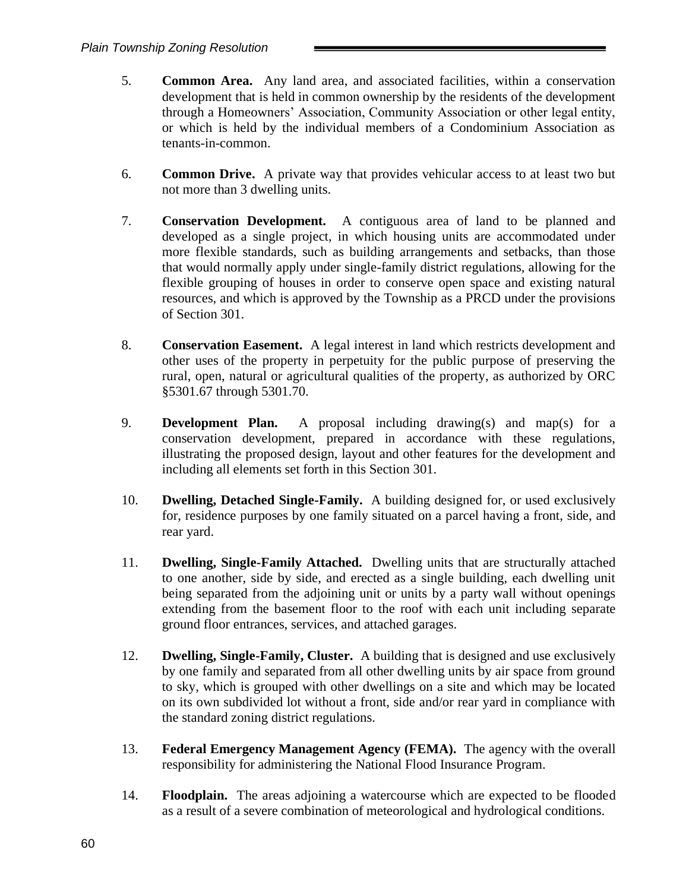5. **Common Area.** Any land area, and associated facilities, within a conservation development that is held in common ownership by the residents of the development through a Homeowners' Association, Community Association or other legal entity, or which is held by the individual members of a Condominium Association as tenants-in-common.

6. **Common Drive.** A private way that provides vehicular access to at least two but not more than 3 dwelling units.

7. **Conservation Development.** A contiguous area of land to be planned and developed as a single project, in which housing units are accommodated under more flexible standards, such as building arrangements and setbacks, than those that would normally apply under single-family district regulations, allowing for the flexible grouping of houses in order to conserve open space and existing natural resources, and which is approved by the Township as a PRCD under the provisions of Section 301.

8. **Conservation Easement.** A legal interest in land which restricts development and other uses of the property in perpetuity for the public purpose of preserving the rural, open, natural or agricultural qualities of the property, as authorized by ORC §5301.67 through 5301.70.

9. **Development Plan.** A proposal including drawing(s) and map(s) for a conservation development, prepared in accordance with these regulations, illustrating the proposed design, layout and other features for the development and including all elements set forth in this Section 301.

10. **Dwelling, Detached Single-Family.** A building designed for, or used exclusively for, residence purposes by one family situated on a parcel having a front, side, and rear yard.

11. **Dwelling, Single-Family Attached.** Dwelling units that are structurally attached to one another, side by side, and erected as a single building, each dwelling unit being separated from the adjoining unit or units by a party wall without openings extending from the basement floor to the roof with each unit including separate ground floor entrances, services, and attached garages.

12. **Dwelling, Single-Family, Cluster.** A building that is designed and use exclusively by one family and separated from all other dwelling units by air space from ground to sky, which is grouped with other dwellings on a site and which may be located on its own subdivided lot without a front, side and/or rear yard in compliance with the standard zoning district regulations.

13. **Federal Emergency Management Agency (FEMA).** The agency with the overall responsibility for administering the National Flood Insurance Program.

14. **Floodplain.** The areas adjoining a watercourse which are expected to be flooded as a result of a severe combination of meteorological and hydrological conditions.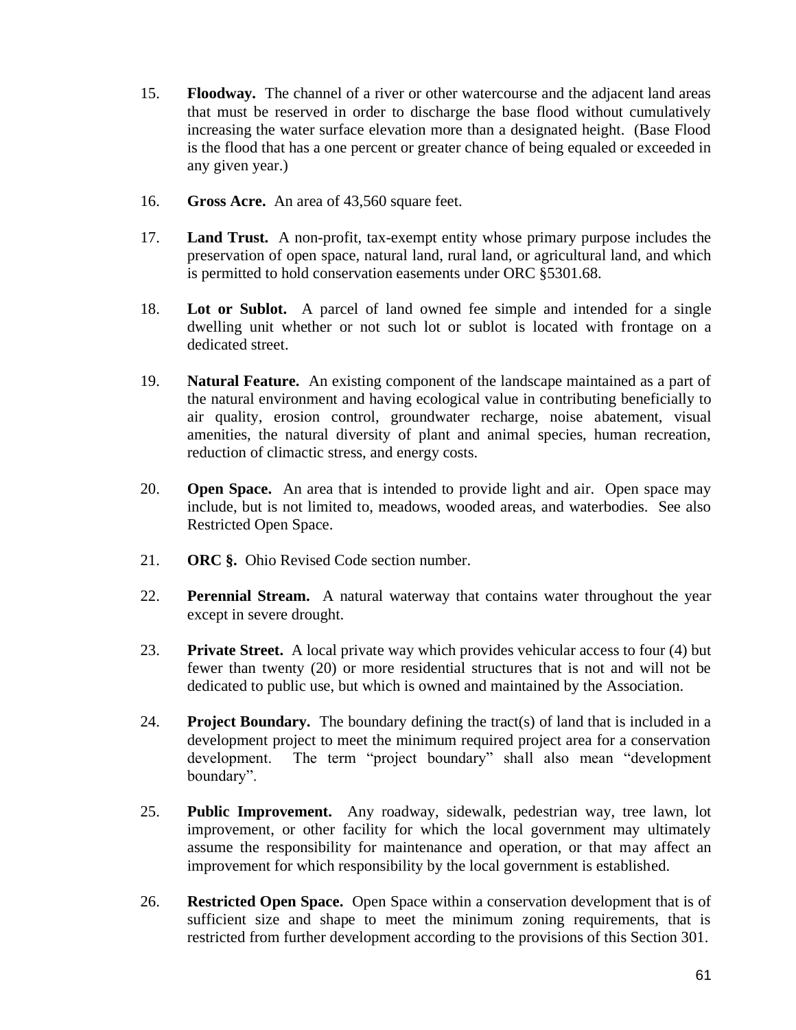15. **Floodway.** The channel of a river or other watercourse and the adjacent land areas that must be reserved in order to discharge the base flood without cumulatively increasing the water surface elevation more than a designated height. (Base Flood is the flood that has a one percent or greater chance of being equaled or exceeded in any given year.)

16. **Gross Acre.** An area of 43,560 square feet.

17. **Land Trust.** A non-profit, tax-exempt entity whose primary purpose includes the preservation of open space, natural land, rural land, or agricultural land, and which is permitted to hold conservation easements under ORC §5301.68.

18. **Lot or Sublot.** A parcel of land owned fee simple and intended for a single dwelling unit whether or not such lot or sublot is located with frontage on a dedicated street.

19. **Natural Feature.** An existing component of the landscape maintained as a part of the natural environment and having ecological value in contributing beneficially to air quality, erosion control, groundwater recharge, noise abatement, visual amenities, the natural diversity of plant and animal species, human recreation, reduction of climactic stress, and energy costs.

20. **Open Space.** An area that is intended to provide light and air. Open space may include, but is not limited to, meadows, wooded areas, and waterbodies. See also Restricted Open Space.

21. **ORC §.** Ohio Revised Code section number.

22. **Perennial Stream.** A natural waterway that contains water throughout the year except in severe drought.

23. **Private Street.** A local private way which provides vehicular access to four (4) but fewer than twenty (20) or more residential structures that is not and will not be dedicated to public use, but which is owned and maintained by the Association.

24. **Project Boundary.** The boundary defining the tract(s) of land that is included in a development project to meet the minimum required project area for a conservation development. The term "project boundary" shall also mean "development boundary".

25. **Public Improvement.** Any roadway, sidewalk, pedestrian way, tree lawn, lot improvement, or other facility for which the local government may ultimately assume the responsibility for maintenance and operation, or that may affect an improvement for which responsibility by the local government is established.

26. **Restricted Open Space.** Open Space within a conservation development that is of sufficient size and shape to meet the minimum zoning requirements, that is restricted from further development according to the provisions of this Section 301.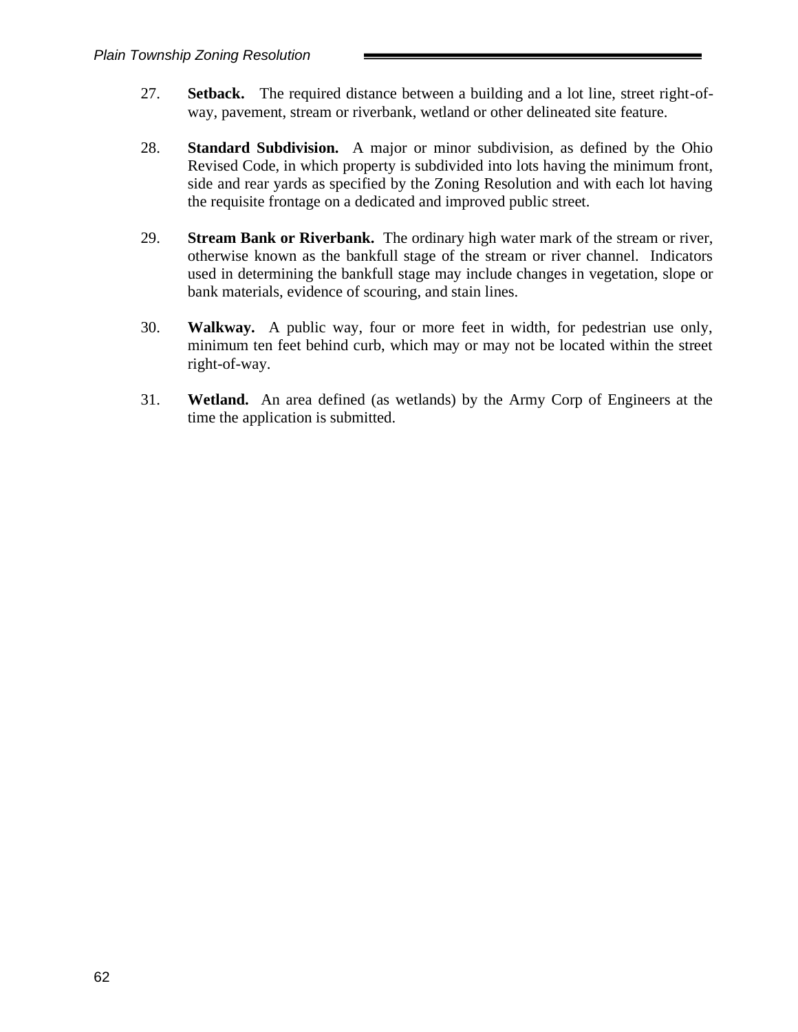27. **Setback.** The required distance between a building and a lot line, street right-of-way, pavement, stream or riverbank, wetland or other delineated site feature.

28. **Standard Subdivision.** A major or minor subdivision, as defined by the Ohio Revised Code, in which property is subdivided into lots having the minimum front, side and rear yards as specified by the Zoning Resolution and with each lot having the requisite frontage on a dedicated and improved public street.

29. **Stream Bank or Riverbank.** The ordinary high water mark of the stream or river, otherwise known as the bankfull stage of the stream or river channel. Indicators used in determining the bankfull stage may include changes in vegetation, slope or bank materials, evidence of scouring, and stain lines.

30. **Walkway.** A public way, four or more feet in width, for pedestrian use only, minimum ten feet behind curb, which may or may not be located within the street right-of-way.

31. **Wetland.** An area defined (as wetlands) by the Army Corp of Engineers at the time the application is submitted.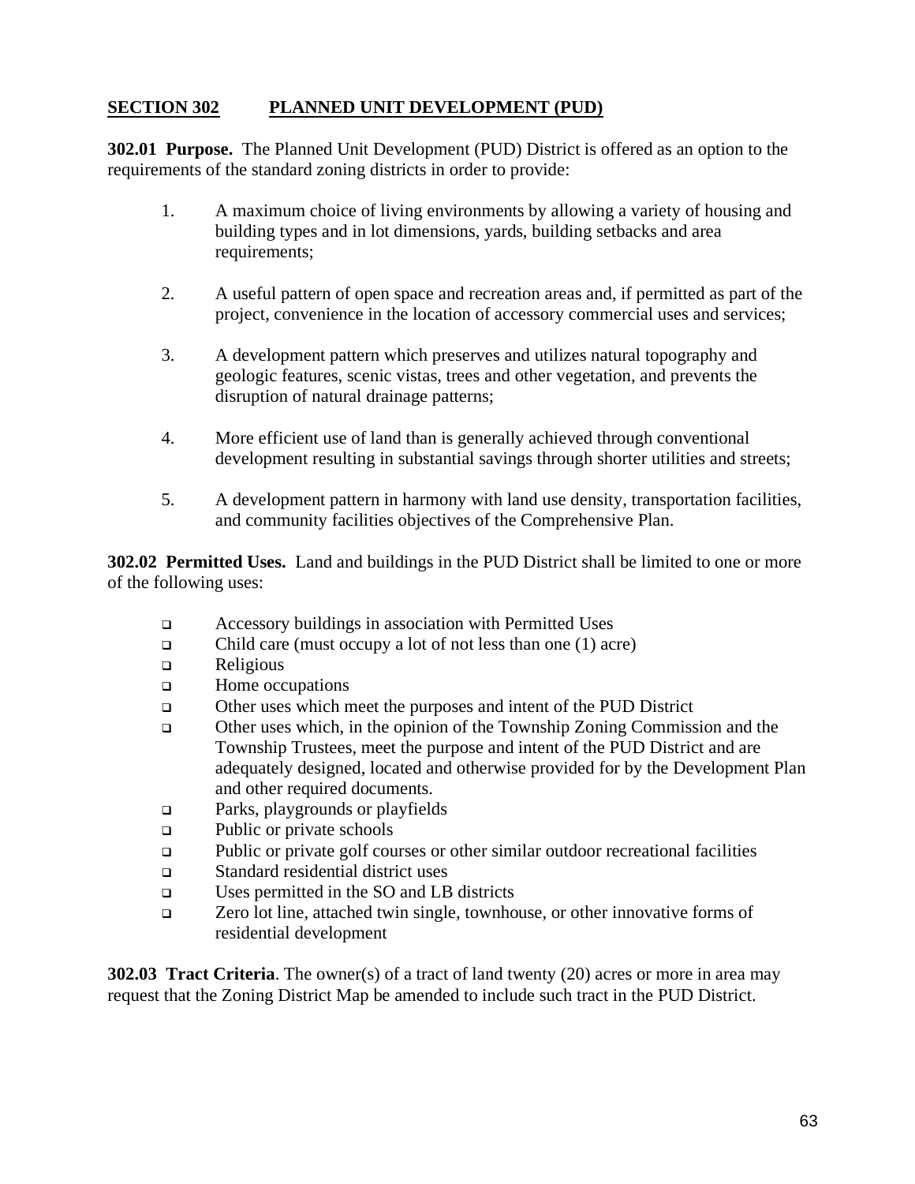## SECTION 302 PLANNED UNIT DEVELOPMENT (PUD)

**302.01 Purpose.** The Planned Unit Development (PUD) District is offered as an option to the requirements of the standard zoning districts in order to provide:

1. A maximum choice of living environments by allowing a variety of housing and building types and in lot dimensions, yards, building setbacks and area requirements;

2. A useful pattern of open space and recreation areas and, if permitted as part of the project, convenience in the location of accessory commercial uses and services;

3. A development pattern which preserves and utilizes natural topography and geologic features, scenic vistas, trees and other vegetation, and prevents the disruption of natural drainage patterns;

4. More efficient use of land than is generally achieved through conventional development resulting in substantial savings through shorter utilities and streets;

5. A development pattern in harmony with land use density, transportation facilities, and community facilities objectives of the Comprehensive Plan.

**302.02 Permitted Uses.** Land and buildings in the PUD District shall be limited to one or more of the following uses:

- Accessory buildings in association with Permitted Uses
- Child care (must occupy a lot of not less than one (1) acre)
- Religious
- Home occupations
- Other uses which meet the purposes and intent of the PUD District
- Other uses which, in the opinion of the Township Zoning Commission and the Township Trustees, meet the purpose and intent of the PUD District and are adequately designed, located and otherwise provided for by the Development Plan and other required documents.
- Parks, playgrounds or playfields
- Public or private schools
- Public or private golf courses or other similar outdoor recreational facilities
- Standard residential district uses
- Uses permitted in the SO and LB districts
- Zero lot line, attached twin single, townhouse, or other innovative forms of residential development

**302.03 Tract Criteria**. The owner(s) of a tract of land twenty (20) acres or more in area may request that the Zoning District Map be amended to include such tract in the PUD District.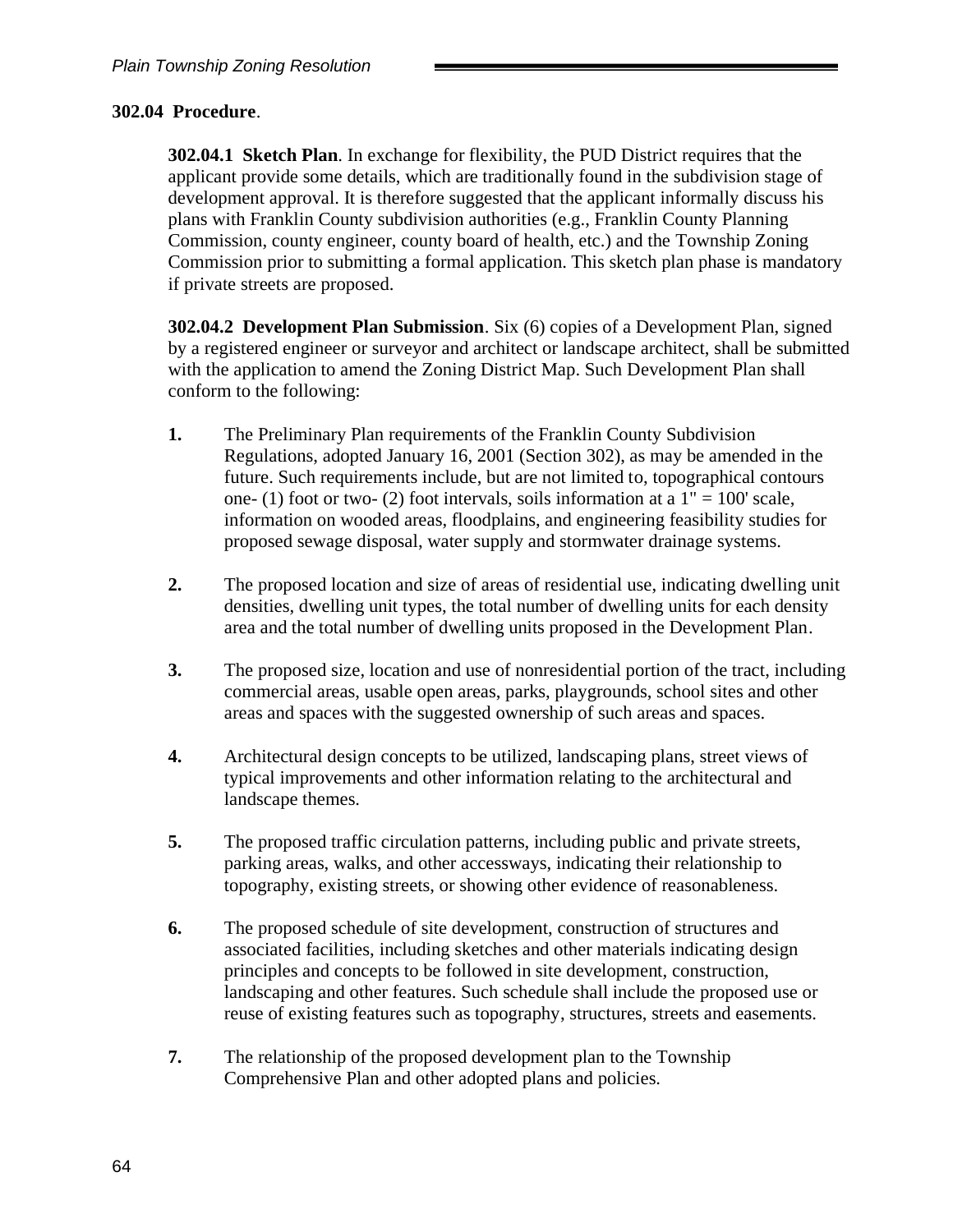**302.04 Procedure**.

**302.04.1 Sketch Plan**. In exchange for flexibility, the PUD District requires that the applicant provide some details, which are traditionally found in the subdivision stage of development approval. It is therefore suggested that the applicant informally discuss his plans with Franklin County subdivision authorities (e.g., Franklin County Planning Commission, county engineer, county board of health, etc.) and the Township Zoning Commission prior to submitting a formal application. This sketch plan phase is mandatory if private streets are proposed.

**302.04.2 Development Plan Submission**. Six (6) copies of a Development Plan, signed by a registered engineer or surveyor and architect or landscape architect, shall be submitted with the application to amend the Zoning District Map. Such Development Plan shall conform to the following:

**1.** The Preliminary Plan requirements of the Franklin County Subdivision Regulations, adopted January 16, 2001 (Section 302), as may be amended in the future. Such requirements include, but are not limited to, topographical contours one- (1) foot or two- (2) foot intervals, soils information at a 1" = 100' scale, information on wooded areas, floodplains, and engineering feasibility studies for proposed sewage disposal, water supply and stormwater drainage systems.

**2.** The proposed location and size of areas of residential use, indicating dwelling unit densities, dwelling unit types, the total number of dwelling units for each density area and the total number of dwelling units proposed in the Development Plan.

**3.** The proposed size, location and use of nonresidential portion of the tract, including commercial areas, usable open areas, parks, playgrounds, school sites and other areas and spaces with the suggested ownership of such areas and spaces.

**4.** Architectural design concepts to be utilized, landscaping plans, street views of typical improvements and other information relating to the architectural and landscape themes.

**5.** The proposed traffic circulation patterns, including public and private streets, parking areas, walks, and other accessways, indicating their relationship to topography, existing streets, or showing other evidence of reasonableness.

**6.** The proposed schedule of site development, construction of structures and associated facilities, including sketches and other materials indicating design principles and concepts to be followed in site development, construction, landscaping and other features. Such schedule shall include the proposed use or reuse of existing features such as topography, structures, streets and easements.

**7.** The relationship of the proposed development plan to the Township Comprehensive Plan and other adopted plans and policies.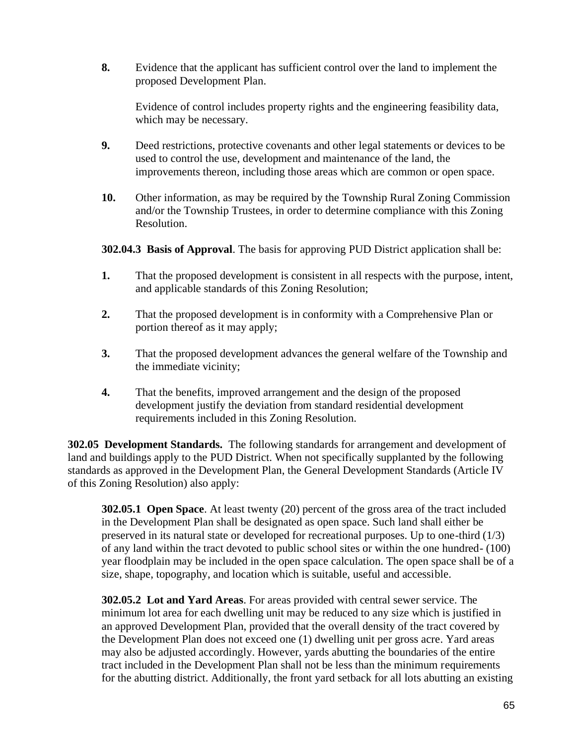**8.** Evidence that the applicant has sufficient control over the land to implement the proposed Development Plan.

Evidence of control includes property rights and the engineering feasibility data, which may be necessary.

**9.** Deed restrictions, protective covenants and other legal statements or devices to be used to control the use, development and maintenance of the land, the improvements thereon, including those areas which are common or open space.

**10.** Other information, as may be required by the Township Rural Zoning Commission and/or the Township Trustees, in order to determine compliance with this Zoning Resolution.

**302.04.3 Basis of Approval**. The basis for approving PUD District application shall be:

**1.** That the proposed development is consistent in all respects with the purpose, intent, and applicable standards of this Zoning Resolution;

**2.** That the proposed development is in conformity with a Comprehensive Plan or portion thereof as it may apply;

**3.** That the proposed development advances the general welfare of the Township and the immediate vicinity;

**4.** That the benefits, improved arrangement and the design of the proposed development justify the deviation from standard residential development requirements included in this Zoning Resolution.

**302.05 Development Standards.** The following standards for arrangement and development of land and buildings apply to the PUD District. When not specifically supplanted by the following standards as approved in the Development Plan, the General Development Standards (Article IV of this Zoning Resolution) also apply:

**302.05.1 Open Space**. At least twenty (20) percent of the gross area of the tract included in the Development Plan shall be designated as open space. Such land shall either be preserved in its natural state or developed for recreational purposes. Up to one-third (1/3) of any land within the tract devoted to public school sites or within the one hundred- (100) year floodplain may be included in the open space calculation. The open space shall be of a size, shape, topography, and location which is suitable, useful and accessible.

**302.05.2 Lot and Yard Areas**. For areas provided with central sewer service. The minimum lot area for each dwelling unit may be reduced to any size which is justified in an approved Development Plan, provided that the overall density of the tract covered by the Development Plan does not exceed one (1) dwelling unit per gross acre. Yard areas may also be adjusted accordingly. However, yards abutting the boundaries of the entire tract included in the Development Plan shall not be less than the minimum requirements for the abutting district. Additionally, the front yard setback for all lots abutting an existing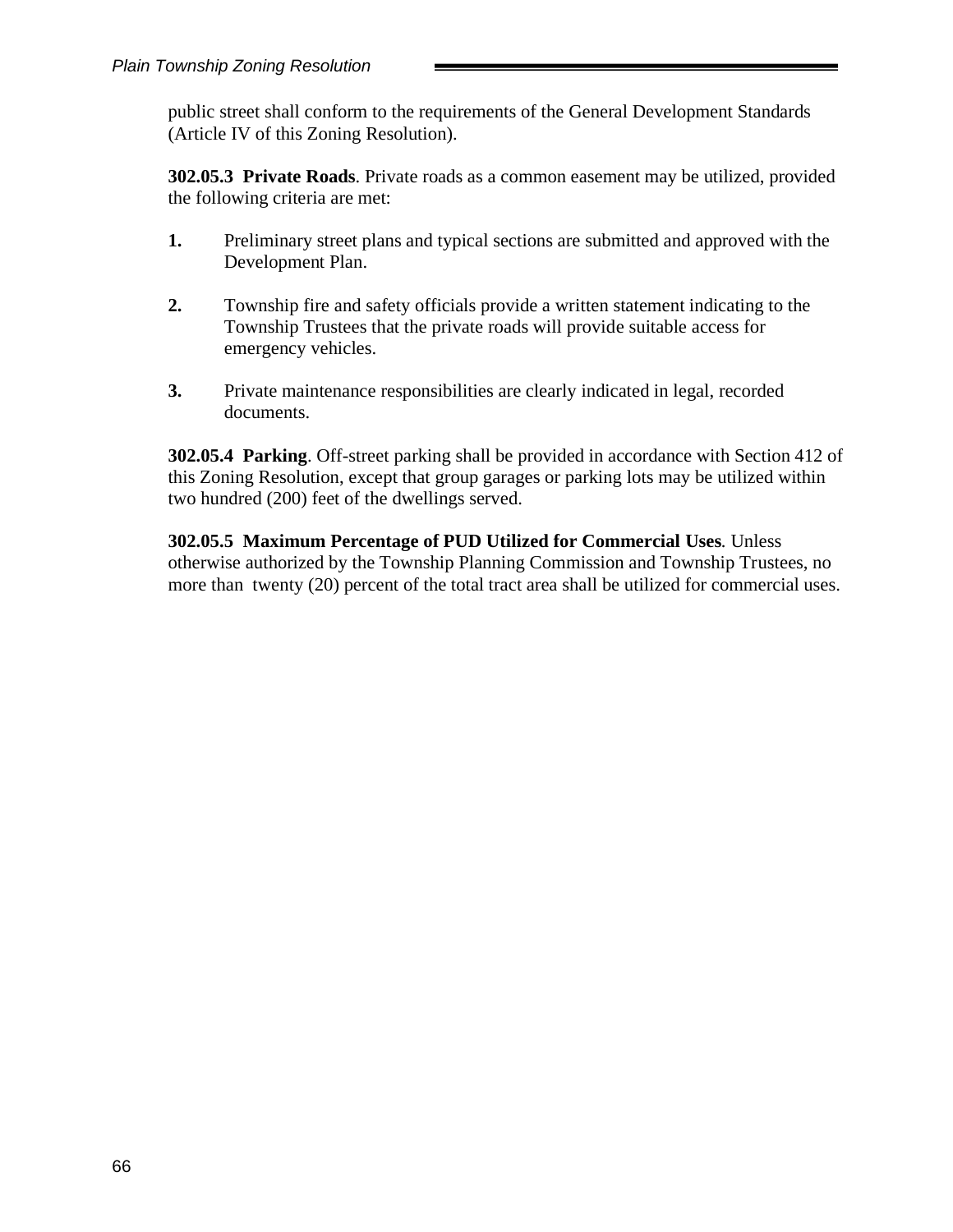public street shall conform to the requirements of the General Development Standards (Article IV of this Zoning Resolution).

**302.05.3  Private Roads**. Private roads as a common easement may be utilized, provided the following criteria are met:

**1.** Preliminary street plans and typical sections are submitted and approved with the Development Plan.

**2.** Township fire and safety officials provide a written statement indicating to the Township Trustees that the private roads will provide suitable access for emergency vehicles.

**3.** Private maintenance responsibilities are clearly indicated in legal, recorded documents.

**302.05.4  Parking**. Off-street parking shall be provided in accordance with Section 412 of this Zoning Resolution, except that group garages or parking lots may be utilized within two hundred (200) feet of the dwellings served.

**302.05.5  Maximum Percentage of PUD Utilized for Commercial Uses**. Unless otherwise authorized by the Township Planning Commission and Township Trustees, no more than  twenty (20) percent of the total tract area shall be utilized for commercial uses.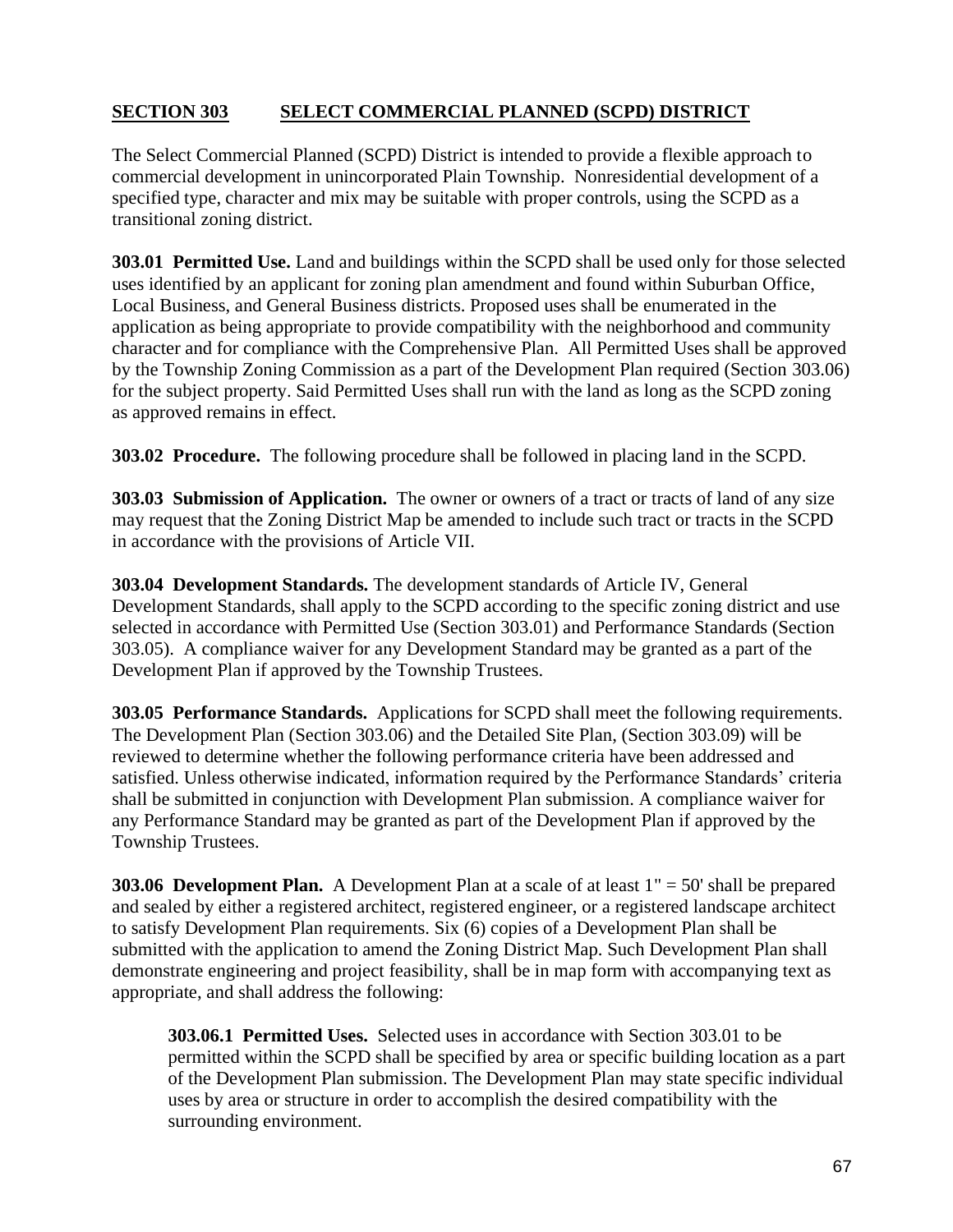## SECTION 303 SELECT COMMERCIAL PLANNED (SCPD) DISTRICT

The Select Commercial Planned (SCPD) District is intended to provide a flexible approach to commercial development in unincorporated Plain Township. Nonresidential development of a specified type, character and mix may be suitable with proper controls, using the SCPD as a transitional zoning district.

**303.01 Permitted Use.** Land and buildings within the SCPD shall be used only for those selected uses identified by an applicant for zoning plan amendment and found within Suburban Office, Local Business, and General Business districts. Proposed uses shall be enumerated in the application as being appropriate to provide compatibility with the neighborhood and community character and for compliance with the Comprehensive Plan. All Permitted Uses shall be approved by the Township Zoning Commission as a part of the Development Plan required (Section 303.06) for the subject property. Said Permitted Uses shall run with the land as long as the SCPD zoning as approved remains in effect.

**303.02 Procedure.** The following procedure shall be followed in placing land in the SCPD.

**303.03 Submission of Application.** The owner or owners of a tract or tracts of land of any size may request that the Zoning District Map be amended to include such tract or tracts in the SCPD in accordance with the provisions of Article VII.

**303.04 Development Standards.** The development standards of Article IV, General Development Standards, shall apply to the SCPD according to the specific zoning district and use selected in accordance with Permitted Use (Section 303.01) and Performance Standards (Section 303.05). A compliance waiver for any Development Standard may be granted as a part of the Development Plan if approved by the Township Trustees.

**303.05 Performance Standards.** Applications for SCPD shall meet the following requirements. The Development Plan (Section 303.06) and the Detailed Site Plan, (Section 303.09) will be reviewed to determine whether the following performance criteria have been addressed and satisfied. Unless otherwise indicated, information required by the Performance Standards' criteria shall be submitted in conjunction with Development Plan submission. A compliance waiver for any Performance Standard may be granted as part of the Development Plan if approved by the Township Trustees.

**303.06 Development Plan.** A Development Plan at a scale of at least 1" = 50' shall be prepared and sealed by either a registered architect, registered engineer, or a registered landscape architect to satisfy Development Plan requirements. Six (6) copies of a Development Plan shall be submitted with the application to amend the Zoning District Map. Such Development Plan shall demonstrate engineering and project feasibility, shall be in map form with accompanying text as appropriate, and shall address the following:

> **303.06.1 Permitted Uses.** Selected uses in accordance with Section 303.01 to be permitted within the SCPD shall be specified by area or specific building location as a part of the Development Plan submission. The Development Plan may state specific individual uses by area or structure in order to accomplish the desired compatibility with the surrounding environment.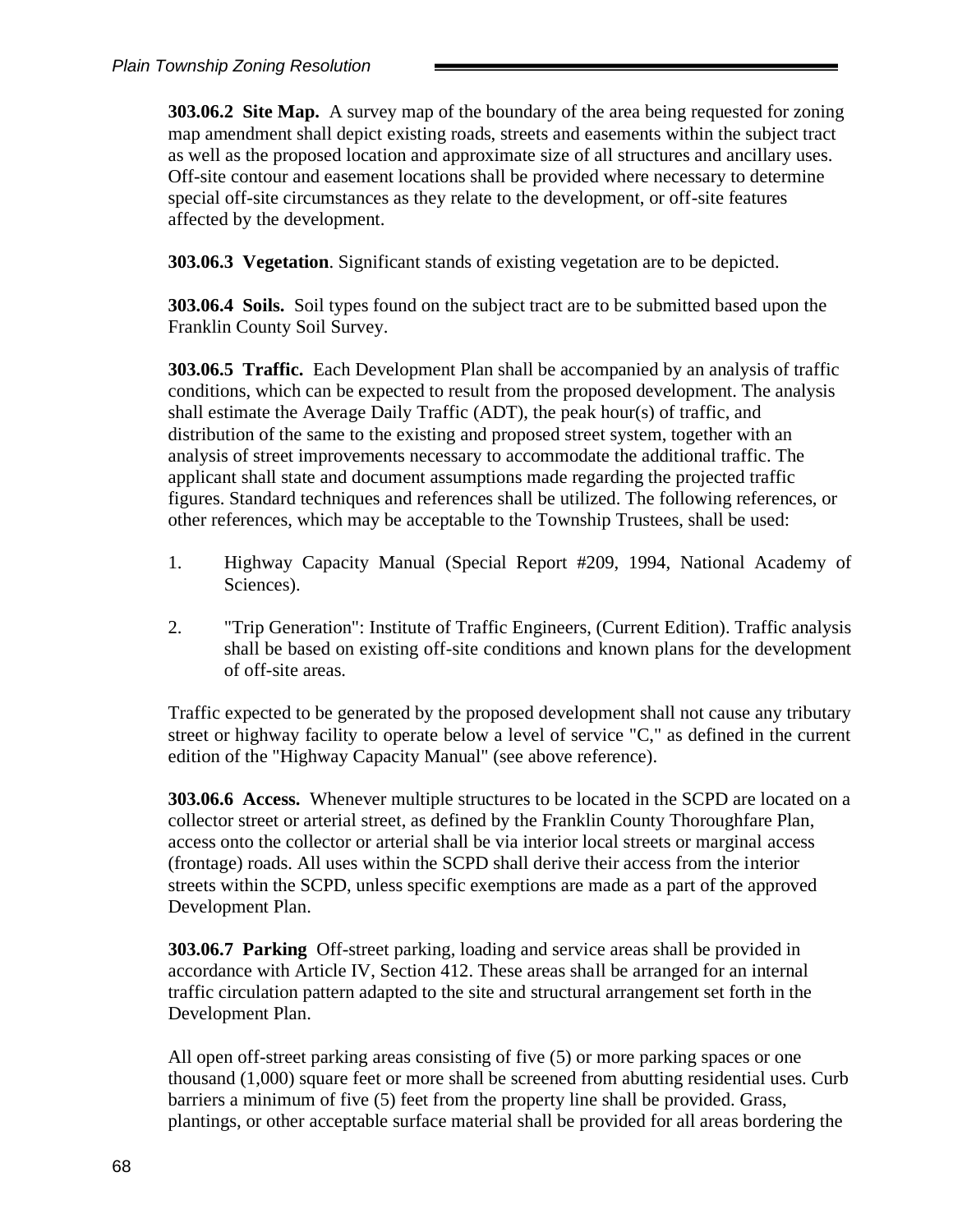**303.06.2 Site Map.** A survey map of the boundary of the area being requested for zoning map amendment shall depict existing roads, streets and easements within the subject tract as well as the proposed location and approximate size of all structures and ancillary uses. Off-site contour and easement locations shall be provided where necessary to determine special off-site circumstances as they relate to the development, or off-site features affected by the development.

**303.06.3 Vegetation**. Significant stands of existing vegetation are to be depicted.

**303.06.4 Soils.** Soil types found on the subject tract are to be submitted based upon the Franklin County Soil Survey.

**303.06.5 Traffic.** Each Development Plan shall be accompanied by an analysis of traffic conditions, which can be expected to result from the proposed development. The analysis shall estimate the Average Daily Traffic (ADT), the peak hour(s) of traffic, and distribution of the same to the existing and proposed street system, together with an analysis of street improvements necessary to accommodate the additional traffic. The applicant shall state and document assumptions made regarding the projected traffic figures. Standard techniques and references shall be utilized. The following references, or other references, which may be acceptable to the Township Trustees, shall be used:

1. Highway Capacity Manual (Special Report #209, 1994, National Academy of Sciences).

2. "Trip Generation": Institute of Traffic Engineers, (Current Edition). Traffic analysis shall be based on existing off-site conditions and known plans for the development of off-site areas.

Traffic expected to be generated by the proposed development shall not cause any tributary street or highway facility to operate below a level of service "C," as defined in the current edition of the "Highway Capacity Manual" (see above reference).

**303.06.6 Access.** Whenever multiple structures to be located in the SCPD are located on a collector street or arterial street, as defined by the Franklin County Thoroughfare Plan, access onto the collector or arterial shall be via interior local streets or marginal access (frontage) roads. All uses within the SCPD shall derive their access from the interior streets within the SCPD, unless specific exemptions are made as a part of the approved Development Plan.

**303.06.7 Parking** Off-street parking, loading and service areas shall be provided in accordance with Article IV, Section 412. These areas shall be arranged for an internal traffic circulation pattern adapted to the site and structural arrangement set forth in the Development Plan.

All open off-street parking areas consisting of five (5) or more parking spaces or one thousand (1,000) square feet or more shall be screened from abutting residential uses. Curb barriers a minimum of five (5) feet from the property line shall be provided. Grass, plantings, or other acceptable surface material shall be provided for all areas bordering the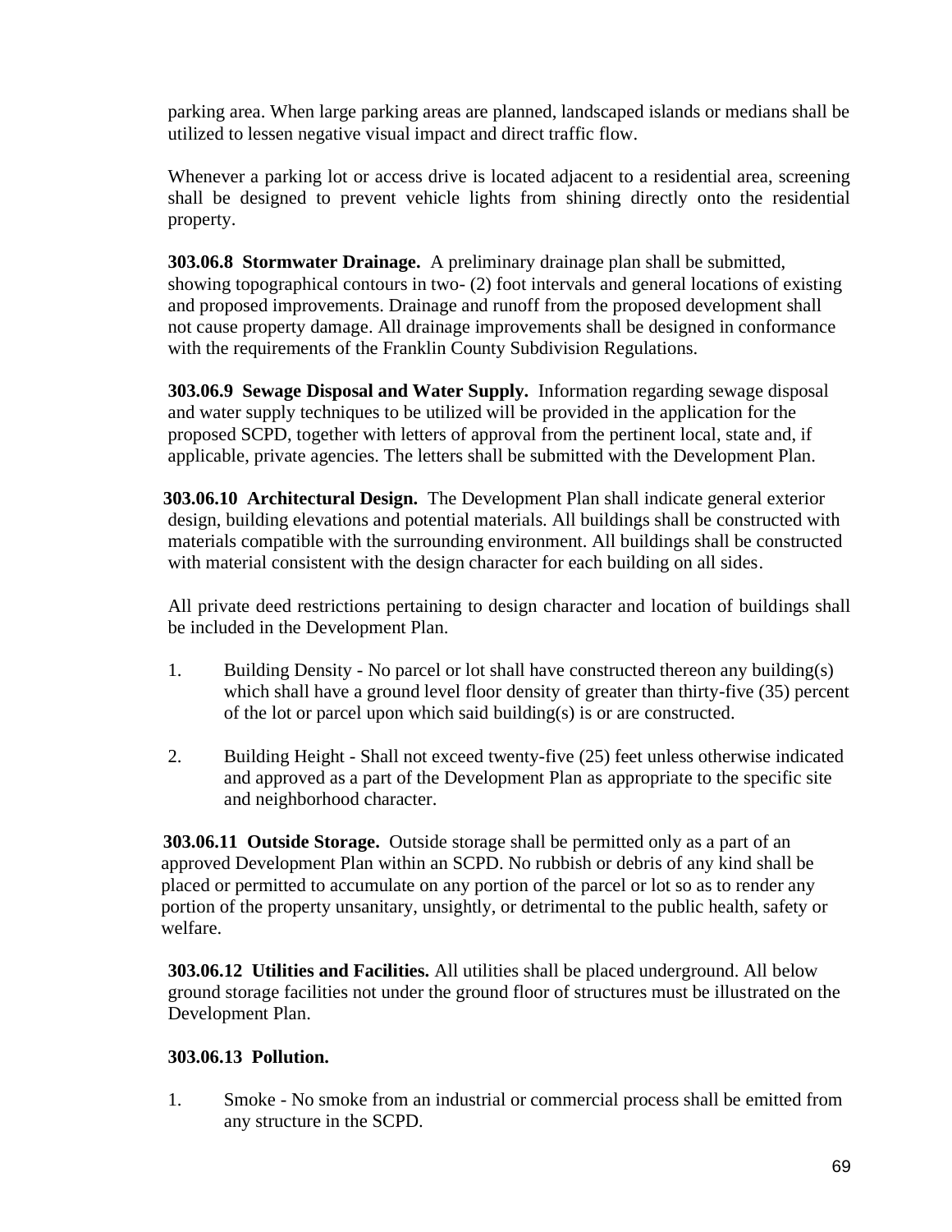parking area. When large parking areas are planned, landscaped islands or medians shall be utilized to lessen negative visual impact and direct traffic flow.

Whenever a parking lot or access drive is located adjacent to a residential area, screening shall be designed to prevent vehicle lights from shining directly onto the residential property.

**303.06.8 Stormwater Drainage.** A preliminary drainage plan shall be submitted, showing topographical contours in two- (2) foot intervals and general locations of existing and proposed improvements. Drainage and runoff from the proposed development shall not cause property damage. All drainage improvements shall be designed in conformance with the requirements of the Franklin County Subdivision Regulations.

**303.06.9 Sewage Disposal and Water Supply.** Information regarding sewage disposal and water supply techniques to be utilized will be provided in the application for the proposed SCPD, together with letters of approval from the pertinent local, state and, if applicable, private agencies. The letters shall be submitted with the Development Plan.

**303.06.10 Architectural Design.** The Development Plan shall indicate general exterior design, building elevations and potential materials. All buildings shall be constructed with materials compatible with the surrounding environment. All buildings shall be constructed with material consistent with the design character for each building on all sides.

All private deed restrictions pertaining to design character and location of buildings shall be included in the Development Plan.

1. Building Density - No parcel or lot shall have constructed thereon any building(s) which shall have a ground level floor density of greater than thirty-five (35) percent of the lot or parcel upon which said building(s) is or are constructed.

2. Building Height - Shall not exceed twenty-five (25) feet unless otherwise indicated and approved as a part of the Development Plan as appropriate to the specific site and neighborhood character.

**303.06.11 Outside Storage.** Outside storage shall be permitted only as a part of an approved Development Plan within an SCPD. No rubbish or debris of any kind shall be placed or permitted to accumulate on any portion of the parcel or lot so as to render any portion of the property unsanitary, unsightly, or detrimental to the public health, safety or welfare.

**303.06.12 Utilities and Facilities.** All utilities shall be placed underground. All below ground storage facilities not under the ground floor of structures must be illustrated on the Development Plan.

**303.06.13 Pollution.**

1. Smoke - No smoke from an industrial or commercial process shall be emitted from any structure in the SCPD.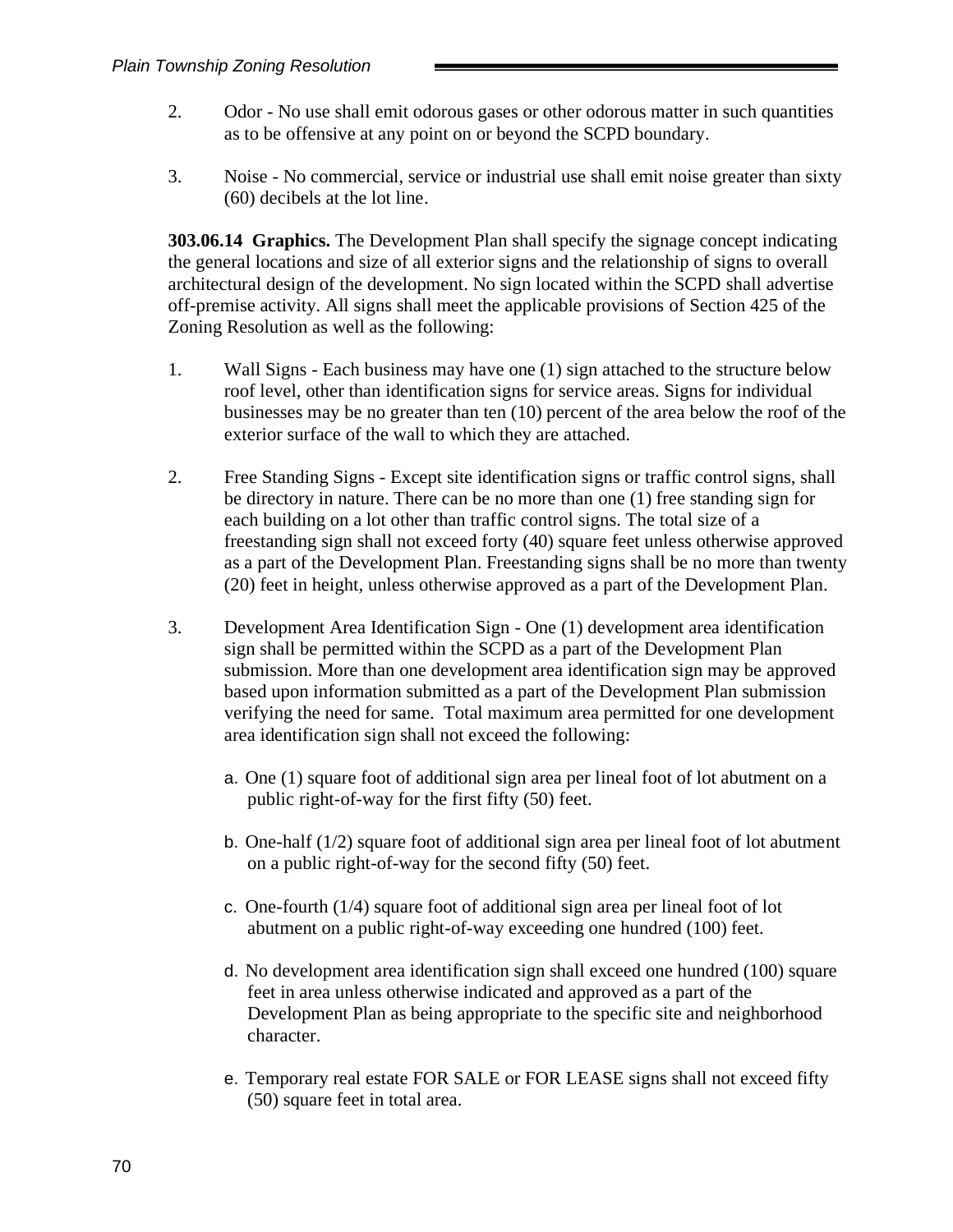2. Odor - No use shall emit odorous gases or other odorous matter in such quantities as to be offensive at any point on or beyond the SCPD boundary.

3. Noise - No commercial, service or industrial use shall emit noise greater than sixty (60) decibels at the lot line.

**303.06.14 Graphics.** The Development Plan shall specify the signage concept indicating the general locations and size of all exterior signs and the relationship of signs to overall architectural design of the development. No sign located within the SCPD shall advertise off-premise activity. All signs shall meet the applicable provisions of Section 425 of the Zoning Resolution as well as the following:

1. Wall Signs - Each business may have one (1) sign attached to the structure below roof level, other than identification signs for service areas. Signs for individual businesses may be no greater than ten (10) percent of the area below the roof of the exterior surface of the wall to which they are attached.

2. Free Standing Signs - Except site identification signs or traffic control signs, shall be directory in nature. There can be no more than one (1) free standing sign for each building on a lot other than traffic control signs. The total size of a freestanding sign shall not exceed forty (40) square feet unless otherwise approved as a part of the Development Plan. Freestanding signs shall be no more than twenty (20) feet in height, unless otherwise approved as a part of the Development Plan.

3. Development Area Identification Sign - One (1) development area identification sign shall be permitted within the SCPD as a part of the Development Plan submission. More than one development area identification sign may be approved based upon information submitted as a part of the Development Plan submission verifying the need for same. Total maximum area permitted for one development area identification sign shall not exceed the following:

   a. One (1) square foot of additional sign area per lineal foot of lot abutment on a public right-of-way for the first fifty (50) feet.

   b. One-half (1/2) square foot of additional sign area per lineal foot of lot abutment on a public right-of-way for the second fifty (50) feet.

   c. One-fourth (1/4) square foot of additional sign area per lineal foot of lot abutment on a public right-of-way exceeding one hundred (100) feet.

   d. No development area identification sign shall exceed one hundred (100) square feet in area unless otherwise indicated and approved as a part of the Development Plan as being appropriate to the specific site and neighborhood character.

   e. Temporary real estate FOR SALE or FOR LEASE signs shall not exceed fifty (50) square feet in total area.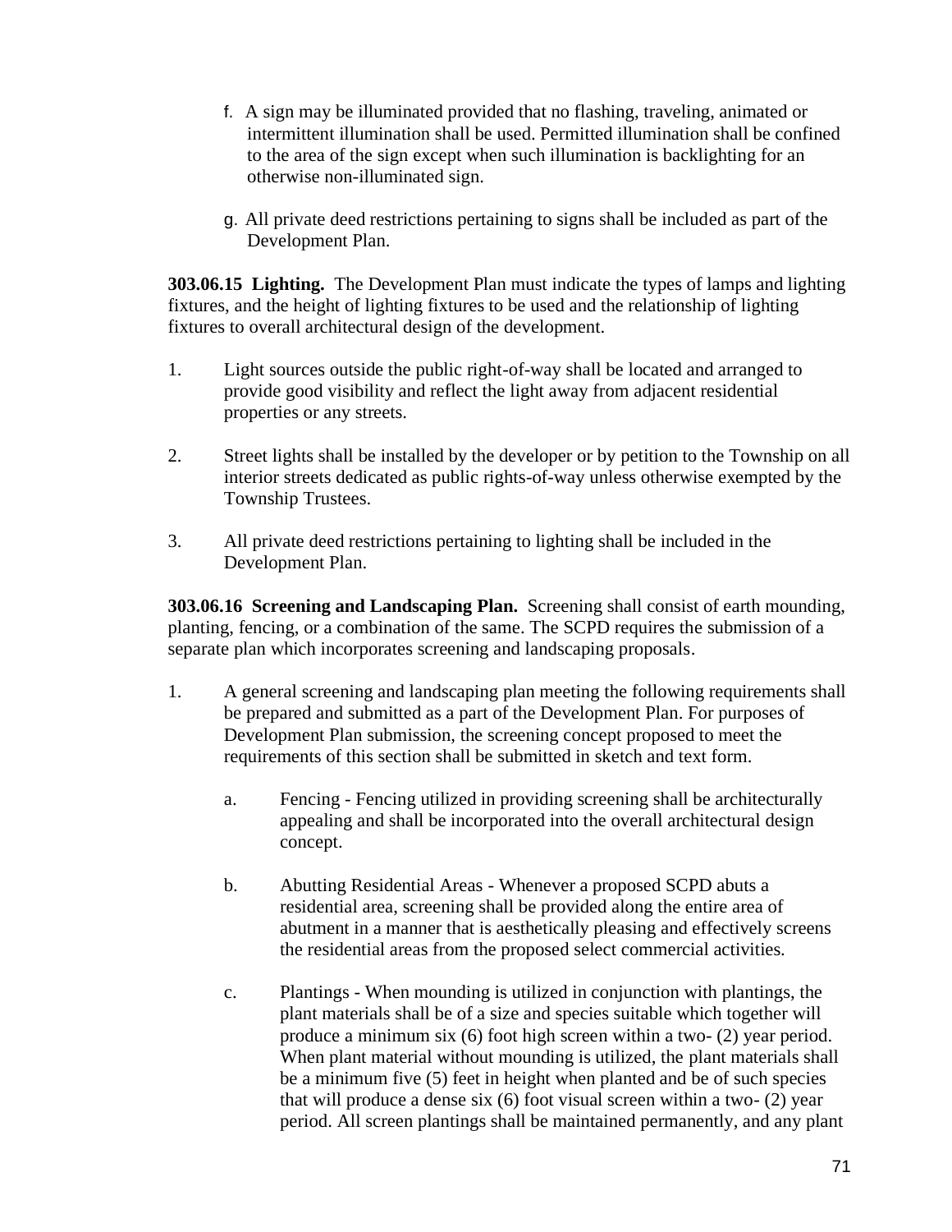f. A sign may be illuminated provided that no flashing, traveling, animated or intermittent illumination shall be used. Permitted illumination shall be confined to the area of the sign except when such illumination is backlighting for an otherwise non-illuminated sign.

g. All private deed restrictions pertaining to signs shall be included as part of the Development Plan.

**303.06.15 Lighting.** The Development Plan must indicate the types of lamps and lighting fixtures, and the height of lighting fixtures to be used and the relationship of lighting fixtures to overall architectural design of the development.

1. Light sources outside the public right-of-way shall be located and arranged to provide good visibility and reflect the light away from adjacent residential properties or any streets.

2. Street lights shall be installed by the developer or by petition to the Township on all interior streets dedicated as public rights-of-way unless otherwise exempted by the Township Trustees.

3. All private deed restrictions pertaining to lighting shall be included in the Development Plan.

**303.06.16 Screening and Landscaping Plan.** Screening shall consist of earth mounding, planting, fencing, or a combination of the same. The SCPD requires the submission of a separate plan which incorporates screening and landscaping proposals.

1. A general screening and landscaping plan meeting the following requirements shall be prepared and submitted as a part of the Development Plan. For purposes of Development Plan submission, the screening concept proposed to meet the requirements of this section shall be submitted in sketch and text form.

   a. Fencing - Fencing utilized in providing screening shall be architecturally appealing and shall be incorporated into the overall architectural design concept.

   b. Abutting Residential Areas - Whenever a proposed SCPD abuts a residential area, screening shall be provided along the entire area of abutment in a manner that is aesthetically pleasing and effectively screens the residential areas from the proposed select commercial activities.

   c. Plantings - When mounding is utilized in conjunction with plantings, the plant materials shall be of a size and species suitable which together will produce a minimum six (6) foot high screen within a two- (2) year period. When plant material without mounding is utilized, the plant materials shall be a minimum five (5) feet in height when planted and be of such species that will produce a dense six (6) foot visual screen within a two- (2) year period. All screen plantings shall be maintained permanently, and any plant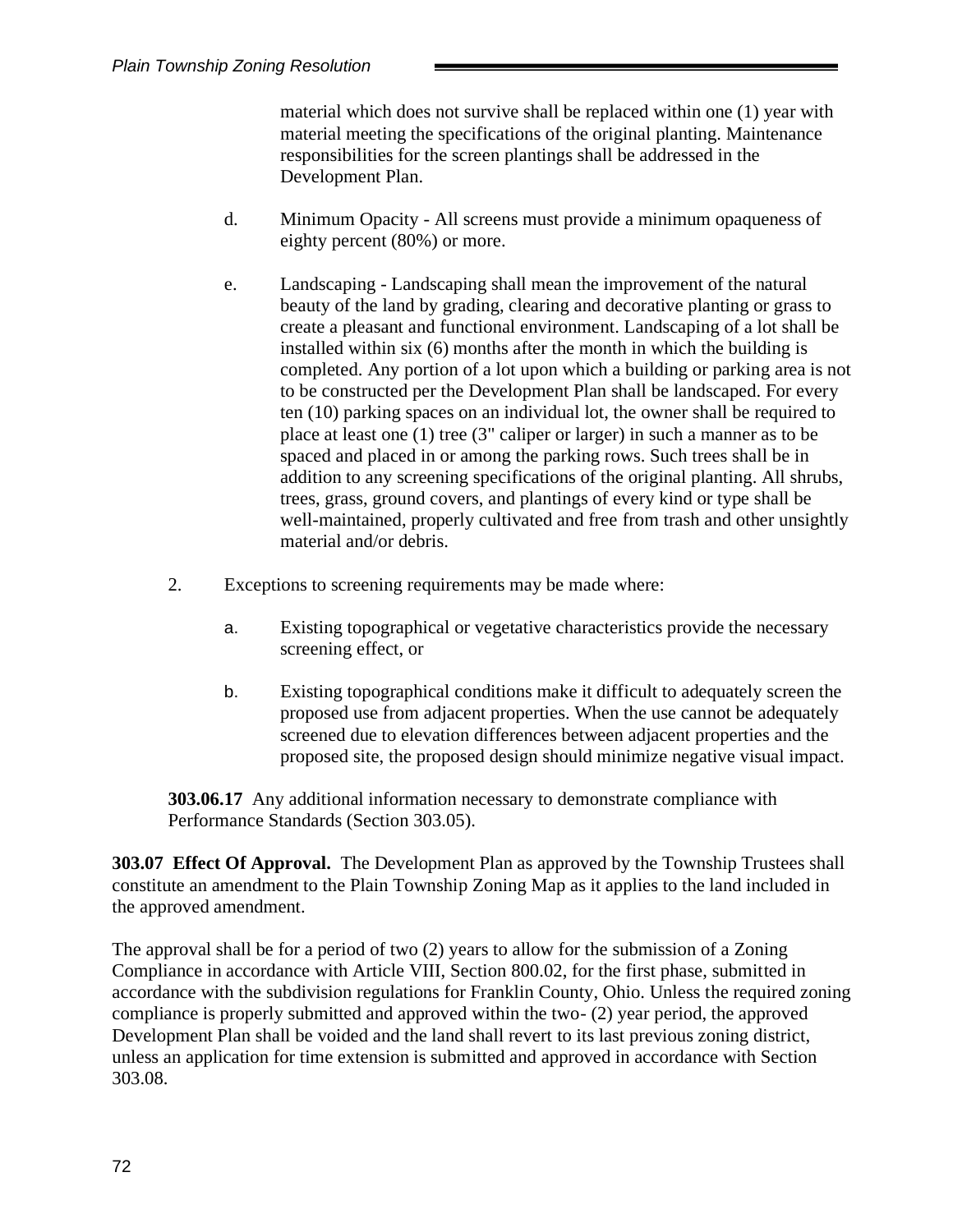material which does not survive shall be replaced within one (1) year with material meeting the specifications of the original planting. Maintenance responsibilities for the screen plantings shall be addressed in the Development Plan.

d. Minimum Opacity - All screens must provide a minimum opaqueness of eighty percent (80%) or more.

e. Landscaping - Landscaping shall mean the improvement of the natural beauty of the land by grading, clearing and decorative planting or grass to create a pleasant and functional environment. Landscaping of a lot shall be installed within six (6) months after the month in which the building is completed. Any portion of a lot upon which a building or parking area is not to be constructed per the Development Plan shall be landscaped. For every ten (10) parking spaces on an individual lot, the owner shall be required to place at least one (1) tree (3" caliper or larger) in such a manner as to be spaced and placed in or among the parking rows. Such trees shall be in addition to any screening specifications of the original planting. All shrubs, trees, grass, ground covers, and plantings of every kind or type shall be well-maintained, properly cultivated and free from trash and other unsightly material and/or debris.

2. Exceptions to screening requirements may be made where:

a. Existing topographical or vegetative characteristics provide the necessary screening effect, or

b. Existing topographical conditions make it difficult to adequately screen the proposed use from adjacent properties. When the use cannot be adequately screened due to elevation differences between adjacent properties and the proposed site, the proposed design should minimize negative visual impact.

**303.06.17** Any additional information necessary to demonstrate compliance with Performance Standards (Section 303.05).

**303.07 Effect Of Approval.** The Development Plan as approved by the Township Trustees shall constitute an amendment to the Plain Township Zoning Map as it applies to the land included in the approved amendment.

The approval shall be for a period of two (2) years to allow for the submission of a Zoning Compliance in accordance with Article VIII, Section 800.02, for the first phase, submitted in accordance with the subdivision regulations for Franklin County, Ohio. Unless the required zoning compliance is properly submitted and approved within the two- (2) year period, the approved Development Plan shall be voided and the land shall revert to its last previous zoning district, unless an application for time extension is submitted and approved in accordance with Section 303.08.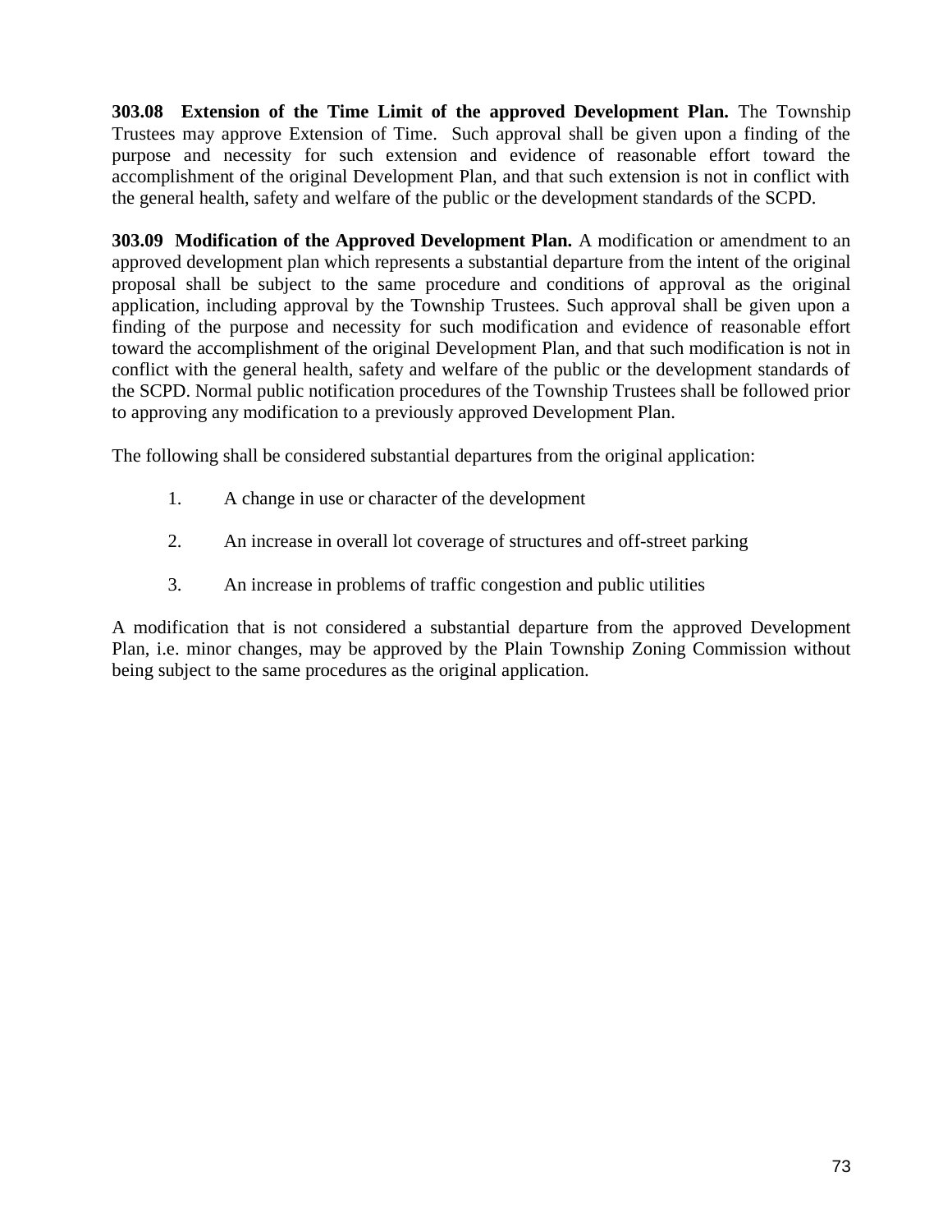**303.08 Extension of the Time Limit of the approved Development Plan.** The Township Trustees may approve Extension of Time. Such approval shall be given upon a finding of the purpose and necessity for such extension and evidence of reasonable effort toward the accomplishment of the original Development Plan, and that such extension is not in conflict with the general health, safety and welfare of the public or the development standards of the SCPD.

**303.09 Modification of the Approved Development Plan.** A modification or amendment to an approved development plan which represents a substantial departure from the intent of the original proposal shall be subject to the same procedure and conditions of approval as the original application, including approval by the Township Trustees. Such approval shall be given upon a finding of the purpose and necessity for such modification and evidence of reasonable effort toward the accomplishment of the original Development Plan, and that such modification is not in conflict with the general health, safety and welfare of the public or the development standards of the SCPD. Normal public notification procedures of the Township Trustees shall be followed prior to approving any modification to a previously approved Development Plan.

The following shall be considered substantial departures from the original application:

1. A change in use or character of the development

2. An increase in overall lot coverage of structures and off-street parking

3. An increase in problems of traffic congestion and public utilities

A modification that is not considered a substantial departure from the approved Development Plan, i.e. minor changes, may be approved by the Plain Township Zoning Commission without being subject to the same procedures as the original application.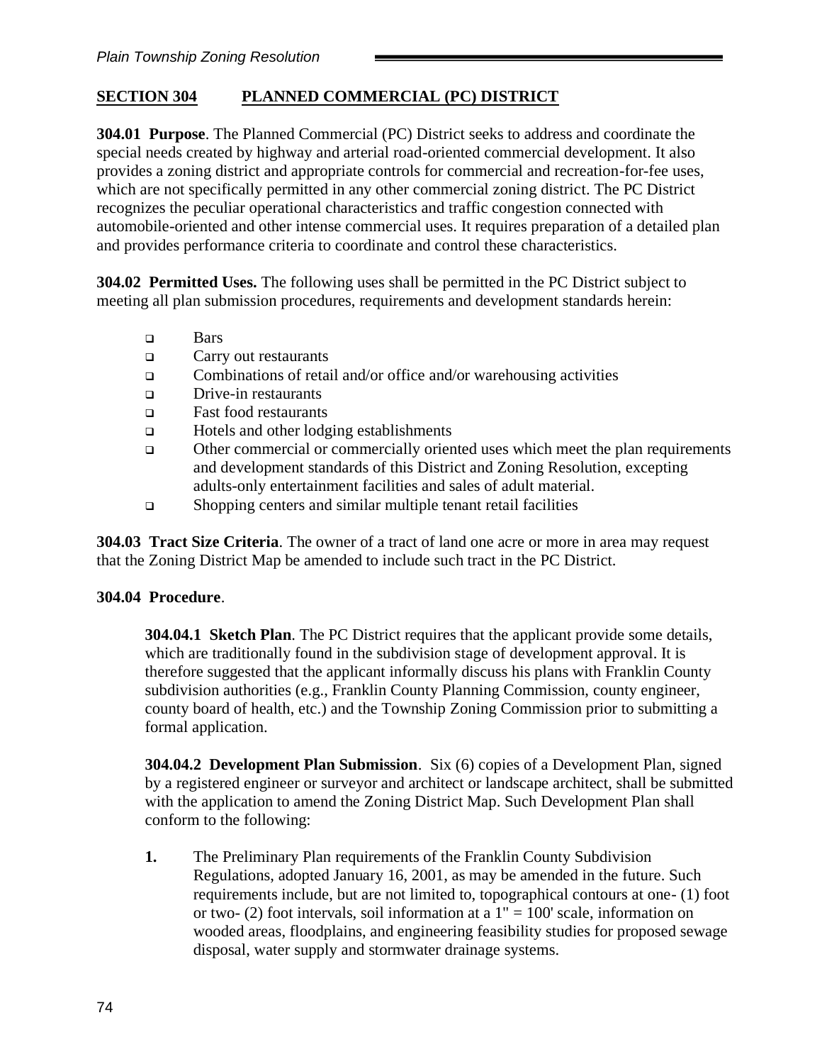## SECTION 304 PLANNED COMMERCIAL (PC) DISTRICT

**304.01 Purpose**. The Planned Commercial (PC) District seeks to address and coordinate the special needs created by highway and arterial road-oriented commercial development. It also provides a zoning district and appropriate controls for commercial and recreation-for-fee uses, which are not specifically permitted in any other commercial zoning district. The PC District recognizes the peculiar operational characteristics and traffic congestion connected with automobile-oriented and other intense commercial uses. It requires preparation of a detailed plan and provides performance criteria to coordinate and control these characteristics.

**304.02 Permitted Uses.** The following uses shall be permitted in the PC District subject to meeting all plan submission procedures, requirements and development standards herein:

- Bars
- Carry out restaurants
- Combinations of retail and/or office and/or warehousing activities
- Drive-in restaurants
- Fast food restaurants
- Hotels and other lodging establishments
- Other commercial or commercially oriented uses which meet the plan requirements and development standards of this District and Zoning Resolution, excepting adults-only entertainment facilities and sales of adult material.
- Shopping centers and similar multiple tenant retail facilities

**304.03 Tract Size Criteria**. The owner of a tract of land one acre or more in area may request that the Zoning District Map be amended to include such tract in the PC District.

**304.04 Procedure**.

**304.04.1 Sketch Plan**. The PC District requires that the applicant provide some details, which are traditionally found in the subdivision stage of development approval. It is therefore suggested that the applicant informally discuss his plans with Franklin County subdivision authorities (e.g., Franklin County Planning Commission, county engineer, county board of health, etc.) and the Township Zoning Commission prior to submitting a formal application.

**304.04.2 Development Plan Submission**. Six (6) copies of a Development Plan, signed by a registered engineer or surveyor and architect or landscape architect, shall be submitted with the application to amend the Zoning District Map. Such Development Plan shall conform to the following:

1. The Preliminary Plan requirements of the Franklin County Subdivision Regulations, adopted January 16, 2001, as may be amended in the future. Such requirements include, but are not limited to, topographical contours at one- (1) foot or two- (2) foot intervals, soil information at a 1" = 100' scale, information on wooded areas, floodplains, and engineering feasibility studies for proposed sewage disposal, water supply and stormwater drainage systems.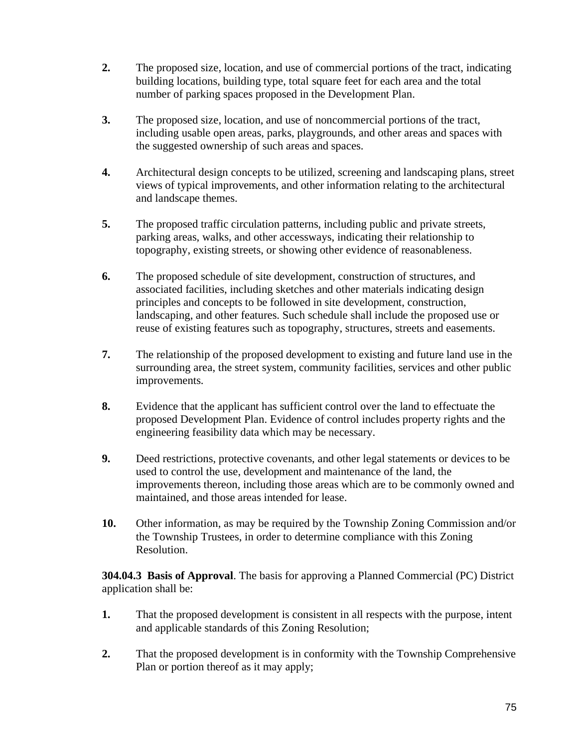**2.** The proposed size, location, and use of commercial portions of the tract, indicating building locations, building type, total square feet for each area and the total number of parking spaces proposed in the Development Plan.

**3.** The proposed size, location, and use of noncommercial portions of the tract, including usable open areas, parks, playgrounds, and other areas and spaces with the suggested ownership of such areas and spaces.

**4.** Architectural design concepts to be utilized, screening and landscaping plans, street views of typical improvements, and other information relating to the architectural and landscape themes.

**5.** The proposed traffic circulation patterns, including public and private streets, parking areas, walks, and other accessways, indicating their relationship to topography, existing streets, or showing other evidence of reasonableness.

**6.** The proposed schedule of site development, construction of structures, and associated facilities, including sketches and other materials indicating design principles and concepts to be followed in site development, construction, landscaping, and other features. Such schedule shall include the proposed use or reuse of existing features such as topography, structures, streets and easements.

**7.** The relationship of the proposed development to existing and future land use in the surrounding area, the street system, community facilities, services and other public improvements.

**8.** Evidence that the applicant has sufficient control over the land to effectuate the proposed Development Plan. Evidence of control includes property rights and the engineering feasibility data which may be necessary.

**9.** Deed restrictions, protective covenants, and other legal statements or devices to be used to control the use, development and maintenance of the land, the improvements thereon, including those areas which are to be commonly owned and maintained, and those areas intended for lease.

**10.** Other information, as may be required by the Township Zoning Commission and/or the Township Trustees, in order to determine compliance with this Zoning Resolution.

**304.04.3 Basis of Approval**. The basis for approving a Planned Commercial (PC) District application shall be:

**1.** That the proposed development is consistent in all respects with the purpose, intent and applicable standards of this Zoning Resolution;

**2.** That the proposed development is in conformity with the Township Comprehensive Plan or portion thereof as it may apply;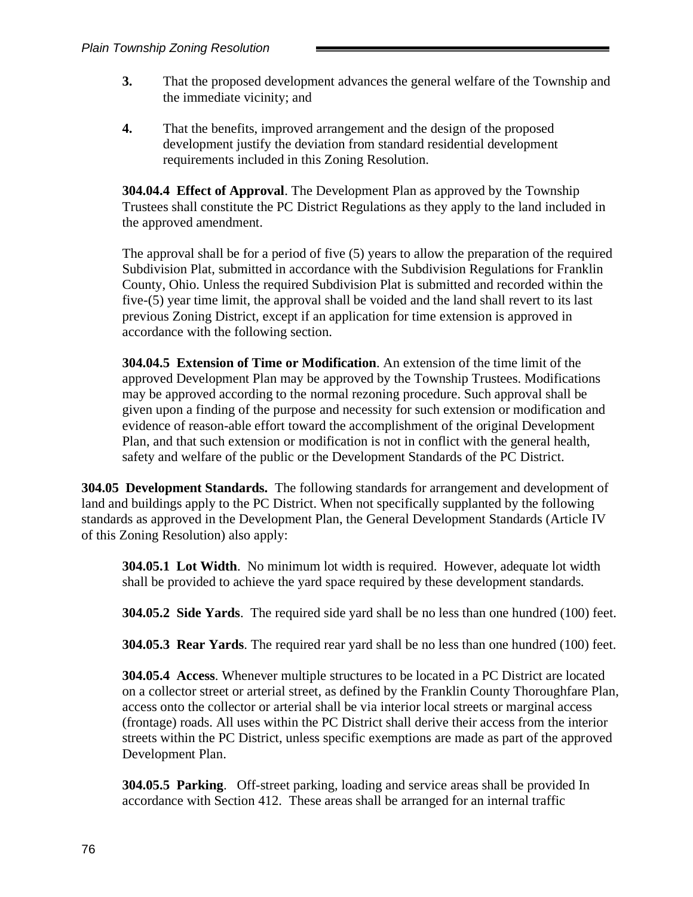3. That the proposed development advances the general welfare of the Township and the immediate vicinity; and

4. That the benefits, improved arrangement and the design of the proposed development justify the deviation from standard residential development requirements included in this Zoning Resolution.

**304.04.4 Effect of Approval**. The Development Plan as approved by the Township Trustees shall constitute the PC District Regulations as they apply to the land included in the approved amendment.

The approval shall be for a period of five (5) years to allow the preparation of the required Subdivision Plat, submitted in accordance with the Subdivision Regulations for Franklin County, Ohio. Unless the required Subdivision Plat is submitted and recorded within the five-(5) year time limit, the approval shall be voided and the land shall revert to its last previous Zoning District, except if an application for time extension is approved in accordance with the following section.

**304.04.5 Extension of Time or Modification**. An extension of the time limit of the approved Development Plan may be approved by the Township Trustees. Modifications may be approved according to the normal rezoning procedure. Such approval shall be given upon a finding of the purpose and necessity for such extension or modification and evidence of reason-able effort toward the accomplishment of the original Development Plan, and that such extension or modification is not in conflict with the general health, safety and welfare of the public or the Development Standards of the PC District.

**304.05 Development Standards.** The following standards for arrangement and development of land and buildings apply to the PC District. When not specifically supplanted by the following standards as approved in the Development Plan, the General Development Standards (Article IV of this Zoning Resolution) also apply:

**304.05.1 Lot Width**. No minimum lot width is required. However, adequate lot width shall be provided to achieve the yard space required by these development standards.

**304.05.2 Side Yards**. The required side yard shall be no less than one hundred (100) feet.

**304.05.3 Rear Yards**. The required rear yard shall be no less than one hundred (100) feet.

**304.05.4 Access**. Whenever multiple structures to be located in a PC District are located on a collector street or arterial street, as defined by the Franklin County Thoroughfare Plan, access onto the collector or arterial shall be via interior local streets or marginal access (frontage) roads. All uses within the PC District shall derive their access from the interior streets within the PC District, unless specific exemptions are made as part of the approved Development Plan.

**304.05.5 Parking**. Off-street parking, loading and service areas shall be provided In accordance with Section 412. These areas shall be arranged for an internal traffic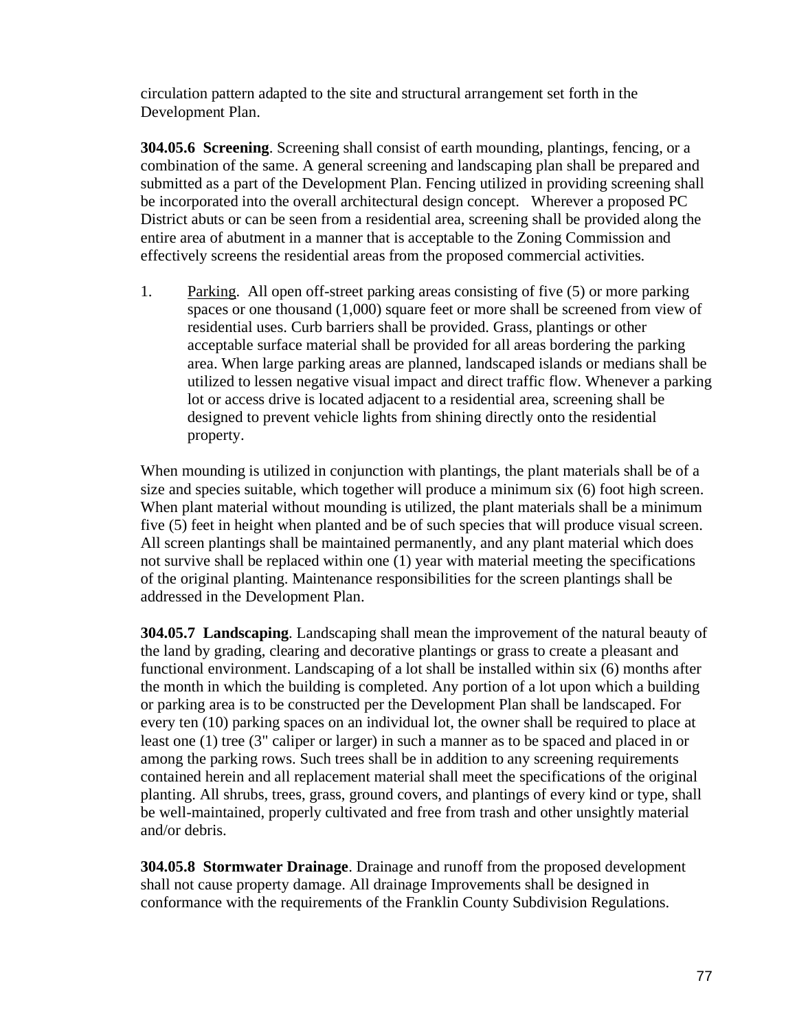circulation pattern adapted to the site and structural arrangement set forth in the Development Plan.

**304.05.6 Screening**. Screening shall consist of earth mounding, plantings, fencing, or a combination of the same. A general screening and landscaping plan shall be prepared and submitted as a part of the Development Plan. Fencing utilized in providing screening shall be incorporated into the overall architectural design concept. Wherever a proposed PC District abuts or can be seen from a residential area, screening shall be provided along the entire area of abutment in a manner that is acceptable to the Zoning Commission and effectively screens the residential areas from the proposed commercial activities.

1. Parking. All open off-street parking areas consisting of five (5) or more parking spaces or one thousand (1,000) square feet or more shall be screened from view of residential uses. Curb barriers shall be provided. Grass, plantings or other acceptable surface material shall be provided for all areas bordering the parking area. When large parking areas are planned, landscaped islands or medians shall be utilized to lessen negative visual impact and direct traffic flow. Whenever a parking lot or access drive is located adjacent to a residential area, screening shall be designed to prevent vehicle lights from shining directly onto the residential property.

When mounding is utilized in conjunction with plantings, the plant materials shall be of a size and species suitable, which together will produce a minimum six (6) foot high screen. When plant material without mounding is utilized, the plant materials shall be a minimum five (5) feet in height when planted and be of such species that will produce visual screen. All screen plantings shall be maintained permanently, and any plant material which does not survive shall be replaced within one (1) year with material meeting the specifications of the original planting. Maintenance responsibilities for the screen plantings shall be addressed in the Development Plan.

**304.05.7 Landscaping**. Landscaping shall mean the improvement of the natural beauty of the land by grading, clearing and decorative plantings or grass to create a pleasant and functional environment. Landscaping of a lot shall be installed within six (6) months after the month in which the building is completed. Any portion of a lot upon which a building or parking area is to be constructed per the Development Plan shall be landscaped. For every ten (10) parking spaces on an individual lot, the owner shall be required to place at least one (1) tree (3" caliper or larger) in such a manner as to be spaced and placed in or among the parking rows. Such trees shall be in addition to any screening requirements contained herein and all replacement material shall meet the specifications of the original planting. All shrubs, trees, grass, ground covers, and plantings of every kind or type, shall be well-maintained, properly cultivated and free from trash and other unsightly material and/or debris.

**304.05.8 Stormwater Drainage**. Drainage and runoff from the proposed development shall not cause property damage. All drainage Improvements shall be designed in conformance with the requirements of the Franklin County Subdivision Regulations.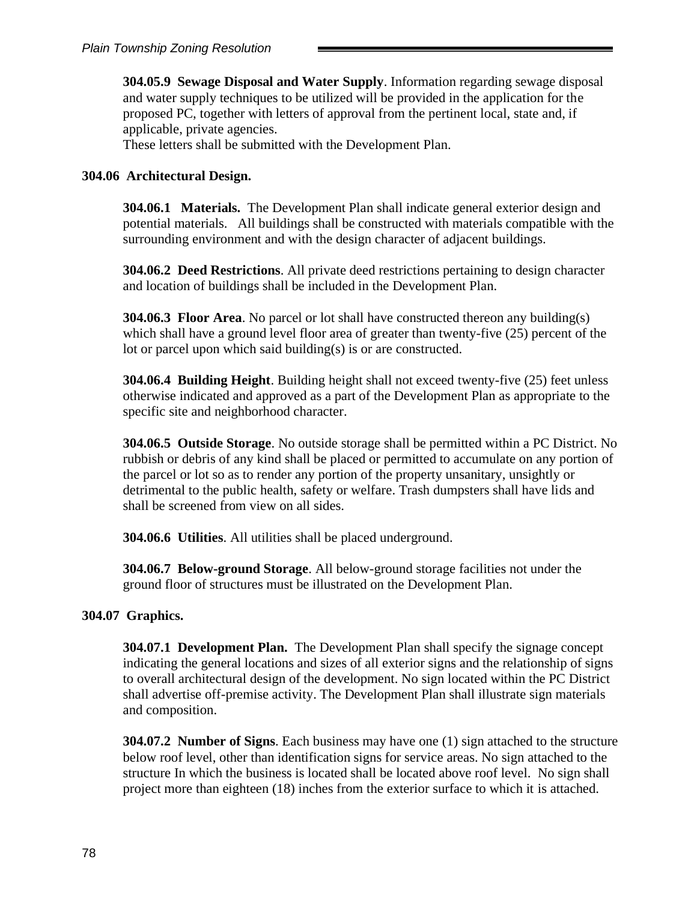**304.05.9 Sewage Disposal and Water Supply**. Information regarding sewage disposal and water supply techniques to be utilized will be provided in the application for the proposed PC, together with letters of approval from the pertinent local, state and, if applicable, private agencies.
These letters shall be submitted with the Development Plan.

### 304.06 Architectural Design.

**304.06.1 Materials.** The Development Plan shall indicate general exterior design and potential materials. All buildings shall be constructed with materials compatible with the surrounding environment and with the design character of adjacent buildings.

**304.06.2 Deed Restrictions**. All private deed restrictions pertaining to design character and location of buildings shall be included in the Development Plan.

**304.06.3 Floor Area**. No parcel or lot shall have constructed thereon any building(s) which shall have a ground level floor area of greater than twenty-five (25) percent of the lot or parcel upon which said building(s) is or are constructed.

**304.06.4 Building Height**. Building height shall not exceed twenty-five (25) feet unless otherwise indicated and approved as a part of the Development Plan as appropriate to the specific site and neighborhood character.

**304.06.5 Outside Storage**. No outside storage shall be permitted within a PC District. No rubbish or debris of any kind shall be placed or permitted to accumulate on any portion of the parcel or lot so as to render any portion of the property unsanitary, unsightly or detrimental to the public health, safety or welfare. Trash dumpsters shall have lids and shall be screened from view on all sides.

**304.06.6 Utilities**. All utilities shall be placed underground.

**304.06.7 Below-ground Storage**. All below-ground storage facilities not under the ground floor of structures must be illustrated on the Development Plan.

### 304.07 Graphics.

**304.07.1 Development Plan.** The Development Plan shall specify the signage concept indicating the general locations and sizes of all exterior signs and the relationship of signs to overall architectural design of the development. No sign located within the PC District shall advertise off-premise activity. The Development Plan shall illustrate sign materials and composition.

**304.07.2 Number of Signs**. Each business may have one (1) sign attached to the structure below roof level, other than identification signs for service areas. No sign attached to the structure In which the business is located shall be located above roof level. No sign shall project more than eighteen (18) inches from the exterior surface to which it is attached.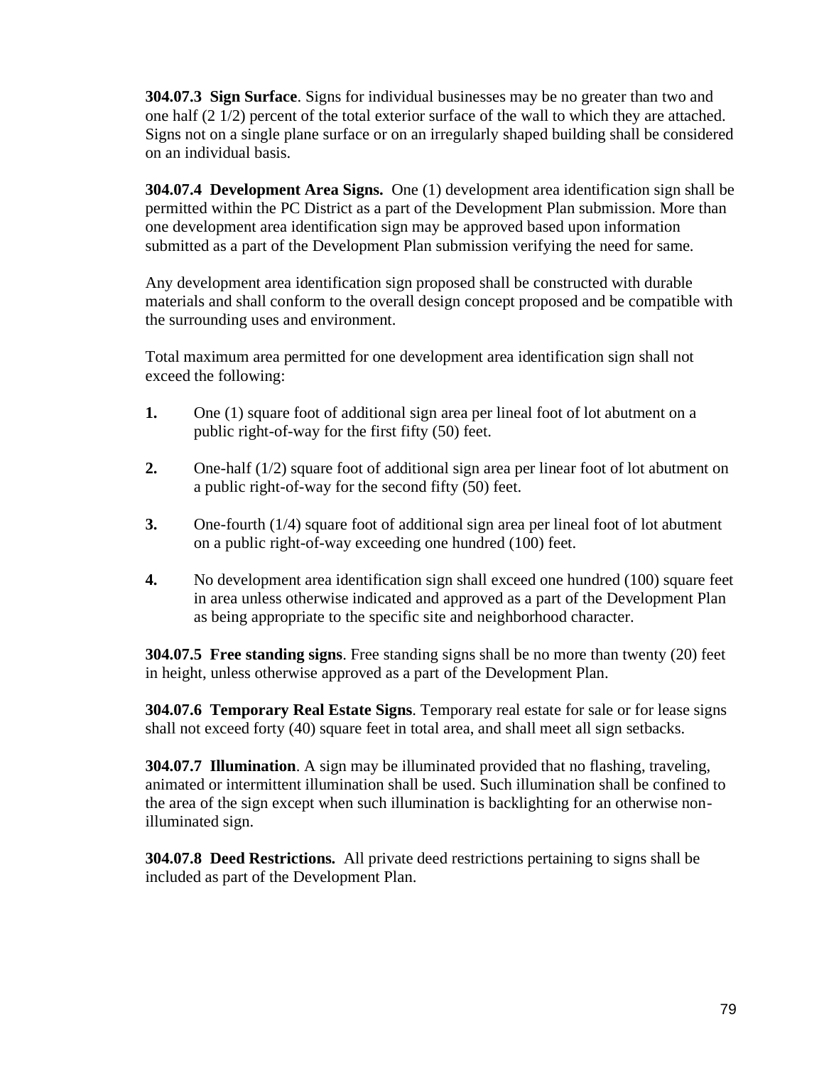**304.07.3 Sign Surface**. Signs for individual businesses may be no greater than two and one half (2 1/2) percent of the total exterior surface of the wall to which they are attached. Signs not on a single plane surface or on an irregularly shaped building shall be considered on an individual basis.

**304.07.4 Development Area Signs.** One (1) development area identification sign shall be permitted within the PC District as a part of the Development Plan submission. More than one development area identification sign may be approved based upon information submitted as a part of the Development Plan submission verifying the need for same.

Any development area identification sign proposed shall be constructed with durable materials and shall conform to the overall design concept proposed and be compatible with the surrounding uses and environment.

Total maximum area permitted for one development area identification sign shall not exceed the following:

**1.** One (1) square foot of additional sign area per lineal foot of lot abutment on a public right-of-way for the first fifty (50) feet.

**2.** One-half (1/2) square foot of additional sign area per linear foot of lot abutment on a public right-of-way for the second fifty (50) feet.

**3.** One-fourth (1/4) square foot of additional sign area per lineal foot of lot abutment on a public right-of-way exceeding one hundred (100) feet.

**4.** No development area identification sign shall exceed one hundred (100) square feet in area unless otherwise indicated and approved as a part of the Development Plan as being appropriate to the specific site and neighborhood character.

**304.07.5 Free standing signs**. Free standing signs shall be no more than twenty (20) feet in height, unless otherwise approved as a part of the Development Plan.

**304.07.6 Temporary Real Estate Signs**. Temporary real estate for sale or for lease signs shall not exceed forty (40) square feet in total area, and shall meet all sign setbacks.

**304.07.7 Illumination**. A sign may be illuminated provided that no flashing, traveling, animated or intermittent illumination shall be used. Such illumination shall be confined to the area of the sign except when such illumination is backlighting for an otherwise non-illuminated sign.

**304.07.8 Deed Restrictions.** All private deed restrictions pertaining to signs shall be included as part of the Development Plan.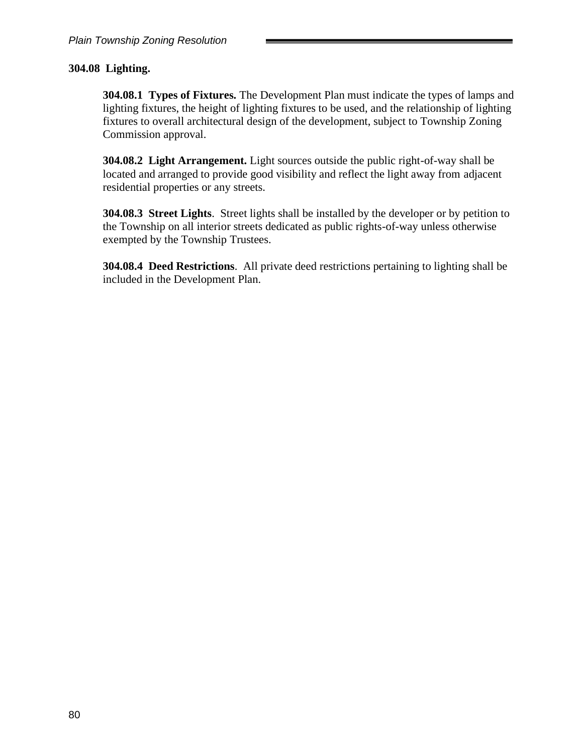**304.08 Lighting.**

**304.08.1 Types of Fixtures.** The Development Plan must indicate the types of lamps and lighting fixtures, the height of lighting fixtures to be used, and the relationship of lighting fixtures to overall architectural design of the development, subject to Township Zoning Commission approval.

**304.08.2 Light Arrangement.** Light sources outside the public right-of-way shall be located and arranged to provide good visibility and reflect the light away from adjacent residential properties or any streets.

**304.08.3 Street Lights**. Street lights shall be installed by the developer or by petition to the Township on all interior streets dedicated as public rights-of-way unless otherwise exempted by the Township Trustees.

**304.08.4 Deed Restrictions**. All private deed restrictions pertaining to lighting shall be included in the Development Plan.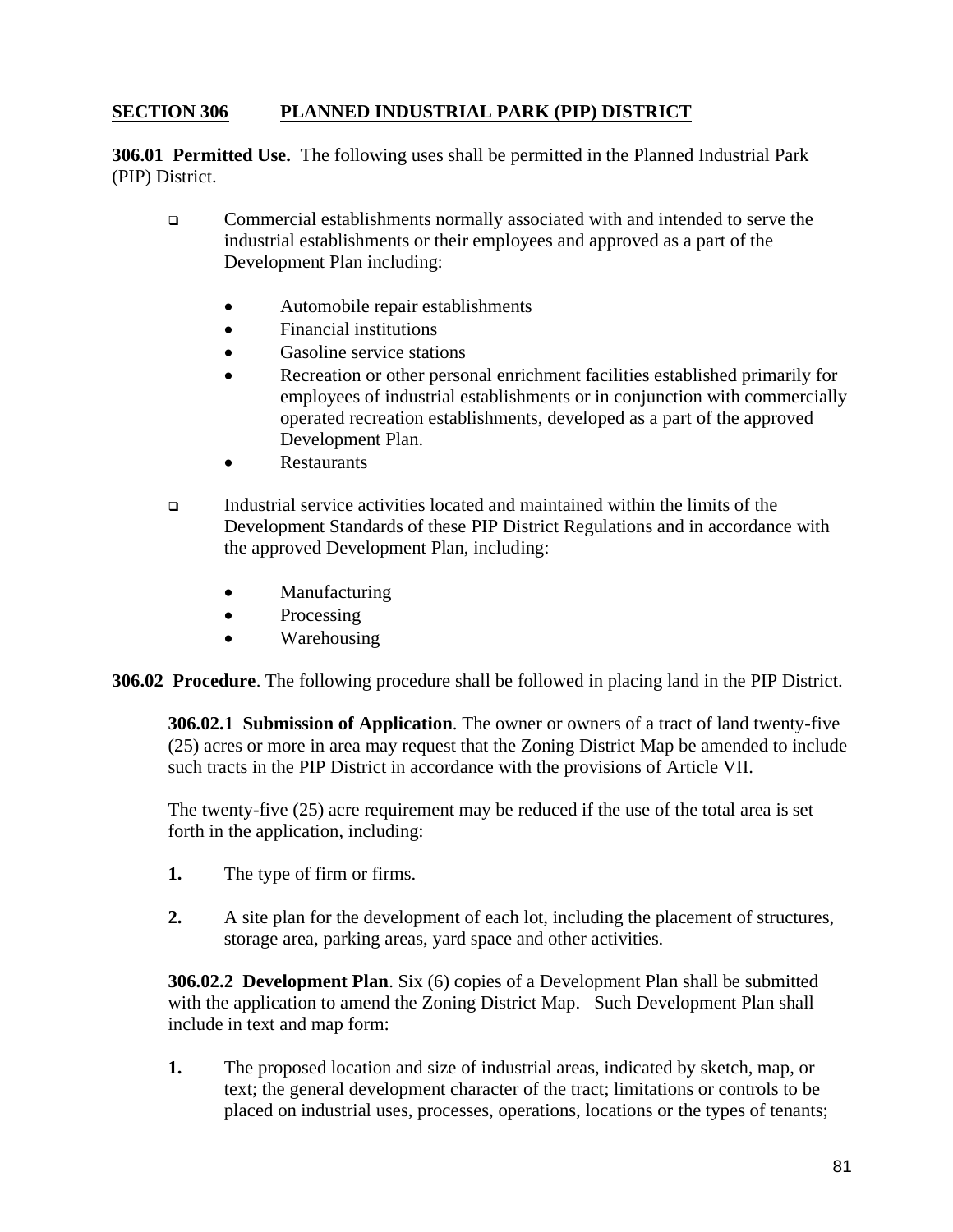## SECTION 306 PLANNED INDUSTRIAL PARK (PIP) DISTRICT

**306.01 Permitted Use.** The following uses shall be permitted in the Planned Industrial Park (PIP) District.

- Commercial establishments normally associated with and intended to serve the industrial establishments or their employees and approved as a part of the Development Plan including:
  - Automobile repair establishments
  - Financial institutions
  - Gasoline service stations
  - Recreation or other personal enrichment facilities established primarily for employees of industrial establishments or in conjunction with commercially operated recreation establishments, developed as a part of the approved Development Plan.
  - Restaurants
- Industrial service activities located and maintained within the limits of the Development Standards of these PIP District Regulations and in accordance with the approved Development Plan, including:
  - Manufacturing
  - Processing
  - Warehousing

**306.02 Procedure**. The following procedure shall be followed in placing land in the PIP District.

**306.02.1 Submission of Application**. The owner or owners of a tract of land twenty-five (25) acres or more in area may request that the Zoning District Map be amended to include such tracts in the PIP District in accordance with the provisions of Article VII.

The twenty-five (25) acre requirement may be reduced if the use of the total area is set forth in the application, including:

**1.** The type of firm or firms.

**2.** A site plan for the development of each lot, including the placement of structures, storage area, parking areas, yard space and other activities.

**306.02.2 Development Plan**. Six (6) copies of a Development Plan shall be submitted with the application to amend the Zoning District Map. Such Development Plan shall include in text and map form:

**1.** The proposed location and size of industrial areas, indicated by sketch, map, or text; the general development character of the tract; limitations or controls to be placed on industrial uses, processes, operations, locations or the types of tenants;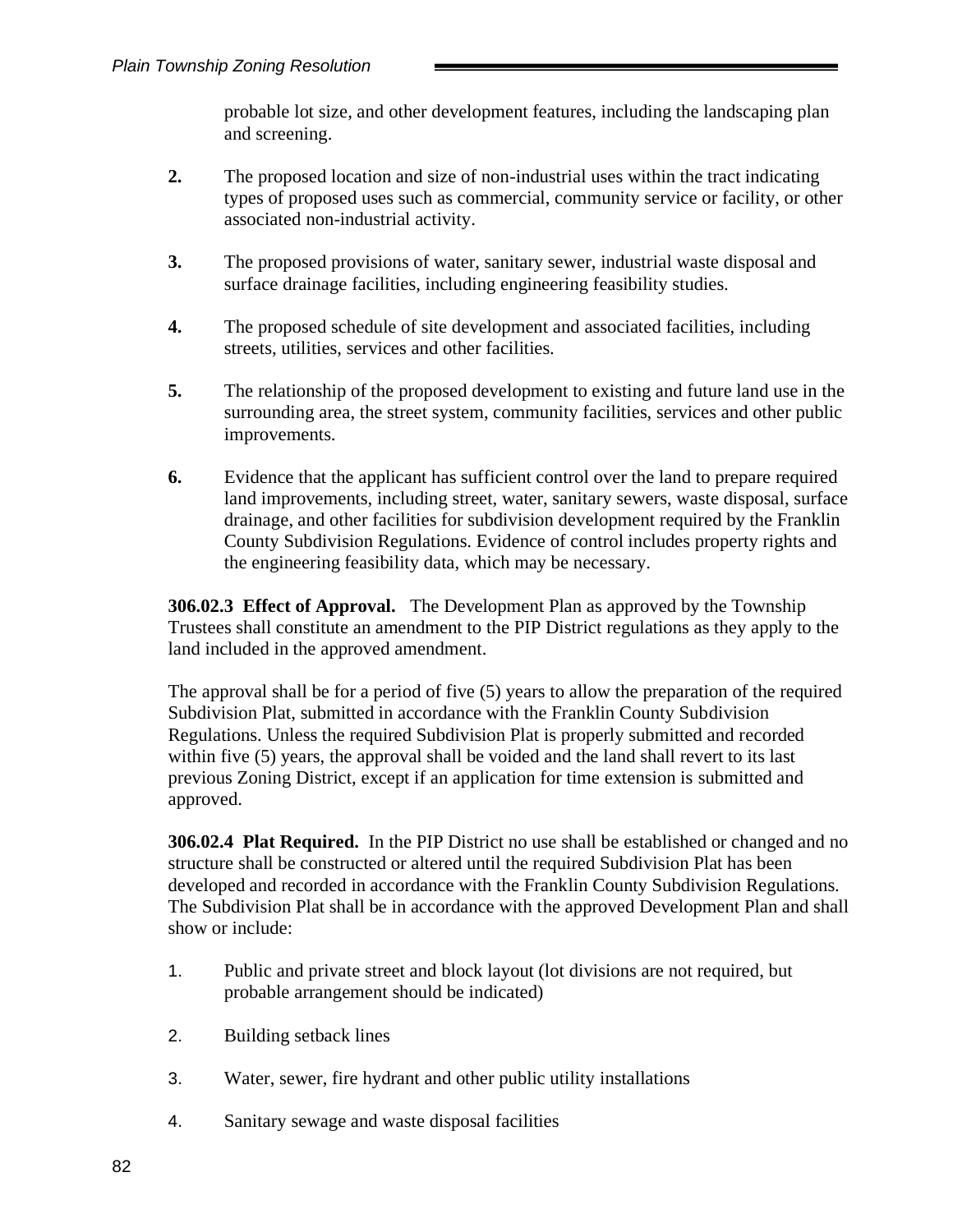probable lot size, and other development features, including the landscaping plan and screening.

**2.** The proposed location and size of non-industrial uses within the tract indicating types of proposed uses such as commercial, community service or facility, or other associated non-industrial activity.

**3.** The proposed provisions of water, sanitary sewer, industrial waste disposal and surface drainage facilities, including engineering feasibility studies.

**4.** The proposed schedule of site development and associated facilities, including streets, utilities, services and other facilities.

**5.** The relationship of the proposed development to existing and future land use in the surrounding area, the street system, community facilities, services and other public improvements.

**6.** Evidence that the applicant has sufficient control over the land to prepare required land improvements, including street, water, sanitary sewers, waste disposal, surface drainage, and other facilities for subdivision development required by the Franklin County Subdivision Regulations. Evidence of control includes property rights and the engineering feasibility data, which may be necessary.

**306.02.3 Effect of Approval.** The Development Plan as approved by the Township Trustees shall constitute an amendment to the PIP District regulations as they apply to the land included in the approved amendment.

The approval shall be for a period of five (5) years to allow the preparation of the required Subdivision Plat, submitted in accordance with the Franklin County Subdivision Regulations. Unless the required Subdivision Plat is properly submitted and recorded within five (5) years, the approval shall be voided and the land shall revert to its last previous Zoning District, except if an application for time extension is submitted and approved.

**306.02.4 Plat Required.** In the PIP District no use shall be established or changed and no structure shall be constructed or altered until the required Subdivision Plat has been developed and recorded in accordance with the Franklin County Subdivision Regulations. The Subdivision Plat shall be in accordance with the approved Development Plan and shall show or include:

1. Public and private street and block layout (lot divisions are not required, but probable arrangement should be indicated)

2. Building setback lines

3. Water, sewer, fire hydrant and other public utility installations

4. Sanitary sewage and waste disposal facilities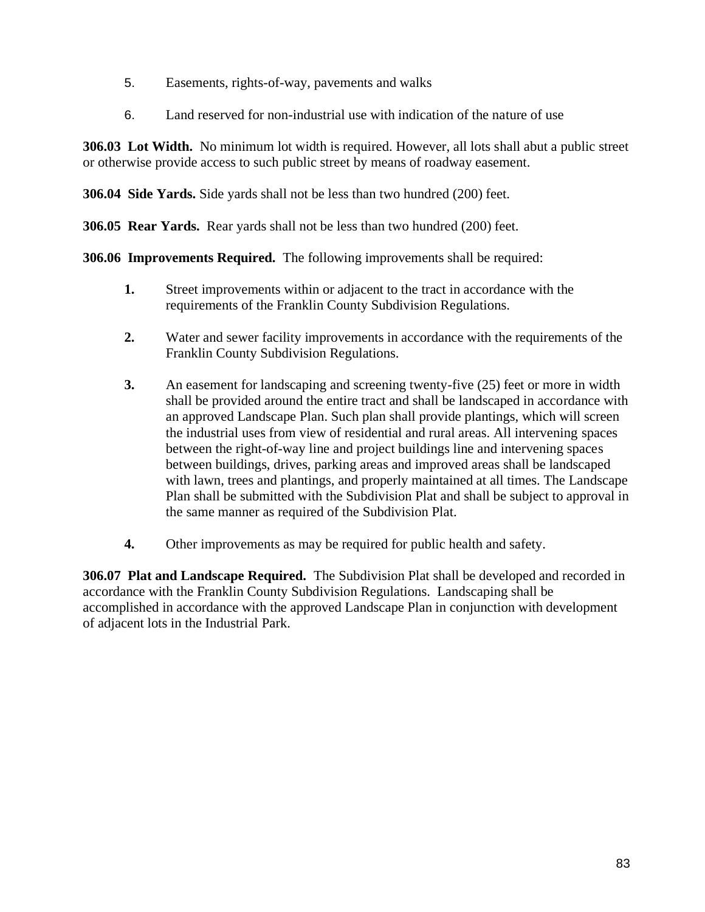5. Easements, rights-of-way, pavements and walks

6. Land reserved for non-industrial use with indication of the nature of use

**306.03 Lot Width.** No minimum lot width is required. However, all lots shall abut a public street or otherwise provide access to such public street by means of roadway easement.

**306.04 Side Yards.** Side yards shall not be less than two hundred (200) feet.

**306.05 Rear Yards.** Rear yards shall not be less than two hundred (200) feet.

**306.06 Improvements Required.** The following improvements shall be required:

**1.** Street improvements within or adjacent to the tract in accordance with the requirements of the Franklin County Subdivision Regulations.

**2.** Water and sewer facility improvements in accordance with the requirements of the Franklin County Subdivision Regulations.

**3.** An easement for landscaping and screening twenty-five (25) feet or more in width shall be provided around the entire tract and shall be landscaped in accordance with an approved Landscape Plan. Such plan shall provide plantings, which will screen the industrial uses from view of residential and rural areas. All intervening spaces between the right-of-way line and project buildings line and intervening spaces between buildings, drives, parking areas and improved areas shall be landscaped with lawn, trees and plantings, and properly maintained at all times. The Landscape Plan shall be submitted with the Subdivision Plat and shall be subject to approval in the same manner as required of the Subdivision Plat.

**4.** Other improvements as may be required for public health and safety.

**306.07 Plat and Landscape Required.** The Subdivision Plat shall be developed and recorded in accordance with the Franklin County Subdivision Regulations. Landscaping shall be accomplished in accordance with the approved Landscape Plan in conjunction with development of adjacent lots in the Industrial Park.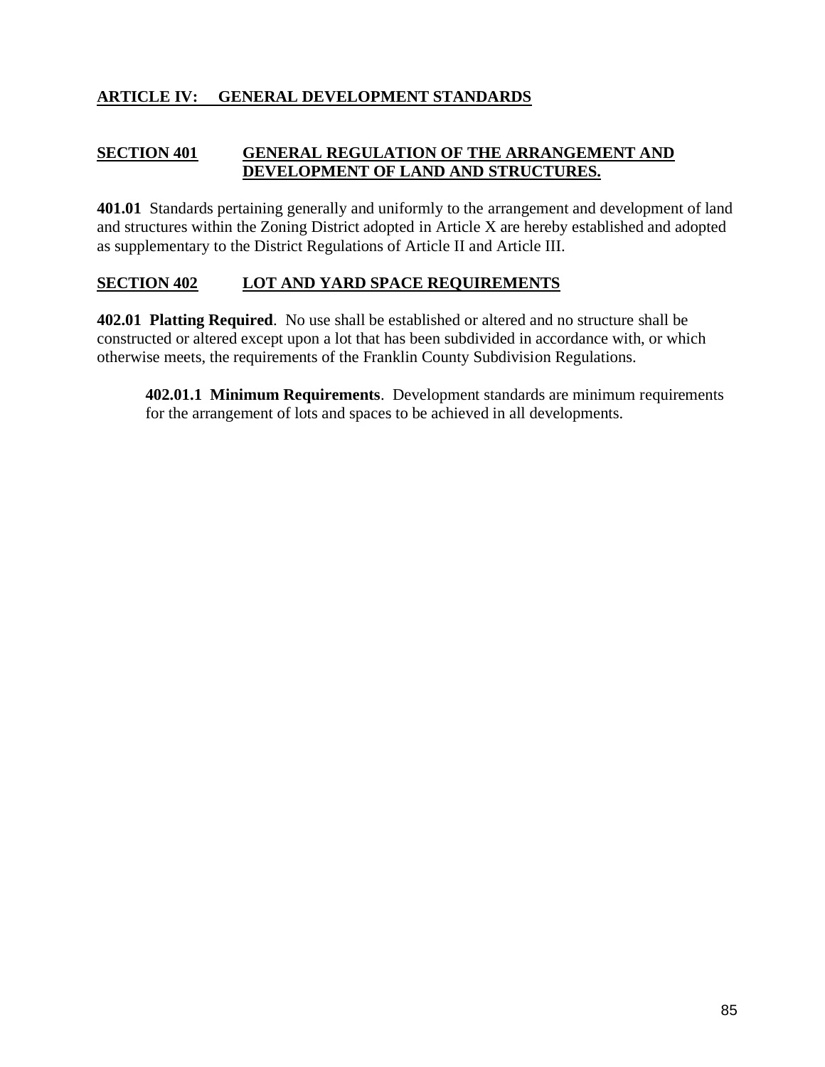# ARTICLE IV: GENERAL DEVELOPMENT STANDARDS

## SECTION 401 GENERAL REGULATION OF THE ARRANGEMENT AND DEVELOPMENT OF LAND AND STRUCTURES.

**401.01** Standards pertaining generally and uniformly to the arrangement and development of land and structures within the Zoning District adopted in Article X are hereby established and adopted as supplementary to the District Regulations of Article II and Article III.

## SECTION 402 LOT AND YARD SPACE REQUIREMENTS

**402.01 Platting Required**. No use shall be established or altered and no structure shall be constructed or altered except upon a lot that has been subdivided in accordance with, or which otherwise meets, the requirements of the Franklin County Subdivision Regulations.

**402.01.1 Minimum Requirements**. Development standards are minimum requirements for the arrangement of lots and spaces to be achieved in all developments.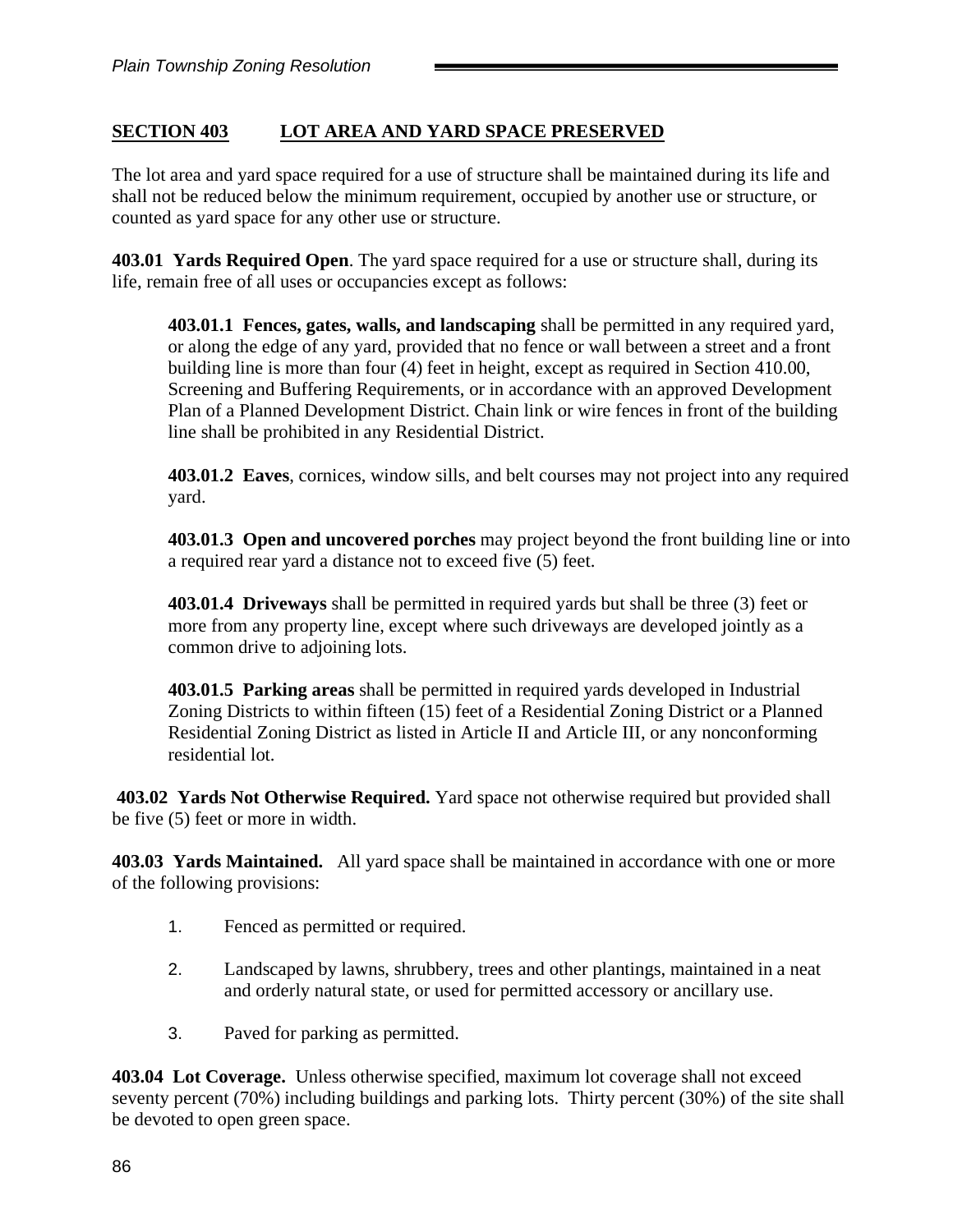## SECTION 403 LOT AREA AND YARD SPACE PRESERVED

The lot area and yard space required for a use of structure shall be maintained during its life and shall not be reduced below the minimum requirement, occupied by another use or structure, or counted as yard space for any other use or structure.

**403.01 Yards Required Open**. The yard space required for a use or structure shall, during its life, remain free of all uses or occupancies except as follows:

> **403.01.1 Fences, gates, walls, and landscaping** shall be permitted in any required yard, or along the edge of any yard, provided that no fence or wall between a street and a front building line is more than four (4) feet in height, except as required in Section 410.00, Screening and Buffering Requirements, or in accordance with an approved Development Plan of a Planned Development District. Chain link or wire fences in front of the building line shall be prohibited in any Residential District.
>
> **403.01.2 Eaves**, cornices, window sills, and belt courses may not project into any required yard.
>
> **403.01.3 Open and uncovered porches** may project beyond the front building line or into a required rear yard a distance not to exceed five (5) feet.
>
> **403.01.4 Driveways** shall be permitted in required yards but shall be three (3) feet or more from any property line, except where such driveways are developed jointly as a common drive to adjoining lots.
>
> **403.01.5 Parking areas** shall be permitted in required yards developed in Industrial Zoning Districts to within fifteen (15) feet of a Residential Zoning District or a Planned Residential Zoning District as listed in Article II and Article III, or any nonconforming residential lot.

**403.02 Yards Not Otherwise Required.** Yard space not otherwise required but provided shall be five (5) feet or more in width.

**403.03 Yards Maintained.** All yard space shall be maintained in accordance with one or more of the following provisions:

1. Fenced as permitted or required.
2. Landscaped by lawns, shrubbery, trees and other plantings, maintained in a neat and orderly natural state, or used for permitted accessory or ancillary use.
3. Paved for parking as permitted.

**403.04 Lot Coverage.** Unless otherwise specified, maximum lot coverage shall not exceed seventy percent (70%) including buildings and parking lots. Thirty percent (30%) of the site shall be devoted to open green space.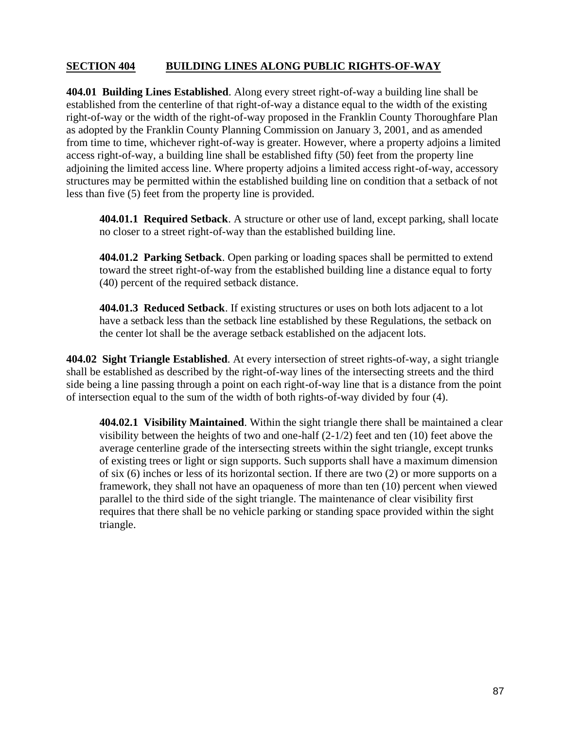## SECTION 404 BUILDING LINES ALONG PUBLIC RIGHTS-OF-WAY

**404.01 Building Lines Established**. Along every street right-of-way a building line shall be established from the centerline of that right-of-way a distance equal to the width of the existing right-of-way or the width of the right-of-way proposed in the Franklin County Thoroughfare Plan as adopted by the Franklin County Planning Commission on January 3, 2001, and as amended from time to time, whichever right-of-way is greater. However, where a property adjoins a limited access right-of-way, a building line shall be established fifty (50) feet from the property line adjoining the limited access line. Where property adjoins a limited access right-of-way, accessory structures may be permitted within the established building line on condition that a setback of not less than five (5) feet from the property line is provided.

**404.01.1 Required Setback**. A structure or other use of land, except parking, shall locate no closer to a street right-of-way than the established building line.

**404.01.2 Parking Setback**. Open parking or loading spaces shall be permitted to extend toward the street right-of-way from the established building line a distance equal to forty (40) percent of the required setback distance.

**404.01.3 Reduced Setback**. If existing structures or uses on both lots adjacent to a lot have a setback less than the setback line established by these Regulations, the setback on the center lot shall be the average setback established on the adjacent lots.

**404.02 Sight Triangle Established**. At every intersection of street rights-of-way, a sight triangle shall be established as described by the right-of-way lines of the intersecting streets and the third side being a line passing through a point on each right-of-way line that is a distance from the point of intersection equal to the sum of the width of both rights-of-way divided by four (4).

**404.02.1 Visibility Maintained**. Within the sight triangle there shall be maintained a clear visibility between the heights of two and one-half (2-1/2) feet and ten (10) feet above the average centerline grade of the intersecting streets within the sight triangle, except trunks of existing trees or light or sign supports. Such supports shall have a maximum dimension of six (6) inches or less of its horizontal section. If there are two (2) or more supports on a framework, they shall not have an opaqueness of more than ten (10) percent when viewed parallel to the third side of the sight triangle. The maintenance of clear visibility first requires that there shall be no vehicle parking or standing space provided within the sight triangle.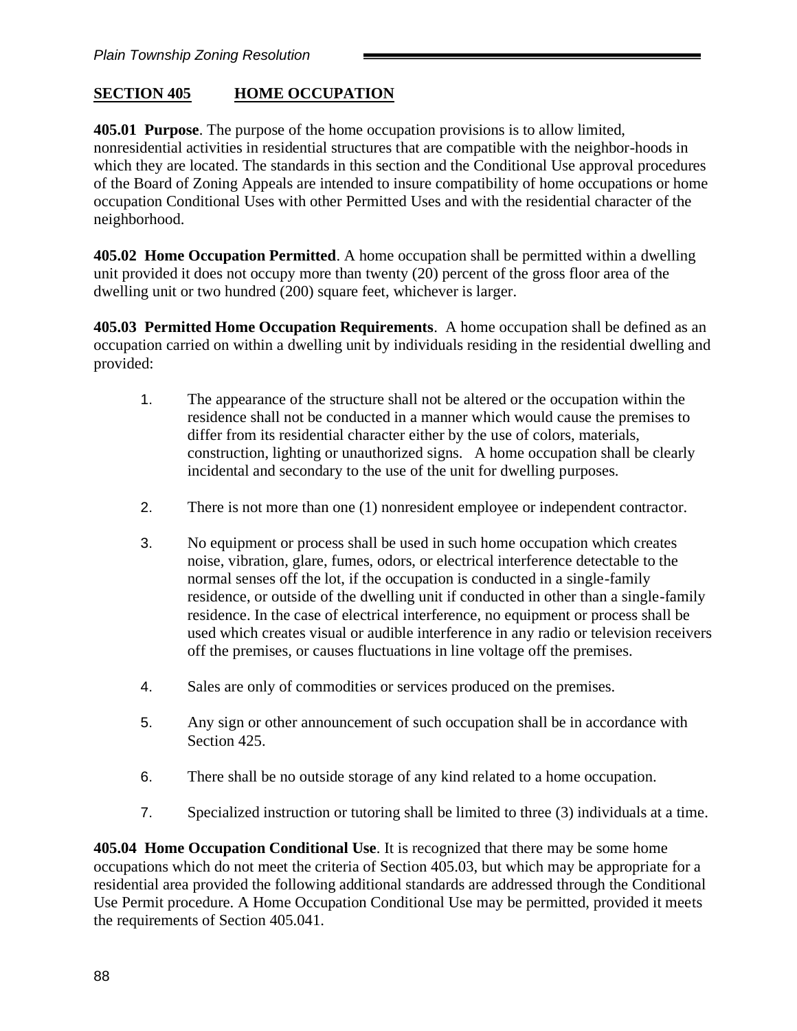## SECTION 405 HOME OCCUPATION

**405.01 Purpose**. The purpose of the home occupation provisions is to allow limited, nonresidential activities in residential structures that are compatible with the neighbor-hoods in which they are located. The standards in this section and the Conditional Use approval procedures of the Board of Zoning Appeals are intended to insure compatibility of home occupations or home occupation Conditional Uses with other Permitted Uses and with the residential character of the neighborhood.

**405.02 Home Occupation Permitted**. A home occupation shall be permitted within a dwelling unit provided it does not occupy more than twenty (20) percent of the gross floor area of the dwelling unit or two hundred (200) square feet, whichever is larger.

**405.03 Permitted Home Occupation Requirements**. A home occupation shall be defined as an occupation carried on within a dwelling unit by individuals residing in the residential dwelling and provided:

1. The appearance of the structure shall not be altered or the occupation within the residence shall not be conducted in a manner which would cause the premises to differ from its residential character either by the use of colors, materials, construction, lighting or unauthorized signs. A home occupation shall be clearly incidental and secondary to the use of the unit for dwelling purposes.

2. There is not more than one (1) nonresident employee or independent contractor.

3. No equipment or process shall be used in such home occupation which creates noise, vibration, glare, fumes, odors, or electrical interference detectable to the normal senses off the lot, if the occupation is conducted in a single-family residence, or outside of the dwelling unit if conducted in other than a single-family residence. In the case of electrical interference, no equipment or process shall be used which creates visual or audible interference in any radio or television receivers off the premises, or causes fluctuations in line voltage off the premises.

4. Sales are only of commodities or services produced on the premises.

5. Any sign or other announcement of such occupation shall be in accordance with Section 425.

6. There shall be no outside storage of any kind related to a home occupation.

7. Specialized instruction or tutoring shall be limited to three (3) individuals at a time.

**405.04 Home Occupation Conditional Use**. It is recognized that there may be some home occupations which do not meet the criteria of Section 405.03, but which may be appropriate for a residential area provided the following additional standards are addressed through the Conditional Use Permit procedure. A Home Occupation Conditional Use may be permitted, provided it meets the requirements of Section 405.041.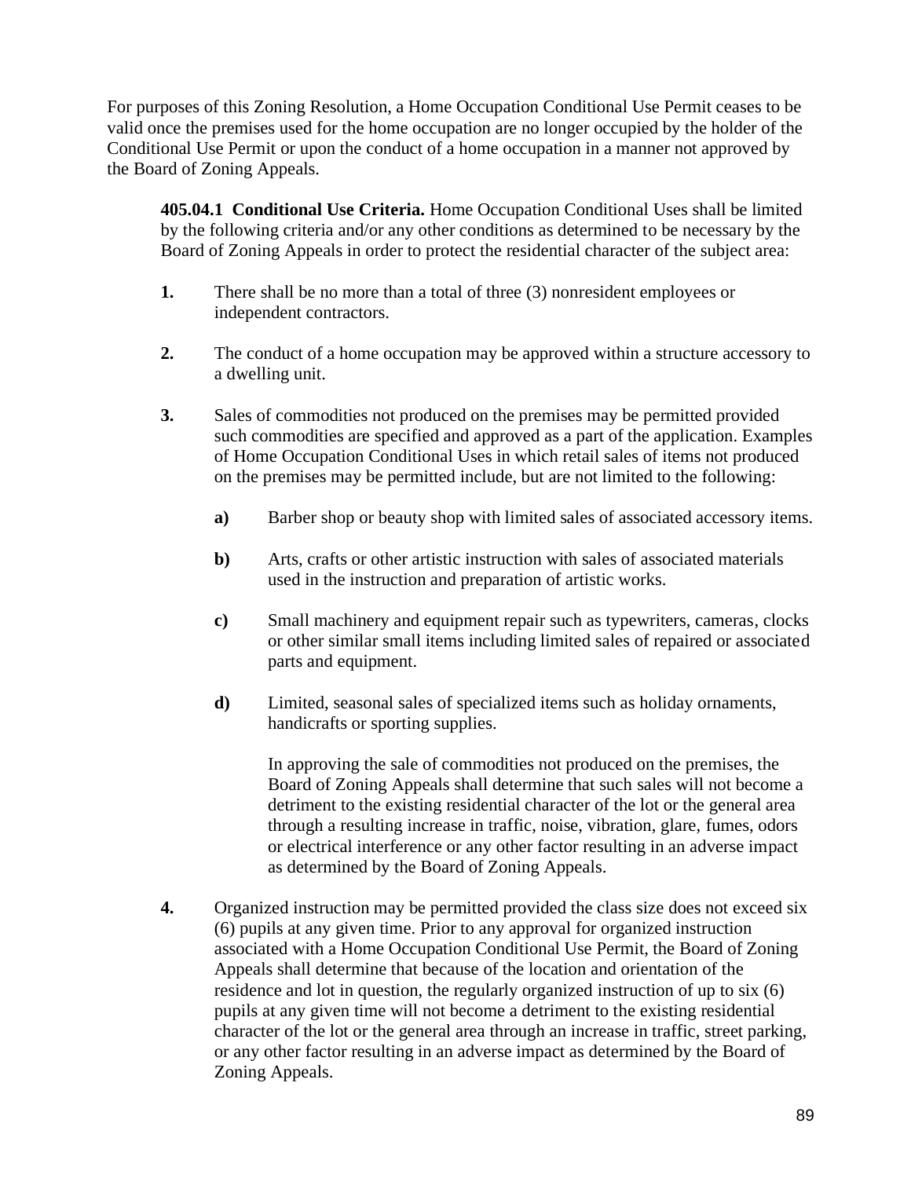For purposes of this Zoning Resolution, a Home Occupation Conditional Use Permit ceases to be valid once the premises used for the home occupation are no longer occupied by the holder of the Conditional Use Permit or upon the conduct of a home occupation in a manner not approved by the Board of Zoning Appeals.

**405.04.1 Conditional Use Criteria.** Home Occupation Conditional Uses shall be limited by the following criteria and/or any other conditions as determined to be necessary by the Board of Zoning Appeals in order to protect the residential character of the subject area:

**1.** There shall be no more than a total of three (3) nonresident employees or independent contractors.

**2.** The conduct of a home occupation may be approved within a structure accessory to a dwelling unit.

**3.** Sales of commodities not produced on the premises may be permitted provided such commodities are specified and approved as a part of the application. Examples of Home Occupation Conditional Uses in which retail sales of items not produced on the premises may be permitted include, but are not limited to the following:

**a)** Barber shop or beauty shop with limited sales of associated accessory items.

**b)** Arts, crafts or other artistic instruction with sales of associated materials used in the instruction and preparation of artistic works.

**c)** Small machinery and equipment repair such as typewriters, cameras, clocks or other similar small items including limited sales of repaired or associated parts and equipment.

**d)** Limited, seasonal sales of specialized items such as holiday ornaments, handicrafts or sporting supplies.

In approving the sale of commodities not produced on the premises, the Board of Zoning Appeals shall determine that such sales will not become a detriment to the existing residential character of the lot or the general area through a resulting increase in traffic, noise, vibration, glare, fumes, odors or electrical interference or any other factor resulting in an adverse impact as determined by the Board of Zoning Appeals.

**4.** Organized instruction may be permitted provided the class size does not exceed six (6) pupils at any given time. Prior to any approval for organized instruction associated with a Home Occupation Conditional Use Permit, the Board of Zoning Appeals shall determine that because of the location and orientation of the residence and lot in question, the regularly organized instruction of up to six (6) pupils at any given time will not become a detriment to the existing residential character of the lot or the general area through an increase in traffic, street parking, or any other factor resulting in an adverse impact as determined by the Board of Zoning Appeals.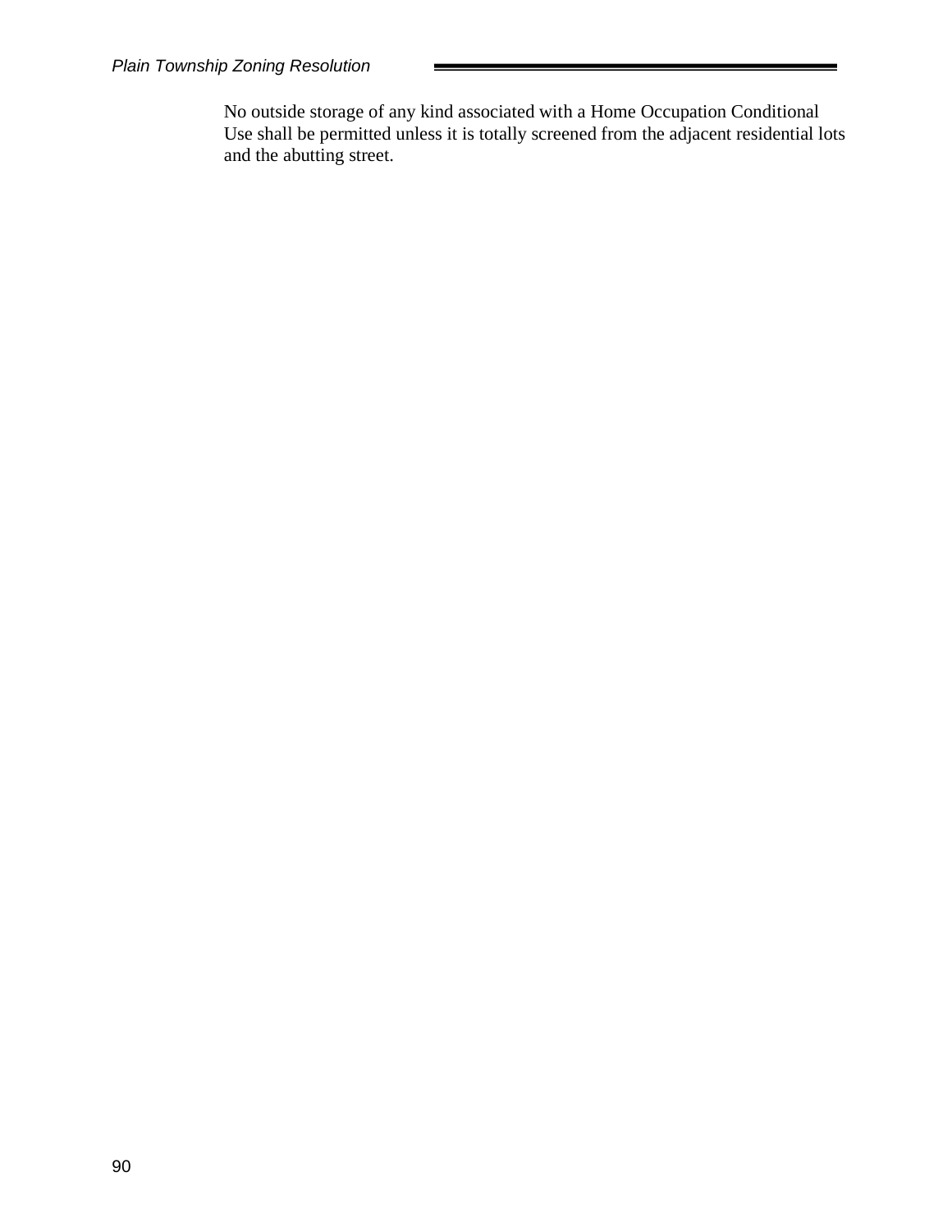No outside storage of any kind associated with a Home Occupation Conditional Use shall be permitted unless it is totally screened from the adjacent residential lots and the abutting street.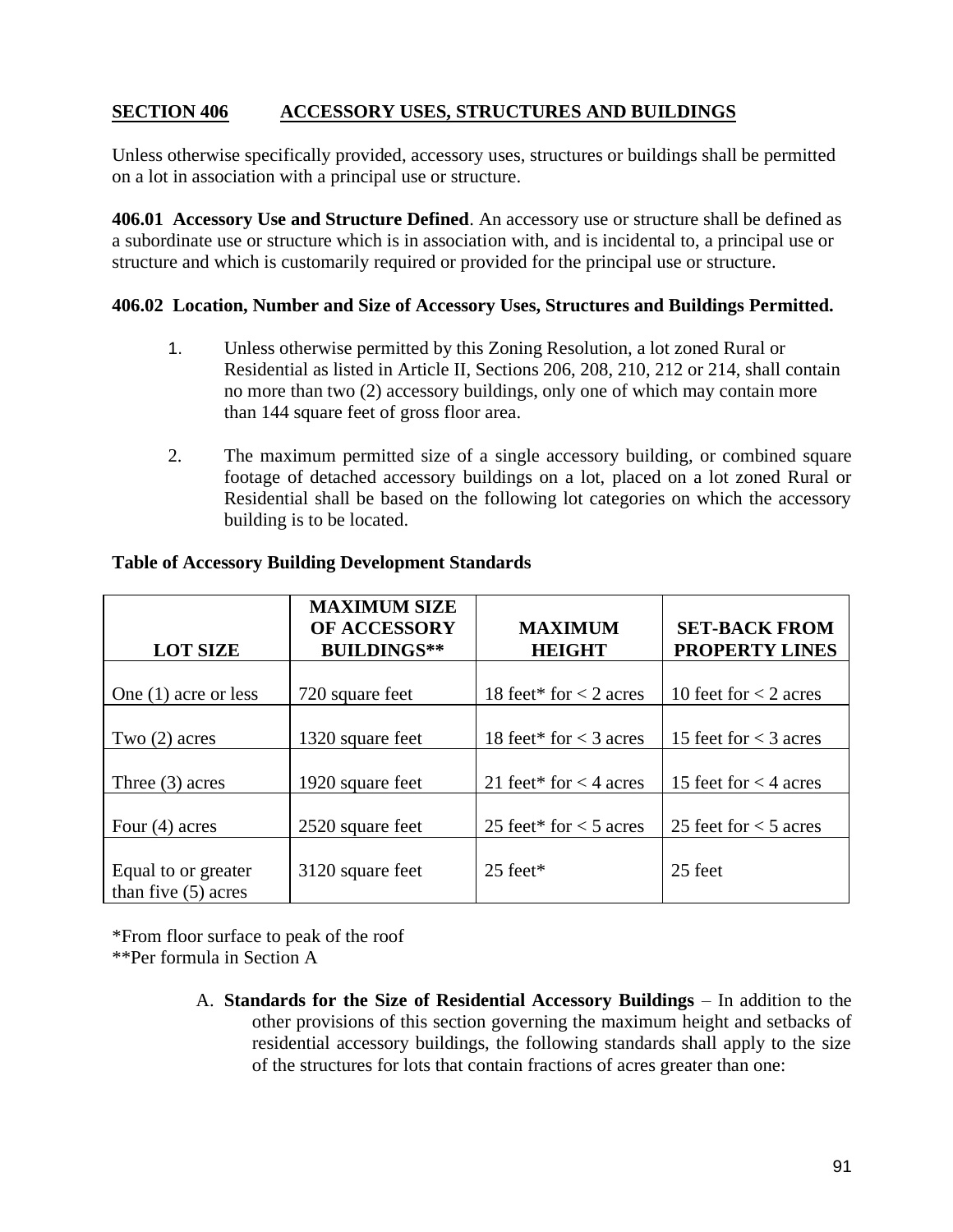## SECTION 406 ACCESSORY USES, STRUCTURES AND BUILDINGS

Unless otherwise specifically provided, accessory uses, structures or buildings shall be permitted on a lot in association with a principal use or structure.

**406.01 Accessory Use and Structure Defined**. An accessory use or structure shall be defined as a subordinate use or structure which is in association with, and is incidental to, a principal use or structure and which is customarily required or provided for the principal use or structure.

**406.02 Location, Number and Size of Accessory Uses, Structures and Buildings Permitted.**

1. Unless otherwise permitted by this Zoning Resolution, a lot zoned Rural or Residential as listed in Article II, Sections 206, 208, 210, 212 or 214, shall contain no more than two (2) accessory buildings, only one of which may contain more than 144 square feet of gross floor area.

2. The maximum permitted size of a single accessory building, or combined square footage of detached accessory buildings on a lot, placed on a lot zoned Rural or Residential shall be based on the following lot categories on which the accessory building is to be located.

**Table of Accessory Building Development Standards**

| LOT SIZE | MAXIMUM SIZE OF ACCESSORY BUILDINGS** | MAXIMUM HEIGHT | SET-BACK FROM PROPERTY LINES |
|---|---|---|---|
| One (1) acre or less | 720 square feet | 18 feet* for < 2 acres | 10 feet for < 2 acres |
| Two (2) acres | 1320 square feet | 18 feet* for < 3 acres | 15 feet for < 3 acres |
| Three (3) acres | 1920 square feet | 21 feet* for < 4 acres | 15 feet for < 4 acres |
| Four (4) acres | 2520 square feet | 25 feet* for < 5 acres | 25 feet for < 5 acres |
| Equal to or greater than five (5) acres | 3120 square feet | 25 feet* | 25 feet |

*From floor surface to peak of the roof
**Per formula in Section A

A. **Standards for the Size of Residential Accessory Buildings** – In addition to the other provisions of this section governing the maximum height and setbacks of residential accessory buildings, the following standards shall apply to the size of the structures for lots that contain fractions of acres greater than one: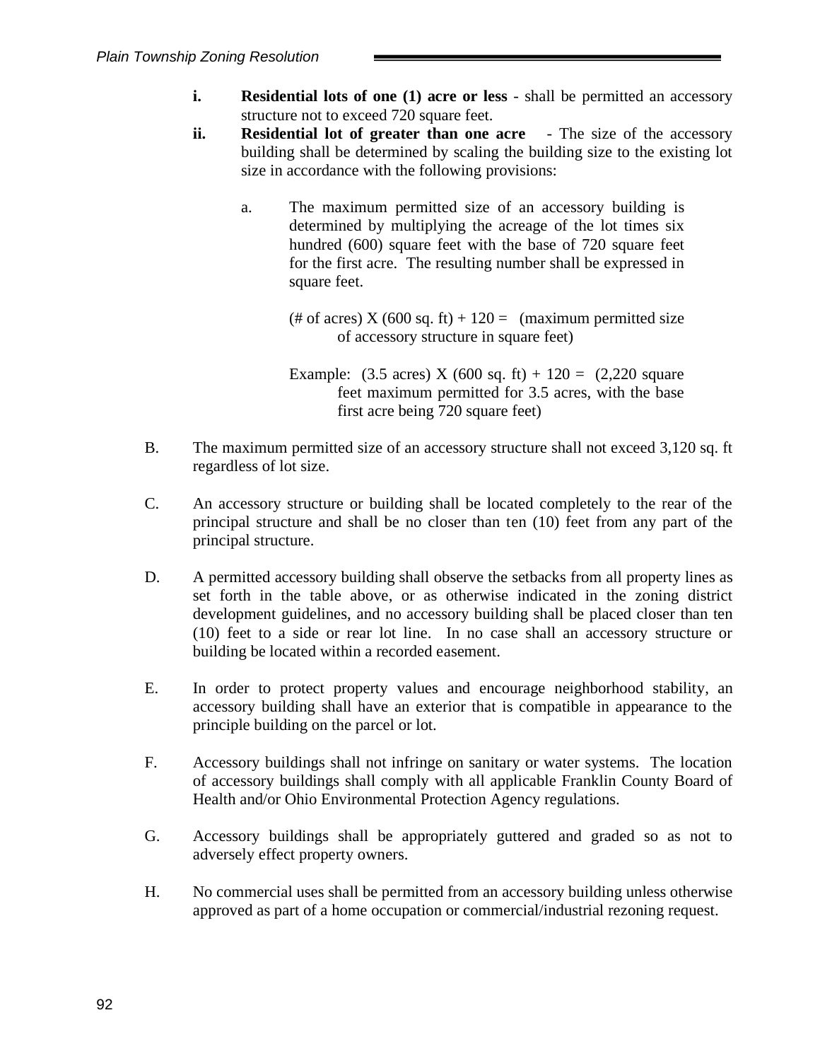i. **Residential lots of one (1) acre or less** - shall be permitted an accessory structure not to exceed 720 square feet.

ii. **Residential lot of greater than one acre** - The size of the accessory building shall be determined by scaling the building size to the existing lot size in accordance with the following provisions:

   a. The maximum permitted size of an accessory building is determined by multiplying the acreage of the lot times six hundred (600) square feet with the base of 720 square feet for the first acre. The resulting number shall be expressed in square feet.

   (# of acres) X (600 sq. ft) + 120 = (maximum permitted size of accessory structure in square feet)

   Example: (3.5 acres) X (600 sq. ft) + 120 = (2,220 square feet maximum permitted for 3.5 acres, with the base first acre being 720 square feet)

B. The maximum permitted size of an accessory structure shall not exceed 3,120 sq. ft regardless of lot size.

C. An accessory structure or building shall be located completely to the rear of the principal structure and shall be no closer than ten (10) feet from any part of the principal structure.

D. A permitted accessory building shall observe the setbacks from all property lines as set forth in the table above, or as otherwise indicated in the zoning district development guidelines, and no accessory building shall be placed closer than ten (10) feet to a side or rear lot line. In no case shall an accessory structure or building be located within a recorded easement.

E. In order to protect property values and encourage neighborhood stability, an accessory building shall have an exterior that is compatible in appearance to the principle building on the parcel or lot.

F. Accessory buildings shall not infringe on sanitary or water systems. The location of accessory buildings shall comply with all applicable Franklin County Board of Health and/or Ohio Environmental Protection Agency regulations.

G. Accessory buildings shall be appropriately guttered and graded so as not to adversely effect property owners.

H. No commercial uses shall be permitted from an accessory building unless otherwise approved as part of a home occupation or commercial/industrial rezoning request.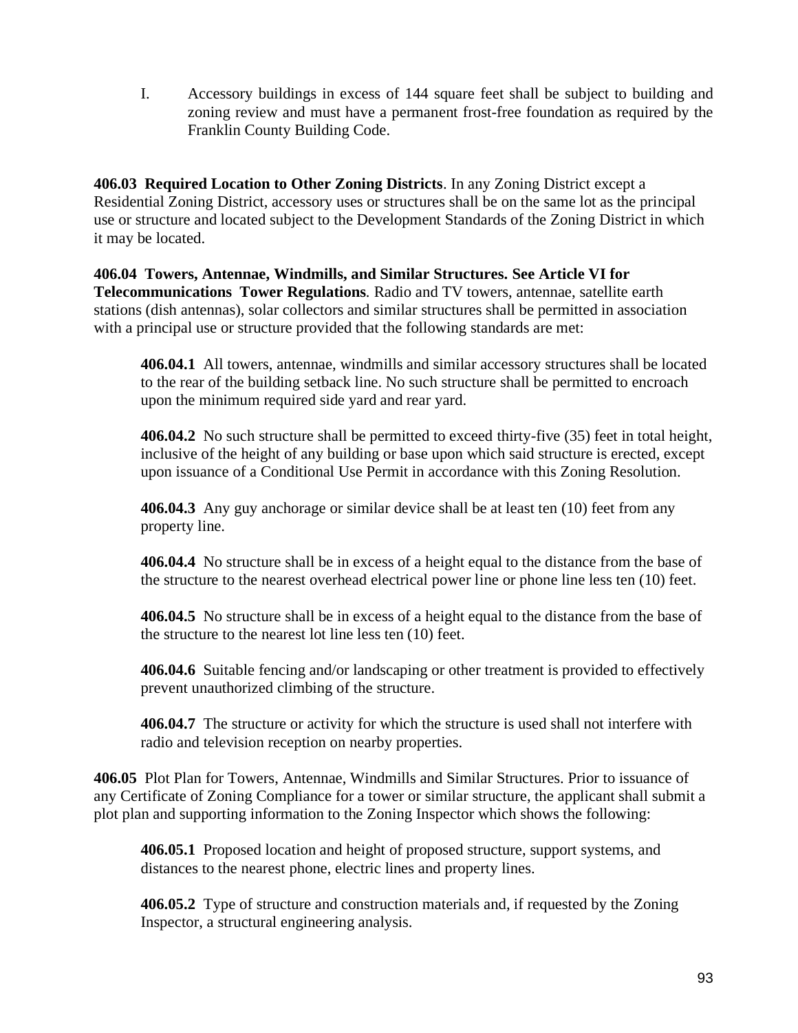I. Accessory buildings in excess of 144 square feet shall be subject to building and zoning review and must have a permanent frost-free foundation as required by the Franklin County Building Code.

**406.03 Required Location to Other Zoning Districts**. In any Zoning District except a Residential Zoning District, accessory uses or structures shall be on the same lot as the principal use or structure and located subject to the Development Standards of the Zoning District in which it may be located.

**406.04 Towers, Antennae, Windmills, and Similar Structures. See Article VI for Telecommunications Tower Regulations**. Radio and TV towers, antennae, satellite earth stations (dish antennas), solar collectors and similar structures shall be permitted in association with a principal use or structure provided that the following standards are met:

> **406.04.1** All towers, antennae, windmills and similar accessory structures shall be located to the rear of the building setback line. No such structure shall be permitted to encroach upon the minimum required side yard and rear yard.
>
> **406.04.2** No such structure shall be permitted to exceed thirty-five (35) feet in total height, inclusive of the height of any building or base upon which said structure is erected, except upon issuance of a Conditional Use Permit in accordance with this Zoning Resolution.
>
> **406.04.3** Any guy anchorage or similar device shall be at least ten (10) feet from any property line.
>
> **406.04.4** No structure shall be in excess of a height equal to the distance from the base of the structure to the nearest overhead electrical power line or phone line less ten (10) feet.
>
> **406.04.5** No structure shall be in excess of a height equal to the distance from the base of the structure to the nearest lot line less ten (10) feet.
>
> **406.04.6** Suitable fencing and/or landscaping or other treatment is provided to effectively prevent unauthorized climbing of the structure.
>
> **406.04.7** The structure or activity for which the structure is used shall not interfere with radio and television reception on nearby properties.

**406.05** Plot Plan for Towers, Antennae, Windmills and Similar Structures. Prior to issuance of any Certificate of Zoning Compliance for a tower or similar structure, the applicant shall submit a plot plan and supporting information to the Zoning Inspector which shows the following:

> **406.05.1** Proposed location and height of proposed structure, support systems, and distances to the nearest phone, electric lines and property lines.
>
> **406.05.2** Type of structure and construction materials and, if requested by the Zoning Inspector, a structural engineering analysis.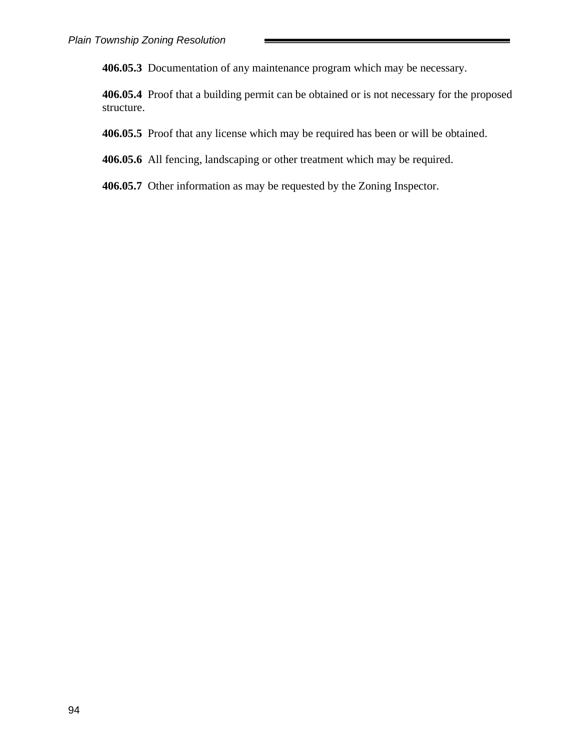**406.05.3** Documentation of any maintenance program which may be necessary.

**406.05.4** Proof that a building permit can be obtained or is not necessary for the proposed structure.

**406.05.5** Proof that any license which may be required has been or will be obtained.

**406.05.6** All fencing, landscaping or other treatment which may be required.

**406.05.7** Other information as may be requested by the Zoning Inspector.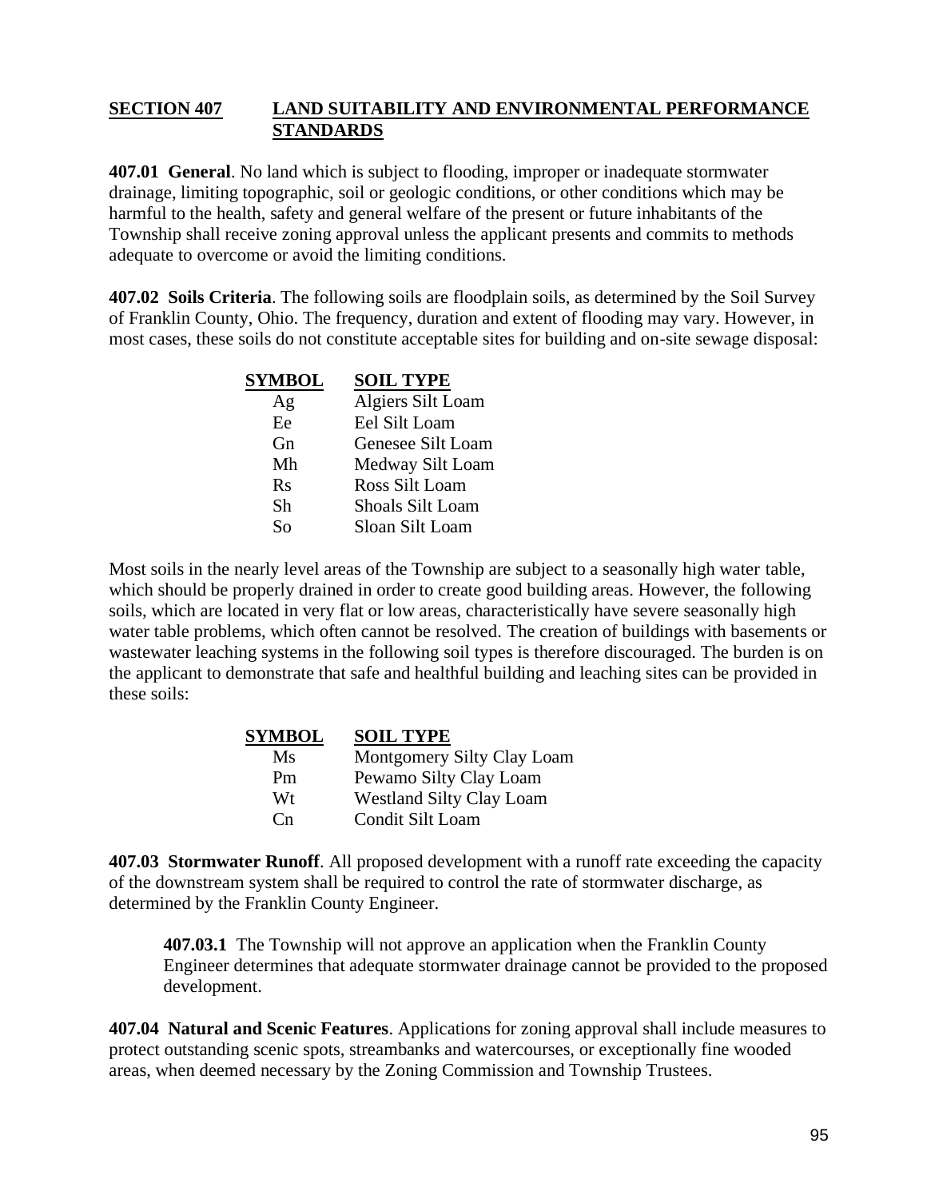## SECTION 407 LAND SUITABILITY AND ENVIRONMENTAL PERFORMANCE STANDARDS

**407.01 General**. No land which is subject to flooding, improper or inadequate stormwater drainage, limiting topographic, soil or geologic conditions, or other conditions which may be harmful to the health, safety and general welfare of the present or future inhabitants of the Township shall receive zoning approval unless the applicant presents and commits to methods adequate to overcome or avoid the limiting conditions.

**407.02 Soils Criteria**. The following soils are floodplain soils, as determined by the Soil Survey of Franklin County, Ohio. The frequency, duration and extent of flooding may vary. However, in most cases, these soils do not constitute acceptable sites for building and on-site sewage disposal:

| SYMBOL | SOIL TYPE |
|---|---|
| Ag | Algiers Silt Loam |
| Ee | Eel Silt Loam |
| Gn | Genesee Silt Loam |
| Mh | Medway Silt Loam |
| Rs | Ross Silt Loam |
| Sh | Shoals Silt Loam |
| So | Sloan Silt Loam |

Most soils in the nearly level areas of the Township are subject to a seasonally high water table, which should be properly drained in order to create good building areas. However, the following soils, which are located in very flat or low areas, characteristically have severe seasonally high water table problems, which often cannot be resolved. The creation of buildings with basements or wastewater leaching systems in the following soil types is therefore discouraged. The burden is on the applicant to demonstrate that safe and healthful building and leaching sites can be provided in these soils:

| SYMBOL | SOIL TYPE |
|---|---|
| Ms | Montgomery Silty Clay Loam |
| Pm | Pewamo Silty Clay Loam |
| Wt | Westland Silty Clay Loam |
| Cn | Condit Silt Loam |

**407.03 Stormwater Runoff**. All proposed development with a runoff rate exceeding the capacity of the downstream system shall be required to control the rate of stormwater discharge, as determined by the Franklin County Engineer.

> **407.03.1** The Township will not approve an application when the Franklin County Engineer determines that adequate stormwater drainage cannot be provided to the proposed development.

**407.04 Natural and Scenic Features**. Applications for zoning approval shall include measures to protect outstanding scenic spots, streambanks and watercourses, or exceptionally fine wooded areas, when deemed necessary by the Zoning Commission and Township Trustees.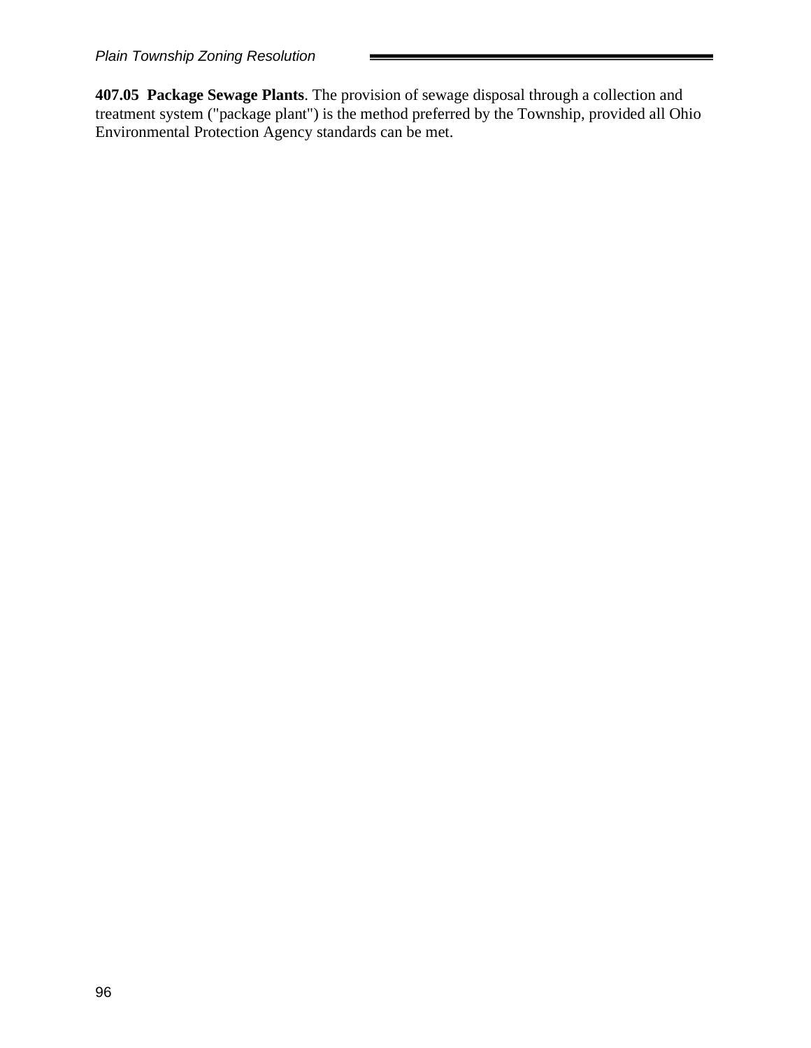**407.05 Package Sewage Plants**. The provision of sewage disposal through a collection and treatment system ("package plant") is the method preferred by the Township, provided all Ohio Environmental Protection Agency standards can be met.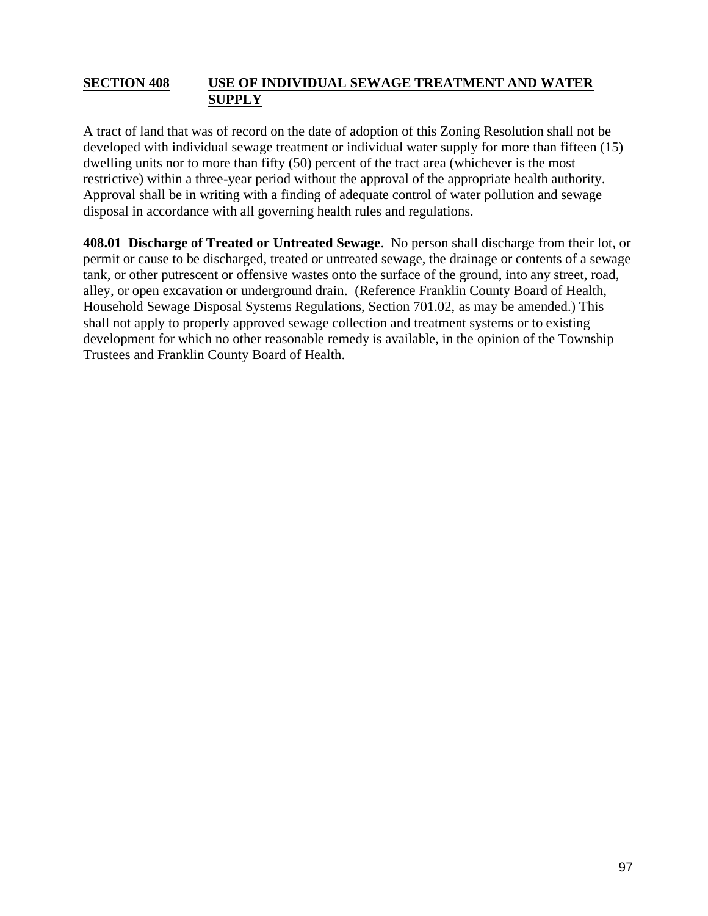## SECTION 408 USE OF INDIVIDUAL SEWAGE TREATMENT AND WATER SUPPLY

A tract of land that was of record on the date of adoption of this Zoning Resolution shall not be developed with individual sewage treatment or individual water supply for more than fifteen (15) dwelling units nor to more than fifty (50) percent of the tract area (whichever is the most restrictive) within a three-year period without the approval of the appropriate health authority. Approval shall be in writing with a finding of adequate control of water pollution and sewage disposal in accordance with all governing health rules and regulations.

**408.01 Discharge of Treated or Untreated Sewage**. No person shall discharge from their lot, or permit or cause to be discharged, treated or untreated sewage, the drainage or contents of a sewage tank, or other putrescent or offensive wastes onto the surface of the ground, into any street, road, alley, or open excavation or underground drain. (Reference Franklin County Board of Health, Household Sewage Disposal Systems Regulations, Section 701.02, as may be amended.) This shall not apply to properly approved sewage collection and treatment systems or to existing development for which no other reasonable remedy is available, in the opinion of the Township Trustees and Franklin County Board of Health.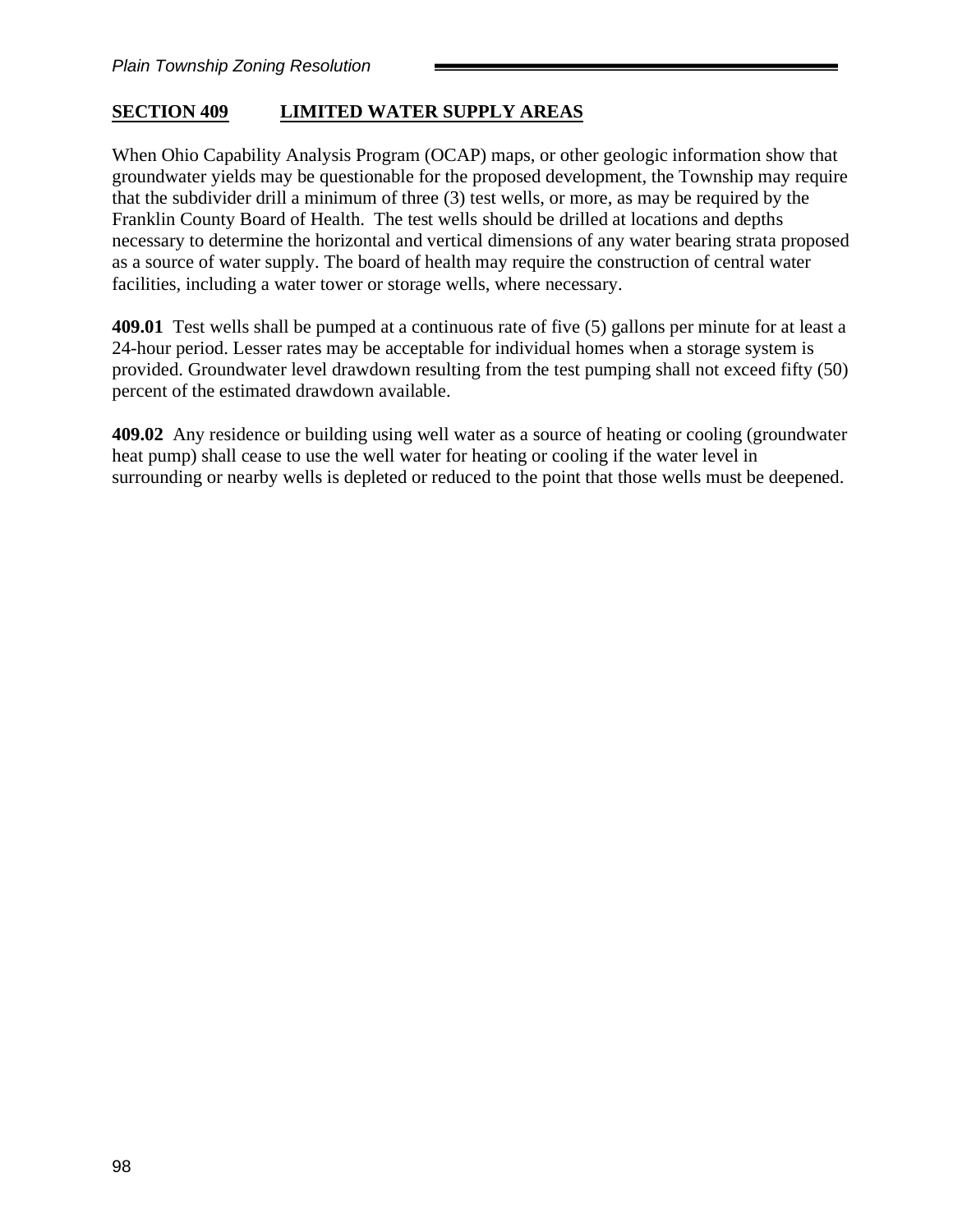## SECTION 409 LIMITED WATER SUPPLY AREAS

When Ohio Capability Analysis Program (OCAP) maps, or other geologic information show that groundwater yields may be questionable for the proposed development, the Township may require that the subdivider drill a minimum of three (3) test wells, or more, as may be required by the Franklin County Board of Health. The test wells should be drilled at locations and depths necessary to determine the horizontal and vertical dimensions of any water bearing strata proposed as a source of water supply. The board of health may require the construction of central water facilities, including a water tower or storage wells, where necessary.

**409.01** Test wells shall be pumped at a continuous rate of five (5) gallons per minute for at least a 24-hour period. Lesser rates may be acceptable for individual homes when a storage system is provided. Groundwater level drawdown resulting from the test pumping shall not exceed fifty (50) percent of the estimated drawdown available.

**409.02** Any residence or building using well water as a source of heating or cooling (groundwater heat pump) shall cease to use the well water for heating or cooling if the water level in surrounding or nearby wells is depleted or reduced to the point that those wells must be deepened.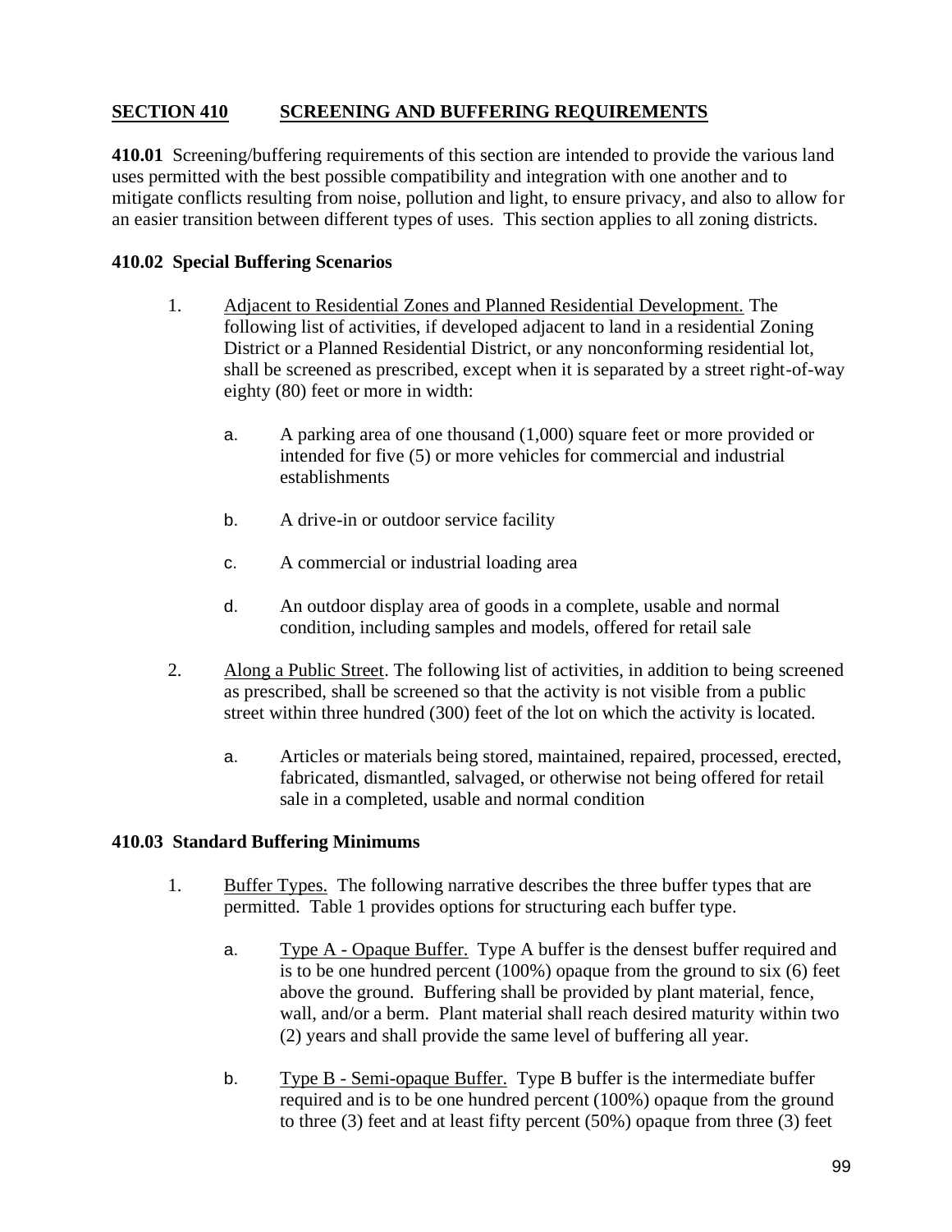## SECTION 410 SCREENING AND BUFFERING REQUIREMENTS

**410.01** Screening/buffering requirements of this section are intended to provide the various land uses permitted with the best possible compatibility and integration with one another and to mitigate conflicts resulting from noise, pollution and light, to ensure privacy, and also to allow for an easier transition between different types of uses. This section applies to all zoning districts.

**410.02 Special Buffering Scenarios**

1. Adjacent to Residential Zones and Planned Residential Development. The following list of activities, if developed adjacent to land in a residential Zoning District or a Planned Residential District, or any nonconforming residential lot, shall be screened as prescribed, except when it is separated by a street right-of-way eighty (80) feet or more in width:

   a. A parking area of one thousand (1,000) square feet or more provided or intended for five (5) or more vehicles for commercial and industrial establishments

   b. A drive-in or outdoor service facility

   c. A commercial or industrial loading area

   d. An outdoor display area of goods in a complete, usable and normal condition, including samples and models, offered for retail sale

2. Along a Public Street. The following list of activities, in addition to being screened as prescribed, shall be screened so that the activity is not visible from a public street within three hundred (300) feet of the lot on which the activity is located.

   a. Articles or materials being stored, maintained, repaired, processed, erected, fabricated, dismantled, salvaged, or otherwise not being offered for retail sale in a completed, usable and normal condition

**410.03 Standard Buffering Minimums**

1. Buffer Types. The following narrative describes the three buffer types that are permitted. Table 1 provides options for structuring each buffer type.

   a. Type A - Opaque Buffer. Type A buffer is the densest buffer required and is to be one hundred percent (100%) opaque from the ground to six (6) feet above the ground. Buffering shall be provided by plant material, fence, wall, and/or a berm. Plant material shall reach desired maturity within two (2) years and shall provide the same level of buffering all year.

   b. Type B - Semi-opaque Buffer. Type B buffer is the intermediate buffer required and is to be one hundred percent (100%) opaque from the ground to three (3) feet and at least fifty percent (50%) opaque from three (3) feet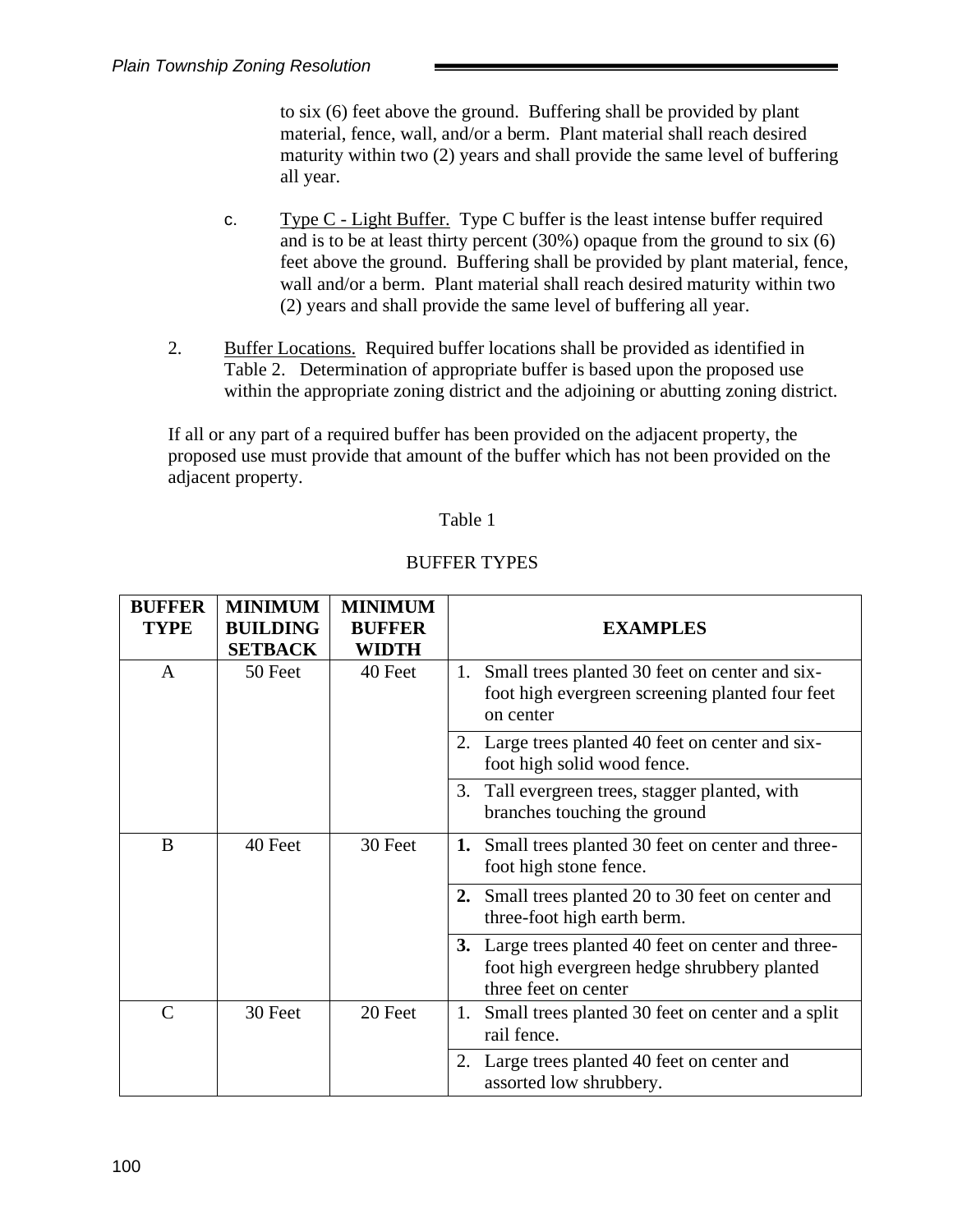to six (6) feet above the ground. Buffering shall be provided by plant material, fence, wall, and/or a berm. Plant material shall reach desired maturity within two (2) years and shall provide the same level of buffering all year.

c. <u>Type C - Light Buffer.</u> Type C buffer is the least intense buffer required and is to be at least thirty percent (30%) opaque from the ground to six (6) feet above the ground. Buffering shall be provided by plant material, fence, wall and/or a berm. Plant material shall reach desired maturity within two (2) years and shall provide the same level of buffering all year.

2. <u>Buffer Locations.</u> Required buffer locations shall be provided as identified in Table 2. Determination of appropriate buffer is based upon the proposed use within the appropriate zoning district and the adjoining or abutting zoning district.

If all or any part of a required buffer has been provided on the adjacent property, the proposed use must provide that amount of the buffer which has not been provided on the adjacent property.

Table 1

BUFFER TYPES

| BUFFER TYPE | MINIMUM BUILDING SETBACK | MINIMUM BUFFER WIDTH | EXAMPLES |
|---|---|---|---|
| A | 50 Feet | 40 Feet | 1. Small trees planted 30 feet on center and six-foot high evergreen screening planted four feet on center |
| | | | 2. Large trees planted 40 feet on center and six-foot high solid wood fence. |
| | | | 3. Tall evergreen trees, stagger planted, with branches touching the ground |
| B | 40 Feet | 30 Feet | **1.** Small trees planted 30 feet on center and three-foot high stone fence. |
| | | | **2.** Small trees planted 20 to 30 feet on center and three-foot high earth berm. |
| | | | **3.** Large trees planted 40 feet on center and three-foot high evergreen hedge shrubbery planted three feet on center |
| C | 30 Feet | 20 Feet | 1. Small trees planted 30 feet on center and a split rail fence. |
| | | | 2. Large trees planted 40 feet on center and assorted low shrubbery. |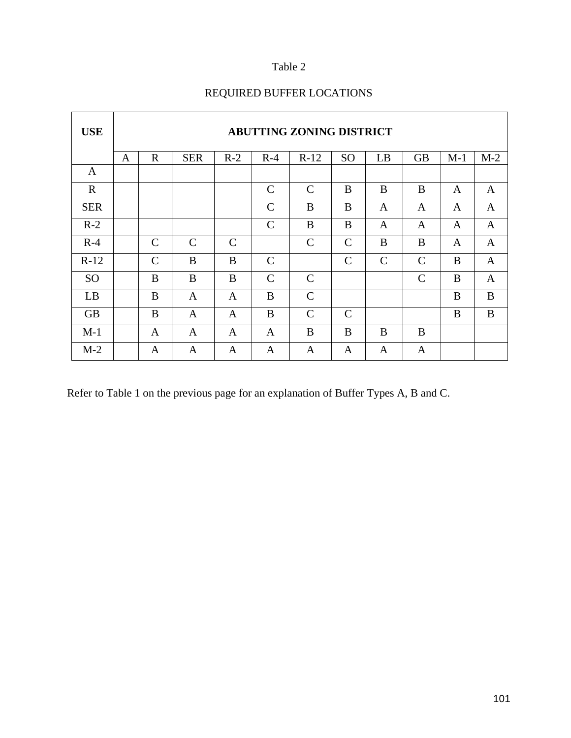Table 2

REQUIRED BUFFER LOCATIONS

| USE | ABUTTING ZONING DISTRICT | | | | | | | | | | |
|---|---|---|---|---|---|---|---|---|---|---|---|
| | A | R | SER | R-2 | R-4 | R-12 | SO | LB | GB | M-1 | M-2 |
| A | | | | | | | | | | | |
| R | | | | | C | C | B | B | B | A | A |
| SER | | | | | C | B | B | A | A | A | A |
| R-2 | | | | | C | B | B | A | A | A | A |
| R-4 | | C | C | C | | C | C | B | B | A | A |
| R-12 | | C | B | B | C | | C | C | C | B | A |
| SO | | B | B | B | C | C | | | C | B | A |
| LB | | B | A | A | B | C | | | | B | B |
| GB | | B | A | A | B | C | C | | | B | B |
| M-1 | | A | A | A | A | B | B | B | B | | |
| M-2 | | A | A | A | A | A | A | A | A | | |

Refer to Table 1 on the previous page for an explanation of Buffer Types A, B and C.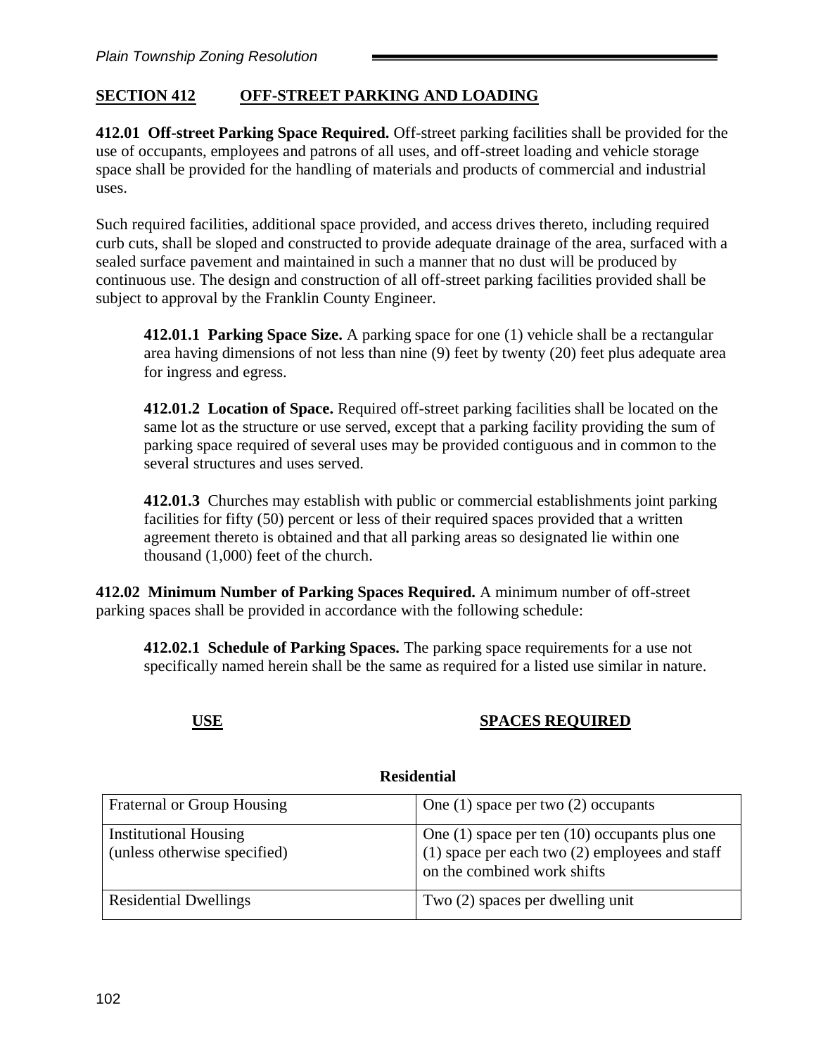## SECTION 412 OFF-STREET PARKING AND LOADING

**412.01 Off-street Parking Space Required.** Off-street parking facilities shall be provided for the use of occupants, employees and patrons of all uses, and off-street loading and vehicle storage space shall be provided for the handling of materials and products of commercial and industrial uses.

Such required facilities, additional space provided, and access drives thereto, including required curb cuts, shall be sloped and constructed to provide adequate drainage of the area, surfaced with a sealed surface pavement and maintained in such a manner that no dust will be produced by continuous use. The design and construction of all off-street parking facilities provided shall be subject to approval by the Franklin County Engineer.

**412.01.1 Parking Space Size.** A parking space for one (1) vehicle shall be a rectangular area having dimensions of not less than nine (9) feet by twenty (20) feet plus adequate area for ingress and egress.

**412.01.2 Location of Space.** Required off-street parking facilities shall be located on the same lot as the structure or use served, except that a parking facility providing the sum of parking space required of several uses may be provided contiguous and in common to the several structures and uses served.

**412.01.3** Churches may establish with public or commercial establishments joint parking facilities for fifty (50) percent or less of their required spaces provided that a written agreement thereto is obtained and that all parking areas so designated lie within one thousand (1,000) feet of the church.

**412.02 Minimum Number of Parking Spaces Required.** A minimum number of off-street parking spaces shall be provided in accordance with the following schedule:

**412.02.1 Schedule of Parking Spaces.** The parking space requirements for a use not specifically named herein shall be the same as required for a listed use similar in nature.

| USE | SPACES REQUIRED |
|---|---|
| **Residential** | |
| Fraternal or Group Housing | One (1) space per two (2) occupants |
| Institutional Housing (unless otherwise specified) | One (1) space per ten (10) occupants plus one (1) space per each two (2) employees and staff on the combined work shifts |
| Residential Dwellings | Two (2) spaces per dwelling unit |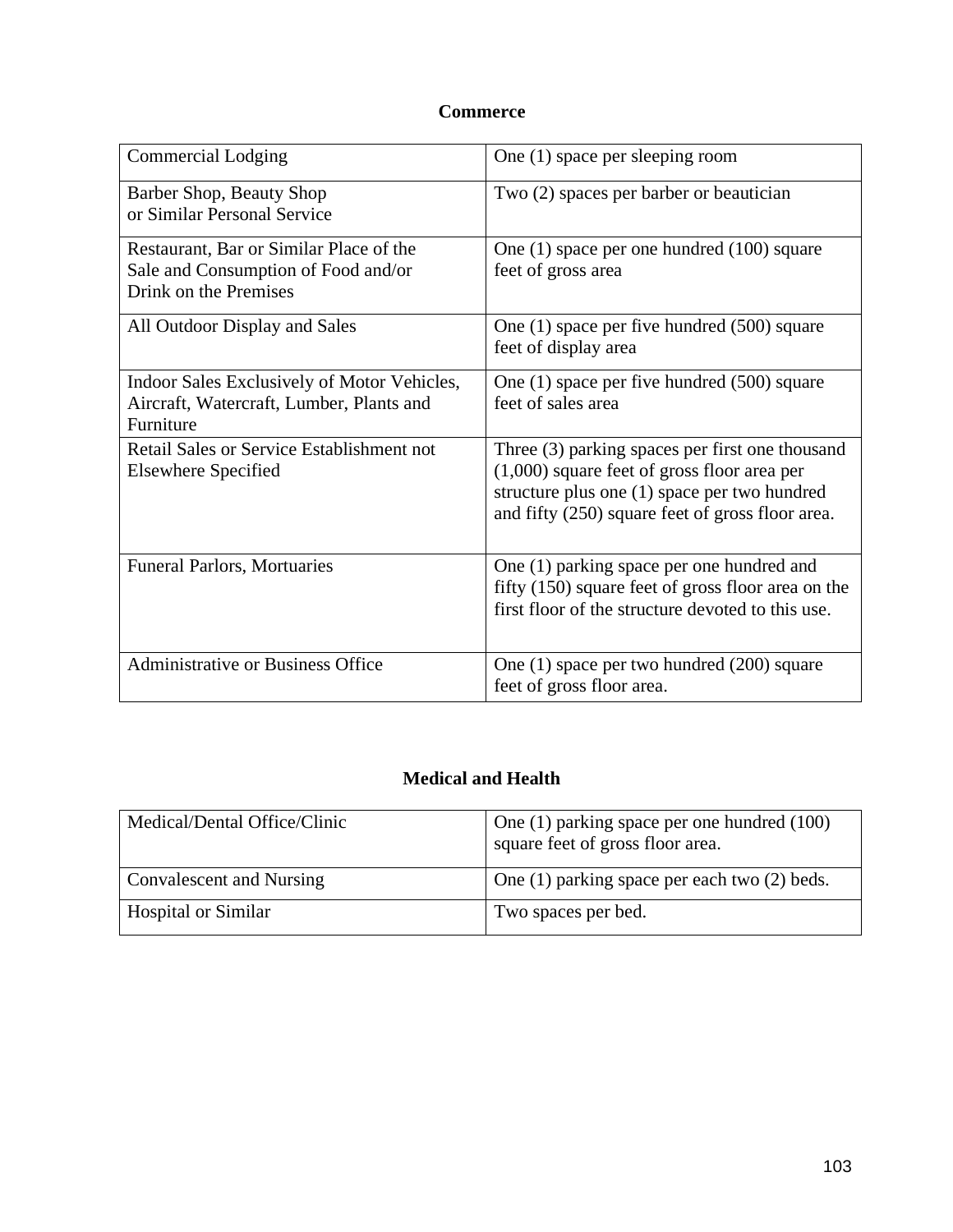**Commerce**

| | |
|---|---|
| Commercial Lodging | One (1) space per sleeping room |
| Barber Shop, Beauty Shop or Similar Personal Service | Two (2) spaces per barber or beautician |
| Restaurant, Bar or Similar Place of the Sale and Consumption of Food and/or Drink on the Premises | One (1) space per one hundred (100) square feet of gross area |
| All Outdoor Display and Sales | One (1) space per five hundred (500) square feet of display area |
| Indoor Sales Exclusively of Motor Vehicles, Aircraft, Watercraft, Lumber, Plants and Furniture | One (1) space per five hundred (500) square feet of sales area |
| Retail Sales or Service Establishment not Elsewhere Specified | Three (3) parking spaces per first one thousand (1,000) square feet of gross floor area per structure plus one (1) space per two hundred and fifty (250) square feet of gross floor area. |
| Funeral Parlors, Mortuaries | One (1) parking space per one hundred and fifty (150) square feet of gross floor area on the first floor of the structure devoted to this use. |
| Administrative or Business Office | One (1) space per two hundred (200) square feet of gross floor area. |

**Medical and Health**

| | |
|---|---|
| Medical/Dental Office/Clinic | One (1) parking space per one hundred (100) square feet of gross floor area. |
| Convalescent and Nursing | One (1) parking space per each two (2) beds. |
| Hospital or Similar | Two spaces per bed. |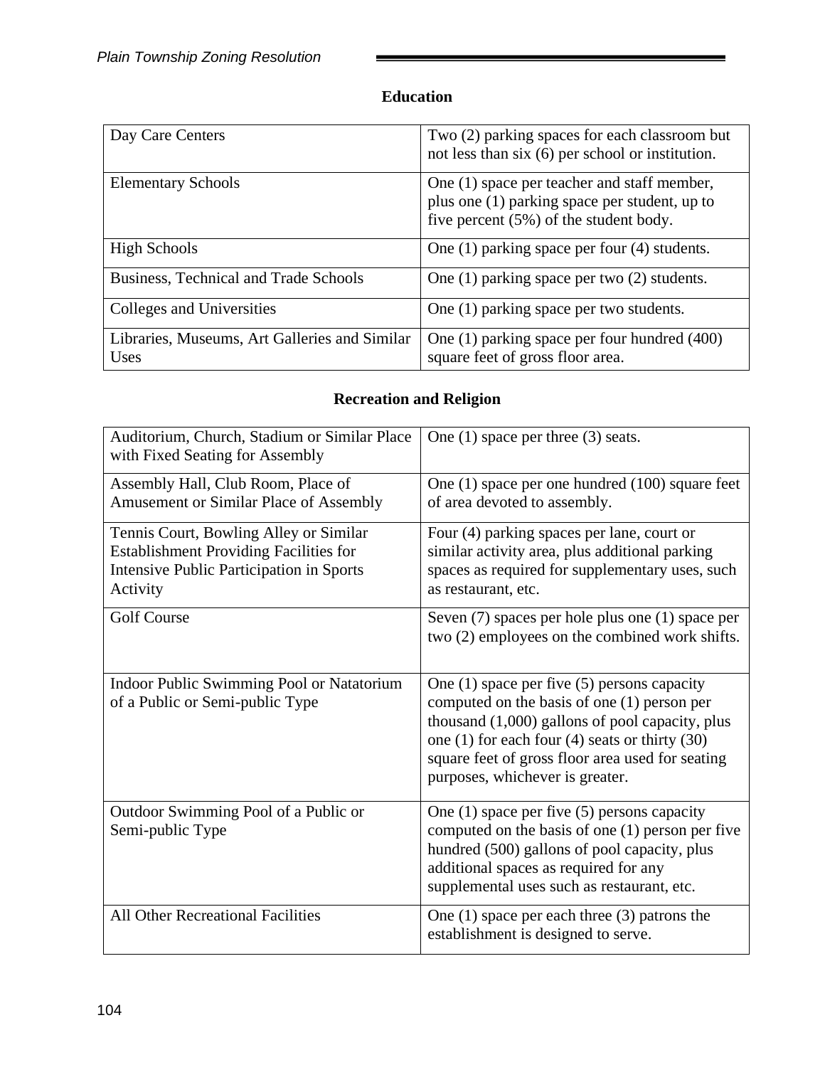### Education

| | |
|---|---|
| Day Care Centers | Two (2) parking spaces for each classroom but not less than six (6) per school or institution. |
| Elementary Schools | One (1) space per teacher and staff member, plus one (1) parking space per student, up to five percent (5%) of the student body. |
| High Schools | One (1) parking space per four (4) students. |
| Business, Technical and Trade Schools | One (1) parking space per two (2) students. |
| Colleges and Universities | One (1) parking space per two students. |
| Libraries, Museums, Art Galleries and Similar Uses | One (1) parking space per four hundred (400) square feet of gross floor area. |

### Recreation and Religion

| | |
|---|---|
| Auditorium, Church, Stadium or Similar Place with Fixed Seating for Assembly | One (1) space per three (3) seats. |
| Assembly Hall, Club Room, Place of Amusement or Similar Place of Assembly | One (1) space per one hundred (100) square feet of area devoted to assembly. |
| Tennis Court, Bowling Alley or Similar Establishment Providing Facilities for Intensive Public Participation in Sports Activity | Four (4) parking spaces per lane, court or similar activity area, plus additional parking spaces as required for supplementary uses, such as restaurant, etc. |
| Golf Course | Seven (7) spaces per hole plus one (1) space per two (2) employees on the combined work shifts. |
| Indoor Public Swimming Pool or Natatorium of a Public or Semi-public Type | One (1) space per five (5) persons capacity computed on the basis of one (1) person per thousand (1,000) gallons of pool capacity, plus one (1) for each four (4) seats or thirty (30) square feet of gross floor area used for seating purposes, whichever is greater. |
| Outdoor Swimming Pool of a Public or Semi-public Type | One (1) space per five (5) persons capacity computed on the basis of one (1) person per five hundred (500) gallons of pool capacity, plus additional spaces as required for any supplemental uses such as restaurant, etc. |
| All Other Recreational Facilities | One (1) space per each three (3) patrons the establishment is designed to serve. |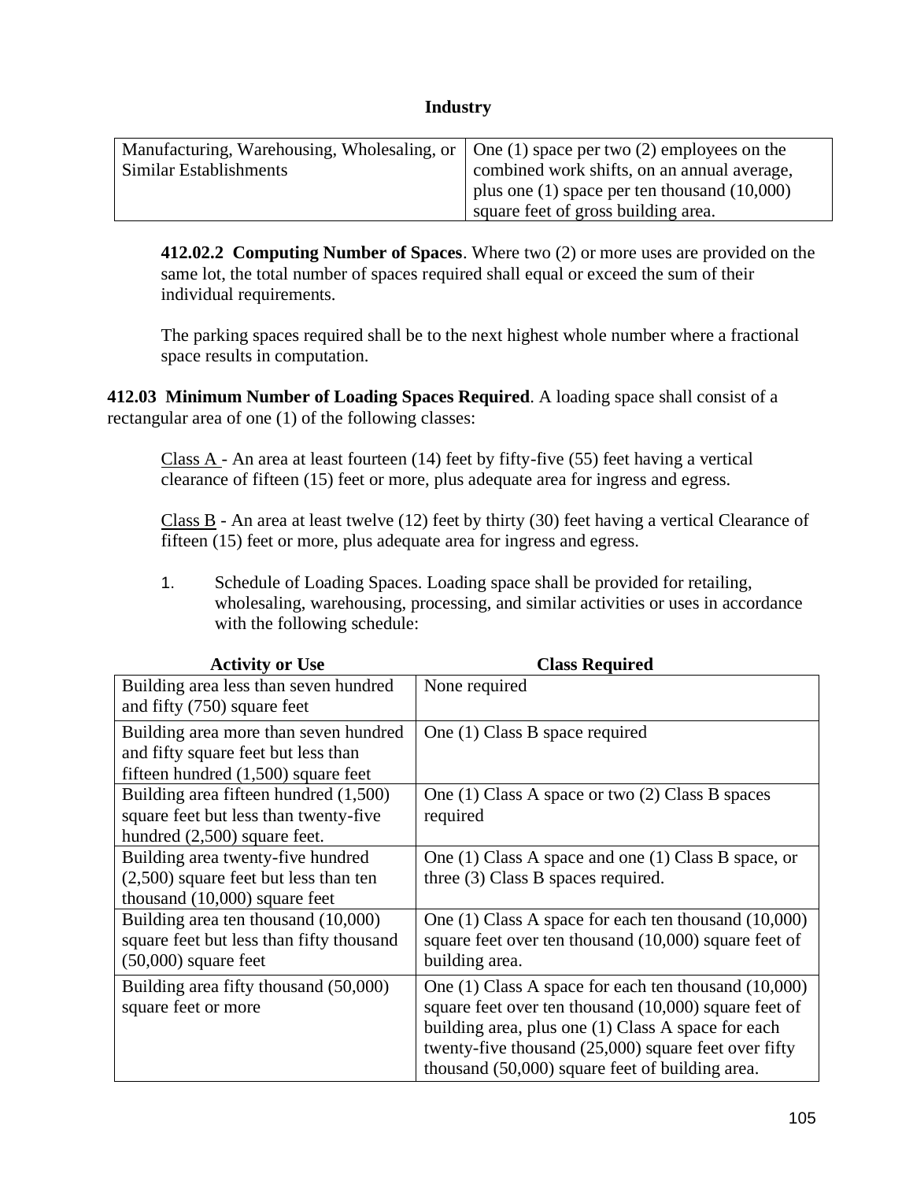**Industry**

| | |
|---|---|
| Manufacturing, Warehousing, Wholesaling, or Similar Establishments | One (1) space per two (2) employees on the combined work shifts, on an annual average, plus one (1) space per ten thousand (10,000) square feet of gross building area. |

**412.02.2 Computing Number of Spaces**. Where two (2) or more uses are provided on the same lot, the total number of spaces required shall equal or exceed the sum of their individual requirements.

The parking spaces required shall be to the next highest whole number where a fractional space results in computation.

**412.03 Minimum Number of Loading Spaces Required**. A loading space shall consist of a rectangular area of one (1) of the following classes:

Class A - An area at least fourteen (14) feet by fifty-five (55) feet having a vertical clearance of fifteen (15) feet or more, plus adequate area for ingress and egress.

Class B - An area at least twelve (12) feet by thirty (30) feet having a vertical Clearance of fifteen (15) feet or more, plus adequate area for ingress and egress.

1. Schedule of Loading Spaces. Loading space shall be provided for retailing, wholesaling, warehousing, processing, and similar activities or uses in accordance with the following schedule:

| Activity or Use | Class Required |
|---|---|
| Building area less than seven hundred and fifty (750) square feet | None required |
| Building area more than seven hundred and fifty square feet but less than fifteen hundred (1,500) square feet | One (1) Class B space required |
| Building area fifteen hundred (1,500) square feet but less than twenty-five hundred (2,500) square feet. | One (1) Class A space or two (2) Class B spaces required |
| Building area twenty-five hundred (2,500) square feet but less than ten thousand (10,000) square feet | One (1) Class A space and one (1) Class B space, or three (3) Class B spaces required. |
| Building area ten thousand (10,000) square feet but less than fifty thousand (50,000) square feet | One (1) Class A space for each ten thousand (10,000) square feet over ten thousand (10,000) square feet of building area. |
| Building area fifty thousand (50,000) square feet or more | One (1) Class A space for each ten thousand (10,000) square feet over ten thousand (10,000) square feet of building area, plus one (1) Class A space for each twenty-five thousand (25,000) square feet over fifty thousand (50,000) square feet of building area. |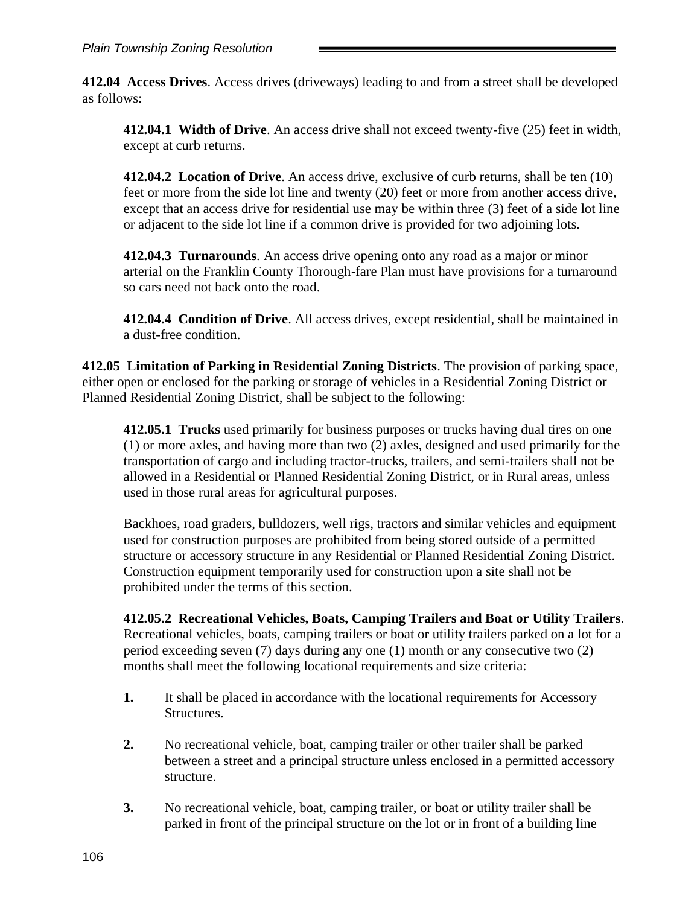**412.04 Access Drives**. Access drives (driveways) leading to and from a street shall be developed as follows:

**412.04.1 Width of Drive**. An access drive shall not exceed twenty-five (25) feet in width, except at curb returns.

**412.04.2 Location of Drive**. An access drive, exclusive of curb returns, shall be ten (10) feet or more from the side lot line and twenty (20) feet or more from another access drive, except that an access drive for residential use may be within three (3) feet of a side lot line or adjacent to the side lot line if a common drive is provided for two adjoining lots.

**412.04.3 Turnarounds**. An access drive opening onto any road as a major or minor arterial on the Franklin County Thorough-fare Plan must have provisions for a turnaround so cars need not back onto the road.

**412.04.4 Condition of Drive**. All access drives, except residential, shall be maintained in a dust-free condition.

**412.05 Limitation of Parking in Residential Zoning Districts**. The provision of parking space, either open or enclosed for the parking or storage of vehicles in a Residential Zoning District or Planned Residential Zoning District, shall be subject to the following:

**412.05.1 Trucks** used primarily for business purposes or trucks having dual tires on one (1) or more axles, and having more than two (2) axles, designed and used primarily for the transportation of cargo and including tractor-trucks, trailers, and semi-trailers shall not be allowed in a Residential or Planned Residential Zoning District, or in Rural areas, unless used in those rural areas for agricultural purposes.

Backhoes, road graders, bulldozers, well rigs, tractors and similar vehicles and equipment used for construction purposes are prohibited from being stored outside of a permitted structure or accessory structure in any Residential or Planned Residential Zoning District. Construction equipment temporarily used for construction upon a site shall not be prohibited under the terms of this section.

**412.05.2 Recreational Vehicles, Boats, Camping Trailers and Boat or Utility Trailers**. Recreational vehicles, boats, camping trailers or boat or utility trailers parked on a lot for a period exceeding seven (7) days during any one (1) month or any consecutive two (2) months shall meet the following locational requirements and size criteria:

1. It shall be placed in accordance with the locational requirements for Accessory Structures.

2. No recreational vehicle, boat, camping trailer or other trailer shall be parked between a street and a principal structure unless enclosed in a permitted accessory structure.

3. No recreational vehicle, boat, camping trailer, or boat or utility trailer shall be parked in front of the principal structure on the lot or in front of a building line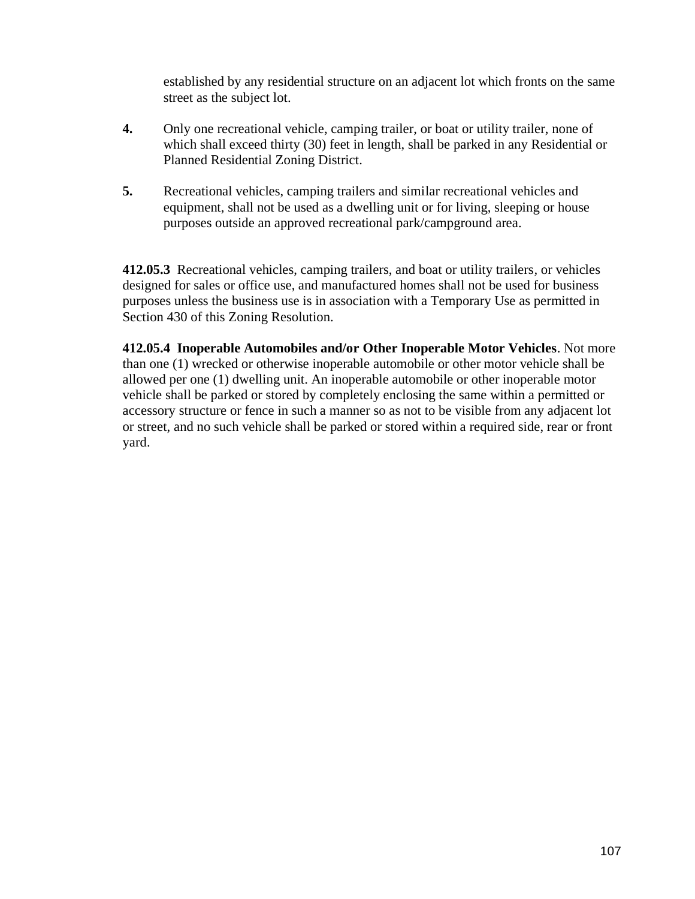established by any residential structure on an adjacent lot which fronts on the same street as the subject lot.

**4.** Only one recreational vehicle, camping trailer, or boat or utility trailer, none of which shall exceed thirty (30) feet in length, shall be parked in any Residential or Planned Residential Zoning District.

**5.** Recreational vehicles, camping trailers and similar recreational vehicles and equipment, shall not be used as a dwelling unit or for living, sleeping or house purposes outside an approved recreational park/campground area.

**412.05.3** Recreational vehicles, camping trailers, and boat or utility trailers, or vehicles designed for sales or office use, and manufactured homes shall not be used for business purposes unless the business use is in association with a Temporary Use as permitted in Section 430 of this Zoning Resolution.

**412.05.4 Inoperable Automobiles and/or Other Inoperable Motor Vehicles**. Not more than one (1) wrecked or otherwise inoperable automobile or other motor vehicle shall be allowed per one (1) dwelling unit. An inoperable automobile or other inoperable motor vehicle shall be parked or stored by completely enclosing the same within a permitted or accessory structure or fence in such a manner so as not to be visible from any adjacent lot or street, and no such vehicle shall be parked or stored within a required side, rear or front yard.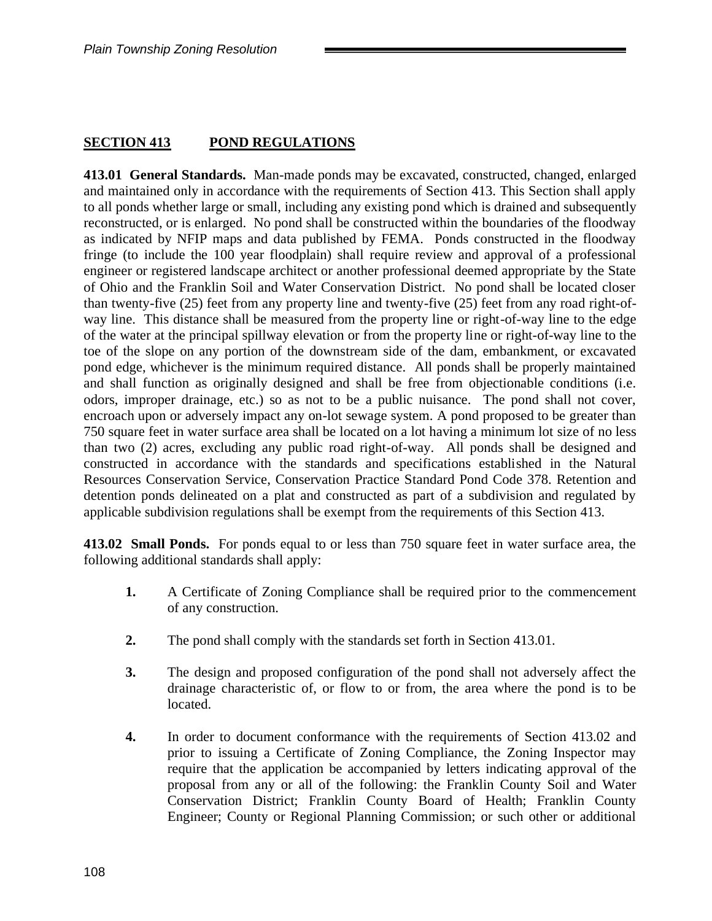## SECTION 413 POND REGULATIONS

**413.01 General Standards.** Man-made ponds may be excavated, constructed, changed, enlarged and maintained only in accordance with the requirements of Section 413. This Section shall apply to all ponds whether large or small, including any existing pond which is drained and subsequently reconstructed, or is enlarged. No pond shall be constructed within the boundaries of the floodway as indicated by NFIP maps and data published by FEMA. Ponds constructed in the floodway fringe (to include the 100 year floodplain) shall require review and approval of a professional engineer or registered landscape architect or another professional deemed appropriate by the State of Ohio and the Franklin Soil and Water Conservation District. No pond shall be located closer than twenty-five (25) feet from any property line and twenty-five (25) feet from any road right-of-way line. This distance shall be measured from the property line or right-of-way line to the edge of the water at the principal spillway elevation or from the property line or right-of-way line to the toe of the slope on any portion of the downstream side of the dam, embankment, or excavated pond edge, whichever is the minimum required distance. All ponds shall be properly maintained and shall function as originally designed and shall be free from objectionable conditions (i.e. odors, improper drainage, etc.) so as not to be a public nuisance. The pond shall not cover, encroach upon or adversely impact any on-lot sewage system. A pond proposed to be greater than 750 square feet in water surface area shall be located on a lot having a minimum lot size of no less than two (2) acres, excluding any public road right-of-way. All ponds shall be designed and constructed in accordance with the standards and specifications established in the Natural Resources Conservation Service, Conservation Practice Standard Pond Code 378. Retention and detention ponds delineated on a plat and constructed as part of a subdivision and regulated by applicable subdivision regulations shall be exempt from the requirements of this Section 413.

**413.02 Small Ponds.** For ponds equal to or less than 750 square feet in water surface area, the following additional standards shall apply:

1. A Certificate of Zoning Compliance shall be required prior to the commencement of any construction.
2. The pond shall comply with the standards set forth in Section 413.01.
3. The design and proposed configuration of the pond shall not adversely affect the drainage characteristic of, or flow to or from, the area where the pond is to be located.
4. In order to document conformance with the requirements of Section 413.02 and prior to issuing a Certificate of Zoning Compliance, the Zoning Inspector may require that the application be accompanied by letters indicating approval of the proposal from any or all of the following: the Franklin County Soil and Water Conservation District; Franklin County Board of Health; Franklin County Engineer; County or Regional Planning Commission; or such other or additional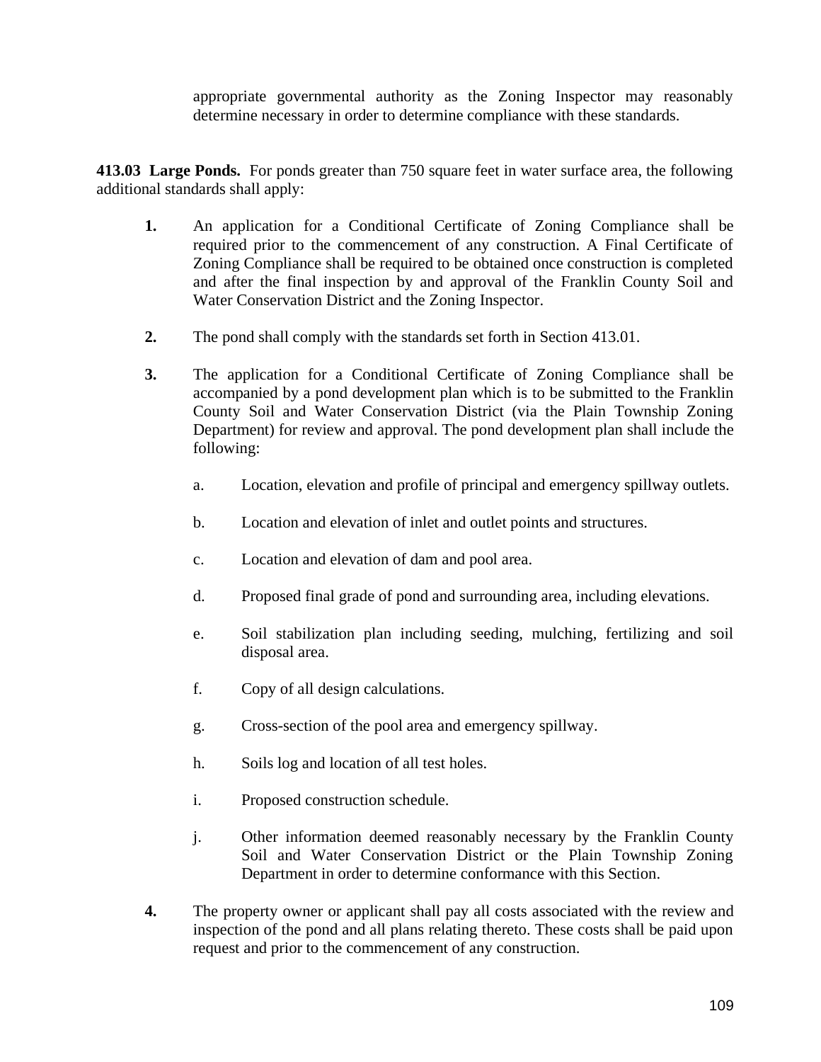appropriate governmental authority as the Zoning Inspector may reasonably determine necessary in order to determine compliance with these standards.

**413.03 Large Ponds.** For ponds greater than 750 square feet in water surface area, the following additional standards shall apply:

**1.** An application for a Conditional Certificate of Zoning Compliance shall be required prior to the commencement of any construction. A Final Certificate of Zoning Compliance shall be required to be obtained once construction is completed and after the final inspection by and approval of the Franklin County Soil and Water Conservation District and the Zoning Inspector.

**2.** The pond shall comply with the standards set forth in Section 413.01.

**3.** The application for a Conditional Certificate of Zoning Compliance shall be accompanied by a pond development plan which is to be submitted to the Franklin County Soil and Water Conservation District (via the Plain Township Zoning Department) for review and approval. The pond development plan shall include the following:

a. Location, elevation and profile of principal and emergency spillway outlets.

b. Location and elevation of inlet and outlet points and structures.

c. Location and elevation of dam and pool area.

d. Proposed final grade of pond and surrounding area, including elevations.

e. Soil stabilization plan including seeding, mulching, fertilizing and soil disposal area.

f. Copy of all design calculations.

g. Cross-section of the pool area and emergency spillway.

h. Soils log and location of all test holes.

i. Proposed construction schedule.

j. Other information deemed reasonably necessary by the Franklin County Soil and Water Conservation District or the Plain Township Zoning Department in order to determine conformance with this Section.

**4.** The property owner or applicant shall pay all costs associated with the review and inspection of the pond and all plans relating thereto. These costs shall be paid upon request and prior to the commencement of any construction.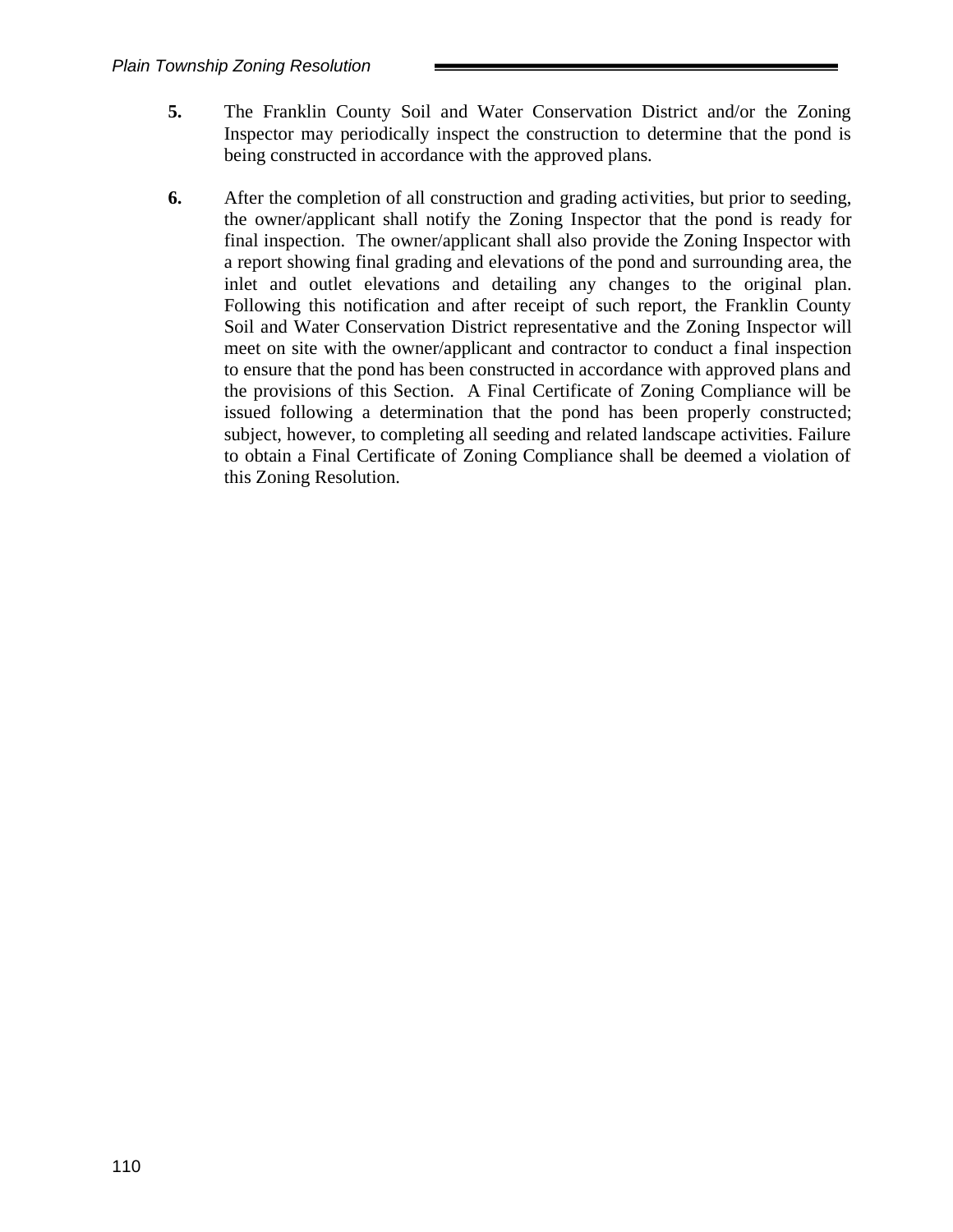**5.** The Franklin County Soil and Water Conservation District and/or the Zoning Inspector may periodically inspect the construction to determine that the pond is being constructed in accordance with the approved plans.

**6.** After the completion of all construction and grading activities, but prior to seeding, the owner/applicant shall notify the Zoning Inspector that the pond is ready for final inspection. The owner/applicant shall also provide the Zoning Inspector with a report showing final grading and elevations of the pond and surrounding area, the inlet and outlet elevations and detailing any changes to the original plan. Following this notification and after receipt of such report, the Franklin County Soil and Water Conservation District representative and the Zoning Inspector will meet on site with the owner/applicant and contractor to conduct a final inspection to ensure that the pond has been constructed in accordance with approved plans and the provisions of this Section. A Final Certificate of Zoning Compliance will be issued following a determination that the pond has been properly constructed; subject, however, to completing all seeding and related landscape activities. Failure to obtain a Final Certificate of Zoning Compliance shall be deemed a violation of this Zoning Resolution.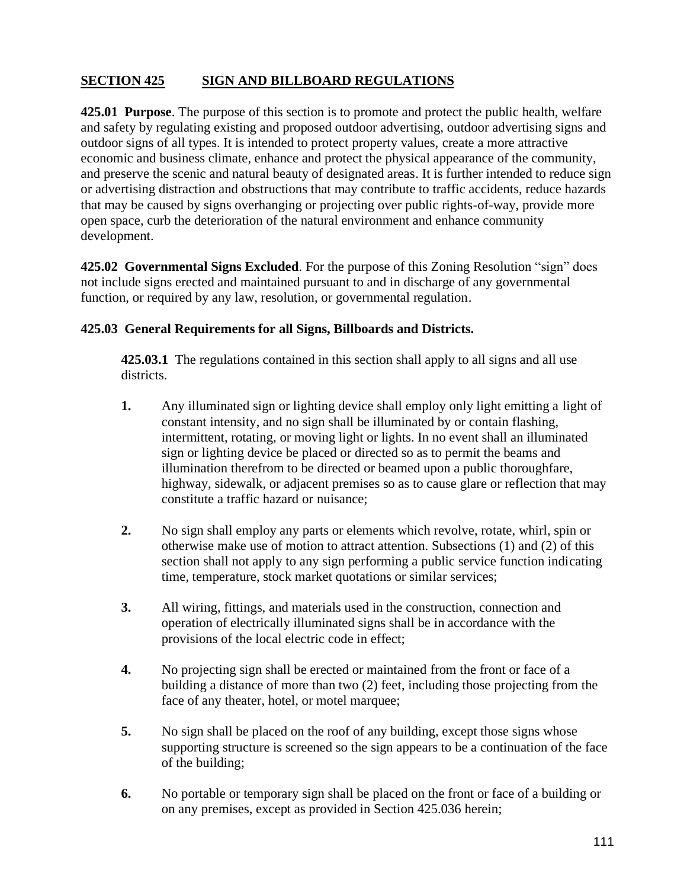## SECTION 425 SIGN AND BILLBOARD REGULATIONS

**425.01 Purpose**. The purpose of this section is to promote and protect the public health, welfare and safety by regulating existing and proposed outdoor advertising, outdoor advertising signs and outdoor signs of all types. It is intended to protect property values, create a more attractive economic and business climate, enhance and protect the physical appearance of the community, and preserve the scenic and natural beauty of designated areas. It is further intended to reduce sign or advertising distraction and obstructions that may contribute to traffic accidents, reduce hazards that may be caused by signs overhanging or projecting over public rights-of-way, provide more open space, curb the deterioration of the natural environment and enhance community development.

**425.02 Governmental Signs Excluded**. For the purpose of this Zoning Resolution "sign" does not include signs erected and maintained pursuant to and in discharge of any governmental function, or required by any law, resolution, or governmental regulation.

**425.03 General Requirements for all Signs, Billboards and Districts.**

**425.03.1** The regulations contained in this section shall apply to all signs and all use districts.

1. Any illuminated sign or lighting device shall employ only light emitting a light of constant intensity, and no sign shall be illuminated by or contain flashing, intermittent, rotating, or moving light or lights. In no event shall an illuminated sign or lighting device be placed or directed so as to permit the beams and illumination therefrom to be directed or beamed upon a public thoroughfare, highway, sidewalk, or adjacent premises so as to cause glare or reflection that may constitute a traffic hazard or nuisance;

2. No sign shall employ any parts or elements which revolve, rotate, whirl, spin or otherwise make use of motion to attract attention. Subsections (1) and (2) of this section shall not apply to any sign performing a public service function indicating time, temperature, stock market quotations or similar services;

3. All wiring, fittings, and materials used in the construction, connection and operation of electrically illuminated signs shall be in accordance with the provisions of the local electric code in effect;

4. No projecting sign shall be erected or maintained from the front or face of a building a distance of more than two (2) feet, including those projecting from the face of any theater, hotel, or motel marquee;

5. No sign shall be placed on the roof of any building, except those signs whose supporting structure is screened so the sign appears to be a continuation of the face of the building;

6. No portable or temporary sign shall be placed on the front or face of a building or on any premises, except as provided in Section 425.036 herein;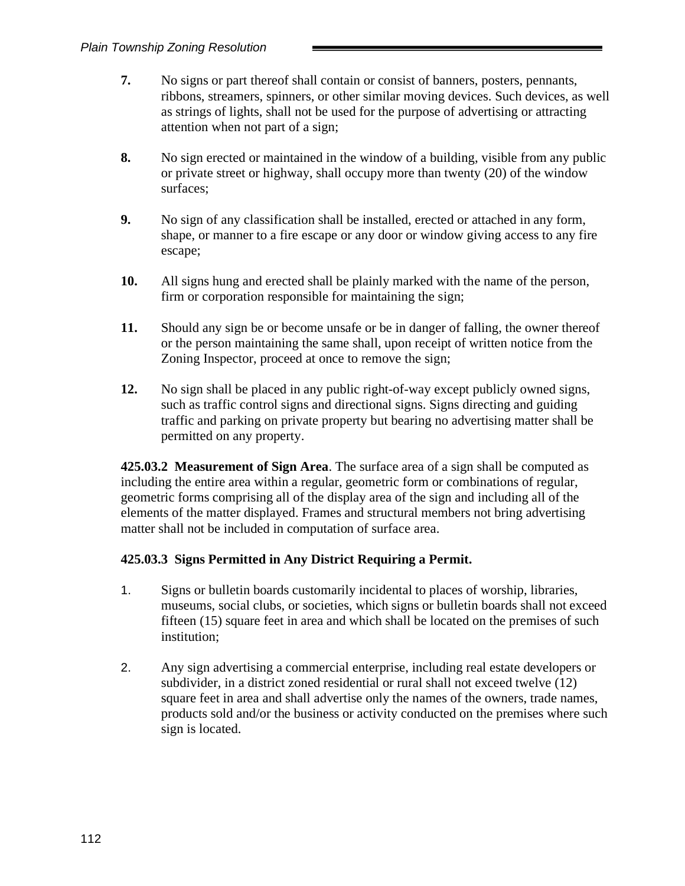**7.** No signs or part thereof shall contain or consist of banners, posters, pennants, ribbons, streamers, spinners, or other similar moving devices. Such devices, as well as strings of lights, shall not be used for the purpose of advertising or attracting attention when not part of a sign;

**8.** No sign erected or maintained in the window of a building, visible from any public or private street or highway, shall occupy more than twenty (20) of the window surfaces;

**9.** No sign of any classification shall be installed, erected or attached in any form, shape, or manner to a fire escape or any door or window giving access to any fire escape;

**10.** All signs hung and erected shall be plainly marked with the name of the person, firm or corporation responsible for maintaining the sign;

**11.** Should any sign be or become unsafe or be in danger of falling, the owner thereof or the person maintaining the same shall, upon receipt of written notice from the Zoning Inspector, proceed at once to remove the sign;

**12.** No sign shall be placed in any public right-of-way except publicly owned signs, such as traffic control signs and directional signs. Signs directing and guiding traffic and parking on private property but bearing no advertising matter shall be permitted on any property.

**425.03.2 Measurement of Sign Area**. The surface area of a sign shall be computed as including the entire area within a regular, geometric form or combinations of regular, geometric forms comprising all of the display area of the sign and including all of the elements of the matter displayed. Frames and structural members not bring advertising matter shall not be included in computation of surface area.

**425.03.3 Signs Permitted in Any District Requiring a Permit.**

1. Signs or bulletin boards customarily incidental to places of worship, libraries, museums, social clubs, or societies, which signs or bulletin boards shall not exceed fifteen (15) square feet in area and which shall be located on the premises of such institution;

2. Any sign advertising a commercial enterprise, including real estate developers or subdivider, in a district zoned residential or rural shall not exceed twelve (12) square feet in area and shall advertise only the names of the owners, trade names, products sold and/or the business or activity conducted on the premises where such sign is located.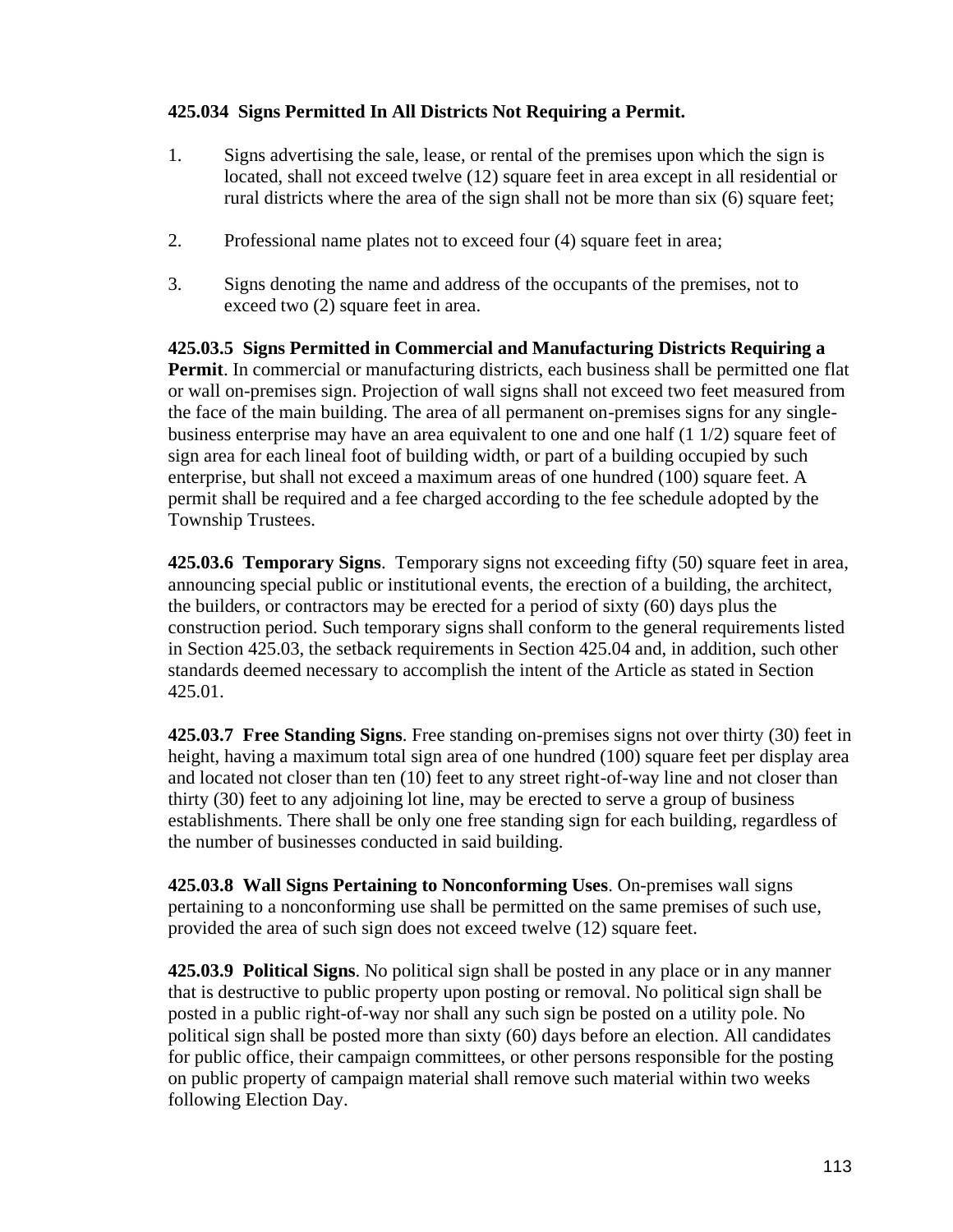**425.034 Signs Permitted In All Districts Not Requiring a Permit.**

1. Signs advertising the sale, lease, or rental of the premises upon which the sign is located, shall not exceed twelve (12) square feet in area except in all residential or rural districts where the area of the sign shall not be more than six (6) square feet;

2. Professional name plates not to exceed four (4) square feet in area;

3. Signs denoting the name and address of the occupants of the premises, not to exceed two (2) square feet in area.

**425.03.5 Signs Permitted in Commercial and Manufacturing Districts Requiring a Permit**. In commercial or manufacturing districts, each business shall be permitted one flat or wall on-premises sign. Projection of wall signs shall not exceed two feet measured from the face of the main building. The area of all permanent on-premises signs for any single-business enterprise may have an area equivalent to one and one half (1 1/2) square feet of sign area for each lineal foot of building width, or part of a building occupied by such enterprise, but shall not exceed a maximum areas of one hundred (100) square feet. A permit shall be required and a fee charged according to the fee schedule adopted by the Township Trustees.

**425.03.6 Temporary Signs**. Temporary signs not exceeding fifty (50) square feet in area, announcing special public or institutional events, the erection of a building, the architect, the builders, or contractors may be erected for a period of sixty (60) days plus the construction period. Such temporary signs shall conform to the general requirements listed in Section 425.03, the setback requirements in Section 425.04 and, in addition, such other standards deemed necessary to accomplish the intent of the Article as stated in Section 425.01.

**425.03.7 Free Standing Signs**. Free standing on-premises signs not over thirty (30) feet in height, having a maximum total sign area of one hundred (100) square feet per display area and located not closer than ten (10) feet to any street right-of-way line and not closer than thirty (30) feet to any adjoining lot line, may be erected to serve a group of business establishments. There shall be only one free standing sign for each building, regardless of the number of businesses conducted in said building.

**425.03.8 Wall Signs Pertaining to Nonconforming Uses**. On-premises wall signs pertaining to a nonconforming use shall be permitted on the same premises of such use, provided the area of such sign does not exceed twelve (12) square feet.

**425.03.9 Political Signs**. No political sign shall be posted in any place or in any manner that is destructive to public property upon posting or removal. No political sign shall be posted in a public right-of-way nor shall any such sign be posted on a utility pole. No political sign shall be posted more than sixty (60) days before an election. All candidates for public office, their campaign committees, or other persons responsible for the posting on public property of campaign material shall remove such material within two weeks following Election Day.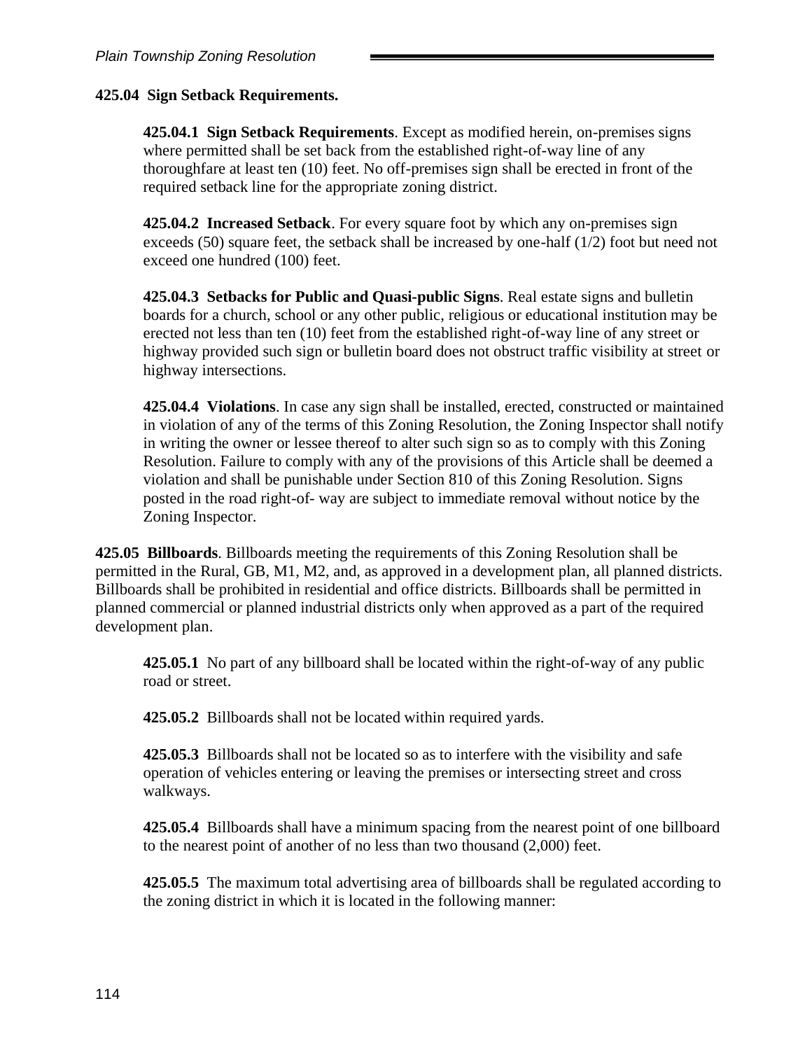**425.04 Sign Setback Requirements.**

**425.04.1 Sign Setback Requirements**. Except as modified herein, on-premises signs where permitted shall be set back from the established right-of-way line of any thoroughfare at least ten (10) feet. No off-premises sign shall be erected in front of the required setback line for the appropriate zoning district.

**425.04.2 Increased Setback**. For every square foot by which any on-premises sign exceeds (50) square feet, the setback shall be increased by one-half (1/2) foot but need not exceed one hundred (100) feet.

**425.04.3 Setbacks for Public and Quasi-public Signs**. Real estate signs and bulletin boards for a church, school or any other public, religious or educational institution may be erected not less than ten (10) feet from the established right-of-way line of any street or highway provided such sign or bulletin board does not obstruct traffic visibility at street or highway intersections.

**425.04.4 Violations**. In case any sign shall be installed, erected, constructed or maintained in violation of any of the terms of this Zoning Resolution, the Zoning Inspector shall notify in writing the owner or lessee thereof to alter such sign so as to comply with this Zoning Resolution. Failure to comply with any of the provisions of this Article shall be deemed a violation and shall be punishable under Section 810 of this Zoning Resolution. Signs posted in the road right-of- way are subject to immediate removal without notice by the Zoning Inspector.

**425.05 Billboards**. Billboards meeting the requirements of this Zoning Resolution shall be permitted in the Rural, GB, M1, M2, and, as approved in a development plan, all planned districts. Billboards shall be prohibited in residential and office districts. Billboards shall be permitted in planned commercial or planned industrial districts only when approved as a part of the required development plan.

**425.05.1** No part of any billboard shall be located within the right-of-way of any public road or street.

**425.05.2** Billboards shall not be located within required yards.

**425.05.3** Billboards shall not be located so as to interfere with the visibility and safe operation of vehicles entering or leaving the premises or intersecting street and cross walkways.

**425.05.4** Billboards shall have a minimum spacing from the nearest point of one billboard to the nearest point of another of no less than two thousand (2,000) feet.

**425.05.5** The maximum total advertising area of billboards shall be regulated according to the zoning district in which it is located in the following manner: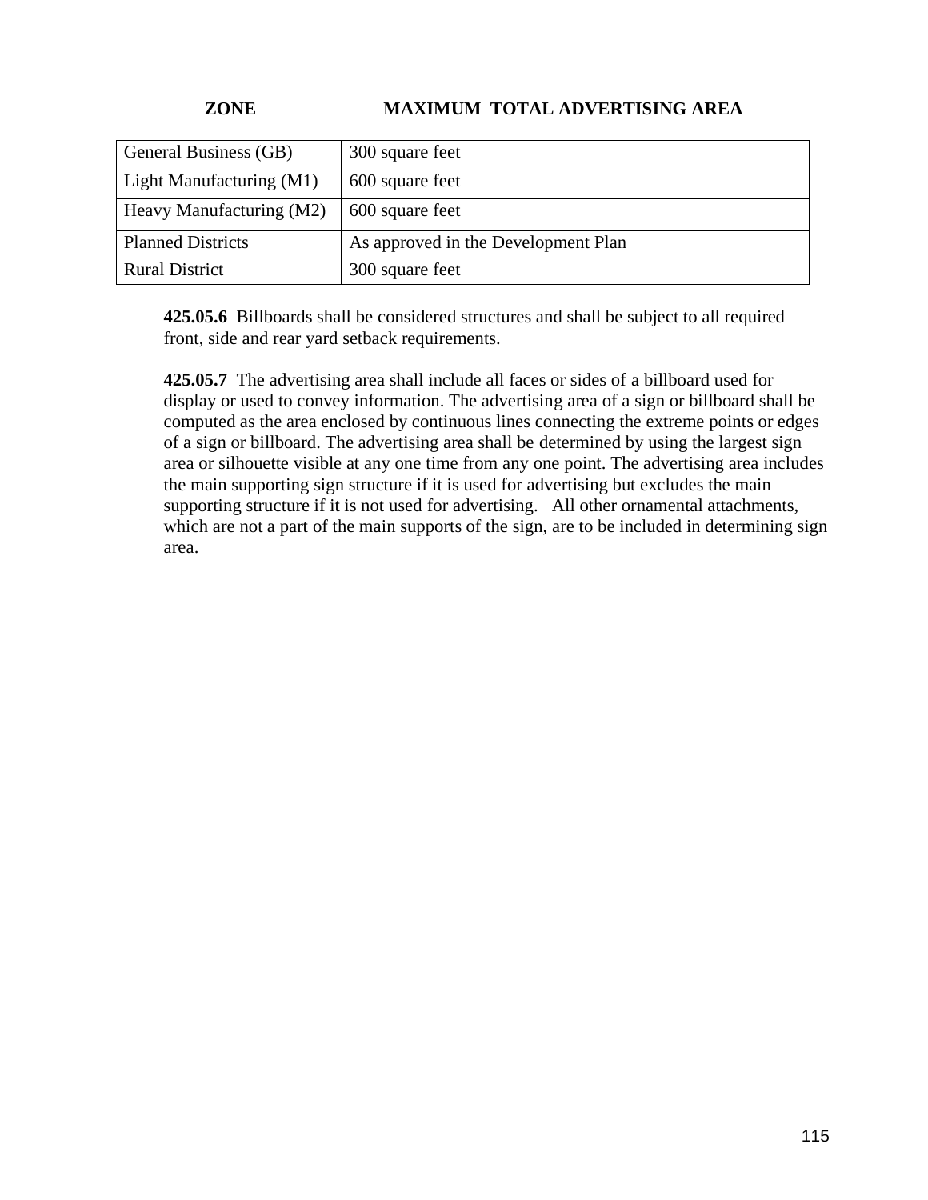| ZONE | MAXIMUM TOTAL ADVERTISING AREA |
|---|---|
| General Business (GB) | 300 square feet |
| Light Manufacturing (M1) | 600 square feet |
| Heavy Manufacturing (M2) | 600 square feet |
| Planned Districts | As approved in the Development Plan |
| Rural District | 300 square feet |

**425.05.6** Billboards shall be considered structures and shall be subject to all required front, side and rear yard setback requirements.

**425.05.7** The advertising area shall include all faces or sides of a billboard used for display or used to convey information. The advertising area of a sign or billboard shall be computed as the area enclosed by continuous lines connecting the extreme points or edges of a sign or billboard. The advertising area shall be determined by using the largest sign area or silhouette visible at any one time from any one point. The advertising area includes the main supporting sign structure if it is used for advertising but excludes the main supporting structure if it is not used for advertising. All other ornamental attachments, which are not a part of the main supports of the sign, are to be included in determining sign area.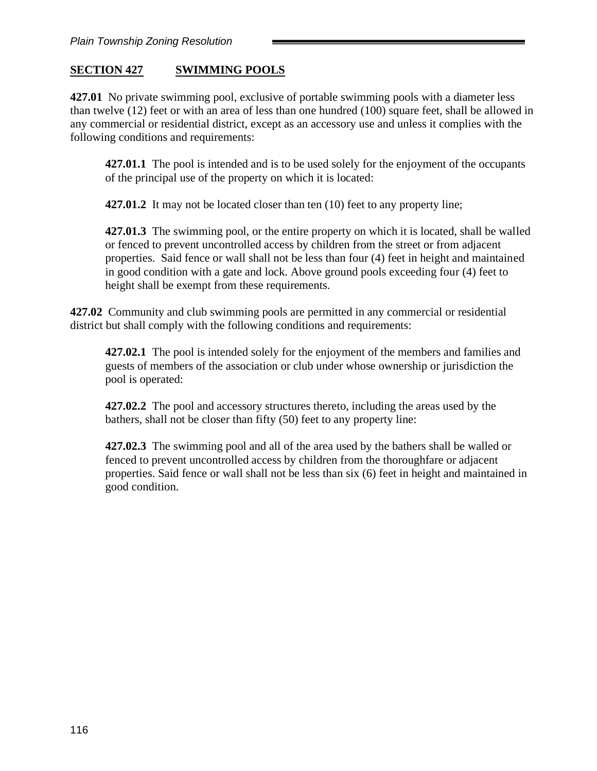## SECTION 427 SWIMMING POOLS

**427.01** No private swimming pool, exclusive of portable swimming pools with a diameter less than twelve (12) feet or with an area of less than one hundred (100) square feet, shall be allowed in any commercial or residential district, except as an accessory use and unless it complies with the following conditions and requirements:

> **427.01.1** The pool is intended and is to be used solely for the enjoyment of the occupants of the principal use of the property on which it is located:
>
> **427.01.2** It may not be located closer than ten (10) feet to any property line;
>
> **427.01.3** The swimming pool, or the entire property on which it is located, shall be walled or fenced to prevent uncontrolled access by children from the street or from adjacent properties. Said fence or wall shall not be less than four (4) feet in height and maintained in good condition with a gate and lock. Above ground pools exceeding four (4) feet to height shall be exempt from these requirements.

**427.02** Community and club swimming pools are permitted in any commercial or residential district but shall comply with the following conditions and requirements:

> **427.02.1** The pool is intended solely for the enjoyment of the members and families and guests of members of the association or club under whose ownership or jurisdiction the pool is operated:
>
> **427.02.2** The pool and accessory structures thereto, including the areas used by the bathers, shall not be closer than fifty (50) feet to any property line:
>
> **427.02.3** The swimming pool and all of the area used by the bathers shall be walled or fenced to prevent uncontrolled access by children from the thoroughfare or adjacent properties. Said fence or wall shall not be less than six (6) feet in height and maintained in good condition.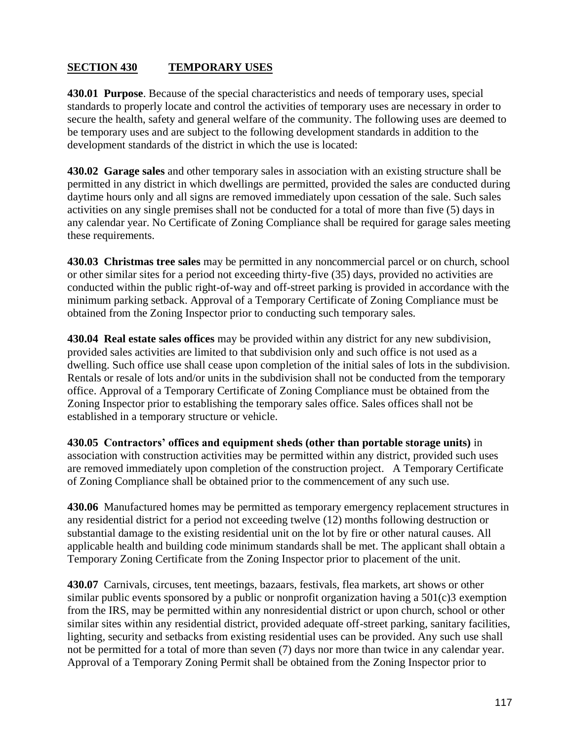## SECTION 430 TEMPORARY USES

**430.01 Purpose**. Because of the special characteristics and needs of temporary uses, special standards to properly locate and control the activities of temporary uses are necessary in order to secure the health, safety and general welfare of the community. The following uses are deemed to be temporary uses and are subject to the following development standards in addition to the development standards of the district in which the use is located:

**430.02 Garage sales** and other temporary sales in association with an existing structure shall be permitted in any district in which dwellings are permitted, provided the sales are conducted during daytime hours only and all signs are removed immediately upon cessation of the sale. Such sales activities on any single premises shall not be conducted for a total of more than five (5) days in any calendar year. No Certificate of Zoning Compliance shall be required for garage sales meeting these requirements.

**430.03 Christmas tree sales** may be permitted in any noncommercial parcel or on church, school or other similar sites for a period not exceeding thirty-five (35) days, provided no activities are conducted within the public right-of-way and off-street parking is provided in accordance with the minimum parking setback. Approval of a Temporary Certificate of Zoning Compliance must be obtained from the Zoning Inspector prior to conducting such temporary sales.

**430.04 Real estate sales offices** may be provided within any district for any new subdivision, provided sales activities are limited to that subdivision only and such office is not used as a dwelling. Such office use shall cease upon completion of the initial sales of lots in the subdivision. Rentals or resale of lots and/or units in the subdivision shall not be conducted from the temporary office. Approval of a Temporary Certificate of Zoning Compliance must be obtained from the Zoning Inspector prior to establishing the temporary sales office. Sales offices shall not be established in a temporary structure or vehicle.

**430.05 Contractors' offices and equipment sheds (other than portable storage units)** in association with construction activities may be permitted within any district, provided such uses are removed immediately upon completion of the construction project. A Temporary Certificate of Zoning Compliance shall be obtained prior to the commencement of any such use.

**430.06** Manufactured homes may be permitted as temporary emergency replacement structures in any residential district for a period not exceeding twelve (12) months following destruction or substantial damage to the existing residential unit on the lot by fire or other natural causes. All applicable health and building code minimum standards shall be met. The applicant shall obtain a Temporary Zoning Certificate from the Zoning Inspector prior to placement of the unit.

**430.07** Carnivals, circuses, tent meetings, bazaars, festivals, flea markets, art shows or other similar public events sponsored by a public or nonprofit organization having a 501(c)3 exemption from the IRS, may be permitted within any nonresidential district or upon church, school or other similar sites within any residential district, provided adequate off-street parking, sanitary facilities, lighting, security and setbacks from existing residential uses can be provided. Any such use shall not be permitted for a total of more than seven (7) days nor more than twice in any calendar year. Approval of a Temporary Zoning Permit shall be obtained from the Zoning Inspector prior to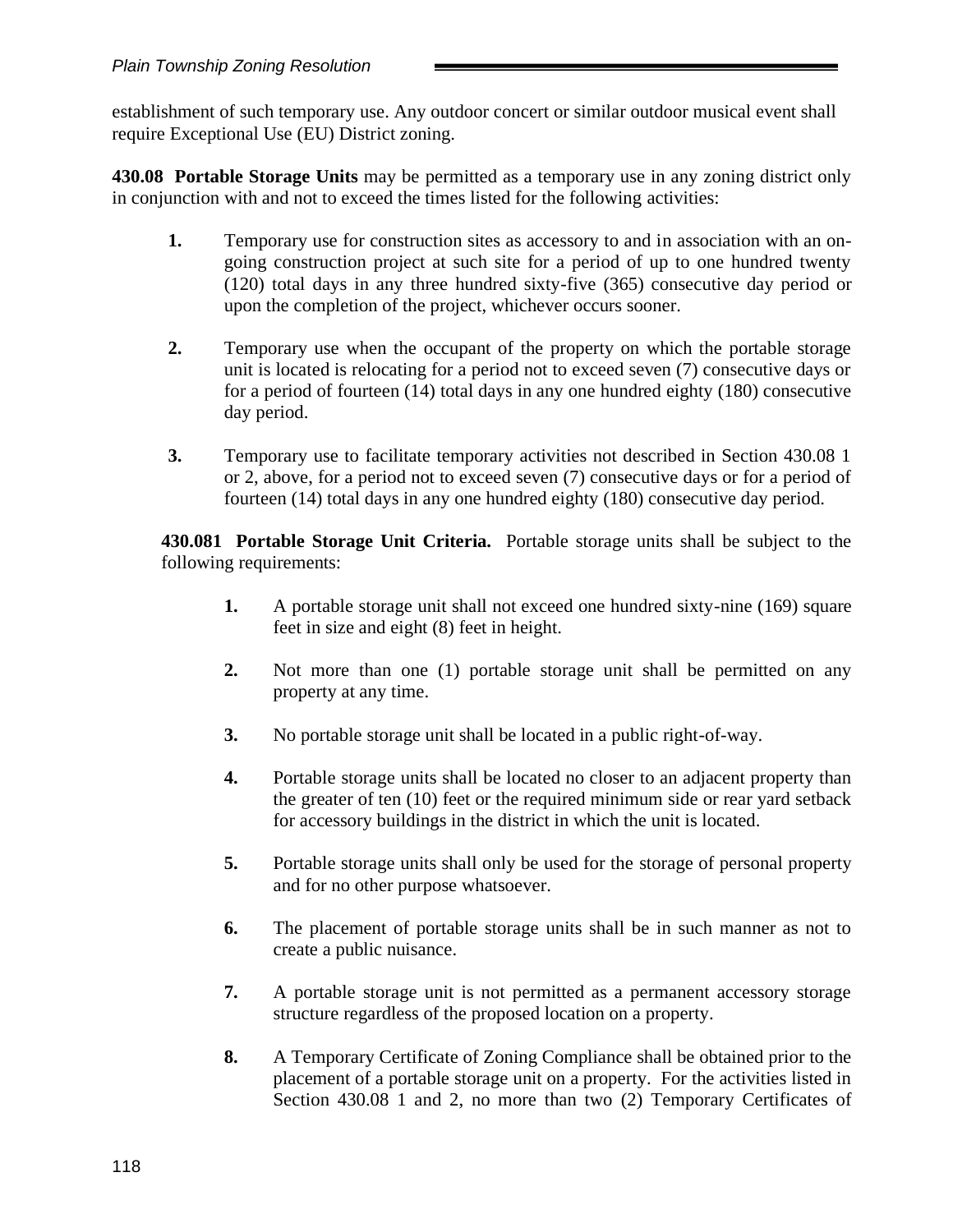establishment of such temporary use. Any outdoor concert or similar outdoor musical event shall require Exceptional Use (EU) District zoning.

**430.08 Portable Storage Units** may be permitted as a temporary use in any zoning district only in conjunction with and not to exceed the times listed for the following activities:

1. Temporary use for construction sites as accessory to and in association with an on-going construction project at such site for a period of up to one hundred twenty (120) total days in any three hundred sixty-five (365) consecutive day period or upon the completion of the project, whichever occurs sooner.

2. Temporary use when the occupant of the property on which the portable storage unit is located is relocating for a period not to exceed seven (7) consecutive days or for a period of fourteen (14) total days in any one hundred eighty (180) consecutive day period.

3. Temporary use to facilitate temporary activities not described in Section 430.08 1 or 2, above, for a period not to exceed seven (7) consecutive days or for a period of fourteen (14) total days in any one hundred eighty (180) consecutive day period.

**430.081 Portable Storage Unit Criteria.** Portable storage units shall be subject to the following requirements:

1. A portable storage unit shall not exceed one hundred sixty-nine (169) square feet in size and eight (8) feet in height.

2. Not more than one (1) portable storage unit shall be permitted on any property at any time.

3. No portable storage unit shall be located in a public right-of-way.

4. Portable storage units shall be located no closer to an adjacent property than the greater of ten (10) feet or the required minimum side or rear yard setback for accessory buildings in the district in which the unit is located.

5. Portable storage units shall only be used for the storage of personal property and for no other purpose whatsoever.

6. The placement of portable storage units shall be in such manner as not to create a public nuisance.

7. A portable storage unit is not permitted as a permanent accessory storage structure regardless of the proposed location on a property.

8. A Temporary Certificate of Zoning Compliance shall be obtained prior to the placement of a portable storage unit on a property. For the activities listed in Section 430.08 1 and 2, no more than two (2) Temporary Certificates of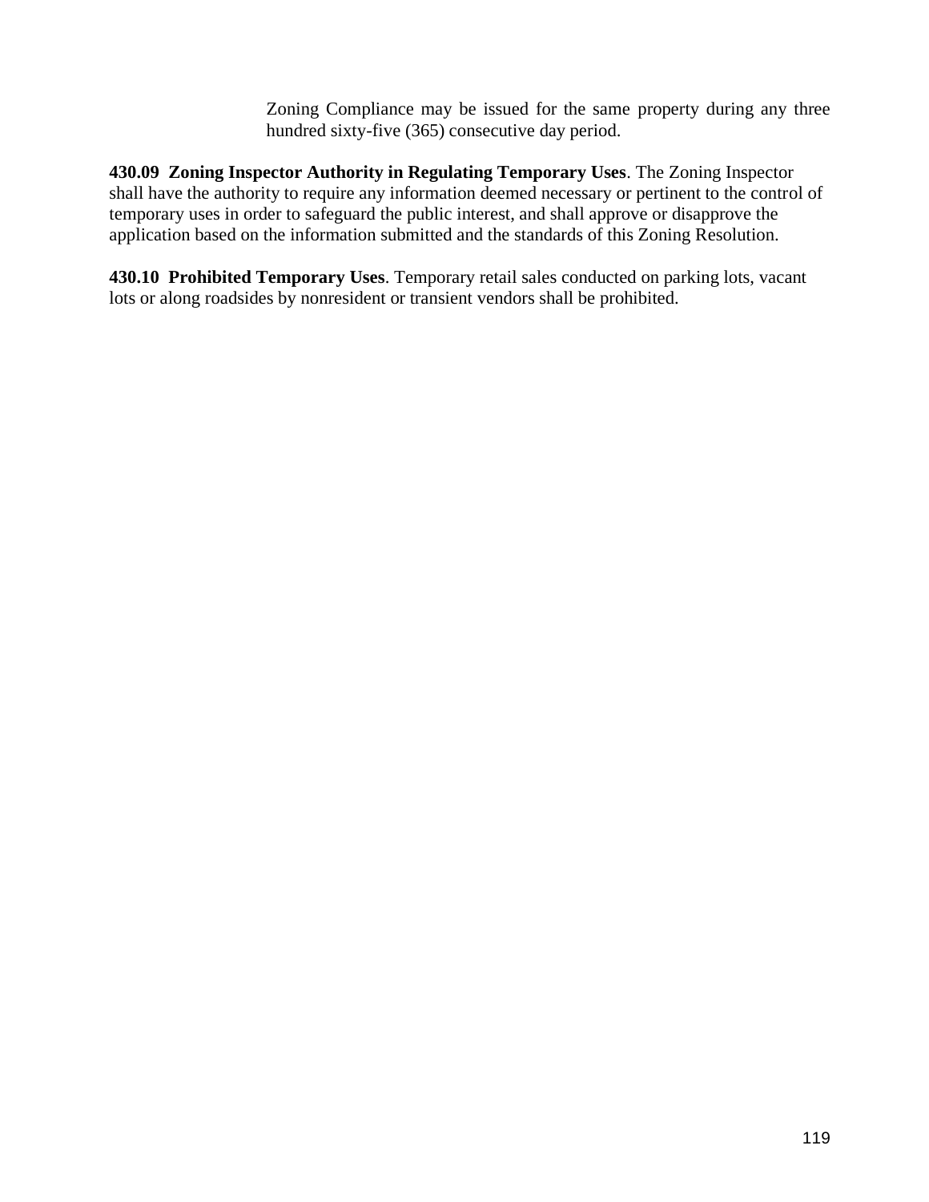Zoning Compliance may be issued for the same property during any three hundred sixty-five (365) consecutive day period.

**430.09 Zoning Inspector Authority in Regulating Temporary Uses**. The Zoning Inspector shall have the authority to require any information deemed necessary or pertinent to the control of temporary uses in order to safeguard the public interest, and shall approve or disapprove the application based on the information submitted and the standards of this Zoning Resolution.

**430.10 Prohibited Temporary Uses**. Temporary retail sales conducted on parking lots, vacant lots or along roadsides by nonresident or transient vendors shall be prohibited.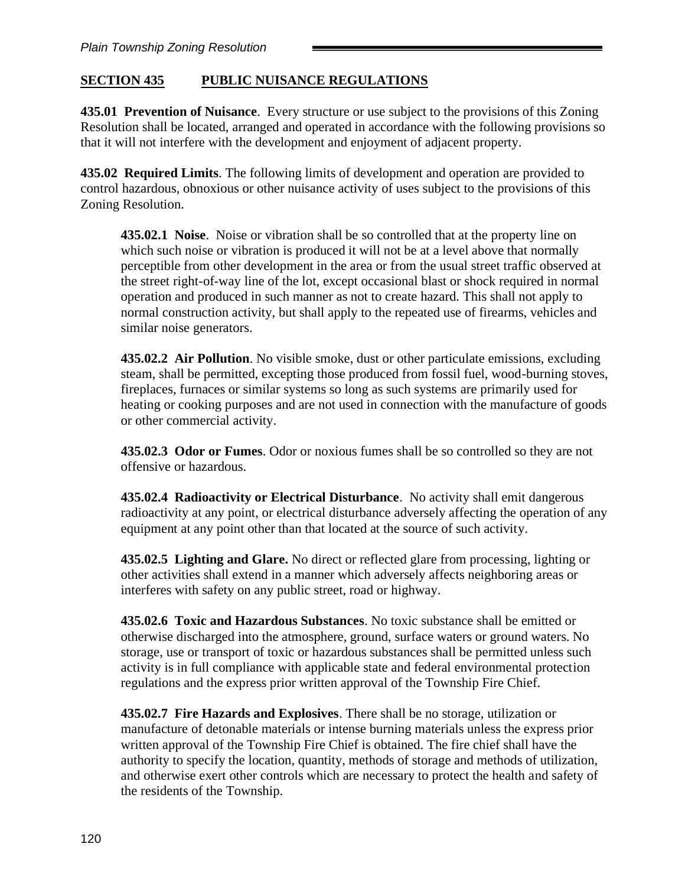## SECTION 435 PUBLIC NUISANCE REGULATIONS

**435.01 Prevention of Nuisance**. Every structure or use subject to the provisions of this Zoning Resolution shall be located, arranged and operated in accordance with the following provisions so that it will not interfere with the development and enjoyment of adjacent property.

**435.02 Required Limits**. The following limits of development and operation are provided to control hazardous, obnoxious or other nuisance activity of uses subject to the provisions of this Zoning Resolution.

**435.02.1 Noise**. Noise or vibration shall be so controlled that at the property line on which such noise or vibration is produced it will not be at a level above that normally perceptible from other development in the area or from the usual street traffic observed at the street right-of-way line of the lot, except occasional blast or shock required in normal operation and produced in such manner as not to create hazard. This shall not apply to normal construction activity, but shall apply to the repeated use of firearms, vehicles and similar noise generators.

**435.02.2 Air Pollution**. No visible smoke, dust or other particulate emissions, excluding steam, shall be permitted, excepting those produced from fossil fuel, wood-burning stoves, fireplaces, furnaces or similar systems so long as such systems are primarily used for heating or cooking purposes and are not used in connection with the manufacture of goods or other commercial activity.

**435.02.3 Odor or Fumes**. Odor or noxious fumes shall be so controlled so they are not offensive or hazardous.

**435.02.4 Radioactivity or Electrical Disturbance**. No activity shall emit dangerous radioactivity at any point, or electrical disturbance adversely affecting the operation of any equipment at any point other than that located at the source of such activity.

**435.02.5 Lighting and Glare.** No direct or reflected glare from processing, lighting or other activities shall extend in a manner which adversely affects neighboring areas or interferes with safety on any public street, road or highway.

**435.02.6 Toxic and Hazardous Substances**. No toxic substance shall be emitted or otherwise discharged into the atmosphere, ground, surface waters or ground waters. No storage, use or transport of toxic or hazardous substances shall be permitted unless such activity is in full compliance with applicable state and federal environmental protection regulations and the express prior written approval of the Township Fire Chief.

**435.02.7 Fire Hazards and Explosives**. There shall be no storage, utilization or manufacture of detonable materials or intense burning materials unless the express prior written approval of the Township Fire Chief is obtained. The fire chief shall have the authority to specify the location, quantity, methods of storage and methods of utilization, and otherwise exert other controls which are necessary to protect the health and safety of the residents of the Township.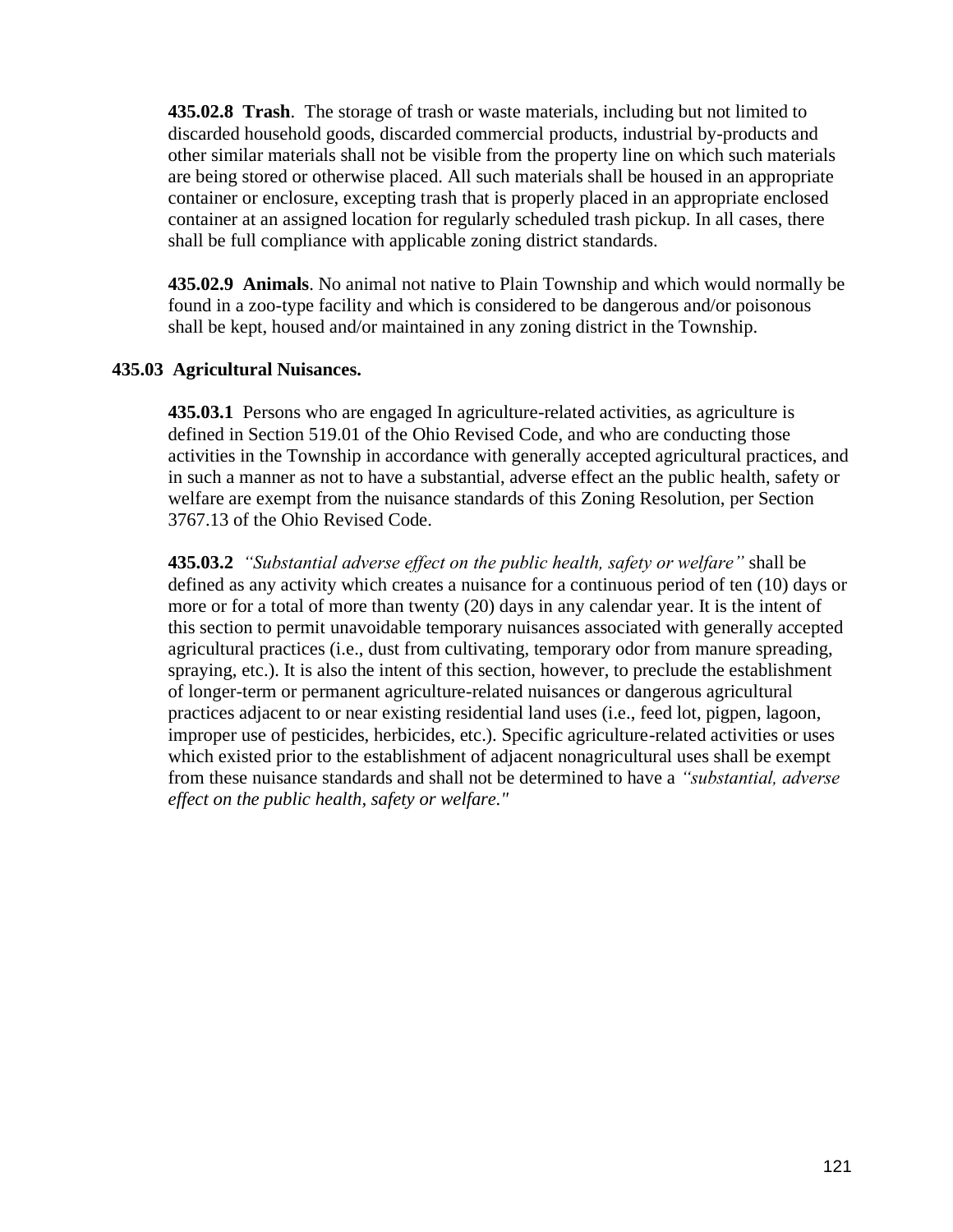**435.02.8 Trash**. The storage of trash or waste materials, including but not limited to discarded household goods, discarded commercial products, industrial by-products and other similar materials shall not be visible from the property line on which such materials are being stored or otherwise placed. All such materials shall be housed in an appropriate container or enclosure, excepting trash that is properly placed in an appropriate enclosed container at an assigned location for regularly scheduled trash pickup. In all cases, there shall be full compliance with applicable zoning district standards.

**435.02.9 Animals**. No animal not native to Plain Township and which would normally be found in a zoo-type facility and which is considered to be dangerous and/or poisonous shall be kept, housed and/or maintained in any zoning district in the Township.

### 435.03 Agricultural Nuisances.

**435.03.1** Persons who are engaged In agriculture-related activities, as agriculture is defined in Section 519.01 of the Ohio Revised Code, and who are conducting those activities in the Township in accordance with generally accepted agricultural practices, and in such a manner as not to have a substantial, adverse effect an the public health, safety or welfare are exempt from the nuisance standards of this Zoning Resolution, per Section 3767.13 of the Ohio Revised Code.

**435.03.2** *"Substantial adverse effect on the public health, safety or welfare"* shall be defined as any activity which creates a nuisance for a continuous period of ten (10) days or more or for a total of more than twenty (20) days in any calendar year. It is the intent of this section to permit unavoidable temporary nuisances associated with generally accepted agricultural practices (i.e., dust from cultivating, temporary odor from manure spreading, spraying, etc.). It is also the intent of this section, however, to preclude the establishment of longer-term or permanent agriculture-related nuisances or dangerous agricultural practices adjacent to or near existing residential land uses (i.e., feed lot, pigpen, lagoon, improper use of pesticides, herbicides, etc.). Specific agriculture-related activities or uses which existed prior to the establishment of adjacent nonagricultural uses shall be exempt from these nuisance standards and shall not be determined to have a *"substantial, adverse effect on the public health, safety or welfare."*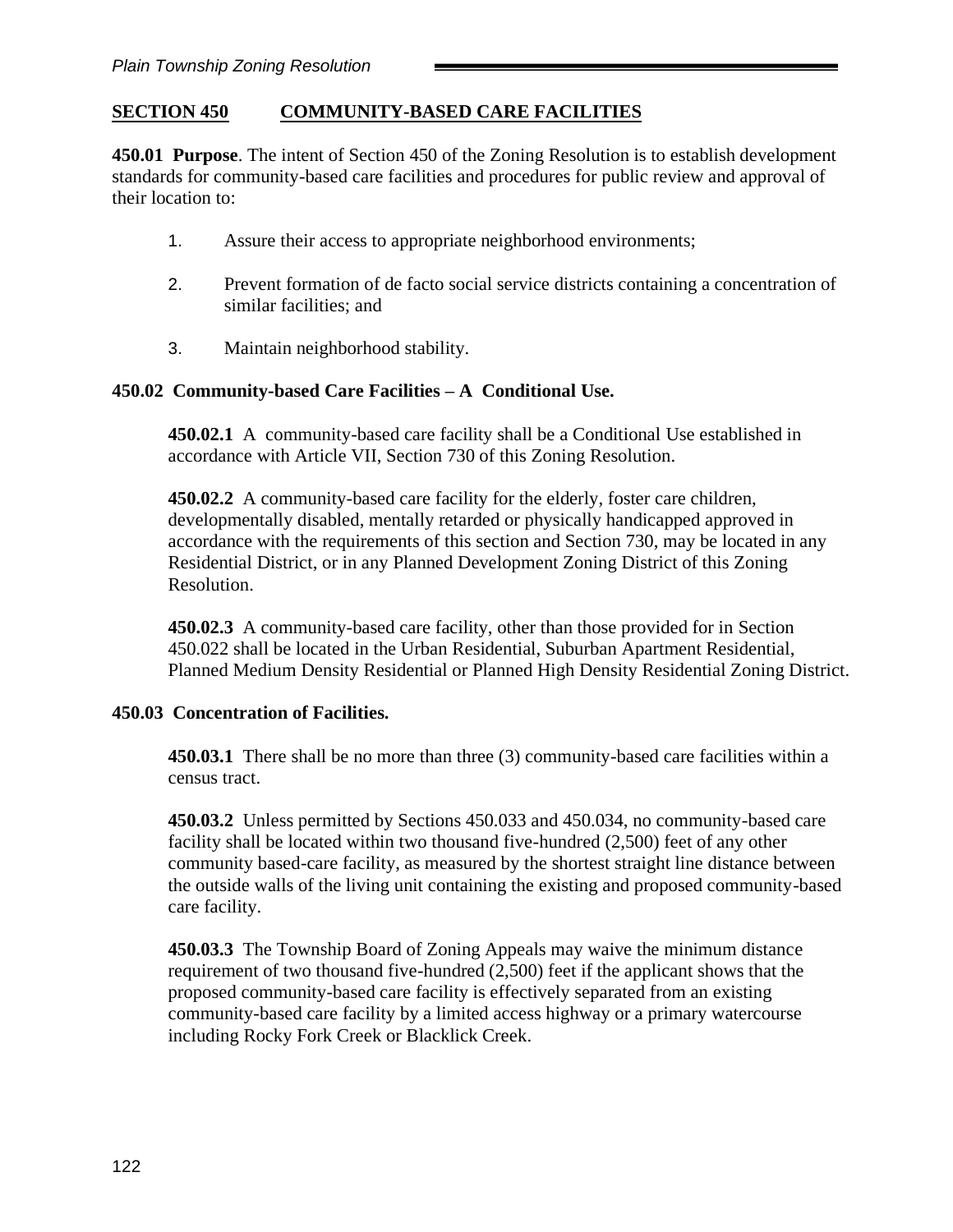## SECTION 450 COMMUNITY-BASED CARE FACILITIES

**450.01 Purpose**. The intent of Section 450 of the Zoning Resolution is to establish development standards for community-based care facilities and procedures for public review and approval of their location to:

1. Assure their access to appropriate neighborhood environments;
2. Prevent formation of de facto social service districts containing a concentration of similar facilities; and
3. Maintain neighborhood stability.

### 450.02 Community-based Care Facilities – A Conditional Use.

**450.02.1** A community-based care facility shall be a Conditional Use established in accordance with Article VII, Section 730 of this Zoning Resolution.

**450.02.2** A community-based care facility for the elderly, foster care children, developmentally disabled, mentally retarded or physically handicapped approved in accordance with the requirements of this section and Section 730, may be located in any Residential District, or in any Planned Development Zoning District of this Zoning Resolution.

**450.02.3** A community-based care facility, other than those provided for in Section 450.022 shall be located in the Urban Residential, Suburban Apartment Residential, Planned Medium Density Residential or Planned High Density Residential Zoning District.

### 450.03 Concentration of Facilities.

**450.03.1** There shall be no more than three (3) community-based care facilities within a census tract.

**450.03.2** Unless permitted by Sections 450.033 and 450.034, no community-based care facility shall be located within two thousand five-hundred (2,500) feet of any other community based-care facility, as measured by the shortest straight line distance between the outside walls of the living unit containing the existing and proposed community-based care facility.

**450.03.3** The Township Board of Zoning Appeals may waive the minimum distance requirement of two thousand five-hundred (2,500) feet if the applicant shows that the proposed community-based care facility is effectively separated from an existing community-based care facility by a limited access highway or a primary watercourse including Rocky Fork Creek or Blacklick Creek.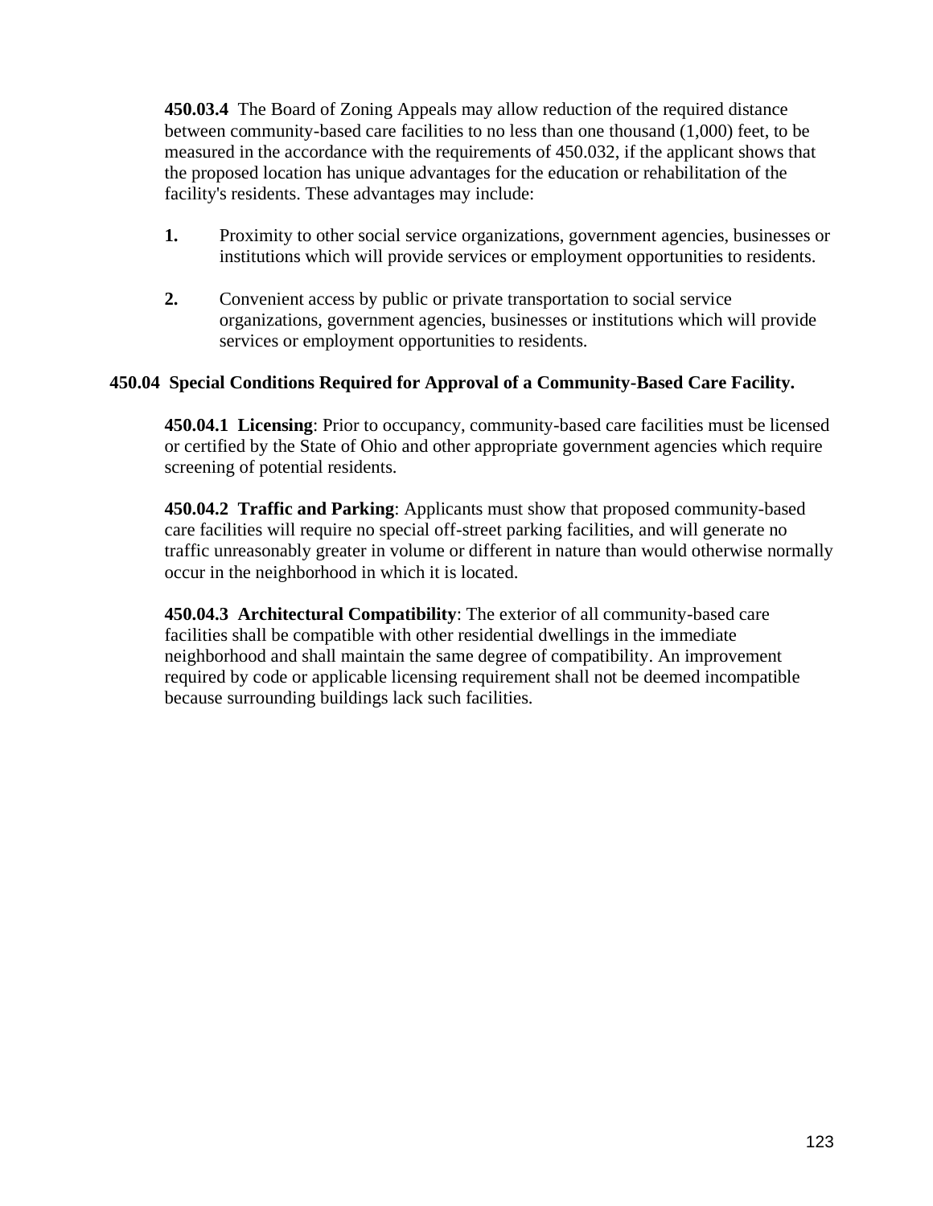**450.03.4** The Board of Zoning Appeals may allow reduction of the required distance between community-based care facilities to no less than one thousand (1,000) feet, to be measured in the accordance with the requirements of 450.032, if the applicant shows that the proposed location has unique advantages for the education or rehabilitation of the facility's residents. These advantages may include:

1. Proximity to other social service organizations, government agencies, businesses or institutions which will provide services or employment opportunities to residents.
2. Convenient access by public or private transportation to social service organizations, government agencies, businesses or institutions which will provide services or employment opportunities to residents.

### 450.04 Special Conditions Required for Approval of a Community-Based Care Facility.

**450.04.1 Licensing**: Prior to occupancy, community-based care facilities must be licensed or certified by the State of Ohio and other appropriate government agencies which require screening of potential residents.

**450.04.2 Traffic and Parking**: Applicants must show that proposed community-based care facilities will require no special off-street parking facilities, and will generate no traffic unreasonably greater in volume or different in nature than would otherwise normally occur in the neighborhood in which it is located.

**450.04.3 Architectural Compatibility**: The exterior of all community-based care facilities shall be compatible with other residential dwellings in the immediate neighborhood and shall maintain the same degree of compatibility. An improvement required by code or applicable licensing requirement shall not be deemed incompatible because surrounding buildings lack such facilities.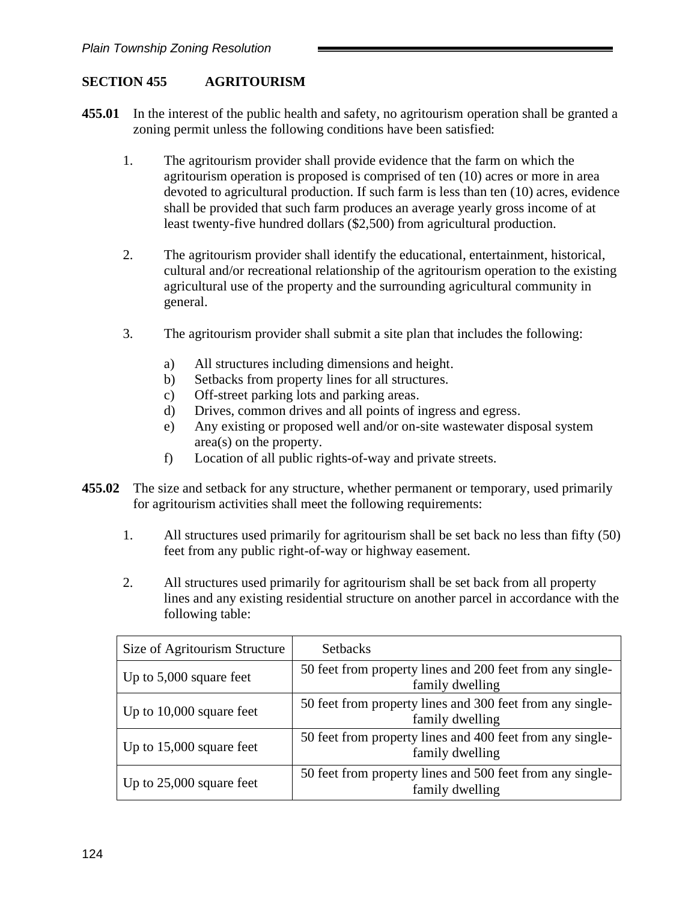## SECTION 455 AGRITOURISM

**455.01** In the interest of the public health and safety, no agritourism operation shall be granted a zoning permit unless the following conditions have been satisfied:

1. The agritourism provider shall provide evidence that the farm on which the agritourism operation is proposed is comprised of ten (10) acres or more in area devoted to agricultural production. If such farm is less than ten (10) acres, evidence shall be provided that such farm produces an average yearly gross income of at least twenty-five hundred dollars ($2,500) from agricultural production.

2. The agritourism provider shall identify the educational, entertainment, historical, cultural and/or recreational relationship of the agritourism operation to the existing agricultural use of the property and the surrounding agricultural community in general.

3. The agritourism provider shall submit a site plan that includes the following:

   a) All structures including dimensions and height.
   b) Setbacks from property lines for all structures.
   c) Off-street parking lots and parking areas.
   d) Drives, common drives and all points of ingress and egress.
   e) Any existing or proposed well and/or on-site wastewater disposal system area(s) on the property.
   f) Location of all public rights-of-way and private streets.

**455.02** The size and setback for any structure, whether permanent or temporary, used primarily for agritourism activities shall meet the following requirements:

1. All structures used primarily for agritourism shall be set back no less than fifty (50) feet from any public right-of-way or highway easement.

2. All structures used primarily for agritourism shall be set back from all property lines and any existing residential structure on another parcel in accordance with the following table:

| Size of Agritourism Structure | Setbacks |
| --- | --- |
| Up to 5,000 square feet | 50 feet from property lines and 200 feet from any single-family dwelling |
| Up to 10,000 square feet | 50 feet from property lines and 300 feet from any single-family dwelling |
| Up to 15,000 square feet | 50 feet from property lines and 400 feet from any single-family dwelling |
| Up to 25,000 square feet | 50 feet from property lines and 500 feet from any single-family dwelling |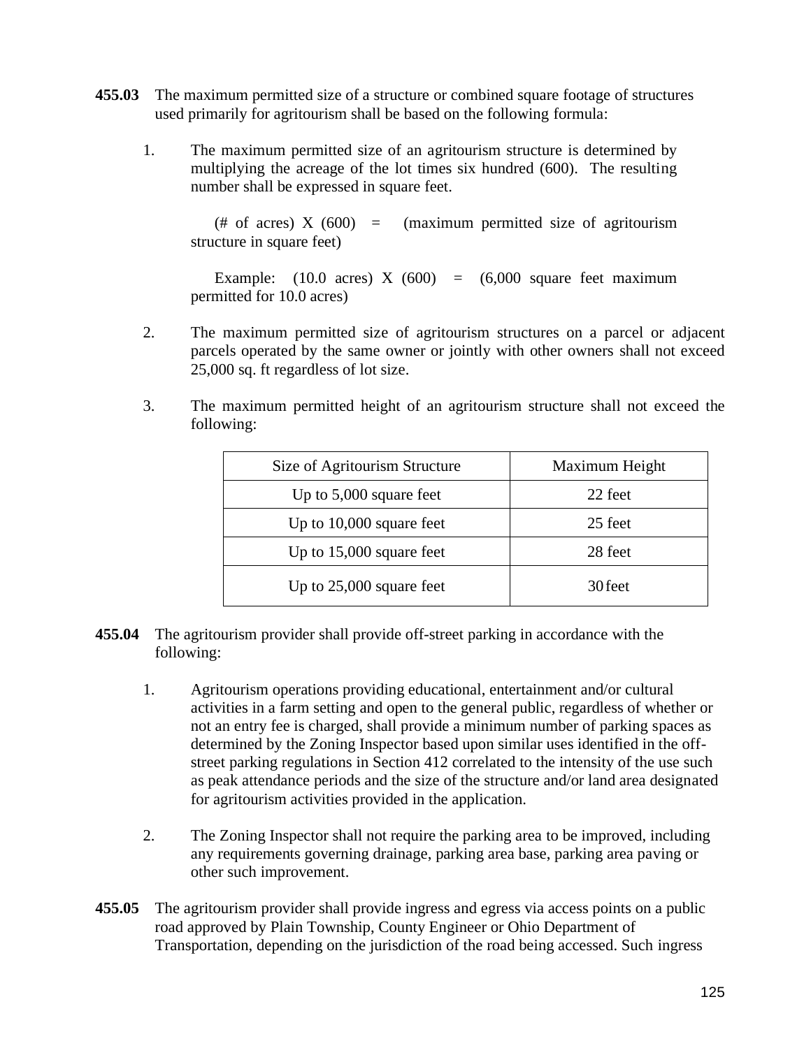**455.03** The maximum permitted size of a structure or combined square footage of structures used primarily for agritourism shall be based on the following formula:

1. The maximum permitted size of an agritourism structure is determined by multiplying the acreage of the lot times six hundred (600). The resulting number shall be expressed in square feet.

   (# of acres) X (600) = (maximum permitted size of agritourism structure in square feet)

   Example: (10.0 acres) X (600) = (6,000 square feet maximum permitted for 10.0 acres)

2. The maximum permitted size of agritourism structures on a parcel or adjacent parcels operated by the same owner or jointly with other owners shall not exceed 25,000 sq. ft regardless of lot size.

3. The maximum permitted height of an agritourism structure shall not exceed the following:

| Size of Agritourism Structure | Maximum Height |
|---|---|
| Up to 5,000 square feet | 22 feet |
| Up to 10,000 square feet | 25 feet |
| Up to 15,000 square feet | 28 feet |
| Up to 25,000 square feet | 30 feet |

**455.04** The agritourism provider shall provide off-street parking in accordance with the following:

1. Agritourism operations providing educational, entertainment and/or cultural activities in a farm setting and open to the general public, regardless of whether or not an entry fee is charged, shall provide a minimum number of parking spaces as determined by the Zoning Inspector based upon similar uses identified in the off-street parking regulations in Section 412 correlated to the intensity of the use such as peak attendance periods and the size of the structure and/or land area designated for agritourism activities provided in the application.

2. The Zoning Inspector shall not require the parking area to be improved, including any requirements governing drainage, parking area base, parking area paving or other such improvement.

**455.05** The agritourism provider shall provide ingress and egress via access points on a public road approved by Plain Township, County Engineer or Ohio Department of Transportation, depending on the jurisdiction of the road being accessed. Such ingress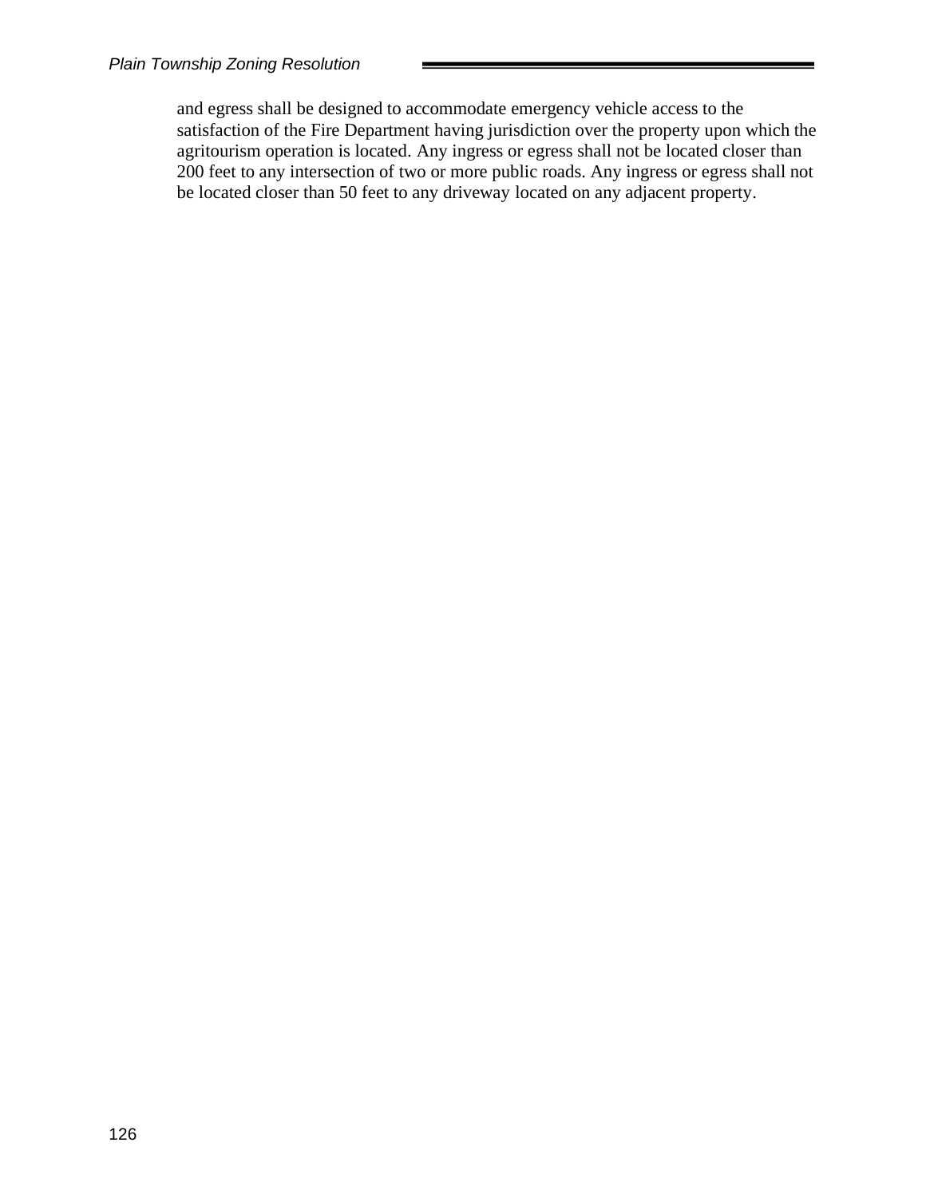and egress shall be designed to accommodate emergency vehicle access to the satisfaction of the Fire Department having jurisdiction over the property upon which the agritourism operation is located. Any ingress or egress shall not be located closer than 200 feet to any intersection of two or more public roads. Any ingress or egress shall not be located closer than 50 feet to any driveway located on any adjacent property.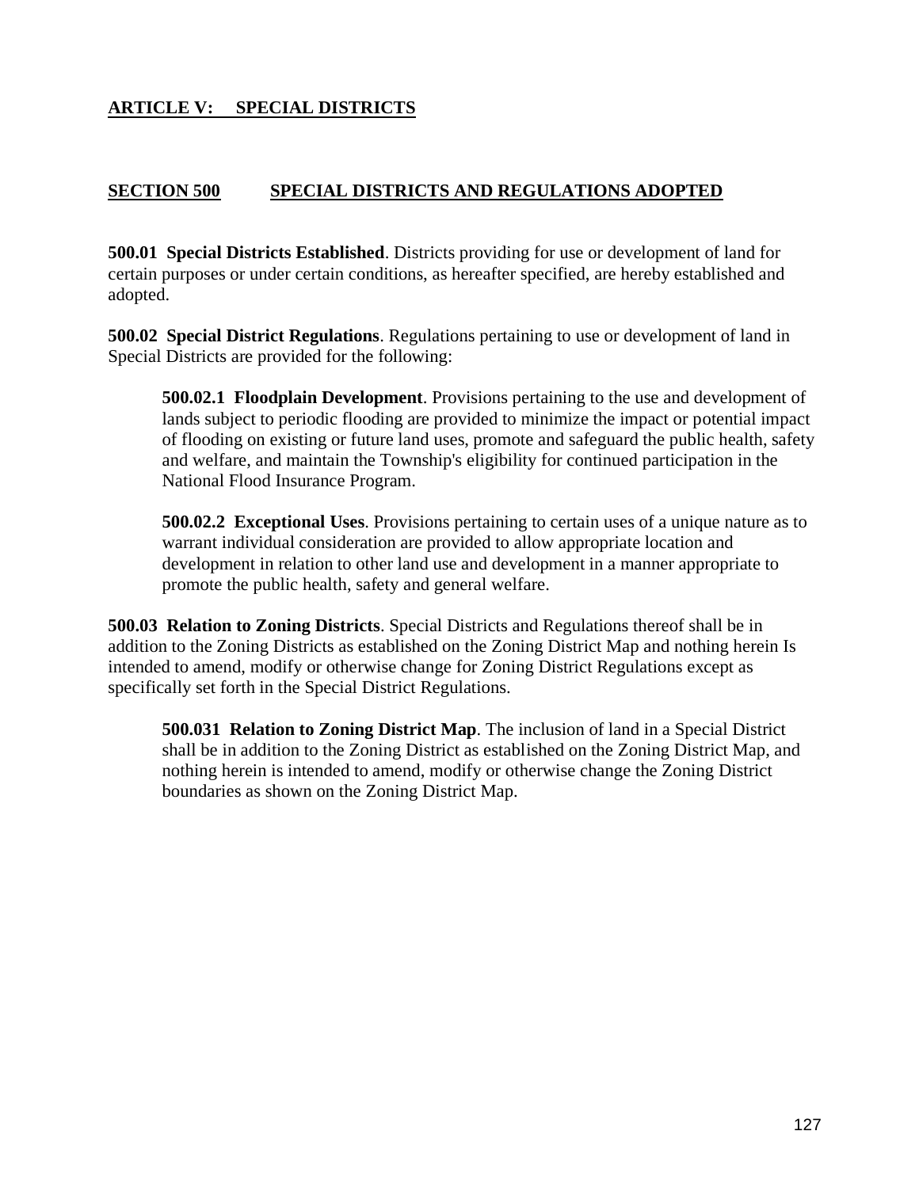## ARTICLE V: SPECIAL DISTRICTS

### SECTION 500 SPECIAL DISTRICTS AND REGULATIONS ADOPTED

**500.01 Special Districts Established**. Districts providing for use or development of land for certain purposes or under certain conditions, as hereafter specified, are hereby established and adopted.

**500.02 Special District Regulations**. Regulations pertaining to use or development of land in Special Districts are provided for the following:

> **500.02.1 Floodplain Development**. Provisions pertaining to the use and development of lands subject to periodic flooding are provided to minimize the impact or potential impact of flooding on existing or future land uses, promote and safeguard the public health, safety and welfare, and maintain the Township's eligibility for continued participation in the National Flood Insurance Program.
>
> **500.02.2 Exceptional Uses**. Provisions pertaining to certain uses of a unique nature as to warrant individual consideration are provided to allow appropriate location and development in relation to other land use and development in a manner appropriate to promote the public health, safety and general welfare.

**500.03 Relation to Zoning Districts**. Special Districts and Regulations thereof shall be in addition to the Zoning Districts as established on the Zoning District Map and nothing herein Is intended to amend, modify or otherwise change for Zoning District Regulations except as specifically set forth in the Special District Regulations.

> **500.031 Relation to Zoning District Map**. The inclusion of land in a Special District shall be in addition to the Zoning District as established on the Zoning District Map, and nothing herein is intended to amend, modify or otherwise change the Zoning District boundaries as shown on the Zoning District Map.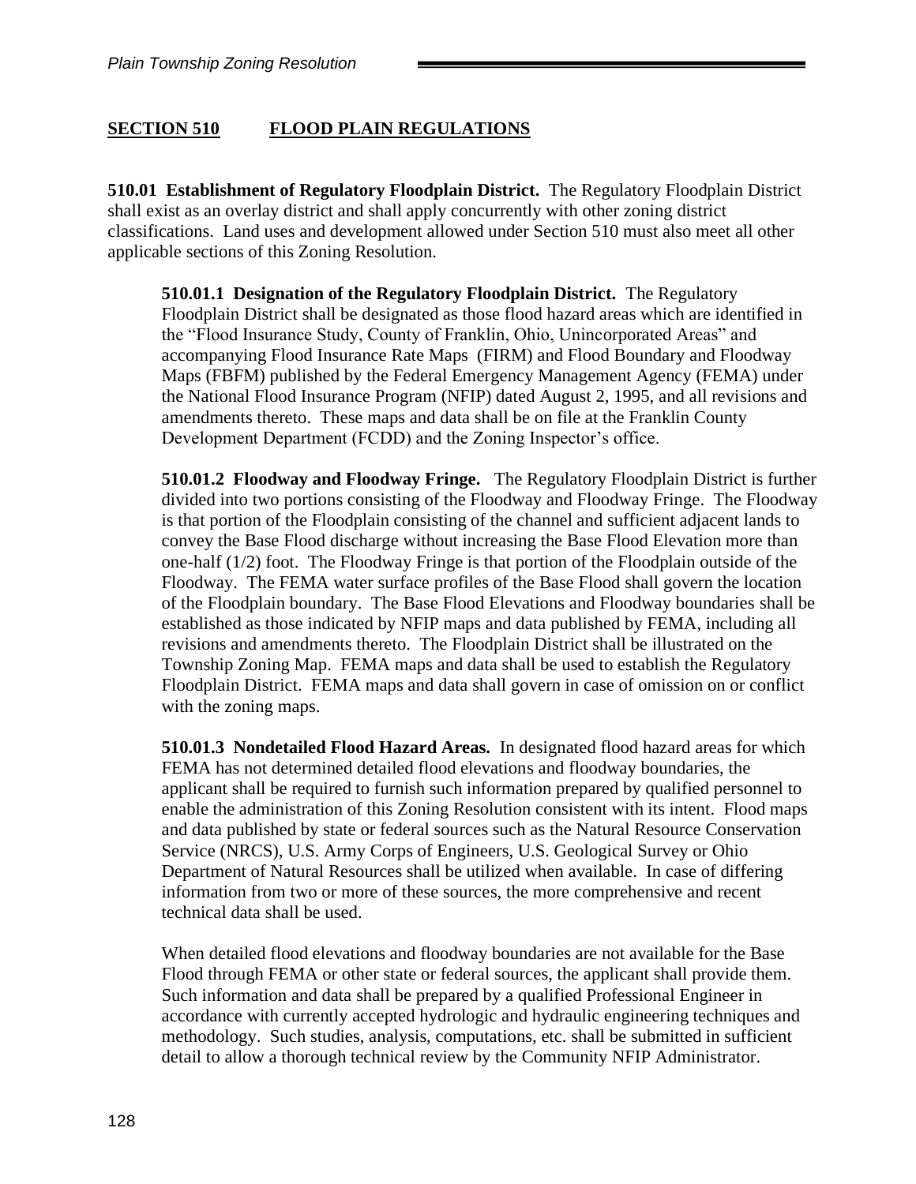## SECTION 510 FLOOD PLAIN REGULATIONS

**510.01 Establishment of Regulatory Floodplain District.** The Regulatory Floodplain District shall exist as an overlay district and shall apply concurrently with other zoning district classifications. Land uses and development allowed under Section 510 must also meet all other applicable sections of this Zoning Resolution.

**510.01.1 Designation of the Regulatory Floodplain District.** The Regulatory Floodplain District shall be designated as those flood hazard areas which are identified in the "Flood Insurance Study, County of Franklin, Ohio, Unincorporated Areas" and accompanying Flood Insurance Rate Maps (FIRM) and Flood Boundary and Floodway Maps (FBFM) published by the Federal Emergency Management Agency (FEMA) under the National Flood Insurance Program (NFIP) dated August 2, 1995, and all revisions and amendments thereto. These maps and data shall be on file at the Franklin County Development Department (FCDD) and the Zoning Inspector's office.

**510.01.2 Floodway and Floodway Fringe.** The Regulatory Floodplain District is further divided into two portions consisting of the Floodway and Floodway Fringe. The Floodway is that portion of the Floodplain consisting of the channel and sufficient adjacent lands to convey the Base Flood discharge without increasing the Base Flood Elevation more than one-half (1/2) foot. The Floodway Fringe is that portion of the Floodplain outside of the Floodway. The FEMA water surface profiles of the Base Flood shall govern the location of the Floodplain boundary. The Base Flood Elevations and Floodway boundaries shall be established as those indicated by NFIP maps and data published by FEMA, including all revisions and amendments thereto. The Floodplain District shall be illustrated on the Township Zoning Map. FEMA maps and data shall be used to establish the Regulatory Floodplain District. FEMA maps and data shall govern in case of omission on or conflict with the zoning maps.

**510.01.3 Nondetailed Flood Hazard Areas.** In designated flood hazard areas for which FEMA has not determined detailed flood elevations and floodway boundaries, the applicant shall be required to furnish such information prepared by qualified personnel to enable the administration of this Zoning Resolution consistent with its intent. Flood maps and data published by state or federal sources such as the Natural Resource Conservation Service (NRCS), U.S. Army Corps of Engineers, U.S. Geological Survey or Ohio Department of Natural Resources shall be utilized when available. In case of differing information from two or more of these sources, the more comprehensive and recent technical data shall be used.

When detailed flood elevations and floodway boundaries are not available for the Base Flood through FEMA or other state or federal sources, the applicant shall provide them. Such information and data shall be prepared by a qualified Professional Engineer in accordance with currently accepted hydrologic and hydraulic engineering techniques and methodology. Such studies, analysis, computations, etc. shall be submitted in sufficient detail to allow a thorough technical review by the Community NFIP Administrator.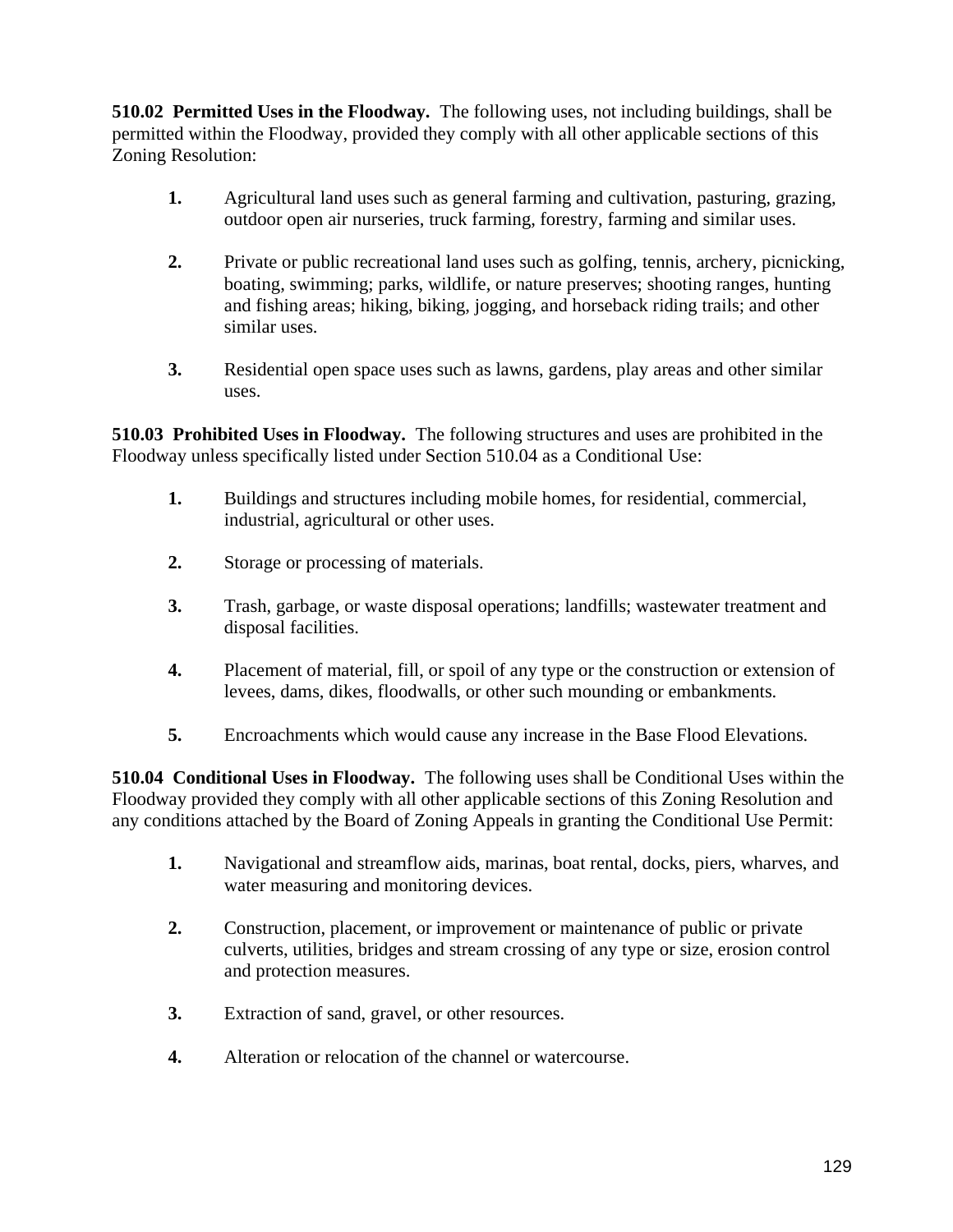**510.02 Permitted Uses in the Floodway.** The following uses, not including buildings, shall be permitted within the Floodway, provided they comply with all other applicable sections of this Zoning Resolution:

1. Agricultural land uses such as general farming and cultivation, pasturing, grazing, outdoor open air nurseries, truck farming, forestry, farming and similar uses.

2. Private or public recreational land uses such as golfing, tennis, archery, picnicking, boating, swimming; parks, wildlife, or nature preserves; shooting ranges, hunting and fishing areas; hiking, biking, jogging, and horseback riding trails; and other similar uses.

3. Residential open space uses such as lawns, gardens, play areas and other similar uses.

**510.03 Prohibited Uses in Floodway.** The following structures and uses are prohibited in the Floodway unless specifically listed under Section 510.04 as a Conditional Use:

1. Buildings and structures including mobile homes, for residential, commercial, industrial, agricultural or other uses.

2. Storage or processing of materials.

3. Trash, garbage, or waste disposal operations; landfills; wastewater treatment and disposal facilities.

4. Placement of material, fill, or spoil of any type or the construction or extension of levees, dams, dikes, floodwalls, or other such mounding or embankments.

5. Encroachments which would cause any increase in the Base Flood Elevations.

**510.04 Conditional Uses in Floodway.** The following uses shall be Conditional Uses within the Floodway provided they comply with all other applicable sections of this Zoning Resolution and any conditions attached by the Board of Zoning Appeals in granting the Conditional Use Permit:

1. Navigational and streamflow aids, marinas, boat rental, docks, piers, wharves, and water measuring and monitoring devices.

2. Construction, placement, or improvement or maintenance of public or private culverts, utilities, bridges and stream crossing of any type or size, erosion control and protection measures.

3. Extraction of sand, gravel, or other resources.

4. Alteration or relocation of the channel or watercourse.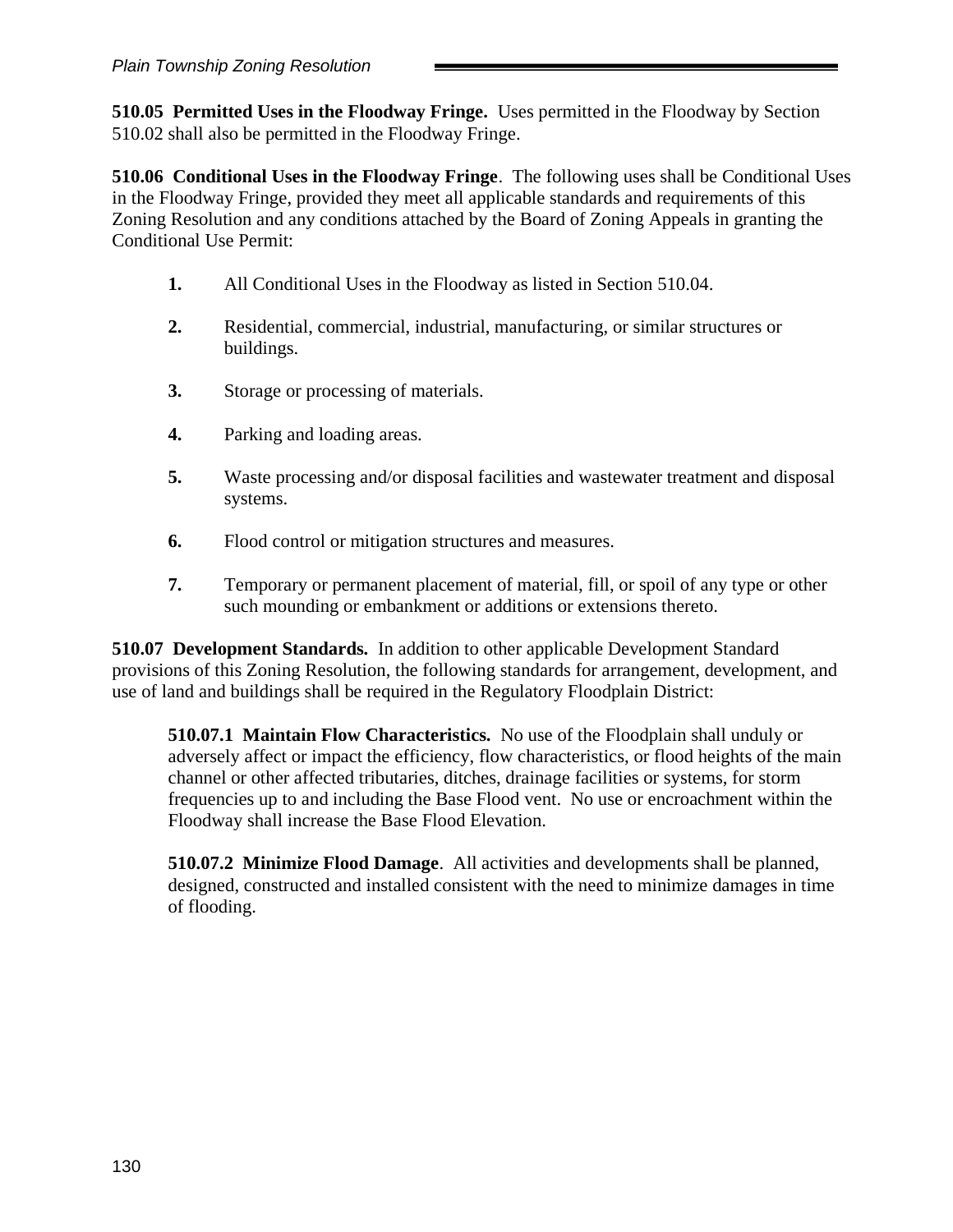**510.05 Permitted Uses in the Floodway Fringe.** Uses permitted in the Floodway by Section 510.02 shall also be permitted in the Floodway Fringe.

**510.06 Conditional Uses in the Floodway Fringe**. The following uses shall be Conditional Uses in the Floodway Fringe, provided they meet all applicable standards and requirements of this Zoning Resolution and any conditions attached by the Board of Zoning Appeals in granting the Conditional Use Permit:

**1.** All Conditional Uses in the Floodway as listed in Section 510.04.

**2.** Residential, commercial, industrial, manufacturing, or similar structures or buildings.

**3.** Storage or processing of materials.

**4.** Parking and loading areas.

**5.** Waste processing and/or disposal facilities and wastewater treatment and disposal systems.

**6.** Flood control or mitigation structures and measures.

**7.** Temporary or permanent placement of material, fill, or spoil of any type or other such mounding or embankment or additions or extensions thereto.

**510.07 Development Standards.** In addition to other applicable Development Standard provisions of this Zoning Resolution, the following standards for arrangement, development, and use of land and buildings shall be required in the Regulatory Floodplain District:

**510.07.1 Maintain Flow Characteristics.** No use of the Floodplain shall unduly or adversely affect or impact the efficiency, flow characteristics, or flood heights of the main channel or other affected tributaries, ditches, drainage facilities or systems, for storm frequencies up to and including the Base Flood vent. No use or encroachment within the Floodway shall increase the Base Flood Elevation.

**510.07.2 Minimize Flood Damage**. All activities and developments shall be planned, designed, constructed and installed consistent with the need to minimize damages in time of flooding.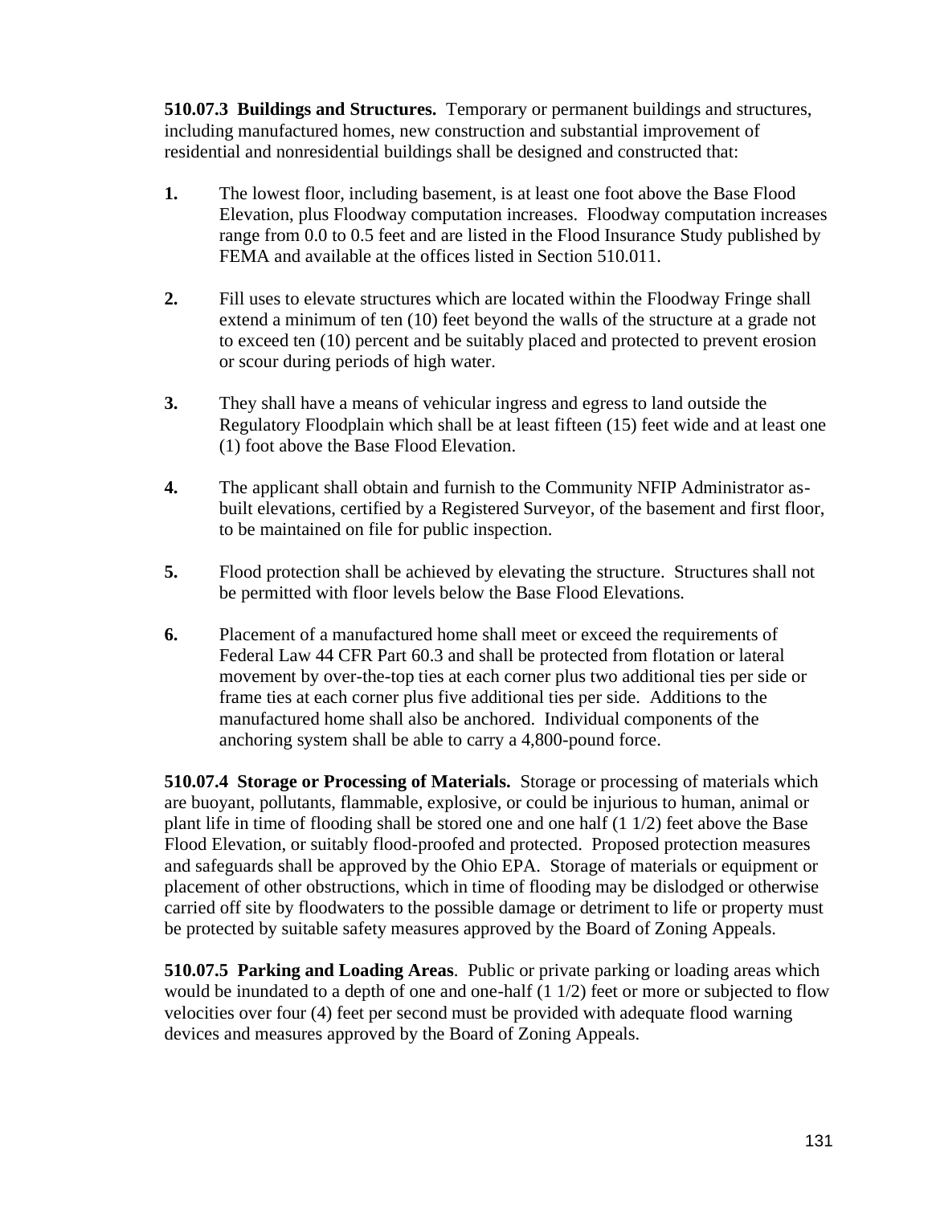**510.07.3 Buildings and Structures.** Temporary or permanent buildings and structures, including manufactured homes, new construction and substantial improvement of residential and nonresidential buildings shall be designed and constructed that:

1. The lowest floor, including basement, is at least one foot above the Base Flood Elevation, plus Floodway computation increases. Floodway computation increases range from 0.0 to 0.5 feet and are listed in the Flood Insurance Study published by FEMA and available at the offices listed in Section 510.011.

2. Fill uses to elevate structures which are located within the Floodway Fringe shall extend a minimum of ten (10) feet beyond the walls of the structure at a grade not to exceed ten (10) percent and be suitably placed and protected to prevent erosion or scour during periods of high water.

3. They shall have a means of vehicular ingress and egress to land outside the Regulatory Floodplain which shall be at least fifteen (15) feet wide and at least one (1) foot above the Base Flood Elevation.

4. The applicant shall obtain and furnish to the Community NFIP Administrator as-built elevations, certified by a Registered Surveyor, of the basement and first floor, to be maintained on file for public inspection.

5. Flood protection shall be achieved by elevating the structure. Structures shall not be permitted with floor levels below the Base Flood Elevations.

6. Placement of a manufactured home shall meet or exceed the requirements of Federal Law 44 CFR Part 60.3 and shall be protected from flotation or lateral movement by over-the-top ties at each corner plus two additional ties per side or frame ties at each corner plus five additional ties per side. Additions to the manufactured home shall also be anchored. Individual components of the anchoring system shall be able to carry a 4,800-pound force.

**510.07.4 Storage or Processing of Materials.** Storage or processing of materials which are buoyant, pollutants, flammable, explosive, or could be injurious to human, animal or plant life in time of flooding shall be stored one and one half (1 1/2) feet above the Base Flood Elevation, or suitably flood-proofed and protected. Proposed protection measures and safeguards shall be approved by the Ohio EPA. Storage of materials or equipment or placement of other obstructions, which in time of flooding may be dislodged or otherwise carried off site by floodwaters to the possible damage or detriment to life or property must be protected by suitable safety measures approved by the Board of Zoning Appeals.

**510.07.5 Parking and Loading Areas**. Public or private parking or loading areas which would be inundated to a depth of one and one-half (1 1/2) feet or more or subjected to flow velocities over four (4) feet per second must be provided with adequate flood warning devices and measures approved by the Board of Zoning Appeals.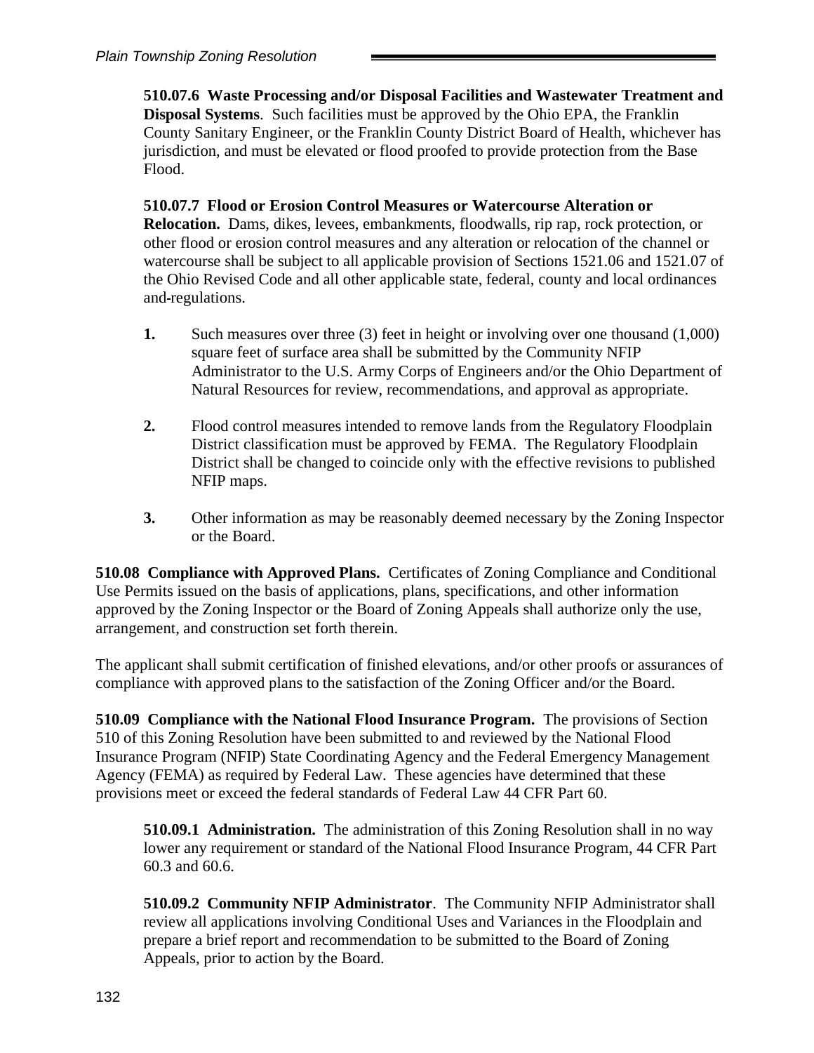**510.07.6 Waste Processing and/or Disposal Facilities and Wastewater Treatment and Disposal Systems**. Such facilities must be approved by the Ohio EPA, the Franklin County Sanitary Engineer, or the Franklin County District Board of Health, whichever has jurisdiction, and must be elevated or flood proofed to provide protection from the Base Flood.

**510.07.7 Flood or Erosion Control Measures or Watercourse Alteration or Relocation.** Dams, dikes, levees, embankments, floodwalls, rip rap, rock protection, or other flood or erosion control measures and any alteration or relocation of the channel or watercourse shall be subject to all applicable provision of Sections 1521.06 and 1521.07 of the Ohio Revised Code and all other applicable state, federal, county and local ordinances and regulations.

1. Such measures over three (3) feet in height or involving over one thousand (1,000) square feet of surface area shall be submitted by the Community NFIP Administrator to the U.S. Army Corps of Engineers and/or the Ohio Department of Natural Resources for review, recommendations, and approval as appropriate.

2. Flood control measures intended to remove lands from the Regulatory Floodplain District classification must be approved by FEMA. The Regulatory Floodplain District shall be changed to coincide only with the effective revisions to published NFIP maps.

3. Other information as may be reasonably deemed necessary by the Zoning Inspector or the Board.

**510.08 Compliance with Approved Plans.** Certificates of Zoning Compliance and Conditional Use Permits issued on the basis of applications, plans, specifications, and other information approved by the Zoning Inspector or the Board of Zoning Appeals shall authorize only the use, arrangement, and construction set forth therein.

The applicant shall submit certification of finished elevations, and/or other proofs or assurances of compliance with approved plans to the satisfaction of the Zoning Officer and/or the Board.

**510.09 Compliance with the National Flood Insurance Program.** The provisions of Section 510 of this Zoning Resolution have been submitted to and reviewed by the National Flood Insurance Program (NFIP) State Coordinating Agency and the Federal Emergency Management Agency (FEMA) as required by Federal Law. These agencies have determined that these provisions meet or exceed the federal standards of Federal Law 44 CFR Part 60.

**510.09.1 Administration.** The administration of this Zoning Resolution shall in no way lower any requirement or standard of the National Flood Insurance Program, 44 CFR Part 60.3 and 60.6.

**510.09.2 Community NFIP Administrator**. The Community NFIP Administrator shall review all applications involving Conditional Uses and Variances in the Floodplain and prepare a brief report and recommendation to be submitted to the Board of Zoning Appeals, prior to action by the Board.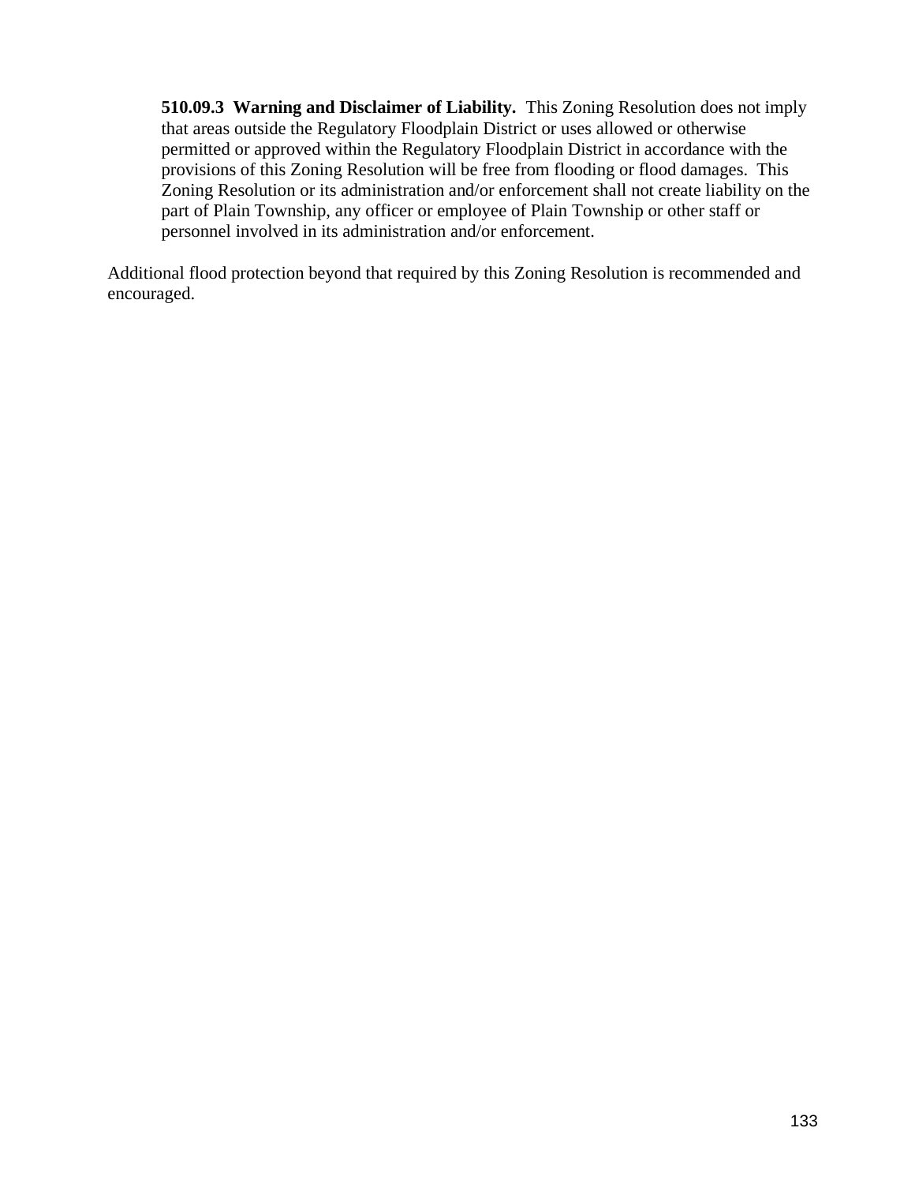**510.09.3 Warning and Disclaimer of Liability.** This Zoning Resolution does not imply that areas outside the Regulatory Floodplain District or uses allowed or otherwise permitted or approved within the Regulatory Floodplain District in accordance with the provisions of this Zoning Resolution will be free from flooding or flood damages. This Zoning Resolution or its administration and/or enforcement shall not create liability on the part of Plain Township, any officer or employee of Plain Township or other staff or personnel involved in its administration and/or enforcement.

Additional flood protection beyond that required by this Zoning Resolution is recommended and encouraged.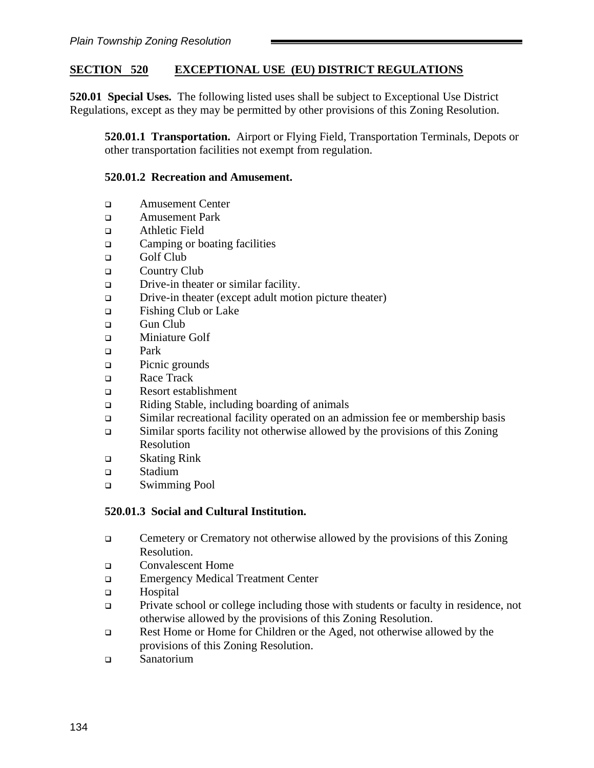## SECTION 520 EXCEPTIONAL USE (EU) DISTRICT REGULATIONS

**520.01 Special Uses.** The following listed uses shall be subject to Exceptional Use District Regulations, except as they may be permitted by other provisions of this Zoning Resolution.

**520.01.1 Transportation.** Airport or Flying Field, Transportation Terminals, Depots or other transportation facilities not exempt from regulation.

**520.01.2 Recreation and Amusement.**

- Amusement Center
- Amusement Park
- Athletic Field
- Camping or boating facilities
- Golf Club
- Country Club
- Drive-in theater or similar facility.
- Drive-in theater (except adult motion picture theater)
- Fishing Club or Lake
- Gun Club
- Miniature Golf
- Park
- Picnic grounds
- Race Track
- Resort establishment
- Riding Stable, including boarding of animals
- Similar recreational facility operated on an admission fee or membership basis
- Similar sports facility not otherwise allowed by the provisions of this Zoning Resolution
- Skating Rink
- Stadium
- Swimming Pool

**520.01.3 Social and Cultural Institution.**

- Cemetery or Crematory not otherwise allowed by the provisions of this Zoning Resolution.
- Convalescent Home
- Emergency Medical Treatment Center
- Hospital
- Private school or college including those with students or faculty in residence, not otherwise allowed by the provisions of this Zoning Resolution.
- Rest Home or Home for Children or the Aged, not otherwise allowed by the provisions of this Zoning Resolution.
- Sanatorium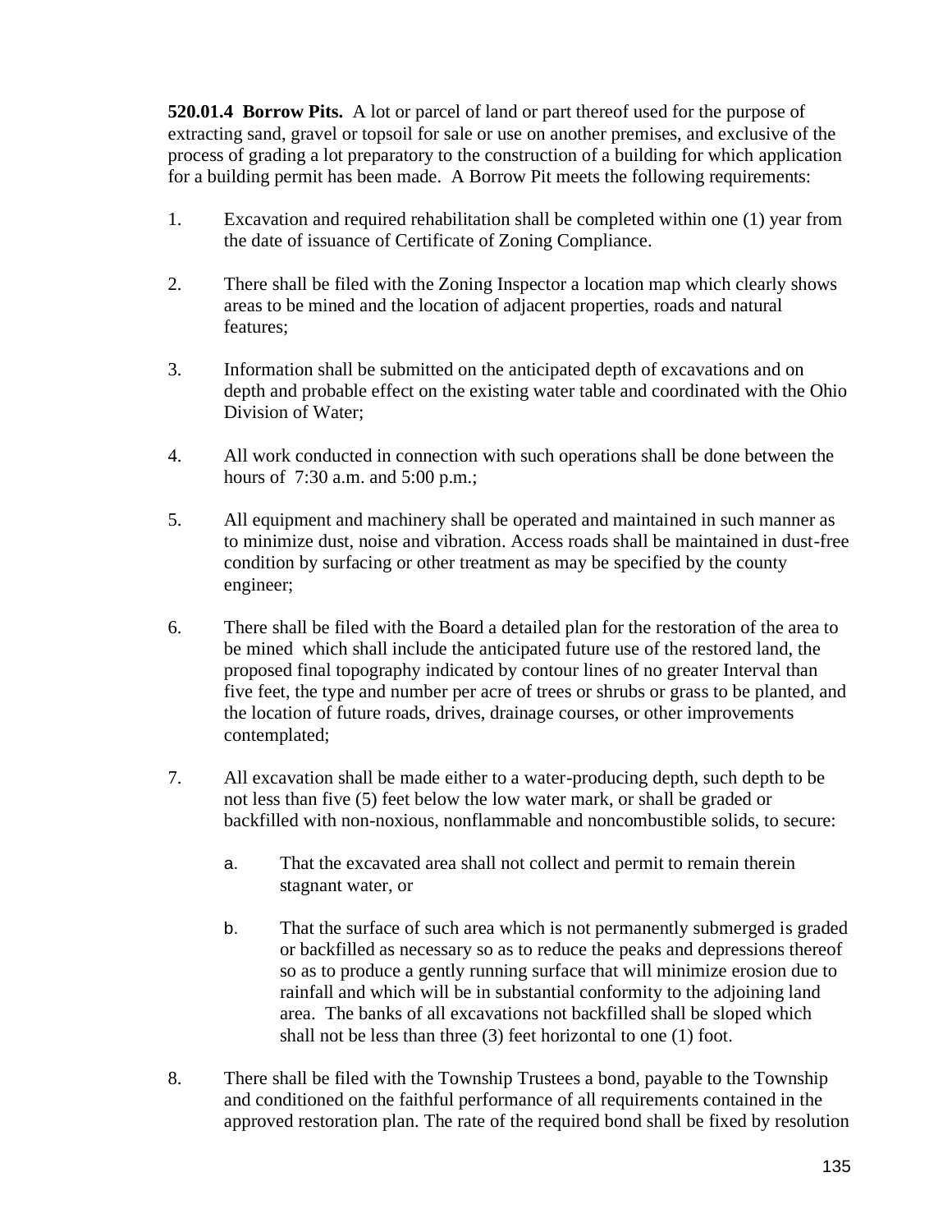**520.01.4 Borrow Pits.** A lot or parcel of land or part thereof used for the purpose of extracting sand, gravel or topsoil for sale or use on another premises, and exclusive of the process of grading a lot preparatory to the construction of a building for which application for a building permit has been made. A Borrow Pit meets the following requirements:

1. Excavation and required rehabilitation shall be completed within one (1) year from the date of issuance of Certificate of Zoning Compliance.

2. There shall be filed with the Zoning Inspector a location map which clearly shows areas to be mined and the location of adjacent properties, roads and natural features;

3. Information shall be submitted on the anticipated depth of excavations and on depth and probable effect on the existing water table and coordinated with the Ohio Division of Water;

4. All work conducted in connection with such operations shall be done between the hours of 7:30 a.m. and 5:00 p.m.;

5. All equipment and machinery shall be operated and maintained in such manner as to minimize dust, noise and vibration. Access roads shall be maintained in dust-free condition by surfacing or other treatment as may be specified by the county engineer;

6. There shall be filed with the Board a detailed plan for the restoration of the area to be mined which shall include the anticipated future use of the restored land, the proposed final topography indicated by contour lines of no greater Interval than five feet, the type and number per acre of trees or shrubs or grass to be planted, and the location of future roads, drives, drainage courses, or other improvements contemplated;

7. All excavation shall be made either to a water-producing depth, such depth to be not less than five (5) feet below the low water mark, or shall be graded or backfilled with non-noxious, nonflammable and noncombustible solids, to secure:

   a. That the excavated area shall not collect and permit to remain therein stagnant water, or

   b. That the surface of such area which is not permanently submerged is graded or backfilled as necessary so as to reduce the peaks and depressions thereof so as to produce a gently running surface that will minimize erosion due to rainfall and which will be in substantial conformity to the adjoining land area. The banks of all excavations not backfilled shall be sloped which shall not be less than three (3) feet horizontal to one (1) foot.

8. There shall be filed with the Township Trustees a bond, payable to the Township and conditioned on the faithful performance of all requirements contained in the approved restoration plan. The rate of the required bond shall be fixed by resolution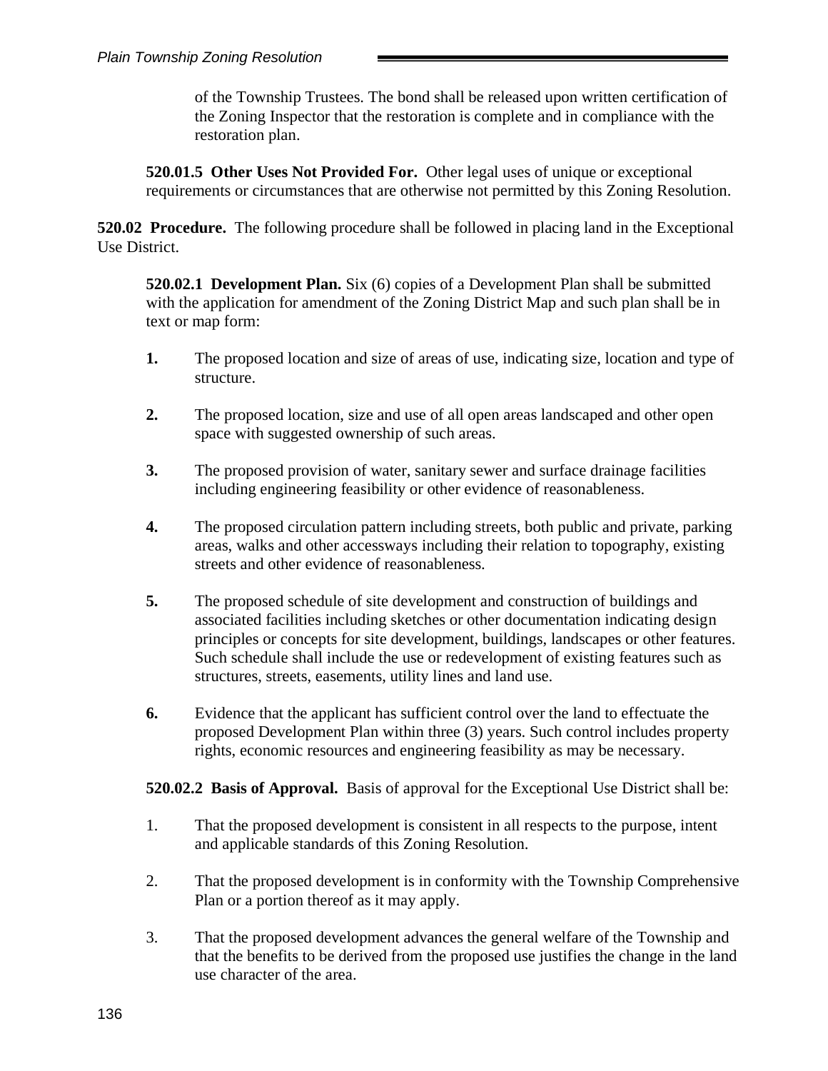of the Township Trustees. The bond shall be released upon written certification of the Zoning Inspector that the restoration is complete and in compliance with the restoration plan.

**520.01.5 Other Uses Not Provided For.** Other legal uses of unique or exceptional requirements or circumstances that are otherwise not permitted by this Zoning Resolution.

**520.02 Procedure.** The following procedure shall be followed in placing land in the Exceptional Use District.

**520.02.1 Development Plan.** Six (6) copies of a Development Plan shall be submitted with the application for amendment of the Zoning District Map and such plan shall be in text or map form:

**1.** The proposed location and size of areas of use, indicating size, location and type of structure.

**2.** The proposed location, size and use of all open areas landscaped and other open space with suggested ownership of such areas.

**3.** The proposed provision of water, sanitary sewer and surface drainage facilities including engineering feasibility or other evidence of reasonableness.

**4.** The proposed circulation pattern including streets, both public and private, parking areas, walks and other accessways including their relation to topography, existing streets and other evidence of reasonableness.

**5.** The proposed schedule of site development and construction of buildings and associated facilities including sketches or other documentation indicating design principles or concepts for site development, buildings, landscapes or other features. Such schedule shall include the use or redevelopment of existing features such as structures, streets, easements, utility lines and land use.

**6.** Evidence that the applicant has sufficient control over the land to effectuate the proposed Development Plan within three (3) years. Such control includes property rights, economic resources and engineering feasibility as may be necessary.

**520.02.2 Basis of Approval.** Basis of approval for the Exceptional Use District shall be:

1. That the proposed development is consistent in all respects to the purpose, intent and applicable standards of this Zoning Resolution.

2. That the proposed development is in conformity with the Township Comprehensive Plan or a portion thereof as it may apply.

3. That the proposed development advances the general welfare of the Township and that the benefits to be derived from the proposed use justifies the change in the land use character of the area.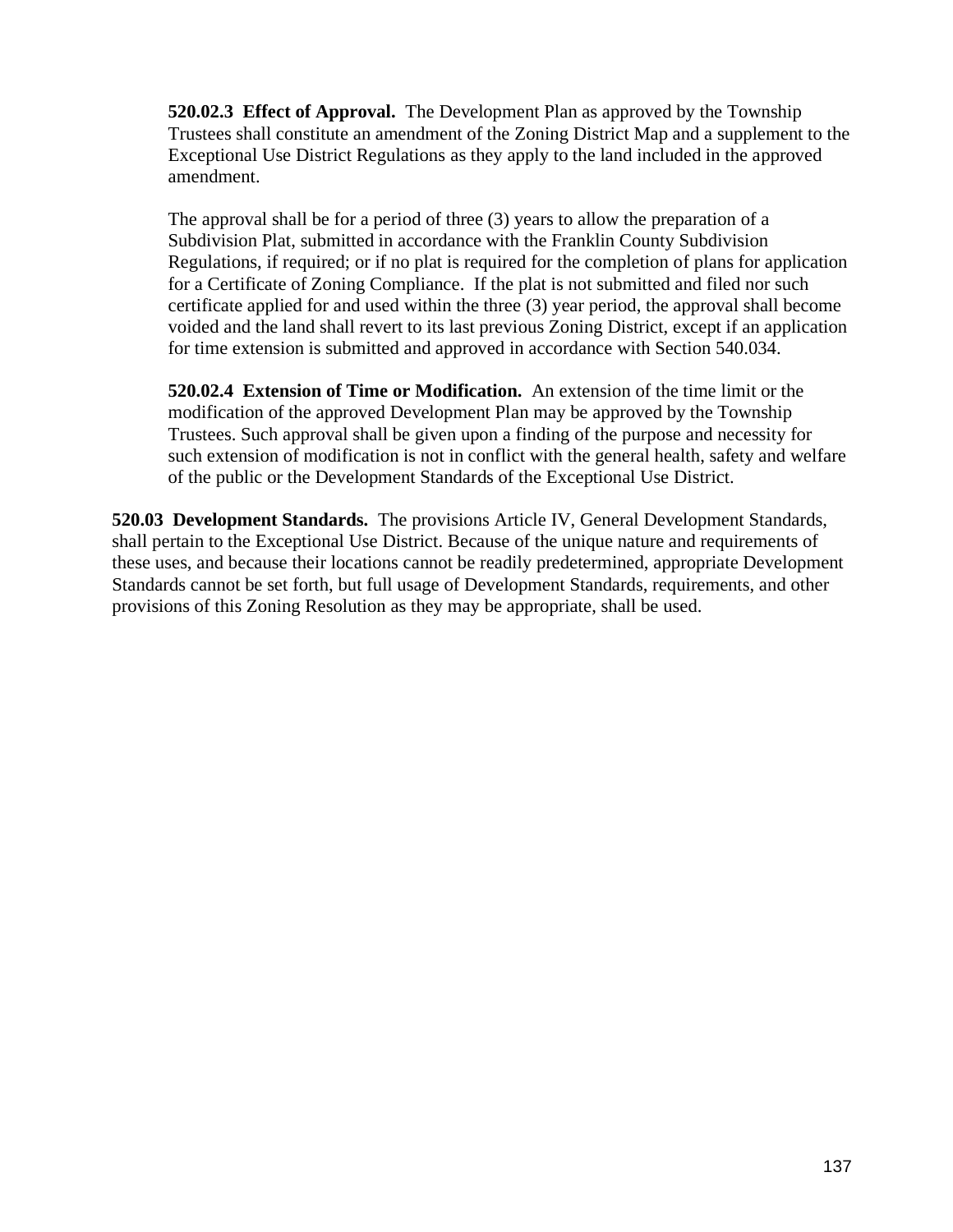**520.02.3 Effect of Approval.** The Development Plan as approved by the Township Trustees shall constitute an amendment of the Zoning District Map and a supplement to the Exceptional Use District Regulations as they apply to the land included in the approved amendment.

The approval shall be for a period of three (3) years to allow the preparation of a Subdivision Plat, submitted in accordance with the Franklin County Subdivision Regulations, if required; or if no plat is required for the completion of plans for application for a Certificate of Zoning Compliance. If the plat is not submitted and filed nor such certificate applied for and used within the three (3) year period, the approval shall become voided and the land shall revert to its last previous Zoning District, except if an application for time extension is submitted and approved in accordance with Section 540.034.

**520.02.4 Extension of Time or Modification.** An extension of the time limit or the modification of the approved Development Plan may be approved by the Township Trustees. Such approval shall be given upon a finding of the purpose and necessity for such extension of modification is not in conflict with the general health, safety and welfare of the public or the Development Standards of the Exceptional Use District.

**520.03 Development Standards.** The provisions Article IV, General Development Standards, shall pertain to the Exceptional Use District. Because of the unique nature and requirements of these uses, and because their locations cannot be readily predetermined, appropriate Development Standards cannot be set forth, but full usage of Development Standards, requirements, and other provisions of this Zoning Resolution as they may be appropriate, shall be used.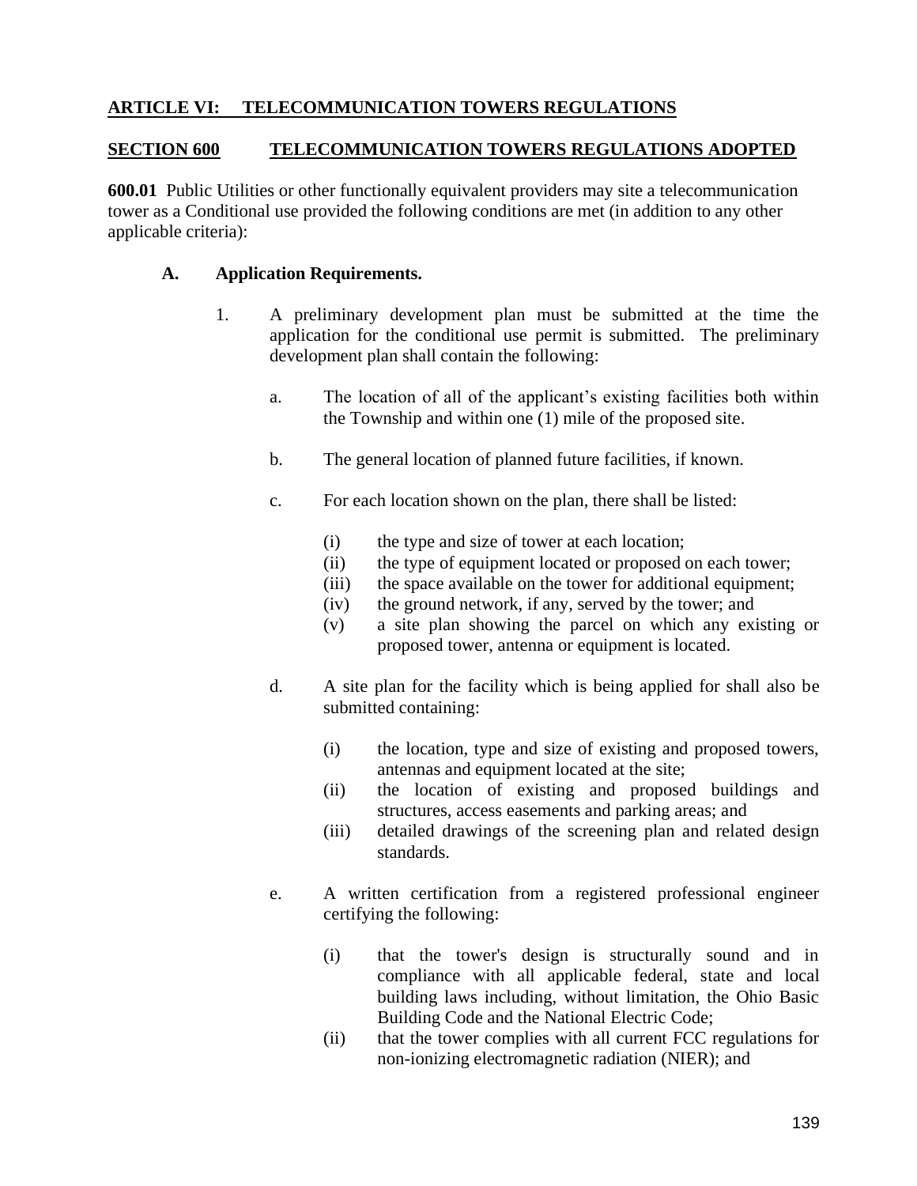## ARTICLE VI: TELECOMMUNICATION TOWERS REGULATIONS

### SECTION 600 TELECOMMUNICATION TOWERS REGULATIONS ADOPTED

**600.01** Public Utilities or other functionally equivalent providers may site a telecommunication tower as a Conditional use provided the following conditions are met (in addition to any other applicable criteria):

**A. Application Requirements.**

1. A preliminary development plan must be submitted at the time the application for the conditional use permit is submitted. The preliminary development plan shall contain the following:

   a. The location of all of the applicant's existing facilities both within the Township and within one (1) mile of the proposed site.

   b. The general location of planned future facilities, if known.

   c. For each location shown on the plan, there shall be listed:

      (i) the type and size of tower at each location;
      (ii) the type of equipment located or proposed on each tower;
      (iii) the space available on the tower for additional equipment;
      (iv) the ground network, if any, served by the tower; and
      (v) a site plan showing the parcel on which any existing or proposed tower, antenna or equipment is located.

   d. A site plan for the facility which is being applied for shall also be submitted containing:

      (i) the location, type and size of existing and proposed towers, antennas and equipment located at the site;
      (ii) the location of existing and proposed buildings and structures, access easements and parking areas; and
      (iii) detailed drawings of the screening plan and related design standards.

   e. A written certification from a registered professional engineer certifying the following:

      (i) that the tower's design is structurally sound and in compliance with all applicable federal, state and local building laws including, without limitation, the Ohio Basic Building Code and the National Electric Code;
      (ii) that the tower complies with all current FCC regulations for non-ionizing electromagnetic radiation (NIER); and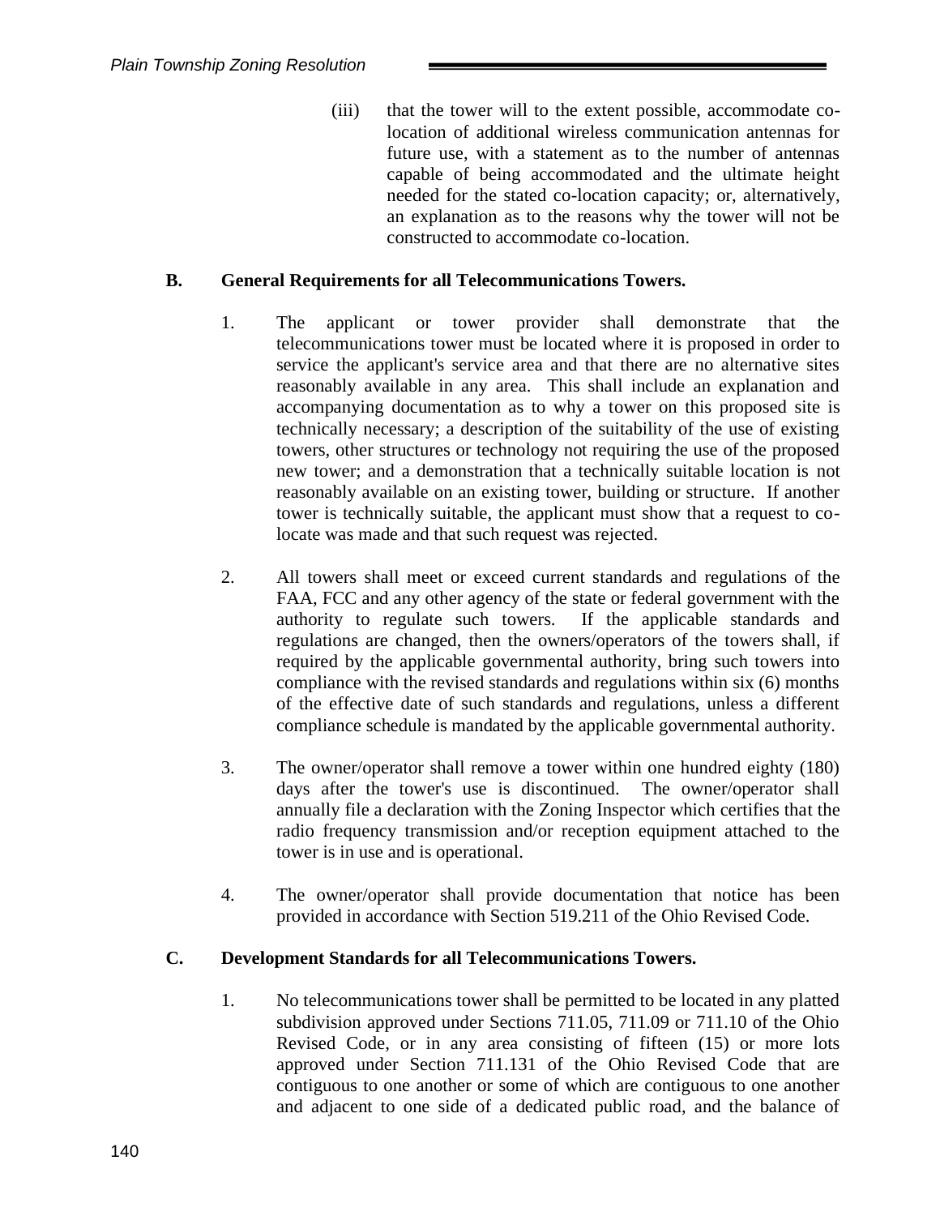(iii) that the tower will to the extent possible, accommodate co-location of additional wireless communication antennas for future use, with a statement as to the number of antennas capable of being accommodated and the ultimate height needed for the stated co-location capacity; or, alternatively, an explanation as to the reasons why the tower will not be constructed to accommodate co-location.

**B. General Requirements for all Telecommunications Towers.**

1. The applicant or tower provider shall demonstrate that the telecommunications tower must be located where it is proposed in order to service the applicant's service area and that there are no alternative sites reasonably available in any area. This shall include an explanation and accompanying documentation as to why a tower on this proposed site is technically necessary; a description of the suitability of the use of existing towers, other structures or technology not requiring the use of the proposed new tower; and a demonstration that a technically suitable location is not reasonably available on an existing tower, building or structure. If another tower is technically suitable, the applicant must show that a request to co-locate was made and that such request was rejected.

2. All towers shall meet or exceed current standards and regulations of the FAA, FCC and any other agency of the state or federal government with the authority to regulate such towers. If the applicable standards and regulations are changed, then the owners/operators of the towers shall, if required by the applicable governmental authority, bring such towers into compliance with the revised standards and regulations within six (6) months of the effective date of such standards and regulations, unless a different compliance schedule is mandated by the applicable governmental authority.

3. The owner/operator shall remove a tower within one hundred eighty (180) days after the tower's use is discontinued. The owner/operator shall annually file a declaration with the Zoning Inspector which certifies that the radio frequency transmission and/or reception equipment attached to the tower is in use and is operational.

4. The owner/operator shall provide documentation that notice has been provided in accordance with Section 519.211 of the Ohio Revised Code.

**C. Development Standards for all Telecommunications Towers.**

1. No telecommunications tower shall be permitted to be located in any platted subdivision approved under Sections 711.05, 711.09 or 711.10 of the Ohio Revised Code, or in any area consisting of fifteen (15) or more lots approved under Section 711.131 of the Ohio Revised Code that are contiguous to one another or some of which are contiguous to one another and adjacent to one side of a dedicated public road, and the balance of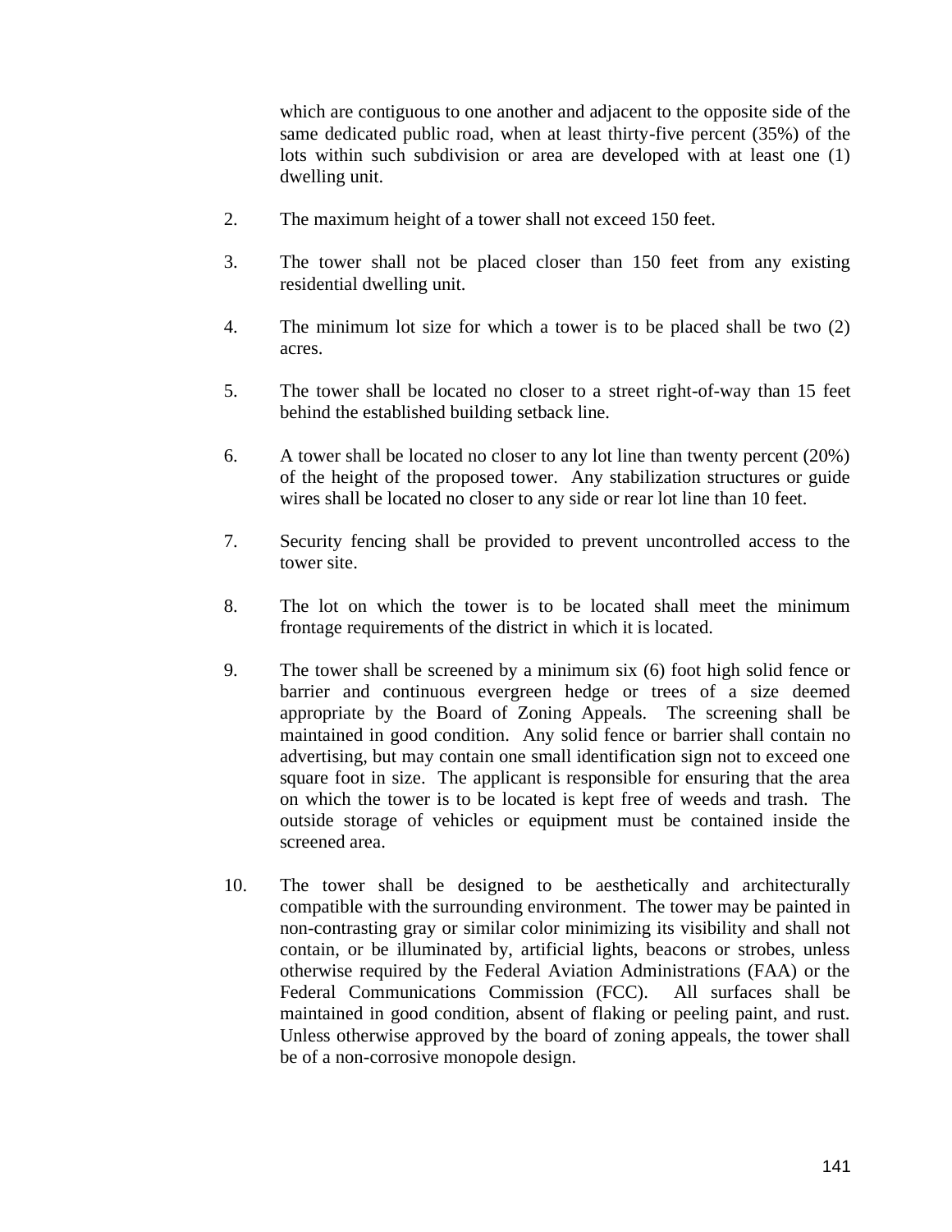which are contiguous to one another and adjacent to the opposite side of the same dedicated public road, when at least thirty-five percent (35%) of the lots within such subdivision or area are developed with at least one (1) dwelling unit.

2. The maximum height of a tower shall not exceed 150 feet.

3. The tower shall not be placed closer than 150 feet from any existing residential dwelling unit.

4. The minimum lot size for which a tower is to be placed shall be two (2) acres.

5. The tower shall be located no closer to a street right-of-way than 15 feet behind the established building setback line.

6. A tower shall be located no closer to any lot line than twenty percent (20%) of the height of the proposed tower. Any stabilization structures or guide wires shall be located no closer to any side or rear lot line than 10 feet.

7. Security fencing shall be provided to prevent uncontrolled access to the tower site.

8. The lot on which the tower is to be located shall meet the minimum frontage requirements of the district in which it is located.

9. The tower shall be screened by a minimum six (6) foot high solid fence or barrier and continuous evergreen hedge or trees of a size deemed appropriate by the Board of Zoning Appeals. The screening shall be maintained in good condition. Any solid fence or barrier shall contain no advertising, but may contain one small identification sign not to exceed one square foot in size. The applicant is responsible for ensuring that the area on which the tower is to be located is kept free of weeds and trash. The outside storage of vehicles or equipment must be contained inside the screened area.

10. The tower shall be designed to be aesthetically and architecturally compatible with the surrounding environment. The tower may be painted in non-contrasting gray or similar color minimizing its visibility and shall not contain, or be illuminated by, artificial lights, beacons or strobes, unless otherwise required by the Federal Aviation Administrations (FAA) or the Federal Communications Commission (FCC). All surfaces shall be maintained in good condition, absent of flaking or peeling paint, and rust. Unless otherwise approved by the board of zoning appeals, the tower shall be of a non-corrosive monopole design.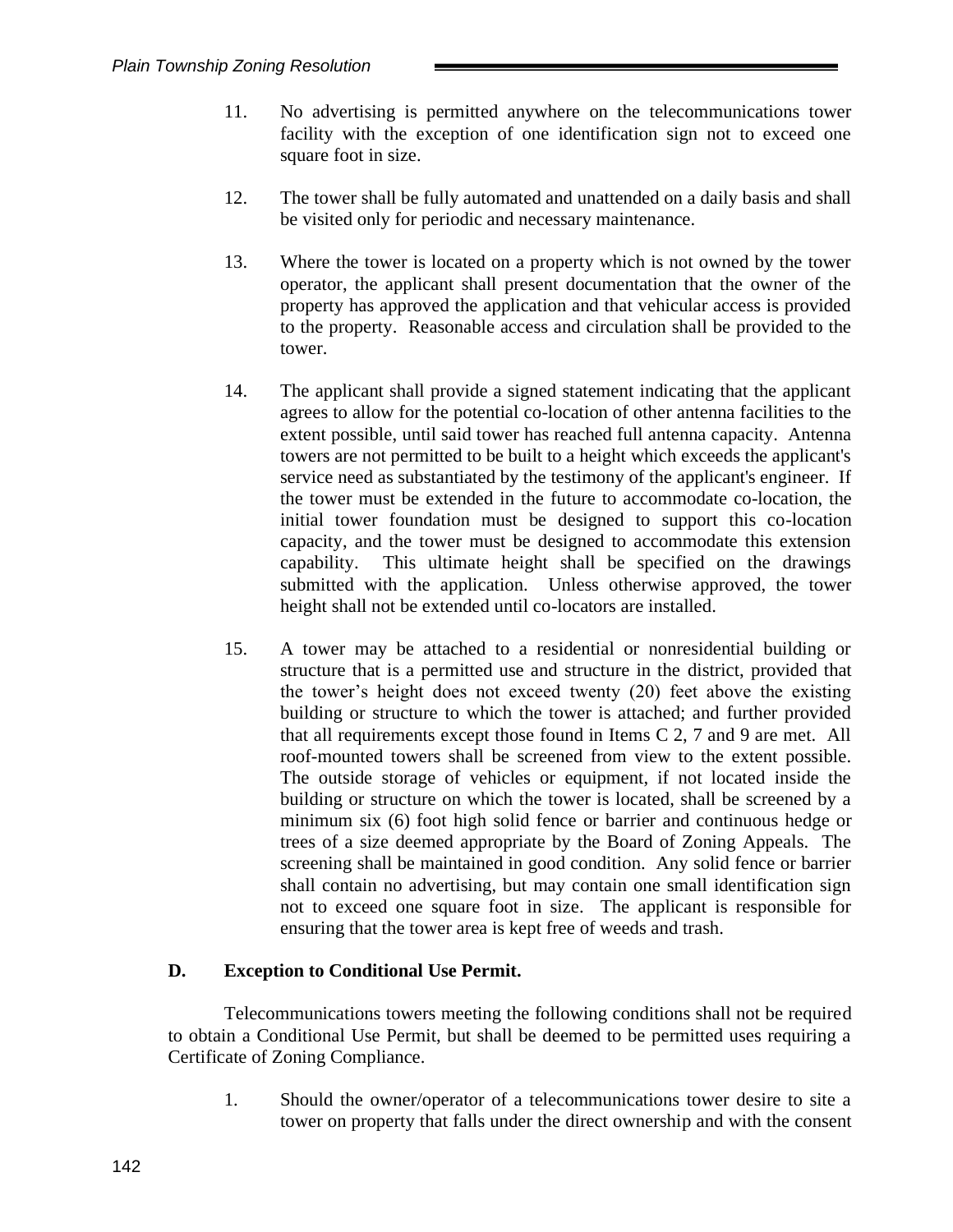11. No advertising is permitted anywhere on the telecommunications tower facility with the exception of one identification sign not to exceed one square foot in size.

12. The tower shall be fully automated and unattended on a daily basis and shall be visited only for periodic and necessary maintenance.

13. Where the tower is located on a property which is not owned by the tower operator, the applicant shall present documentation that the owner of the property has approved the application and that vehicular access is provided to the property. Reasonable access and circulation shall be provided to the tower.

14. The applicant shall provide a signed statement indicating that the applicant agrees to allow for the potential co-location of other antenna facilities to the extent possible, until said tower has reached full antenna capacity. Antenna towers are not permitted to be built to a height which exceeds the applicant's service need as substantiated by the testimony of the applicant's engineer. If the tower must be extended in the future to accommodate co-location, the initial tower foundation must be designed to support this co-location capacity, and the tower must be designed to accommodate this extension capability. This ultimate height shall be specified on the drawings submitted with the application. Unless otherwise approved, the tower height shall not be extended until co-locators are installed.

15. A tower may be attached to a residential or nonresidential building or structure that is a permitted use and structure in the district, provided that the tower's height does not exceed twenty (20) feet above the existing building or structure to which the tower is attached; and further provided that all requirements except those found in Items C 2, 7 and 9 are met. All roof-mounted towers shall be screened from view to the extent possible. The outside storage of vehicles or equipment, if not located inside the building or structure on which the tower is located, shall be screened by a minimum six (6) foot high solid fence or barrier and continuous hedge or trees of a size deemed appropriate by the Board of Zoning Appeals. The screening shall be maintained in good condition. Any solid fence or barrier shall contain no advertising, but may contain one small identification sign not to exceed one square foot in size. The applicant is responsible for ensuring that the tower area is kept free of weeds and trash.

### D. Exception to Conditional Use Permit.

Telecommunications towers meeting the following conditions shall not be required to obtain a Conditional Use Permit, but shall be deemed to be permitted uses requiring a Certificate of Zoning Compliance.

1. Should the owner/operator of a telecommunications tower desire to site a tower on property that falls under the direct ownership and with the consent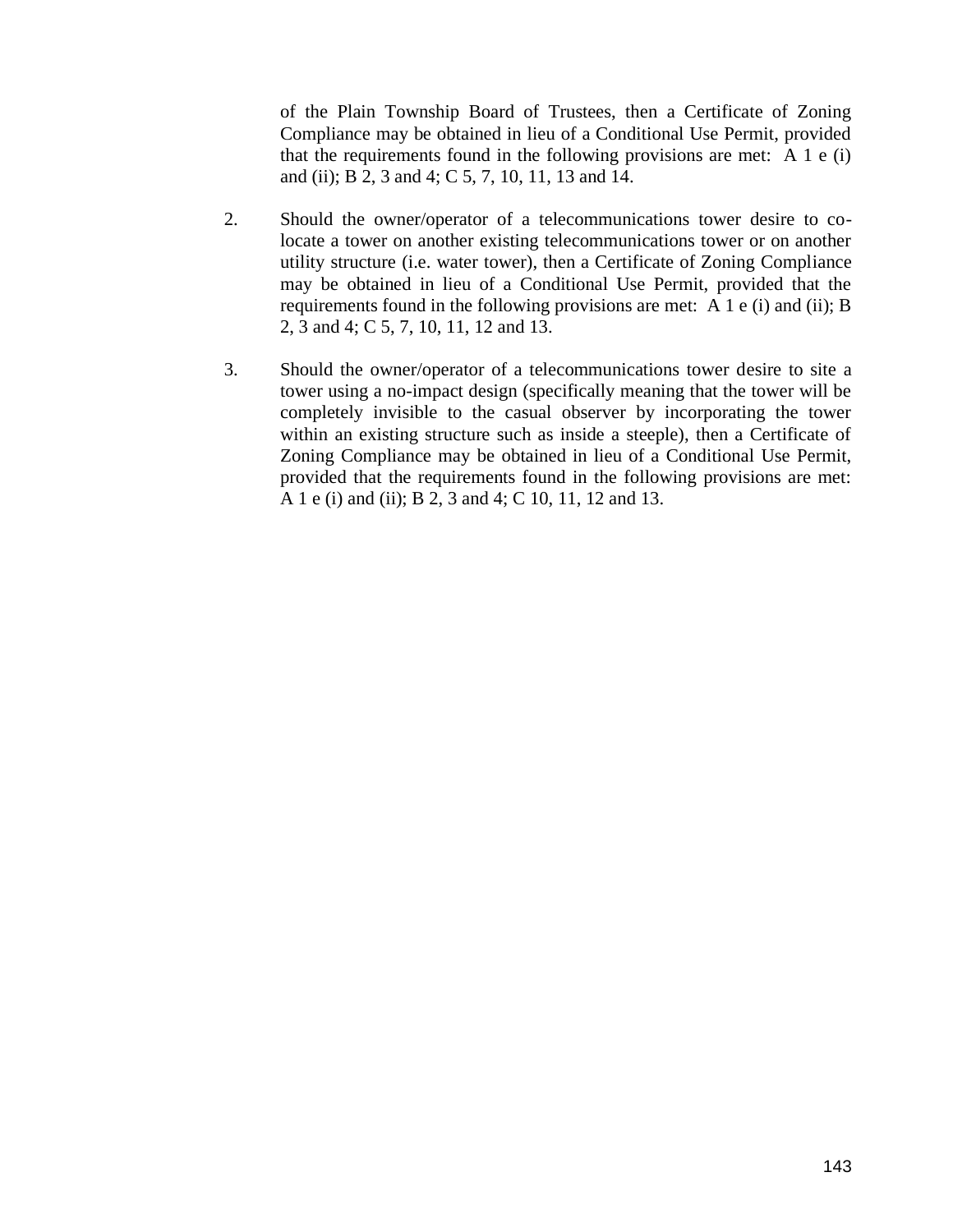of the Plain Township Board of Trustees, then a Certificate of Zoning Compliance may be obtained in lieu of a Conditional Use Permit, provided that the requirements found in the following provisions are met: A 1 e (i) and (ii); B 2, 3 and 4; C 5, 7, 10, 11, 13 and 14.

2. Should the owner/operator of a telecommunications tower desire to co-locate a tower on another existing telecommunications tower or on another utility structure (i.e. water tower), then a Certificate of Zoning Compliance may be obtained in lieu of a Conditional Use Permit, provided that the requirements found in the following provisions are met: A 1 e (i) and (ii); B 2, 3 and 4; C 5, 7, 10, 11, 12 and 13.

3. Should the owner/operator of a telecommunications tower desire to site a tower using a no-impact design (specifically meaning that the tower will be completely invisible to the casual observer by incorporating the tower within an existing structure such as inside a steeple), then a Certificate of Zoning Compliance may be obtained in lieu of a Conditional Use Permit, provided that the requirements found in the following provisions are met: A 1 e (i) and (ii); B 2, 3 and 4; C 10, 11, 12 and 13.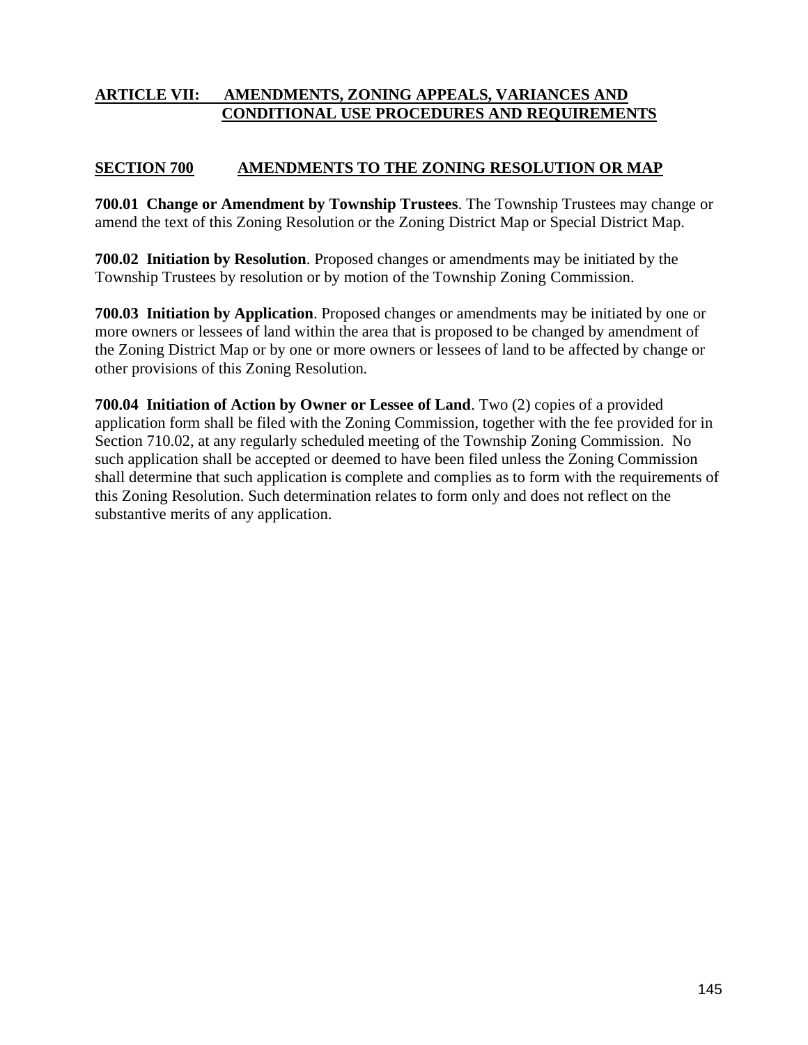# ARTICLE VII: AMENDMENTS, ZONING APPEALS, VARIANCES AND CONDITIONAL USE PROCEDURES AND REQUIREMENTS

## SECTION 700 AMENDMENTS TO THE ZONING RESOLUTION OR MAP

**700.01 Change or Amendment by Township Trustees**. The Township Trustees may change or amend the text of this Zoning Resolution or the Zoning District Map or Special District Map.

**700.02 Initiation by Resolution**. Proposed changes or amendments may be initiated by the Township Trustees by resolution or by motion of the Township Zoning Commission.

**700.03 Initiation by Application**. Proposed changes or amendments may be initiated by one or more owners or lessees of land within the area that is proposed to be changed by amendment of the Zoning District Map or by one or more owners or lessees of land to be affected by change or other provisions of this Zoning Resolution.

**700.04 Initiation of Action by Owner or Lessee of Land**. Two (2) copies of a provided application form shall be filed with the Zoning Commission, together with the fee provided for in Section 710.02, at any regularly scheduled meeting of the Township Zoning Commission. No such application shall be accepted or deemed to have been filed unless the Zoning Commission shall determine that such application is complete and complies as to form with the requirements of this Zoning Resolution. Such determination relates to form only and does not reflect on the substantive merits of any application.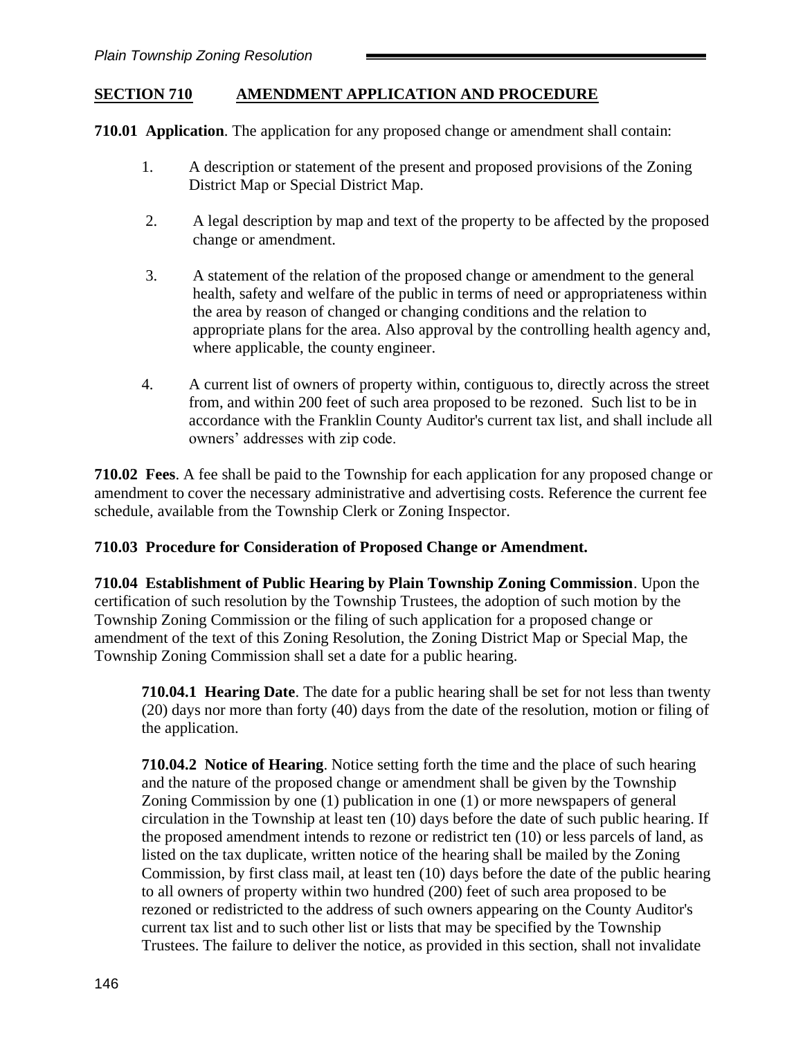## SECTION 710 AMENDMENT APPLICATION AND PROCEDURE

**710.01 Application**. The application for any proposed change or amendment shall contain:

1. A description or statement of the present and proposed provisions of the Zoning District Map or Special District Map.
2. A legal description by map and text of the property to be affected by the proposed change or amendment.
3. A statement of the relation of the proposed change or amendment to the general health, safety and welfare of the public in terms of need or appropriateness within the area by reason of changed or changing conditions and the relation to appropriate plans for the area. Also approval by the controlling health agency and, where applicable, the county engineer.
4. A current list of owners of property within, contiguous to, directly across the street from, and within 200 feet of such area proposed to be rezoned. Such list to be in accordance with the Franklin County Auditor's current tax list, and shall include all owners' addresses with zip code.

**710.02 Fees**. A fee shall be paid to the Township for each application for any proposed change or amendment to cover the necessary administrative and advertising costs. Reference the current fee schedule, available from the Township Clerk or Zoning Inspector.

**710.03 Procedure for Consideration of Proposed Change or Amendment.**

**710.04 Establishment of Public Hearing by Plain Township Zoning Commission**. Upon the certification of such resolution by the Township Trustees, the adoption of such motion by the Township Zoning Commission or the filing of such application for a proposed change or amendment of the text of this Zoning Resolution, the Zoning District Map or Special Map, the Township Zoning Commission shall set a date for a public hearing.

**710.04.1 Hearing Date**. The date for a public hearing shall be set for not less than twenty (20) days nor more than forty (40) days from the date of the resolution, motion or filing of the application.

**710.04.2 Notice of Hearing**. Notice setting forth the time and the place of such hearing and the nature of the proposed change or amendment shall be given by the Township Zoning Commission by one (1) publication in one (1) or more newspapers of general circulation in the Township at least ten (10) days before the date of such public hearing. If the proposed amendment intends to rezone or redistrict ten (10) or less parcels of land, as listed on the tax duplicate, written notice of the hearing shall be mailed by the Zoning Commission, by first class mail, at least ten (10) days before the date of the public hearing to all owners of property within two hundred (200) feet of such area proposed to be rezoned or redistricted to the address of such owners appearing on the County Auditor's current tax list and to such other list or lists that may be specified by the Township Trustees. The failure to deliver the notice, as provided in this section, shall not invalidate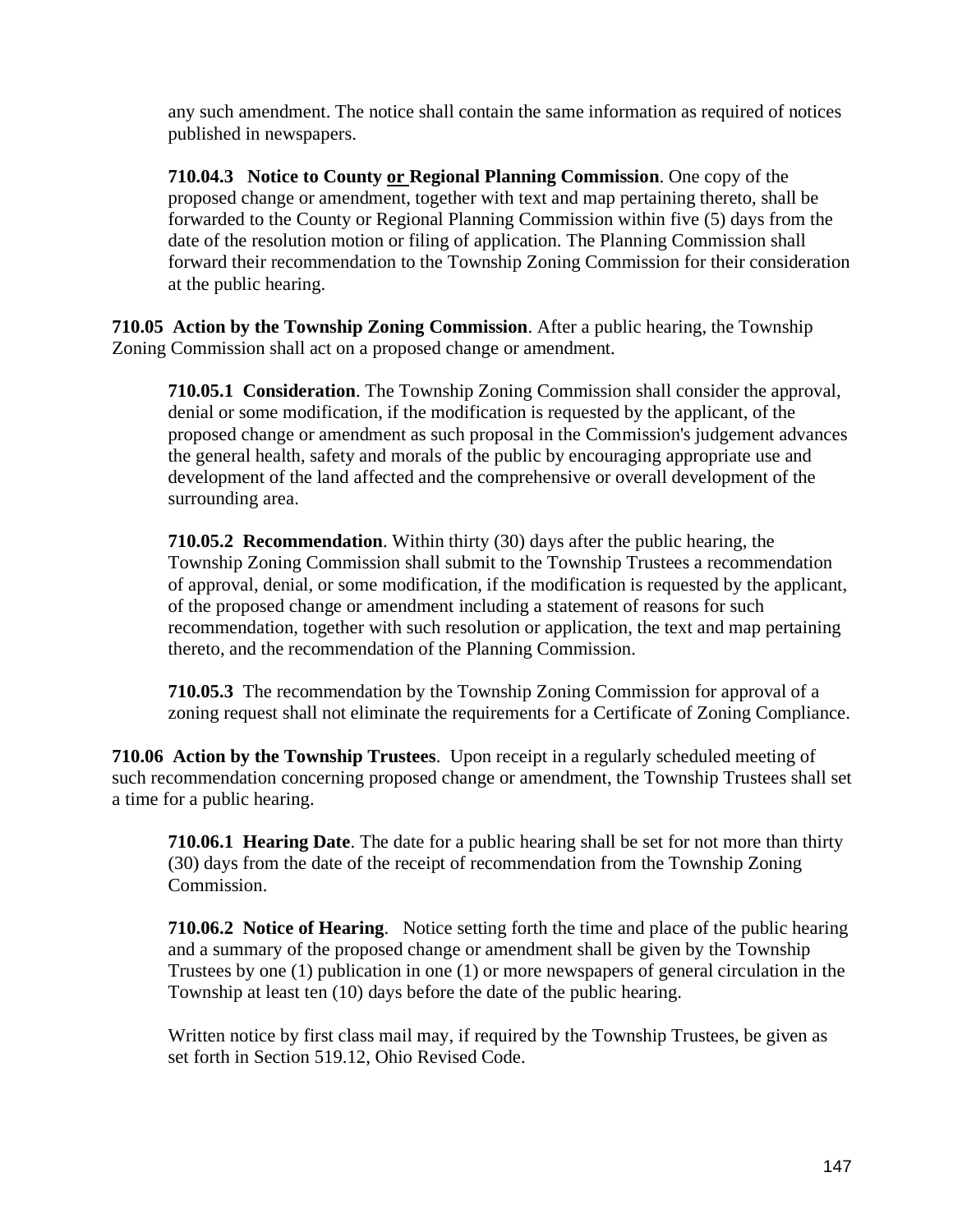any such amendment. The notice shall contain the same information as required of notices published in newspapers.

**710.04.3 Notice to County or Regional Planning Commission**. One copy of the proposed change or amendment, together with text and map pertaining thereto, shall be forwarded to the County or Regional Planning Commission within five (5) days from the date of the resolution motion or filing of application. The Planning Commission shall forward their recommendation to the Township Zoning Commission for their consideration at the public hearing.

**710.05 Action by the Township Zoning Commission**. After a public hearing, the Township Zoning Commission shall act on a proposed change or amendment.

**710.05.1 Consideration**. The Township Zoning Commission shall consider the approval, denial or some modification, if the modification is requested by the applicant, of the proposed change or amendment as such proposal in the Commission's judgement advances the general health, safety and morals of the public by encouraging appropriate use and development of the land affected and the comprehensive or overall development of the surrounding area.

**710.05.2 Recommendation**. Within thirty (30) days after the public hearing, the Township Zoning Commission shall submit to the Township Trustees a recommendation of approval, denial, or some modification, if the modification is requested by the applicant, of the proposed change or amendment including a statement of reasons for such recommendation, together with such resolution or application, the text and map pertaining thereto, and the recommendation of the Planning Commission.

**710.05.3** The recommendation by the Township Zoning Commission for approval of a zoning request shall not eliminate the requirements for a Certificate of Zoning Compliance.

**710.06 Action by the Township Trustees**. Upon receipt in a regularly scheduled meeting of such recommendation concerning proposed change or amendment, the Township Trustees shall set a time for a public hearing.

**710.06.1 Hearing Date**. The date for a public hearing shall be set for not more than thirty (30) days from the date of the receipt of recommendation from the Township Zoning Commission.

**710.06.2 Notice of Hearing**. Notice setting forth the time and place of the public hearing and a summary of the proposed change or amendment shall be given by the Township Trustees by one (1) publication in one (1) or more newspapers of general circulation in the Township at least ten (10) days before the date of the public hearing.

Written notice by first class mail may, if required by the Township Trustees, be given as set forth in Section 519.12, Ohio Revised Code.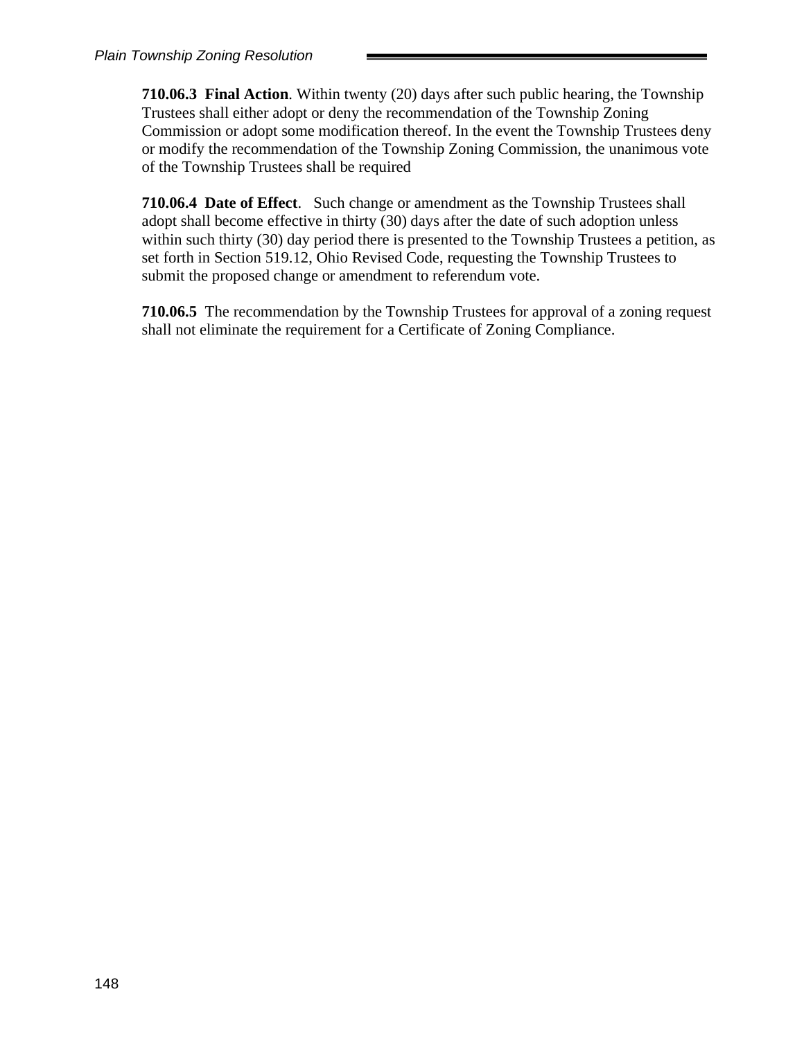**710.06.3 Final Action**. Within twenty (20) days after such public hearing, the Township Trustees shall either adopt or deny the recommendation of the Township Zoning Commission or adopt some modification thereof. In the event the Township Trustees deny or modify the recommendation of the Township Zoning Commission, the unanimous vote of the Township Trustees shall be required

**710.06.4 Date of Effect**. Such change or amendment as the Township Trustees shall adopt shall become effective in thirty (30) days after the date of such adoption unless within such thirty (30) day period there is presented to the Township Trustees a petition, as set forth in Section 519.12, Ohio Revised Code, requesting the Township Trustees to submit the proposed change or amendment to referendum vote.

**710.06.5** The recommendation by the Township Trustees for approval of a zoning request shall not eliminate the requirement for a Certificate of Zoning Compliance.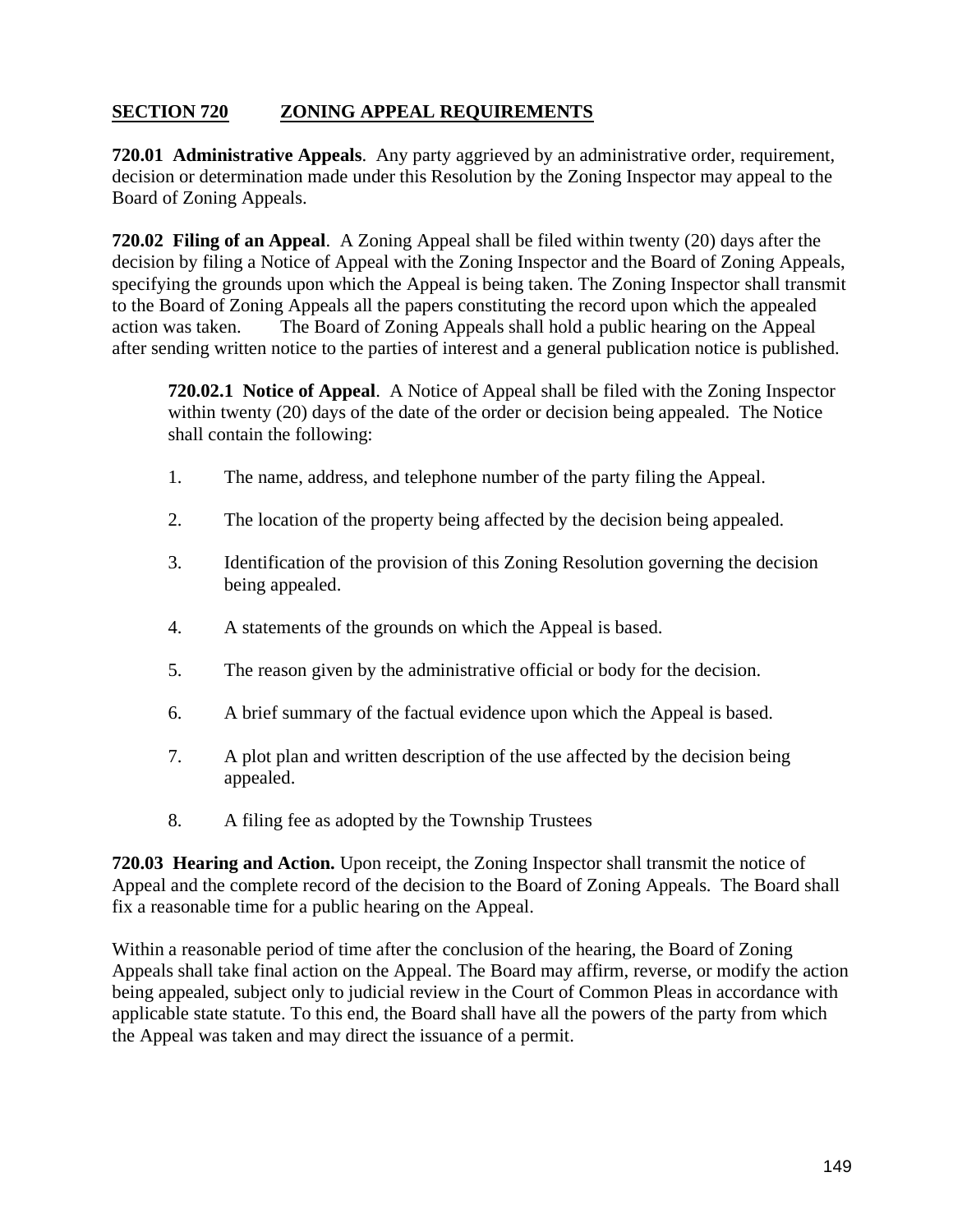## SECTION 720 ZONING APPEAL REQUIREMENTS

**720.01 Administrative Appeals**. Any party aggrieved by an administrative order, requirement, decision or determination made under this Resolution by the Zoning Inspector may appeal to the Board of Zoning Appeals.

**720.02 Filing of an Appeal**. A Zoning Appeal shall be filed within twenty (20) days after the decision by filing a Notice of Appeal with the Zoning Inspector and the Board of Zoning Appeals, specifying the grounds upon which the Appeal is being taken. The Zoning Inspector shall transmit to the Board of Zoning Appeals all the papers constituting the record upon which the appealed action was taken. The Board of Zoning Appeals shall hold a public hearing on the Appeal after sending written notice to the parties of interest and a general publication notice is published.

**720.02.1 Notice of Appeal**. A Notice of Appeal shall be filed with the Zoning Inspector within twenty (20) days of the date of the order or decision being appealed. The Notice shall contain the following:

1. The name, address, and telephone number of the party filing the Appeal.
2. The location of the property being affected by the decision being appealed.
3. Identification of the provision of this Zoning Resolution governing the decision being appealed.
4. A statements of the grounds on which the Appeal is based.
5. The reason given by the administrative official or body for the decision.
6. A brief summary of the factual evidence upon which the Appeal is based.
7. A plot plan and written description of the use affected by the decision being appealed.
8. A filing fee as adopted by the Township Trustees

**720.03 Hearing and Action.** Upon receipt, the Zoning Inspector shall transmit the notice of Appeal and the complete record of the decision to the Board of Zoning Appeals. The Board shall fix a reasonable time for a public hearing on the Appeal.

Within a reasonable period of time after the conclusion of the hearing, the Board of Zoning Appeals shall take final action on the Appeal. The Board may affirm, reverse, or modify the action being appealed, subject only to judicial review in the Court of Common Pleas in accordance with applicable state statute. To this end, the Board shall have all the powers of the party from which the Appeal was taken and may direct the issuance of a permit.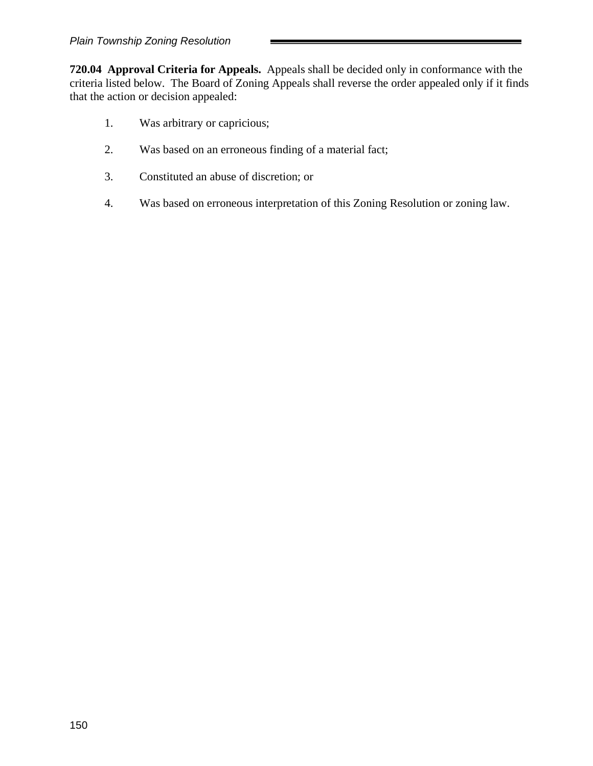**720.04 Approval Criteria for Appeals.** Appeals shall be decided only in conformance with the criteria listed below. The Board of Zoning Appeals shall reverse the order appealed only if it finds that the action or decision appealed:

1. Was arbitrary or capricious;
2. Was based on an erroneous finding of a material fact;
3. Constituted an abuse of discretion; or
4. Was based on erroneous interpretation of this Zoning Resolution or zoning law.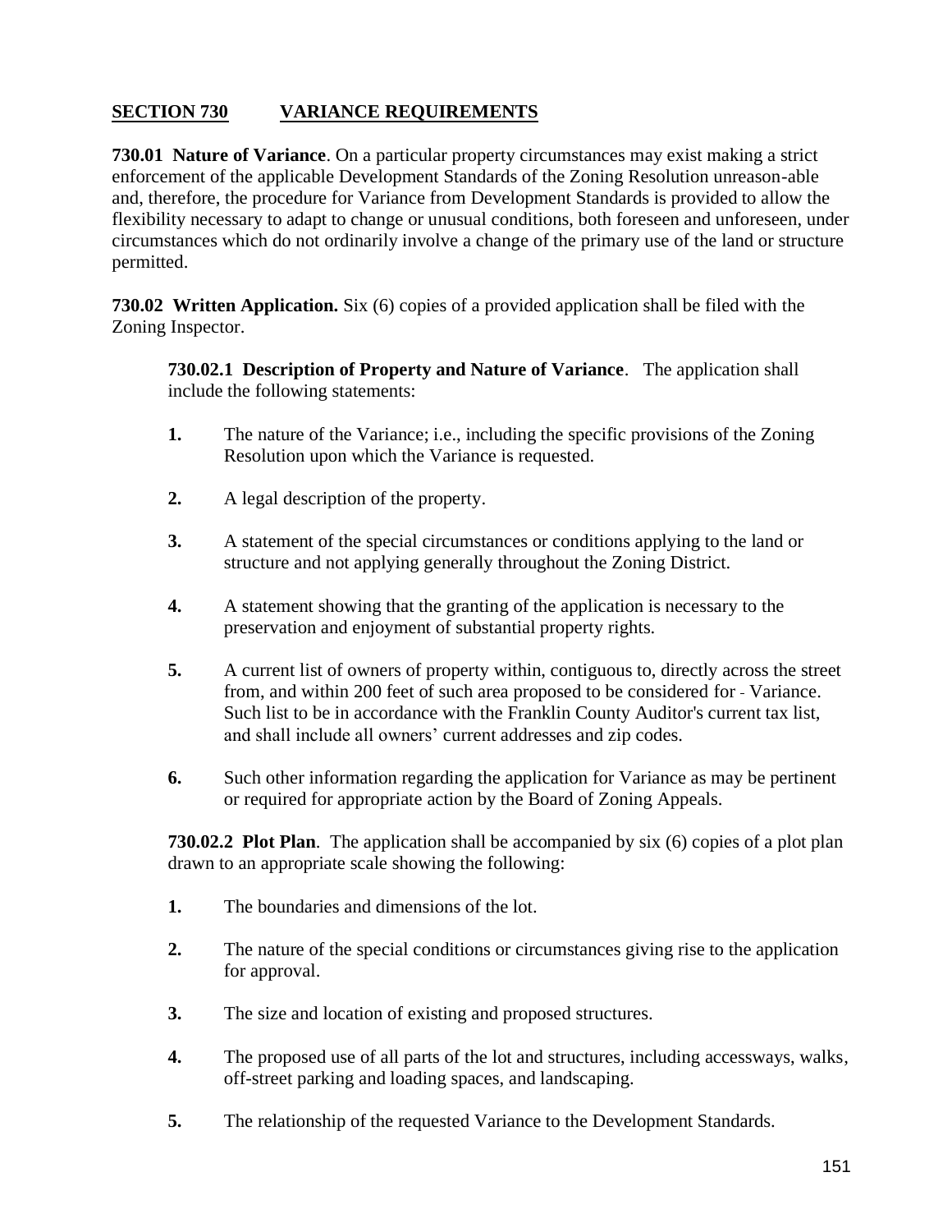## SECTION 730 VARIANCE REQUIREMENTS

**730.01 Nature of Variance**. On a particular property circumstances may exist making a strict enforcement of the applicable Development Standards of the Zoning Resolution unreason-able and, therefore, the procedure for Variance from Development Standards is provided to allow the flexibility necessary to adapt to change or unusual conditions, both foreseen and unforeseen, under circumstances which do not ordinarily involve a change of the primary use of the land or structure permitted.

**730.02 Written Application.** Six (6) copies of a provided application shall be filed with the Zoning Inspector.

**730.02.1 Description of Property and Nature of Variance**. The application shall include the following statements:

1. The nature of the Variance; i.e., including the specific provisions of the Zoning Resolution upon which the Variance is requested.
2. A legal description of the property.
3. A statement of the special circumstances or conditions applying to the land or structure and not applying generally throughout the Zoning District.
4. A statement showing that the granting of the application is necessary to the preservation and enjoyment of substantial property rights.
5. A current list of owners of property within, contiguous to, directly across the street from, and within 200 feet of such area proposed to be considered for - Variance. Such list to be in accordance with the Franklin County Auditor's current tax list, and shall include all owners' current addresses and zip codes.
6. Such other information regarding the application for Variance as may be pertinent or required for appropriate action by the Board of Zoning Appeals.

**730.02.2 Plot Plan**. The application shall be accompanied by six (6) copies of a plot plan drawn to an appropriate scale showing the following:

1. The boundaries and dimensions of the lot.
2. The nature of the special conditions or circumstances giving rise to the application for approval.
3. The size and location of existing and proposed structures.
4. The proposed use of all parts of the lot and structures, including accessways, walks, off-street parking and loading spaces, and landscaping.
5. The relationship of the requested Variance to the Development Standards.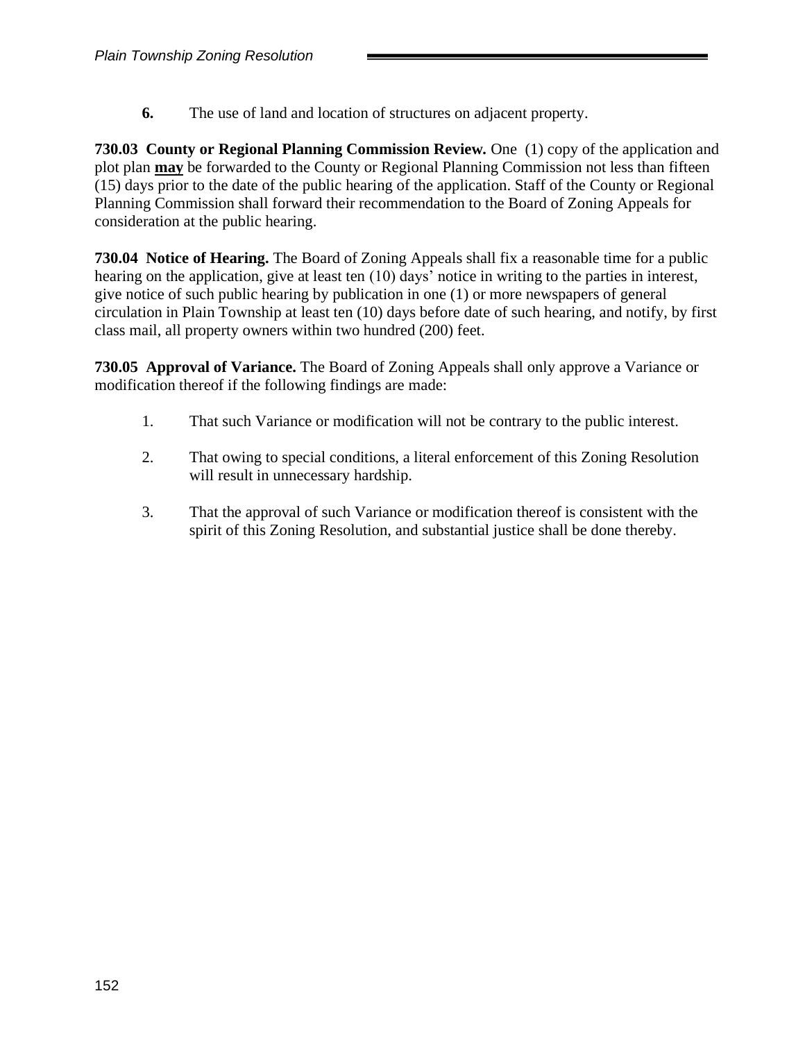**6.** The use of land and location of structures on adjacent property.

**730.03 County or Regional Planning Commission Review.** One (1) copy of the application and plot plan **may** be forwarded to the County or Regional Planning Commission not less than fifteen (15) days prior to the date of the public hearing of the application. Staff of the County or Regional Planning Commission shall forward their recommendation to the Board of Zoning Appeals for consideration at the public hearing.

**730.04 Notice of Hearing.** The Board of Zoning Appeals shall fix a reasonable time for a public hearing on the application, give at least ten (10) days' notice in writing to the parties in interest, give notice of such public hearing by publication in one (1) or more newspapers of general circulation in Plain Township at least ten (10) days before date of such hearing, and notify, by first class mail, all property owners within two hundred (200) feet.

**730.05 Approval of Variance.** The Board of Zoning Appeals shall only approve a Variance or modification thereof if the following findings are made:

1. That such Variance or modification will not be contrary to the public interest.

2. That owing to special conditions, a literal enforcement of this Zoning Resolution will result in unnecessary hardship.

3. That the approval of such Variance or modification thereof is consistent with the spirit of this Zoning Resolution, and substantial justice shall be done thereby.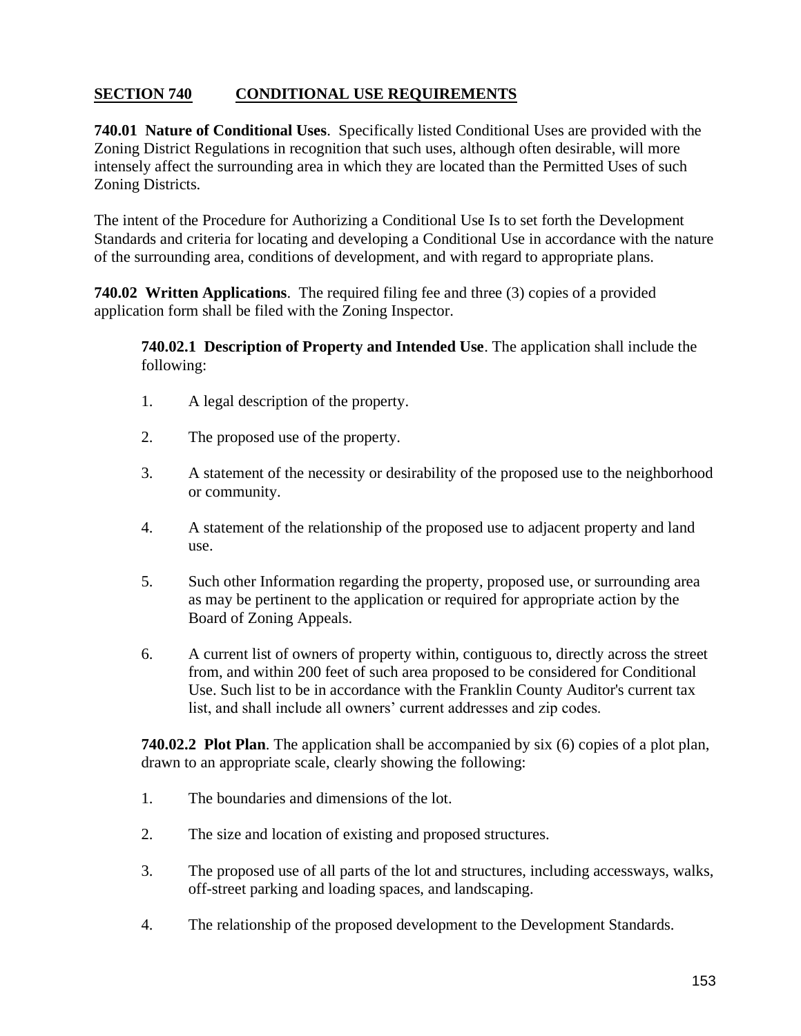## SECTION 740 CONDITIONAL USE REQUIREMENTS

**740.01 Nature of Conditional Uses**. Specifically listed Conditional Uses are provided with the Zoning District Regulations in recognition that such uses, although often desirable, will more intensely affect the surrounding area in which they are located than the Permitted Uses of such Zoning Districts.

The intent of the Procedure for Authorizing a Conditional Use Is to set forth the Development Standards and criteria for locating and developing a Conditional Use in accordance with the nature of the surrounding area, conditions of development, and with regard to appropriate plans.

**740.02 Written Applications**. The required filing fee and three (3) copies of a provided application form shall be filed with the Zoning Inspector.

**740.02.1 Description of Property and Intended Use**. The application shall include the following:

1. A legal description of the property.
2. The proposed use of the property.
3. A statement of the necessity or desirability of the proposed use to the neighborhood or community.
4. A statement of the relationship of the proposed use to adjacent property and land use.
5. Such other Information regarding the property, proposed use, or surrounding area as may be pertinent to the application or required for appropriate action by the Board of Zoning Appeals.
6. A current list of owners of property within, contiguous to, directly across the street from, and within 200 feet of such area proposed to be considered for Conditional Use. Such list to be in accordance with the Franklin County Auditor's current tax list, and shall include all owners' current addresses and zip codes.

**740.02.2 Plot Plan**. The application shall be accompanied by six (6) copies of a plot plan, drawn to an appropriate scale, clearly showing the following:

1. The boundaries and dimensions of the lot.
2. The size and location of existing and proposed structures.
3. The proposed use of all parts of the lot and structures, including accessways, walks, off-street parking and loading spaces, and landscaping.
4. The relationship of the proposed development to the Development Standards.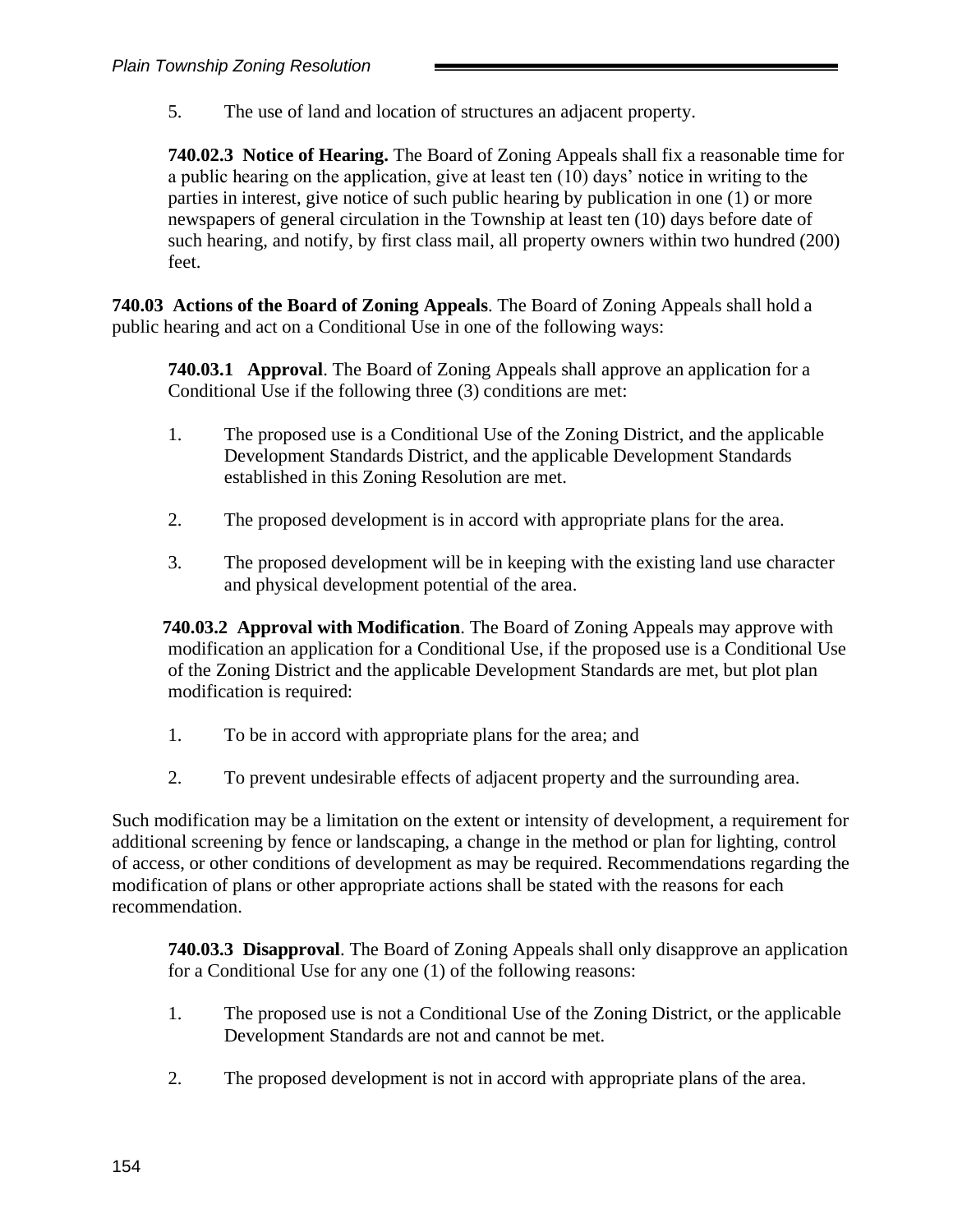5. The use of land and location of structures an adjacent property.

**740.02.3 Notice of Hearing.** The Board of Zoning Appeals shall fix a reasonable time for a public hearing on the application, give at least ten (10) days' notice in writing to the parties in interest, give notice of such public hearing by publication in one (1) or more newspapers of general circulation in the Township at least ten (10) days before date of such hearing, and notify, by first class mail, all property owners within two hundred (200) feet.

**740.03 Actions of the Board of Zoning Appeals**. The Board of Zoning Appeals shall hold a public hearing and act on a Conditional Use in one of the following ways:

**740.03.1 Approval**. The Board of Zoning Appeals shall approve an application for a Conditional Use if the following three (3) conditions are met:

1. The proposed use is a Conditional Use of the Zoning District, and the applicable Development Standards District, and the applicable Development Standards established in this Zoning Resolution are met.
2. The proposed development is in accord with appropriate plans for the area.
3. The proposed development will be in keeping with the existing land use character and physical development potential of the area.

**740.03.2 Approval with Modification**. The Board of Zoning Appeals may approve with modification an application for a Conditional Use, if the proposed use is a Conditional Use of the Zoning District and the applicable Development Standards are met, but plot plan modification is required:

1. To be in accord with appropriate plans for the area; and
2. To prevent undesirable effects of adjacent property and the surrounding area.

Such modification may be a limitation on the extent or intensity of development, a requirement for additional screening by fence or landscaping, a change in the method or plan for lighting, control of access, or other conditions of development as may be required. Recommendations regarding the modification of plans or other appropriate actions shall be stated with the reasons for each recommendation.

**740.03.3 Disapproval**. The Board of Zoning Appeals shall only disapprove an application for a Conditional Use for any one (1) of the following reasons:

1. The proposed use is not a Conditional Use of the Zoning District, or the applicable Development Standards are not and cannot be met.
2. The proposed development is not in accord with appropriate plans of the area.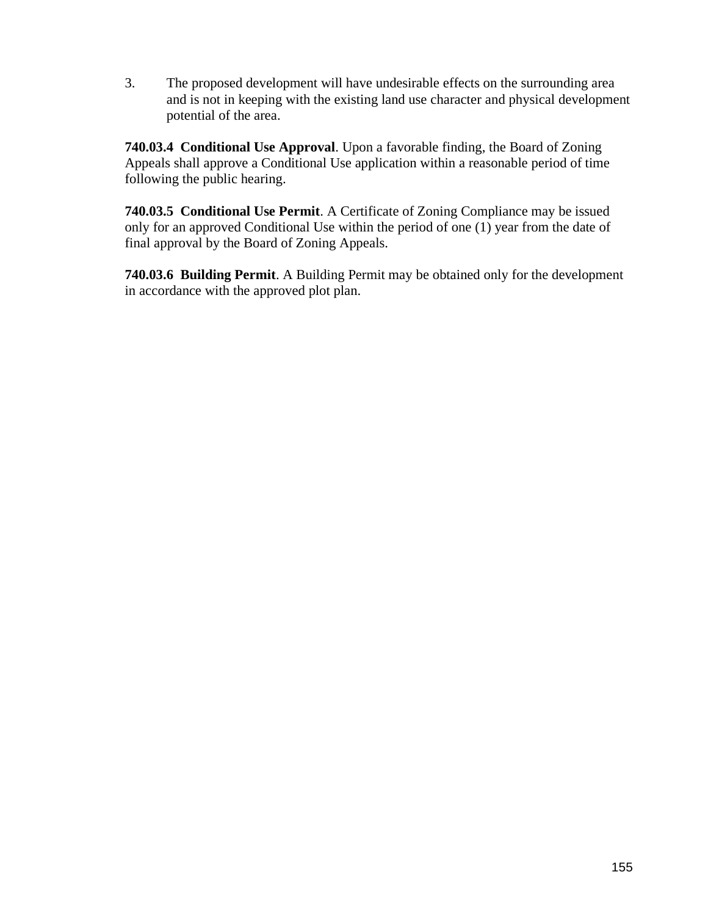3. The proposed development will have undesirable effects on the surrounding area and is not in keeping with the existing land use character and physical development potential of the area.

**740.03.4 Conditional Use Approval**. Upon a favorable finding, the Board of Zoning Appeals shall approve a Conditional Use application within a reasonable period of time following the public hearing.

**740.03.5 Conditional Use Permit**. A Certificate of Zoning Compliance may be issued only for an approved Conditional Use within the period of one (1) year from the date of final approval by the Board of Zoning Appeals.

**740.03.6 Building Permit**. A Building Permit may be obtained only for the development in accordance with the approved plot plan.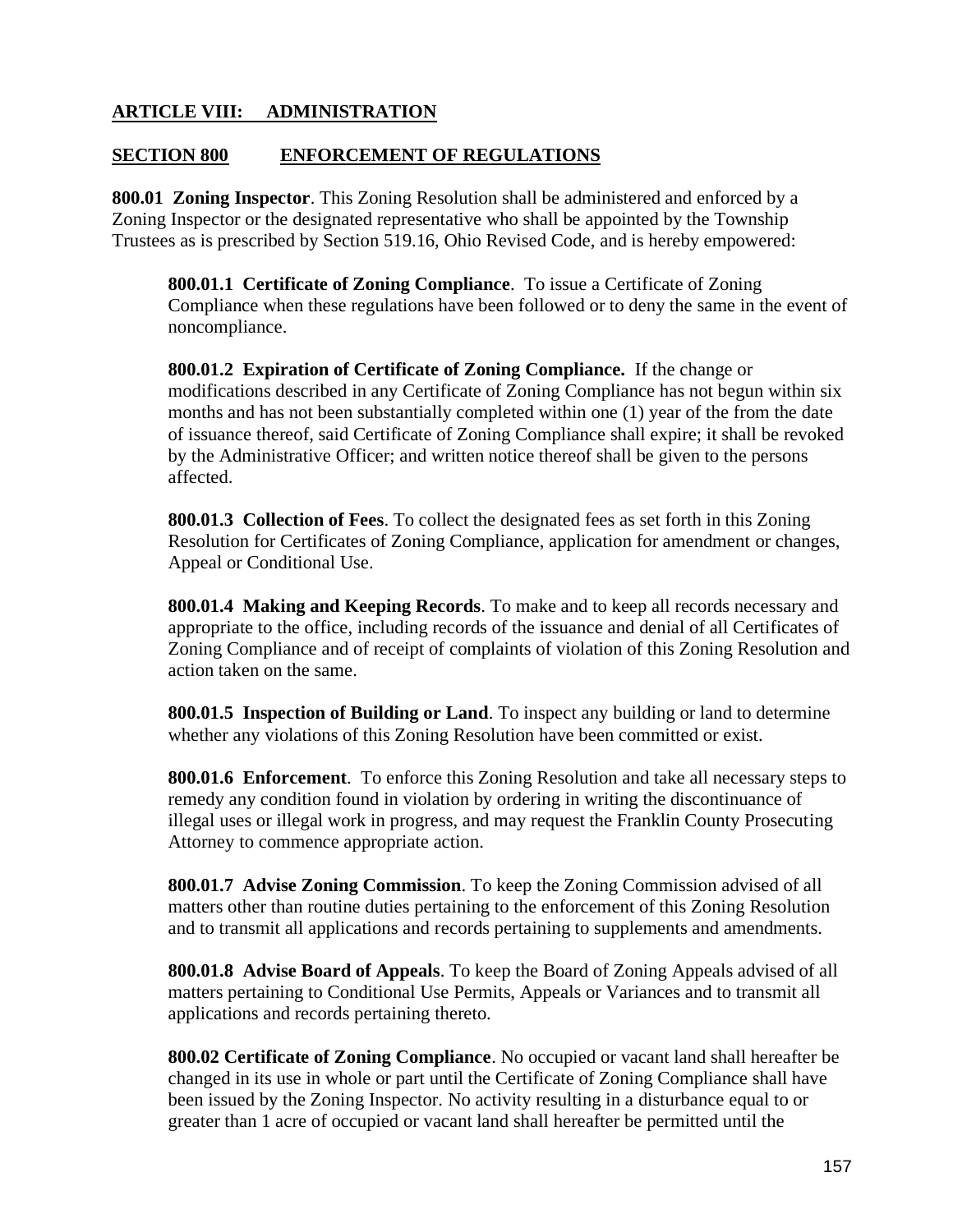## ARTICLE VIII: ADMINISTRATION

### SECTION 800 ENFORCEMENT OF REGULATIONS

**800.01 Zoning Inspector**. This Zoning Resolution shall be administered and enforced by a Zoning Inspector or the designated representative who shall be appointed by the Township Trustees as is prescribed by Section 519.16, Ohio Revised Code, and is hereby empowered:

**800.01.1 Certificate of Zoning Compliance**. To issue a Certificate of Zoning Compliance when these regulations have been followed or to deny the same in the event of noncompliance.

**800.01.2 Expiration of Certificate of Zoning Compliance.** If the change or modifications described in any Certificate of Zoning Compliance has not begun within six months and has not been substantially completed within one (1) year of the from the date of issuance thereof, said Certificate of Zoning Compliance shall expire; it shall be revoked by the Administrative Officer; and written notice thereof shall be given to the persons affected.

**800.01.3 Collection of Fees**. To collect the designated fees as set forth in this Zoning Resolution for Certificates of Zoning Compliance, application for amendment or changes, Appeal or Conditional Use.

**800.01.4 Making and Keeping Records**. To make and to keep all records necessary and appropriate to the office, including records of the issuance and denial of all Certificates of Zoning Compliance and of receipt of complaints of violation of this Zoning Resolution and action taken on the same.

**800.01.5 Inspection of Building or Land**. To inspect any building or land to determine whether any violations of this Zoning Resolution have been committed or exist.

**800.01.6 Enforcement**. To enforce this Zoning Resolution and take all necessary steps to remedy any condition found in violation by ordering in writing the discontinuance of illegal uses or illegal work in progress, and may request the Franklin County Prosecuting Attorney to commence appropriate action.

**800.01.7 Advise Zoning Commission**. To keep the Zoning Commission advised of all matters other than routine duties pertaining to the enforcement of this Zoning Resolution and to transmit all applications and records pertaining to supplements and amendments.

**800.01.8 Advise Board of Appeals**. To keep the Board of Zoning Appeals advised of all matters pertaining to Conditional Use Permits, Appeals or Variances and to transmit all applications and records pertaining thereto.

**800.02 Certificate of Zoning Compliance**. No occupied or vacant land shall hereafter be changed in its use in whole or part until the Certificate of Zoning Compliance shall have been issued by the Zoning Inspector. No activity resulting in a disturbance equal to or greater than 1 acre of occupied or vacant land shall hereafter be permitted until the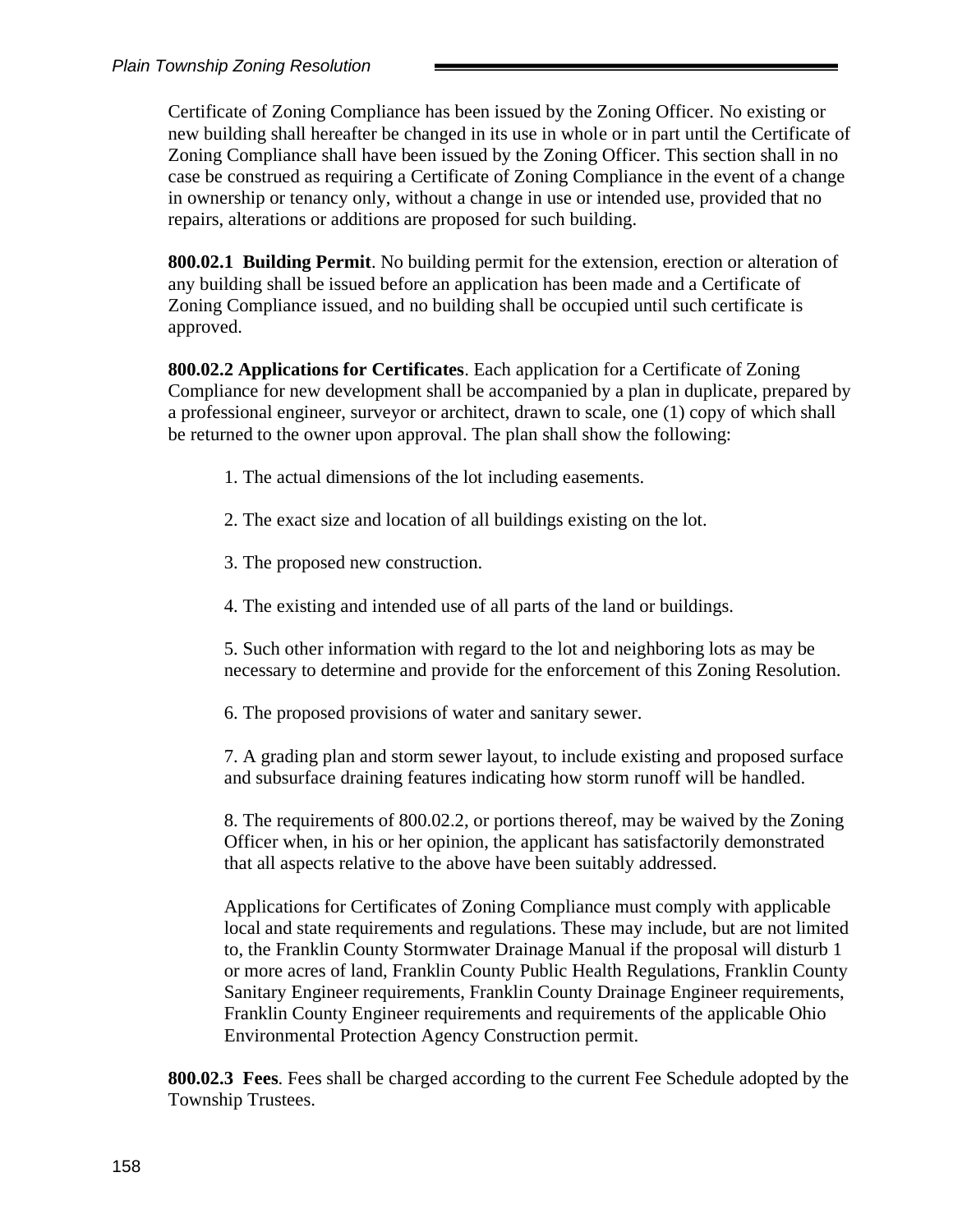Certificate of Zoning Compliance has been issued by the Zoning Officer. No existing or new building shall hereafter be changed in its use in whole or in part until the Certificate of Zoning Compliance shall have been issued by the Zoning Officer. This section shall in no case be construed as requiring a Certificate of Zoning Compliance in the event of a change in ownership or tenancy only, without a change in use or intended use, provided that no repairs, alterations or additions are proposed for such building.

**800.02.1 Building Permit**. No building permit for the extension, erection or alteration of any building shall be issued before an application has been made and a Certificate of Zoning Compliance issued, and no building shall be occupied until such certificate is approved.

**800.02.2 Applications for Certificates**. Each application for a Certificate of Zoning Compliance for new development shall be accompanied by a plan in duplicate, prepared by a professional engineer, surveyor or architect, drawn to scale, one (1) copy of which shall be returned to the owner upon approval. The plan shall show the following:

1. The actual dimensions of the lot including easements.

2. The exact size and location of all buildings existing on the lot.

3. The proposed new construction.

4. The existing and intended use of all parts of the land or buildings.

5. Such other information with regard to the lot and neighboring lots as may be necessary to determine and provide for the enforcement of this Zoning Resolution.

6. The proposed provisions of water and sanitary sewer.

7. A grading plan and storm sewer layout, to include existing and proposed surface and subsurface draining features indicating how storm runoff will be handled.

8. The requirements of 800.02.2, or portions thereof, may be waived by the Zoning Officer when, in his or her opinion, the applicant has satisfactorily demonstrated that all aspects relative to the above have been suitably addressed.

Applications for Certificates of Zoning Compliance must comply with applicable local and state requirements and regulations. These may include, but are not limited to, the Franklin County Stormwater Drainage Manual if the proposal will disturb 1 or more acres of land, Franklin County Public Health Regulations, Franklin County Sanitary Engineer requirements, Franklin County Drainage Engineer requirements, Franklin County Engineer requirements and requirements of the applicable Ohio Environmental Protection Agency Construction permit.

**800.02.3 Fees**. Fees shall be charged according to the current Fee Schedule adopted by the Township Trustees.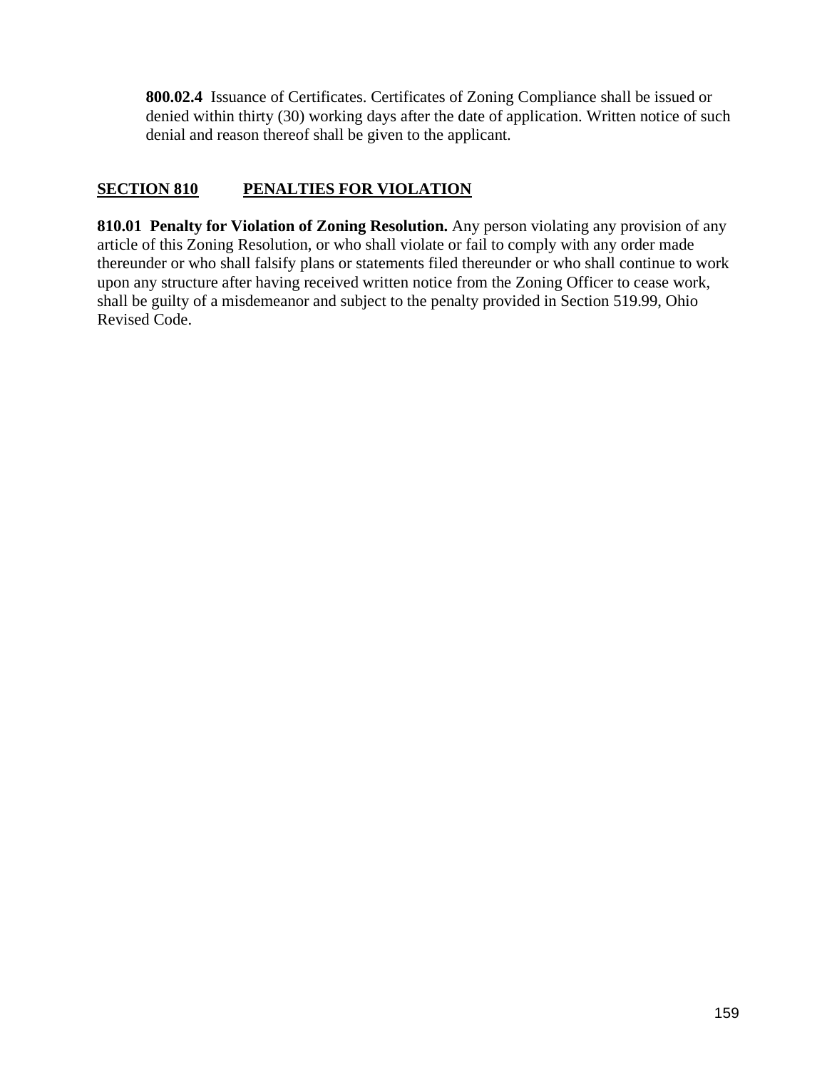**800.02.4** Issuance of Certificates. Certificates of Zoning Compliance shall be issued or denied within thirty (30) working days after the date of application. Written notice of such denial and reason thereof shall be given to the applicant.

## SECTION 810 PENALTIES FOR VIOLATION

**810.01 Penalty for Violation of Zoning Resolution.** Any person violating any provision of any article of this Zoning Resolution, or who shall violate or fail to comply with any order made thereunder or who shall falsify plans or statements filed thereunder or who shall continue to work upon any structure after having received written notice from the Zoning Officer to cease work, shall be guilty of a misdemeanor and subject to the penalty provided in Section 519.99, Ohio Revised Code.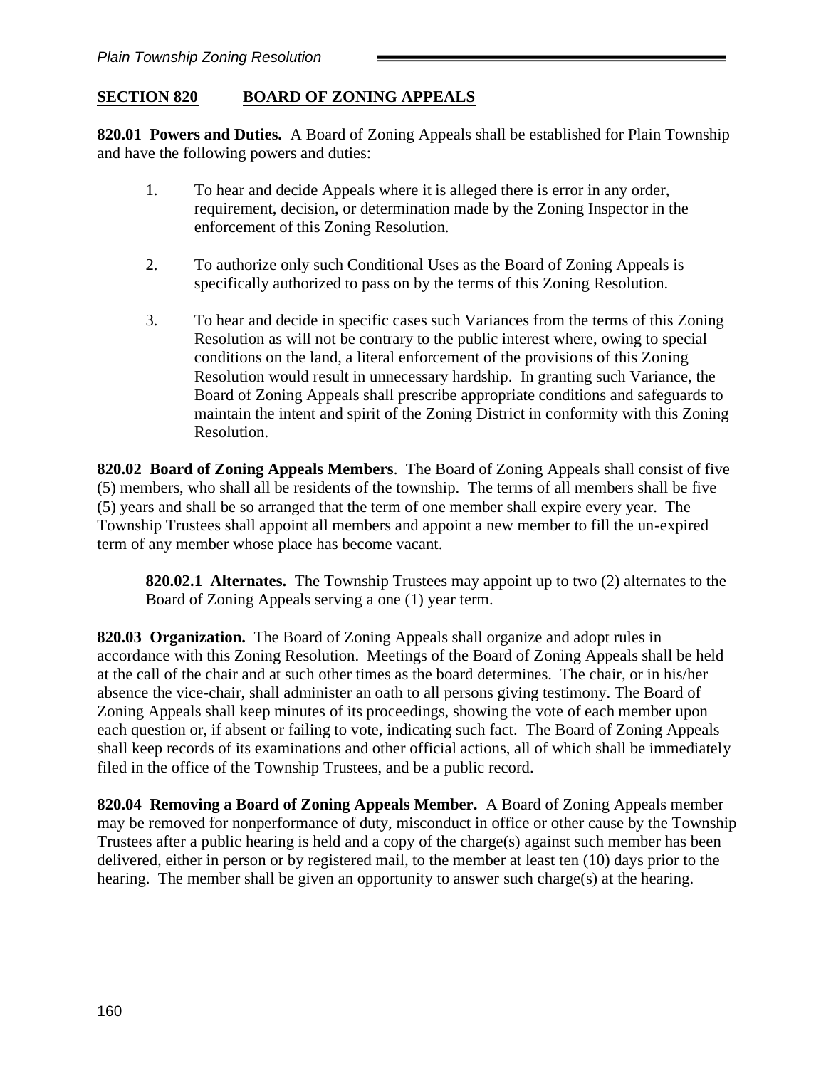## SECTION 820 BOARD OF ZONING APPEALS

**820.01 Powers and Duties.** A Board of Zoning Appeals shall be established for Plain Township and have the following powers and duties:

1. To hear and decide Appeals where it is alleged there is error in any order, requirement, decision, or determination made by the Zoning Inspector in the enforcement of this Zoning Resolution.

2. To authorize only such Conditional Uses as the Board of Zoning Appeals is specifically authorized to pass on by the terms of this Zoning Resolution.

3. To hear and decide in specific cases such Variances from the terms of this Zoning Resolution as will not be contrary to the public interest where, owing to special conditions on the land, a literal enforcement of the provisions of this Zoning Resolution would result in unnecessary hardship. In granting such Variance, the Board of Zoning Appeals shall prescribe appropriate conditions and safeguards to maintain the intent and spirit of the Zoning District in conformity with this Zoning Resolution.

**820.02 Board of Zoning Appeals Members**. The Board of Zoning Appeals shall consist of five (5) members, who shall all be residents of the township. The terms of all members shall be five (5) years and shall be so arranged that the term of one member shall expire every year. The Township Trustees shall appoint all members and appoint a new member to fill the un-expired term of any member whose place has become vacant.

> **820.02.1 Alternates.** The Township Trustees may appoint up to two (2) alternates to the Board of Zoning Appeals serving a one (1) year term.

**820.03 Organization.** The Board of Zoning Appeals shall organize and adopt rules in accordance with this Zoning Resolution. Meetings of the Board of Zoning Appeals shall be held at the call of the chair and at such other times as the board determines. The chair, or in his/her absence the vice-chair, shall administer an oath to all persons giving testimony. The Board of Zoning Appeals shall keep minutes of its proceedings, showing the vote of each member upon each question or, if absent or failing to vote, indicating such fact. The Board of Zoning Appeals shall keep records of its examinations and other official actions, all of which shall be immediately filed in the office of the Township Trustees, and be a public record.

**820.04 Removing a Board of Zoning Appeals Member.** A Board of Zoning Appeals member may be removed for nonperformance of duty, misconduct in office or other cause by the Township Trustees after a public hearing is held and a copy of the charge(s) against such member has been delivered, either in person or by registered mail, to the member at least ten (10) days prior to the hearing. The member shall be given an opportunity to answer such charge(s) at the hearing.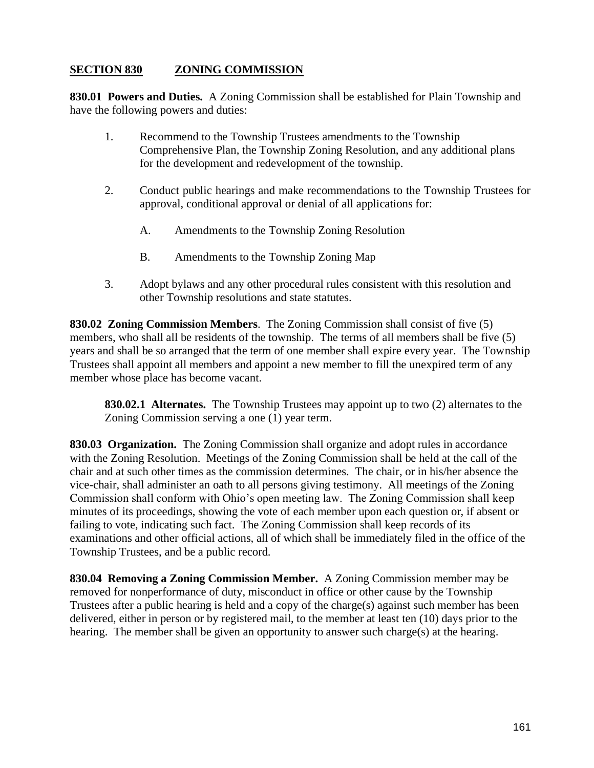## SECTION 830 ZONING COMMISSION

**830.01 Powers and Duties.** A Zoning Commission shall be established for Plain Township and have the following powers and duties:

1. Recommend to the Township Trustees amendments to the Township Comprehensive Plan, the Township Zoning Resolution, and any additional plans for the development and redevelopment of the township.

2. Conduct public hearings and make recommendations to the Township Trustees for approval, conditional approval or denial of all applications for:

    A. Amendments to the Township Zoning Resolution

    B. Amendments to the Township Zoning Map

3. Adopt bylaws and any other procedural rules consistent with this resolution and other Township resolutions and state statutes.

**830.02 Zoning Commission Members**. The Zoning Commission shall consist of five (5) members, who shall all be residents of the township. The terms of all members shall be five (5) years and shall be so arranged that the term of one member shall expire every year. The Township Trustees shall appoint all members and appoint a new member to fill the unexpired term of any member whose place has become vacant.

**830.02.1 Alternates.** The Township Trustees may appoint up to two (2) alternates to the Zoning Commission serving a one (1) year term.

**830.03 Organization.** The Zoning Commission shall organize and adopt rules in accordance with the Zoning Resolution. Meetings of the Zoning Commission shall be held at the call of the chair and at such other times as the commission determines. The chair, or in his/her absence the vice-chair, shall administer an oath to all persons giving testimony. All meetings of the Zoning Commission shall conform with Ohio's open meeting law. The Zoning Commission shall keep minutes of its proceedings, showing the vote of each member upon each question or, if absent or failing to vote, indicating such fact. The Zoning Commission shall keep records of its examinations and other official actions, all of which shall be immediately filed in the office of the Township Trustees, and be a public record.

**830.04 Removing a Zoning Commission Member.** A Zoning Commission member may be removed for nonperformance of duty, misconduct in office or other cause by the Township Trustees after a public hearing is held and a copy of the charge(s) against such member has been delivered, either in person or by registered mail, to the member at least ten (10) days prior to the hearing. The member shall be given an opportunity to answer such charge(s) at the hearing.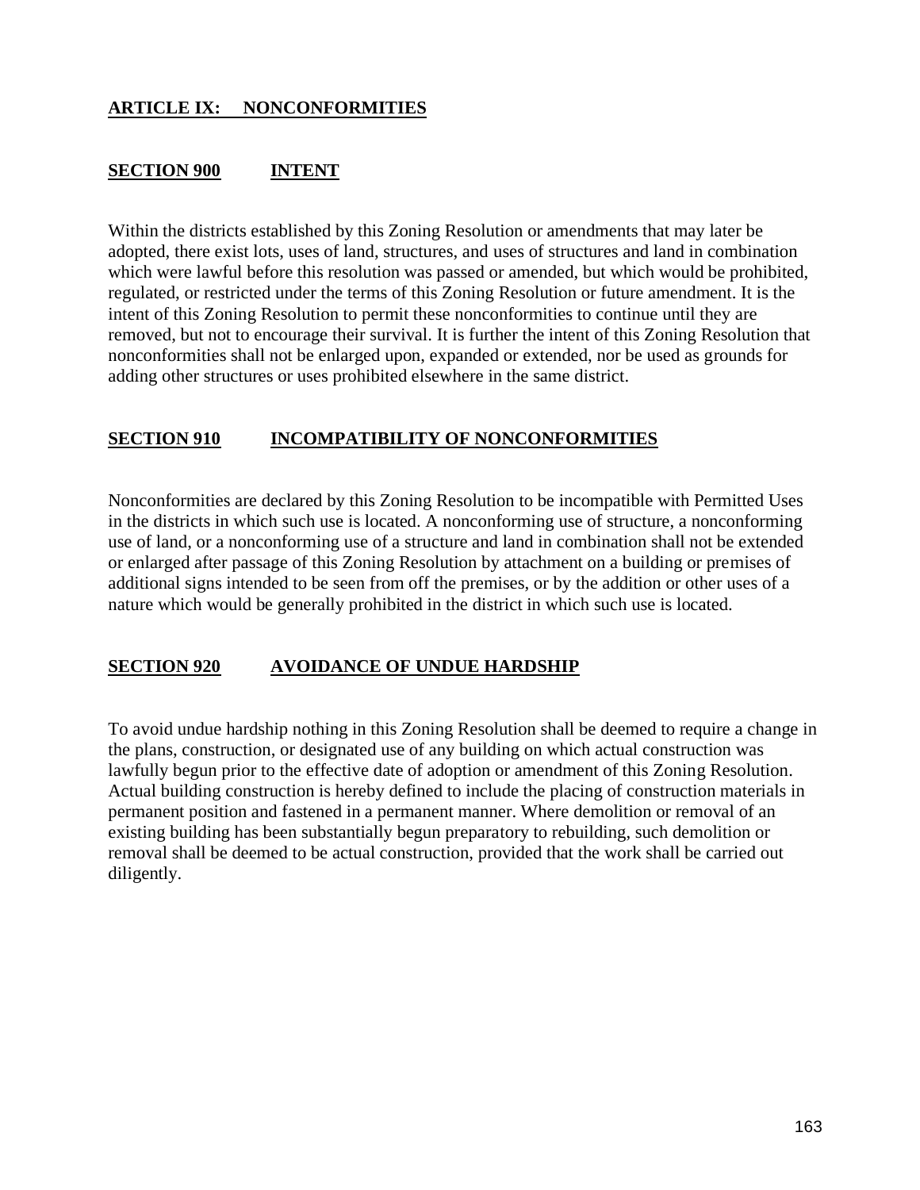# ARTICLE IX: NONCONFORMITIES

## SECTION 900 INTENT

Within the districts established by this Zoning Resolution or amendments that may later be adopted, there exist lots, uses of land, structures, and uses of structures and land in combination which were lawful before this resolution was passed or amended, but which would be prohibited, regulated, or restricted under the terms of this Zoning Resolution or future amendment. It is the intent of this Zoning Resolution to permit these nonconformities to continue until they are removed, but not to encourage their survival. It is further the intent of this Zoning Resolution that nonconformities shall not be enlarged upon, expanded or extended, nor be used as grounds for adding other structures or uses prohibited elsewhere in the same district.

## SECTION 910 INCOMPATIBILITY OF NONCONFORMITIES

Nonconformities are declared by this Zoning Resolution to be incompatible with Permitted Uses in the districts in which such use is located. A nonconforming use of structure, a nonconforming use of land, or a nonconforming use of a structure and land in combination shall not be extended or enlarged after passage of this Zoning Resolution by attachment on a building or premises of additional signs intended to be seen from off the premises, or by the addition or other uses of a nature which would be generally prohibited in the district in which such use is located.

## SECTION 920 AVOIDANCE OF UNDUE HARDSHIP

To avoid undue hardship nothing in this Zoning Resolution shall be deemed to require a change in the plans, construction, or designated use of any building on which actual construction was lawfully begun prior to the effective date of adoption or amendment of this Zoning Resolution. Actual building construction is hereby defined to include the placing of construction materials in permanent position and fastened in a permanent manner. Where demolition or removal of an existing building has been substantially begun preparatory to rebuilding, such demolition or removal shall be deemed to be actual construction, provided that the work shall be carried out diligently.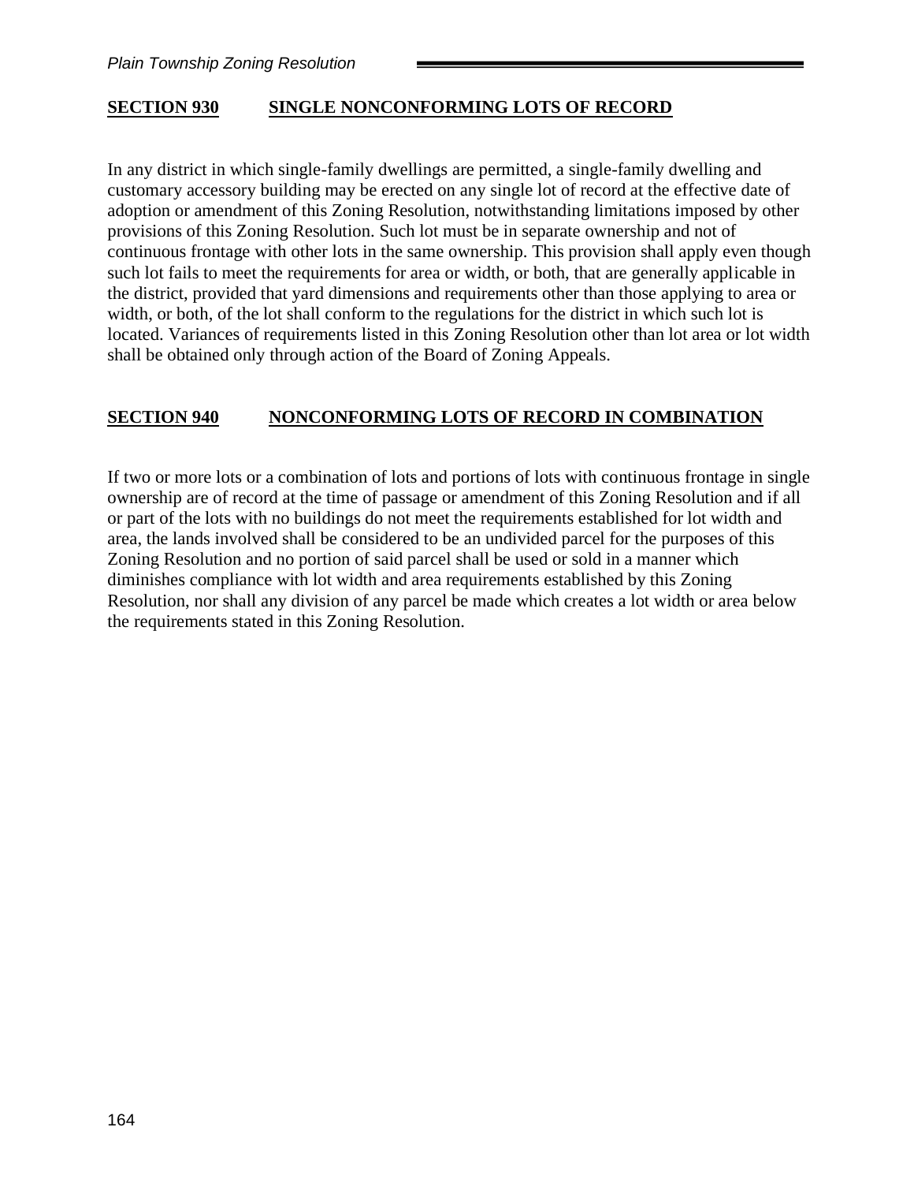## SECTION 930 SINGLE NONCONFORMING LOTS OF RECORD

In any district in which single-family dwellings are permitted, a single-family dwelling and customary accessory building may be erected on any single lot of record at the effective date of adoption or amendment of this Zoning Resolution, notwithstanding limitations imposed by other provisions of this Zoning Resolution. Such lot must be in separate ownership and not of continuous frontage with other lots in the same ownership. This provision shall apply even though such lot fails to meet the requirements for area or width, or both, that are generally applicable in the district, provided that yard dimensions and requirements other than those applying to area or width, or both, of the lot shall conform to the regulations for the district in which such lot is located. Variances of requirements listed in this Zoning Resolution other than lot area or lot width shall be obtained only through action of the Board of Zoning Appeals.

## SECTION 940 NONCONFORMING LOTS OF RECORD IN COMBINATION

If two or more lots or a combination of lots and portions of lots with continuous frontage in single ownership are of record at the time of passage or amendment of this Zoning Resolution and if all or part of the lots with no buildings do not meet the requirements established for lot width and area, the lands involved shall be considered to be an undivided parcel for the purposes of this Zoning Resolution and no portion of said parcel shall be used or sold in a manner which diminishes compliance with lot width and area requirements established by this Zoning Resolution, nor shall any division of any parcel be made which creates a lot width or area below the requirements stated in this Zoning Resolution.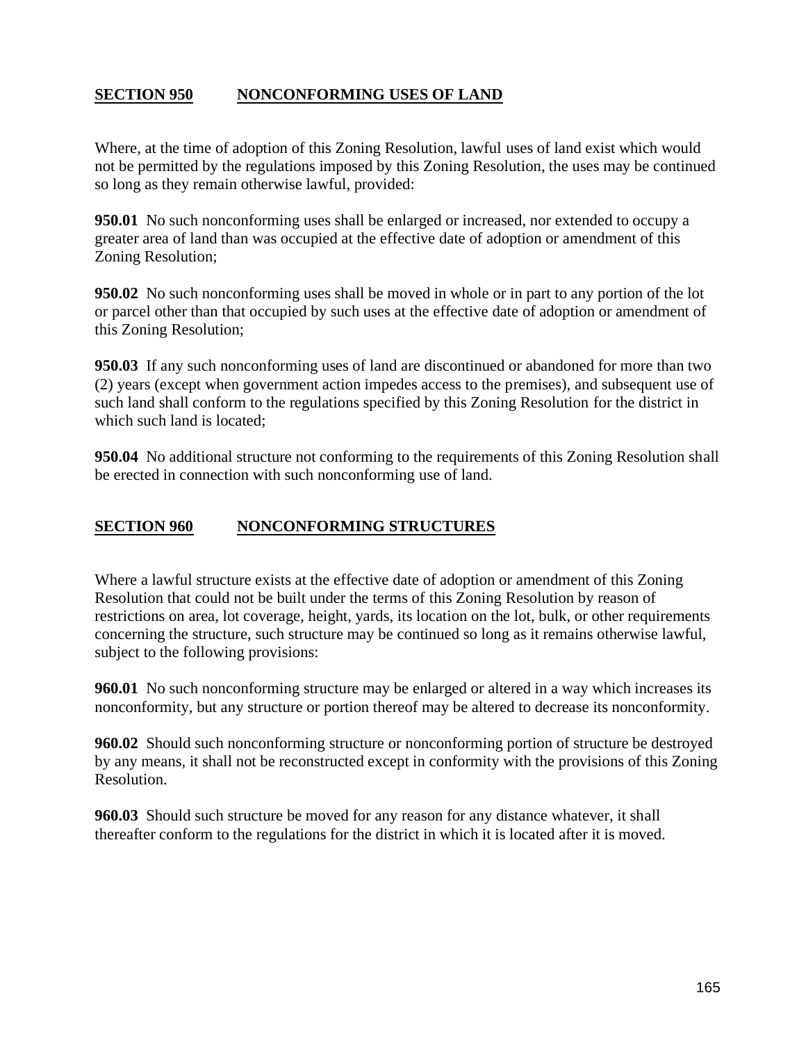## SECTION 950 NONCONFORMING USES OF LAND

Where, at the time of adoption of this Zoning Resolution, lawful uses of land exist which would not be permitted by the regulations imposed by this Zoning Resolution, the uses may be continued so long as they remain otherwise lawful, provided:

**950.01** No such nonconforming uses shall be enlarged or increased, nor extended to occupy a greater area of land than was occupied at the effective date of adoption or amendment of this Zoning Resolution;

**950.02** No such nonconforming uses shall be moved in whole or in part to any portion of the lot or parcel other than that occupied by such uses at the effective date of adoption or amendment of this Zoning Resolution;

**950.03** If any such nonconforming uses of land are discontinued or abandoned for more than two (2) years (except when government action impedes access to the premises), and subsequent use of such land shall conform to the regulations specified by this Zoning Resolution for the district in which such land is located;

**950.04** No additional structure not conforming to the requirements of this Zoning Resolution shall be erected in connection with such nonconforming use of land.

## SECTION 960 NONCONFORMING STRUCTURES

Where a lawful structure exists at the effective date of adoption or amendment of this Zoning Resolution that could not be built under the terms of this Zoning Resolution by reason of restrictions on area, lot coverage, height, yards, its location on the lot, bulk, or other requirements concerning the structure, such structure may be continued so long as it remains otherwise lawful, subject to the following provisions:

**960.01** No such nonconforming structure may be enlarged or altered in a way which increases its nonconformity, but any structure or portion thereof may be altered to decrease its nonconformity.

**960.02** Should such nonconforming structure or nonconforming portion of structure be destroyed by any means, it shall not be reconstructed except in conformity with the provisions of this Zoning Resolution.

**960.03** Should such structure be moved for any reason for any distance whatever, it shall thereafter conform to the regulations for the district in which it is located after it is moved.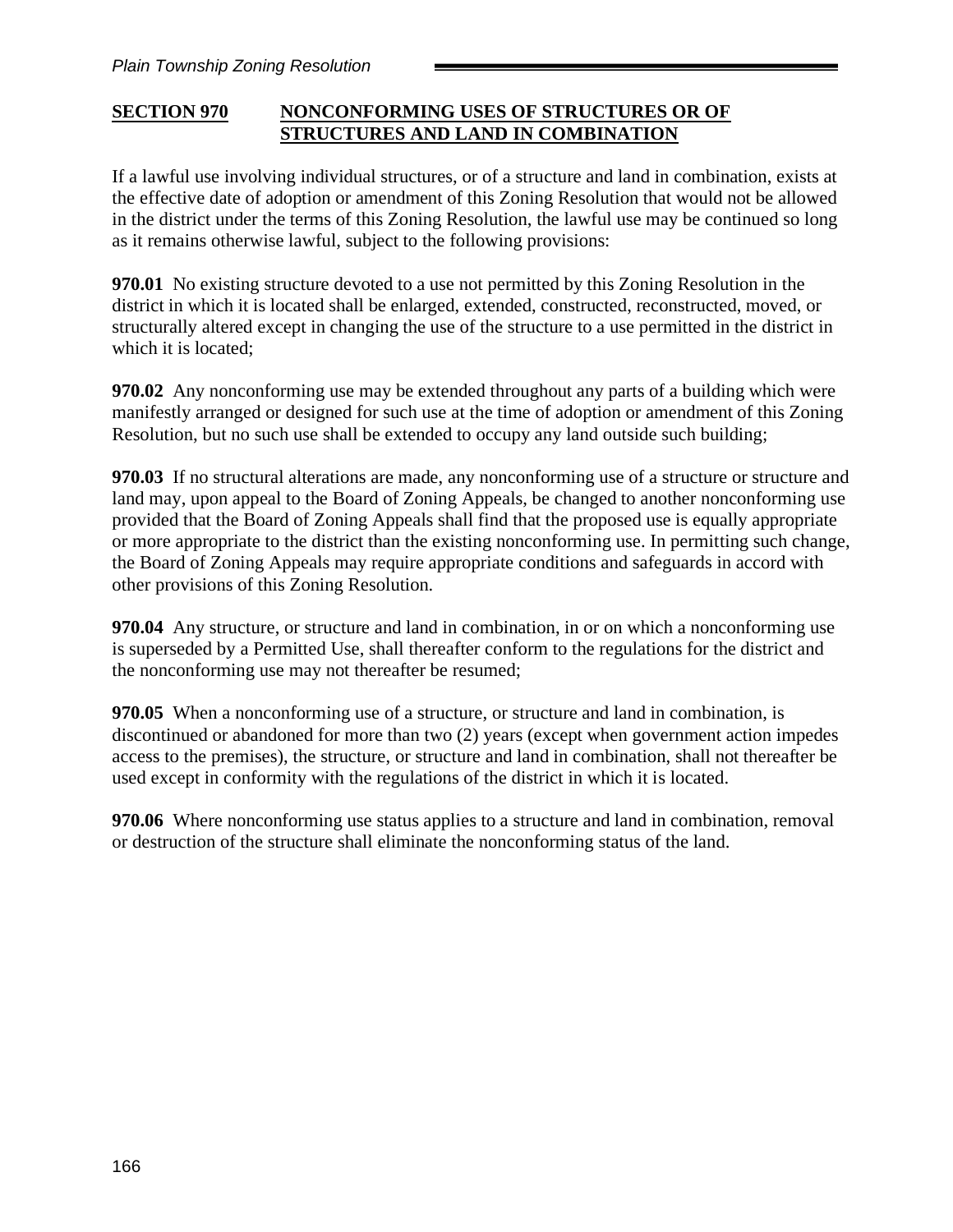## SECTION 970 NONCONFORMING USES OF STRUCTURES OR OF STRUCTURES AND LAND IN COMBINATION

If a lawful use involving individual structures, or of a structure and land in combination, exists at the effective date of adoption or amendment of this Zoning Resolution that would not be allowed in the district under the terms of this Zoning Resolution, the lawful use may be continued so long as it remains otherwise lawful, subject to the following provisions:

**970.01** No existing structure devoted to a use not permitted by this Zoning Resolution in the district in which it is located shall be enlarged, extended, constructed, reconstructed, moved, or structurally altered except in changing the use of the structure to a use permitted in the district in which it is located;

**970.02** Any nonconforming use may be extended throughout any parts of a building which were manifestly arranged or designed for such use at the time of adoption or amendment of this Zoning Resolution, but no such use shall be extended to occupy any land outside such building;

**970.03** If no structural alterations are made, any nonconforming use of a structure or structure and land may, upon appeal to the Board of Zoning Appeals, be changed to another nonconforming use provided that the Board of Zoning Appeals shall find that the proposed use is equally appropriate or more appropriate to the district than the existing nonconforming use. In permitting such change, the Board of Zoning Appeals may require appropriate conditions and safeguards in accord with other provisions of this Zoning Resolution.

**970.04** Any structure, or structure and land in combination, in or on which a nonconforming use is superseded by a Permitted Use, shall thereafter conform to the regulations for the district and the nonconforming use may not thereafter be resumed;

**970.05** When a nonconforming use of a structure, or structure and land in combination, is discontinued or abandoned for more than two (2) years (except when government action impedes access to the premises), the structure, or structure and land in combination, shall not thereafter be used except in conformity with the regulations of the district in which it is located.

**970.06** Where nonconforming use status applies to a structure and land in combination, removal or destruction of the structure shall eliminate the nonconforming status of the land.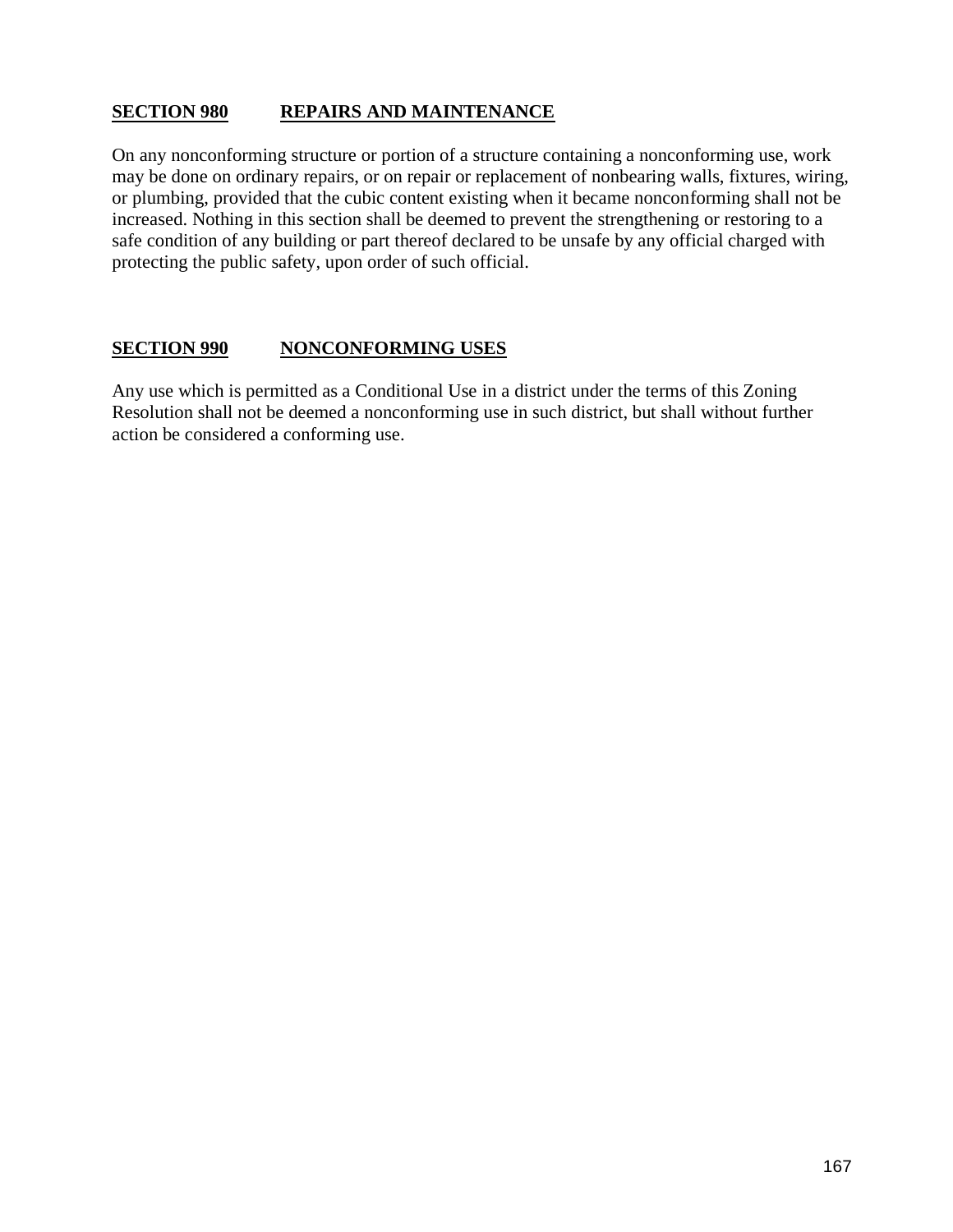## SECTION 980 REPAIRS AND MAINTENANCE

On any nonconforming structure or portion of a structure containing a nonconforming use, work may be done on ordinary repairs, or on repair or replacement of nonbearing walls, fixtures, wiring, or plumbing, provided that the cubic content existing when it became nonconforming shall not be increased. Nothing in this section shall be deemed to prevent the strengthening or restoring to a safe condition of any building or part thereof declared to be unsafe by any official charged with protecting the public safety, upon order of such official.

## SECTION 990 NONCONFORMING USES

Any use which is permitted as a Conditional Use in a district under the terms of this Zoning Resolution shall not be deemed a nonconforming use in such district, but shall without further action be considered a conforming use.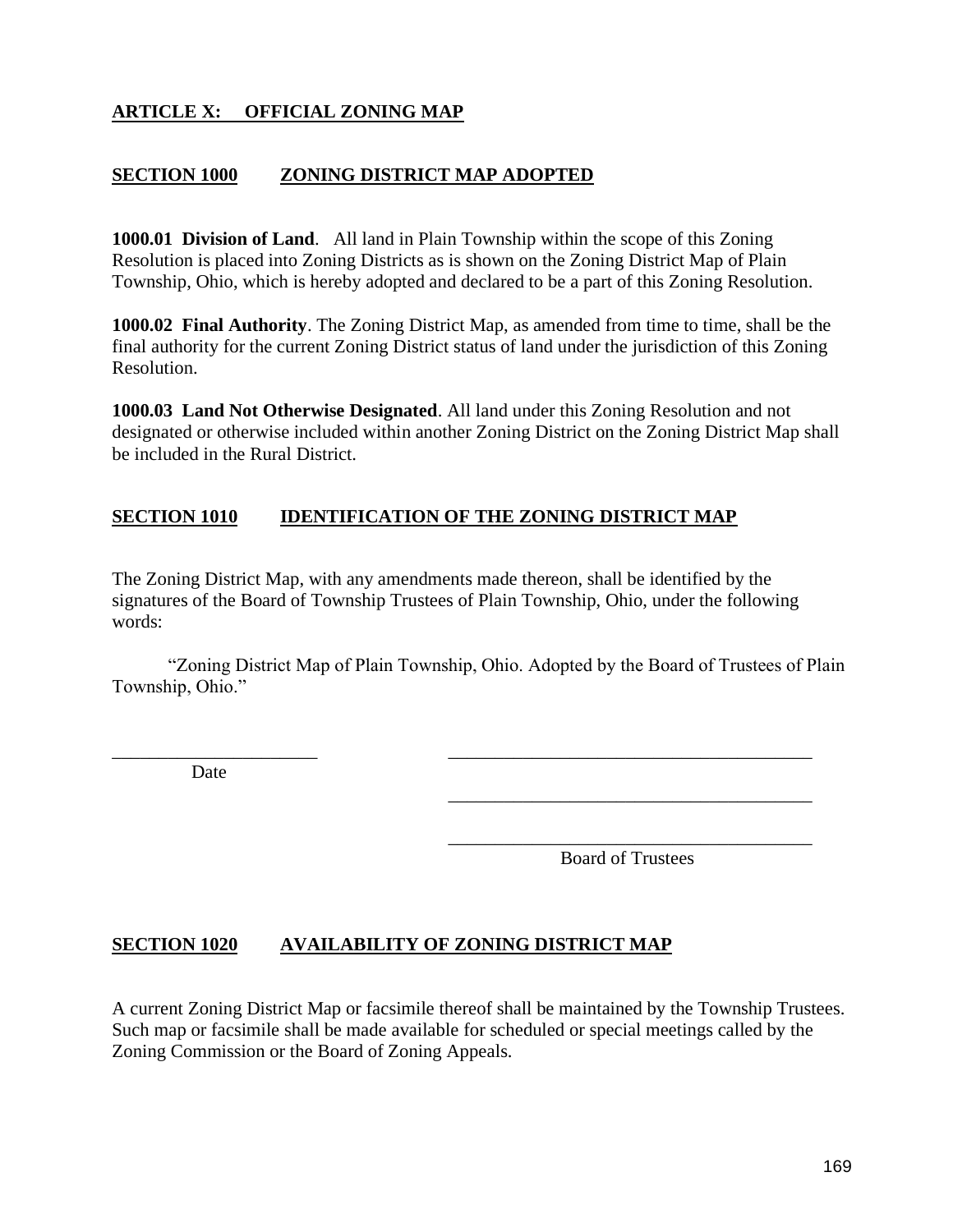## ARTICLE X: OFFICIAL ZONING MAP

### SECTION 1000 ZONING DISTRICT MAP ADOPTED

**1000.01 Division of Land**. All land in Plain Township within the scope of this Zoning Resolution is placed into Zoning Districts as is shown on the Zoning District Map of Plain Township, Ohio, which is hereby adopted and declared to be a part of this Zoning Resolution.

**1000.02 Final Authority**. The Zoning District Map, as amended from time to time, shall be the final authority for the current Zoning District status of land under the jurisdiction of this Zoning Resolution.

**1000.03 Land Not Otherwise Designated**. All land under this Zoning Resolution and not designated or otherwise included within another Zoning District on the Zoning District Map shall be included in the Rural District.

### SECTION 1010 IDENTIFICATION OF THE ZONING DISTRICT MAP

The Zoning District Map, with any amendments made thereon, shall be identified by the signatures of the Board of Township Trustees of Plain Township, Ohio, under the following words:

"Zoning District Map of Plain Township, Ohio. Adopted by the Board of Trustees of Plain Township, Ohio."

______________________ ________________________________________
Date

________________________________________

________________________________________
Board of Trustees

### SECTION 1020 AVAILABILITY OF ZONING DISTRICT MAP

A current Zoning District Map or facsimile thereof shall be maintained by the Township Trustees. Such map or facsimile shall be made available for scheduled or special meetings called by the Zoning Commission or the Board of Zoning Appeals.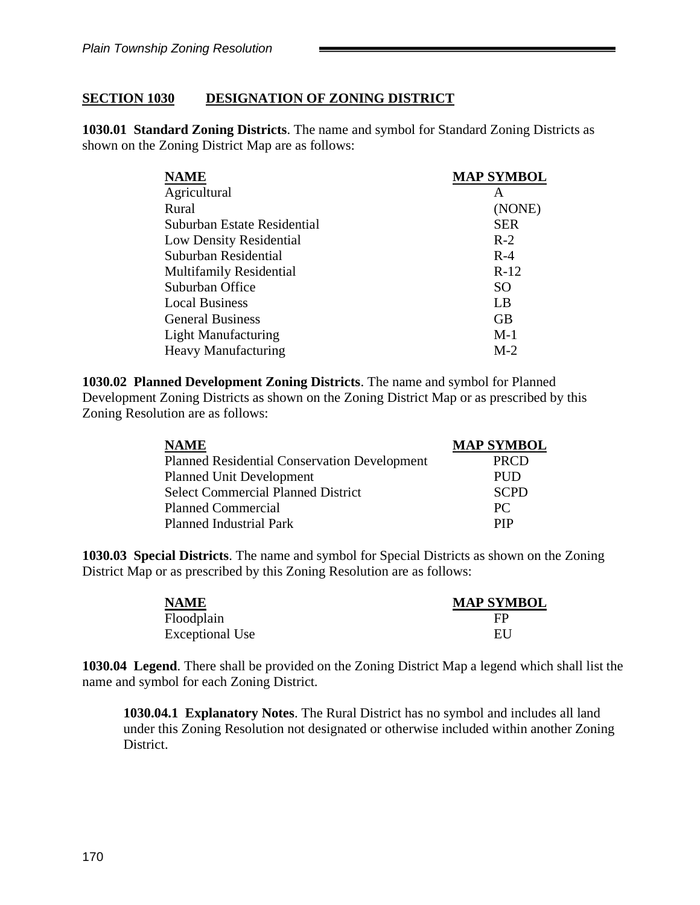## SECTION 1030 DESIGNATION OF ZONING DISTRICT

**1030.01 Standard Zoning Districts**. The name and symbol for Standard Zoning Districts as shown on the Zoning District Map are as follows:

| NAME | MAP SYMBOL |
|---|---|
| Agricultural | A |
| Rural | (NONE) |
| Suburban Estate Residential | SER |
| Low Density Residential | R-2 |
| Suburban Residential | R-4 |
| Multifamily Residential | R-12 |
| Suburban Office | SO |
| Local Business | LB |
| General Business | GB |
| Light Manufacturing | M-1 |
| Heavy Manufacturing | M-2 |

**1030.02 Planned Development Zoning Districts**. The name and symbol for Planned Development Zoning Districts as shown on the Zoning District Map or as prescribed by this Zoning Resolution are as follows:

| NAME | MAP SYMBOL |
|---|---|
| Planned Residential Conservation Development | PRCD |
| Planned Unit Development | PUD |
| Select Commercial Planned District | SCPD |
| Planned Commercial | PC |
| Planned Industrial Park | PIP |

**1030.03 Special Districts**. The name and symbol for Special Districts as shown on the Zoning District Map or as prescribed by this Zoning Resolution are as follows:

| NAME | MAP SYMBOL |
|---|---|
| Floodplain | FP |
| Exceptional Use | EU |

**1030.04 Legend**. There shall be provided on the Zoning District Map a legend which shall list the name and symbol for each Zoning District.

**1030.04.1 Explanatory Notes**. The Rural District has no symbol and includes all land under this Zoning Resolution not designated or otherwise included within another Zoning District.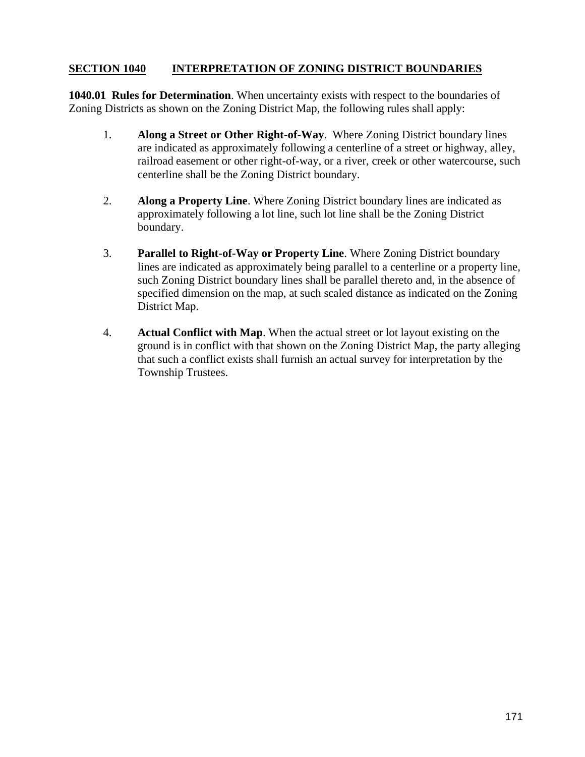## SECTION 1040 INTERPRETATION OF ZONING DISTRICT BOUNDARIES

**1040.01 Rules for Determination**. When uncertainty exists with respect to the boundaries of Zoning Districts as shown on the Zoning District Map, the following rules shall apply:

1. **Along a Street or Other Right-of-Way**. Where Zoning District boundary lines are indicated as approximately following a centerline of a street or highway, alley, railroad easement or other right-of-way, or a river, creek or other watercourse, such centerline shall be the Zoning District boundary.

2. **Along a Property Line**. Where Zoning District boundary lines are indicated as approximately following a lot line, such lot line shall be the Zoning District boundary.

3. **Parallel to Right-of-Way or Property Line**. Where Zoning District boundary lines are indicated as approximately being parallel to a centerline or a property line, such Zoning District boundary lines shall be parallel thereto and, in the absence of specified dimension on the map, at such scaled distance as indicated on the Zoning District Map.

4. **Actual Conflict with Map**. When the actual street or lot layout existing on the ground is in conflict with that shown on the Zoning District Map, the party alleging that such a conflict exists shall furnish an actual survey for interpretation by the Township Trustees.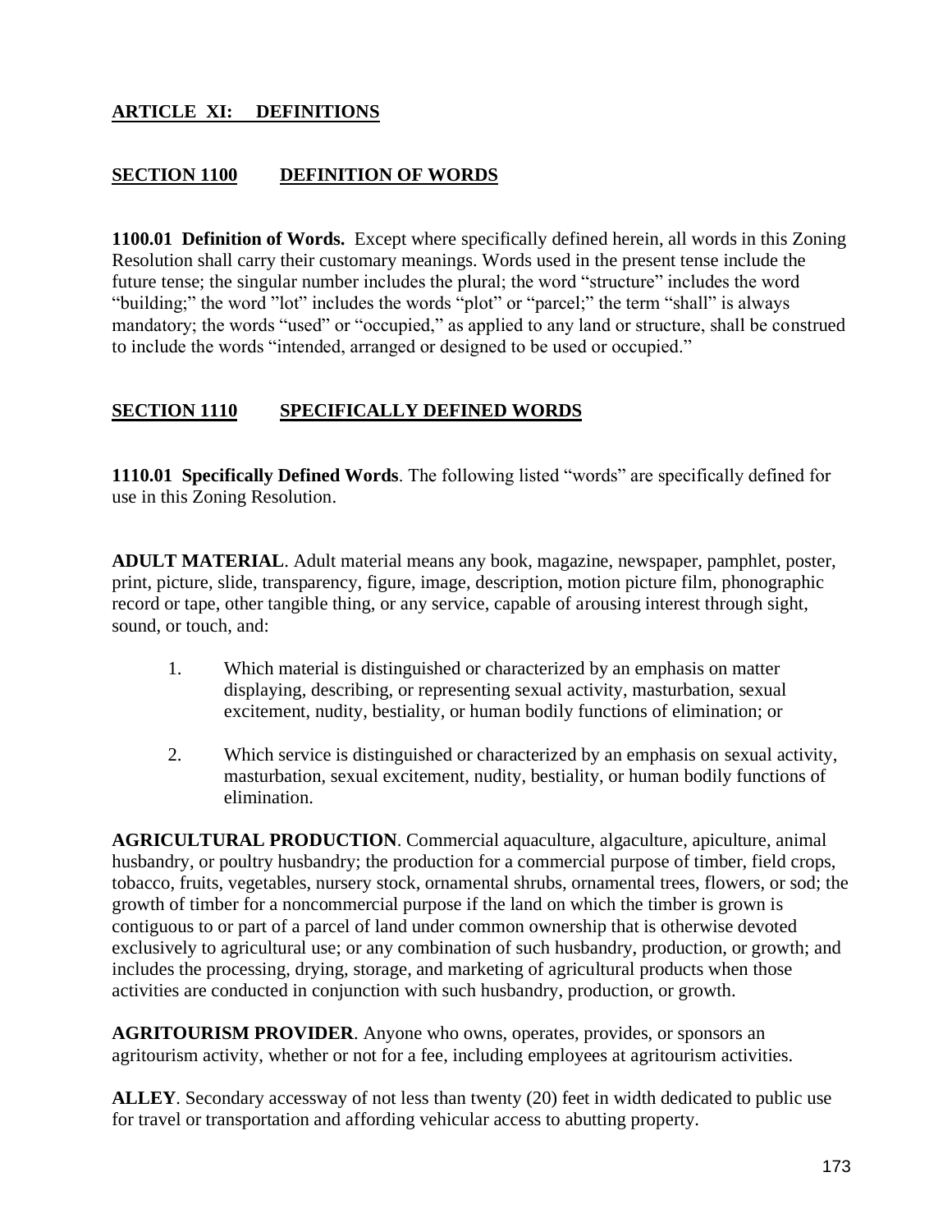# ARTICLE XI: DEFINITIONS

## SECTION 1100 DEFINITION OF WORDS

**1100.01 Definition of Words.** Except where specifically defined herein, all words in this Zoning Resolution shall carry their customary meanings. Words used in the present tense include the future tense; the singular number includes the plural; the word "structure" includes the word "building;" the word "lot" includes the words "plot" or "parcel;" the term "shall" is always mandatory; the words "used" or "occupied," as applied to any land or structure, shall be construed to include the words "intended, arranged or designed to be used or occupied."

## SECTION 1110 SPECIFICALLY DEFINED WORDS

**1110.01 Specifically Defined Words**. The following listed "words" are specifically defined for use in this Zoning Resolution.

**ADULT MATERIAL**. Adult material means any book, magazine, newspaper, pamphlet, poster, print, picture, slide, transparency, figure, image, description, motion picture film, phonographic record or tape, other tangible thing, or any service, capable of arousing interest through sight, sound, or touch, and:

1. Which material is distinguished or characterized by an emphasis on matter displaying, describing, or representing sexual activity, masturbation, sexual excitement, nudity, bestiality, or human bodily functions of elimination; or

2. Which service is distinguished or characterized by an emphasis on sexual activity, masturbation, sexual excitement, nudity, bestiality, or human bodily functions of elimination.

**AGRICULTURAL PRODUCTION**. Commercial aquaculture, algaculture, apiculture, animal husbandry, or poultry husbandry; the production for a commercial purpose of timber, field crops, tobacco, fruits, vegetables, nursery stock, ornamental shrubs, ornamental trees, flowers, or sod; the growth of timber for a noncommercial purpose if the land on which the timber is grown is contiguous to or part of a parcel of land under common ownership that is otherwise devoted exclusively to agricultural use; or any combination of such husbandry, production, or growth; and includes the processing, drying, storage, and marketing of agricultural products when those activities are conducted in conjunction with such husbandry, production, or growth.

**AGRITOURISM PROVIDER**. Anyone who owns, operates, provides, or sponsors an agritourism activity, whether or not for a fee, including employees at agritourism activities.

**ALLEY**. Secondary accessway of not less than twenty (20) feet in width dedicated to public use for travel or transportation and affording vehicular access to abutting property.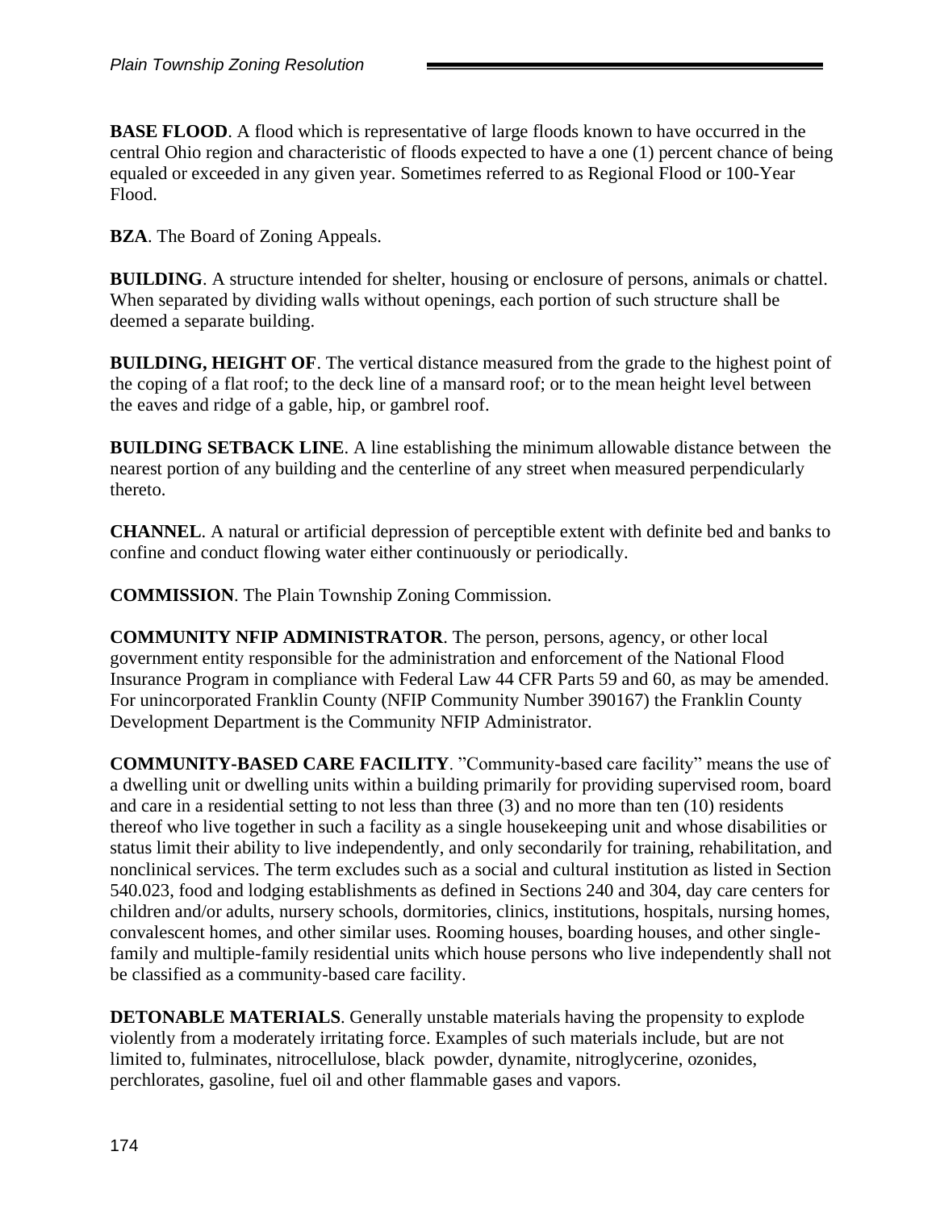**BASE FLOOD**. A flood which is representative of large floods known to have occurred in the central Ohio region and characteristic of floods expected to have a one (1) percent chance of being equaled or exceeded in any given year. Sometimes referred to as Regional Flood or 100-Year Flood.

**BZA**. The Board of Zoning Appeals.

**BUILDING**. A structure intended for shelter, housing or enclosure of persons, animals or chattel. When separated by dividing walls without openings, each portion of such structure shall be deemed a separate building.

**BUILDING, HEIGHT OF**. The vertical distance measured from the grade to the highest point of the coping of a flat roof; to the deck line of a mansard roof; or to the mean height level between the eaves and ridge of a gable, hip, or gambrel roof.

**BUILDING SETBACK LINE**. A line establishing the minimum allowable distance between the nearest portion of any building and the centerline of any street when measured perpendicularly thereto.

**CHANNEL**. A natural or artificial depression of perceptible extent with definite bed and banks to confine and conduct flowing water either continuously or periodically.

**COMMISSION**. The Plain Township Zoning Commission.

**COMMUNITY NFIP ADMINISTRATOR**. The person, persons, agency, or other local government entity responsible for the administration and enforcement of the National Flood Insurance Program in compliance with Federal Law 44 CFR Parts 59 and 60, as may be amended. For unincorporated Franklin County (NFIP Community Number 390167) the Franklin County Development Department is the Community NFIP Administrator.

**COMMUNITY-BASED CARE FACILITY**. "Community-based care facility" means the use of a dwelling unit or dwelling units within a building primarily for providing supervised room, board and care in a residential setting to not less than three (3) and no more than ten (10) residents thereof who live together in such a facility as a single housekeeping unit and whose disabilities or status limit their ability to live independently, and only secondarily for training, rehabilitation, and nonclinical services. The term excludes such as a social and cultural institution as listed in Section 540.023, food and lodging establishments as defined in Sections 240 and 304, day care centers for children and/or adults, nursery schools, dormitories, clinics, institutions, hospitals, nursing homes, convalescent homes, and other similar uses. Rooming houses, boarding houses, and other single-family and multiple-family residential units which house persons who live independently shall not be classified as a community-based care facility.

**DETONABLE MATERIALS**. Generally unstable materials having the propensity to explode violently from a moderately irritating force. Examples of such materials include, but are not limited to, fulminates, nitrocellulose, black powder, dynamite, nitroglycerine, ozonides, perchlorates, gasoline, fuel oil and other flammable gases and vapors.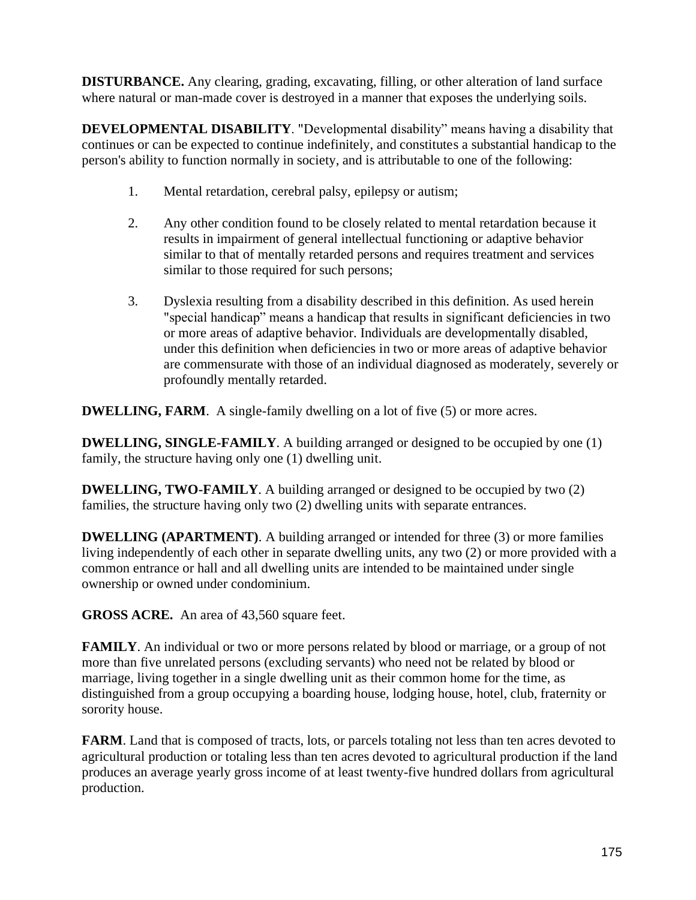**DISTURBANCE.** Any clearing, grading, excavating, filling, or other alteration of land surface where natural or man-made cover is destroyed in a manner that exposes the underlying soils.

**DEVELOPMENTAL DISABILITY**. "Developmental disability" means having a disability that continues or can be expected to continue indefinitely, and constitutes a substantial handicap to the person's ability to function normally in society, and is attributable to one of the following:

1. Mental retardation, cerebral palsy, epilepsy or autism;

2. Any other condition found to be closely related to mental retardation because it results in impairment of general intellectual functioning or adaptive behavior similar to that of mentally retarded persons and requires treatment and services similar to those required for such persons;

3. Dyslexia resulting from a disability described in this definition. As used herein "special handicap" means a handicap that results in significant deficiencies in two or more areas of adaptive behavior. Individuals are developmentally disabled, under this definition when deficiencies in two or more areas of adaptive behavior are commensurate with those of an individual diagnosed as moderately, severely or profoundly mentally retarded.

**DWELLING, FARM**. A single-family dwelling on a lot of five (5) or more acres.

**DWELLING, SINGLE-FAMILY**. A building arranged or designed to be occupied by one (1) family, the structure having only one (1) dwelling unit.

**DWELLING, TWO-FAMILY**. A building arranged or designed to be occupied by two (2) families, the structure having only two (2) dwelling units with separate entrances.

**DWELLING (APARTMENT)**. A building arranged or intended for three (3) or more families living independently of each other in separate dwelling units, any two (2) or more provided with a common entrance or hall and all dwelling units are intended to be maintained under single ownership or owned under condominium.

**GROSS ACRE.** An area of 43,560 square feet.

**FAMILY**. An individual or two or more persons related by blood or marriage, or a group of not more than five unrelated persons (excluding servants) who need not be related by blood or marriage, living together in a single dwelling unit as their common home for the time, as distinguished from a group occupying a boarding house, lodging house, hotel, club, fraternity or sorority house.

**FARM**. Land that is composed of tracts, lots, or parcels totaling not less than ten acres devoted to agricultural production or totaling less than ten acres devoted to agricultural production if the land produces an average yearly gross income of at least twenty-five hundred dollars from agricultural production.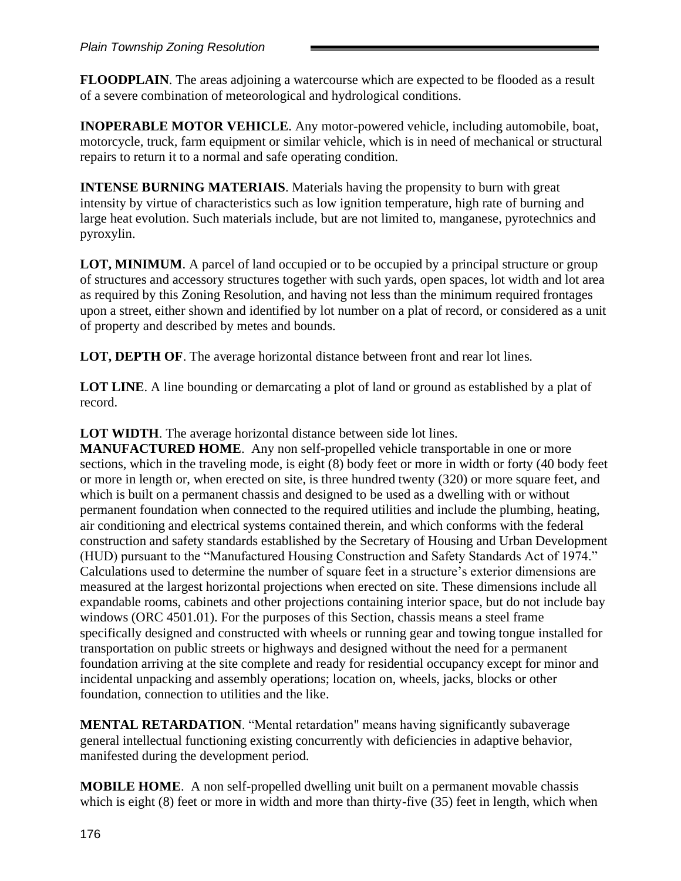**FLOODPLAIN**. The areas adjoining a watercourse which are expected to be flooded as a result of a severe combination of meteorological and hydrological conditions.

**INOPERABLE MOTOR VEHICLE**. Any motor-powered vehicle, including automobile, boat, motorcycle, truck, farm equipment or similar vehicle, which is in need of mechanical or structural repairs to return it to a normal and safe operating condition.

**INTENSE BURNING MATERIAIS**. Materials having the propensity to burn with great intensity by virtue of characteristics such as low ignition temperature, high rate of burning and large heat evolution. Such materials include, but are not limited to, manganese, pyrotechnics and pyroxylin.

**LOT, MINIMUM**. A parcel of land occupied or to be occupied by a principal structure or group of structures and accessory structures together with such yards, open spaces, lot width and lot area as required by this Zoning Resolution, and having not less than the minimum required frontages upon a street, either shown and identified by lot number on a plat of record, or considered as a unit of property and described by metes and bounds.

**LOT, DEPTH OF**. The average horizontal distance between front and rear lot lines.

**LOT LINE**. A line bounding or demarcating a plot of land or ground as established by a plat of record.

**LOT WIDTH**. The average horizontal distance between side lot lines.

**MANUFACTURED HOME**. Any non self-propelled vehicle transportable in one or more sections, which in the traveling mode, is eight (8) body feet or more in width or forty (40 body feet or more in length or, when erected on site, is three hundred twenty (320) or more square feet, and which is built on a permanent chassis and designed to be used as a dwelling with or without permanent foundation when connected to the required utilities and include the plumbing, heating, air conditioning and electrical systems contained therein, and which conforms with the federal construction and safety standards established by the Secretary of Housing and Urban Development (HUD) pursuant to the "Manufactured Housing Construction and Safety Standards Act of 1974." Calculations used to determine the number of square feet in a structure's exterior dimensions are measured at the largest horizontal projections when erected on site. These dimensions include all expandable rooms, cabinets and other projections containing interior space, but do not include bay windows (ORC 4501.01). For the purposes of this Section, chassis means a steel frame specifically designed and constructed with wheels or running gear and towing tongue installed for transportation on public streets or highways and designed without the need for a permanent foundation arriving at the site complete and ready for residential occupancy except for minor and incidental unpacking and assembly operations; location on, wheels, jacks, blocks or other foundation, connection to utilities and the like.

**MENTAL RETARDATION**. "Mental retardation" means having significantly subaverage general intellectual functioning existing concurrently with deficiencies in adaptive behavior, manifested during the development period.

**MOBILE HOME**. A non self-propelled dwelling unit built on a permanent movable chassis which is eight (8) feet or more in width and more than thirty-five (35) feet in length, which when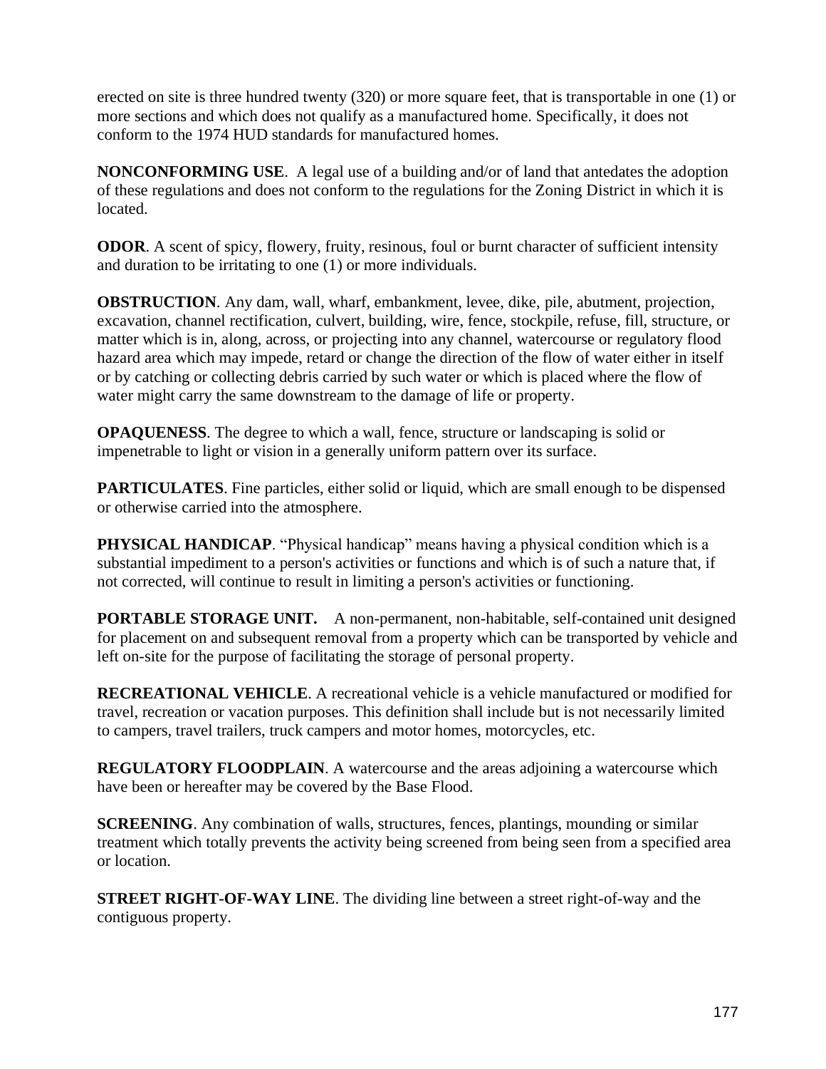erected on site is three hundred twenty (320) or more square feet, that is transportable in one (1) or more sections and which does not qualify as a manufactured home. Specifically, it does not conform to the 1974 HUD standards for manufactured homes.

**NONCONFORMING USE**. A legal use of a building and/or of land that antedates the adoption of these regulations and does not conform to the regulations for the Zoning District in which it is located.

**ODOR**. A scent of spicy, flowery, fruity, resinous, foul or burnt character of sufficient intensity and duration to be irritating to one (1) or more individuals.

**OBSTRUCTION**. Any dam, wall, wharf, embankment, levee, dike, pile, abutment, projection, excavation, channel rectification, culvert, building, wire, fence, stockpile, refuse, fill, structure, or matter which is in, along, across, or projecting into any channel, watercourse or regulatory flood hazard area which may impede, retard or change the direction of the flow of water either in itself or by catching or collecting debris carried by such water or which is placed where the flow of water might carry the same downstream to the damage of life or property.

**OPAQUENESS**. The degree to which a wall, fence, structure or landscaping is solid or impenetrable to light or vision in a generally uniform pattern over its surface.

**PARTICULATES**. Fine particles, either solid or liquid, which are small enough to be dispensed or otherwise carried into the atmosphere.

**PHYSICAL HANDICAP**. "Physical handicap" means having a physical condition which is a substantial impediment to a person's activities or functions and which is of such a nature that, if not corrected, will continue to result in limiting a person's activities or functioning.

**PORTABLE STORAGE UNIT.** A non-permanent, non-habitable, self-contained unit designed for placement on and subsequent removal from a property which can be transported by vehicle and left on-site for the purpose of facilitating the storage of personal property.

**RECREATIONAL VEHICLE**. A recreational vehicle is a vehicle manufactured or modified for travel, recreation or vacation purposes. This definition shall include but is not necessarily limited to campers, travel trailers, truck campers and motor homes, motorcycles, etc.

**REGULATORY FLOODPLAIN**. A watercourse and the areas adjoining a watercourse which have been or hereafter may be covered by the Base Flood.

**SCREENING**. Any combination of walls, structures, fences, plantings, mounding or similar treatment which totally prevents the activity being screened from being seen from a specified area or location.

**STREET RIGHT-OF-WAY LINE**. The dividing line between a street right-of-way and the contiguous property.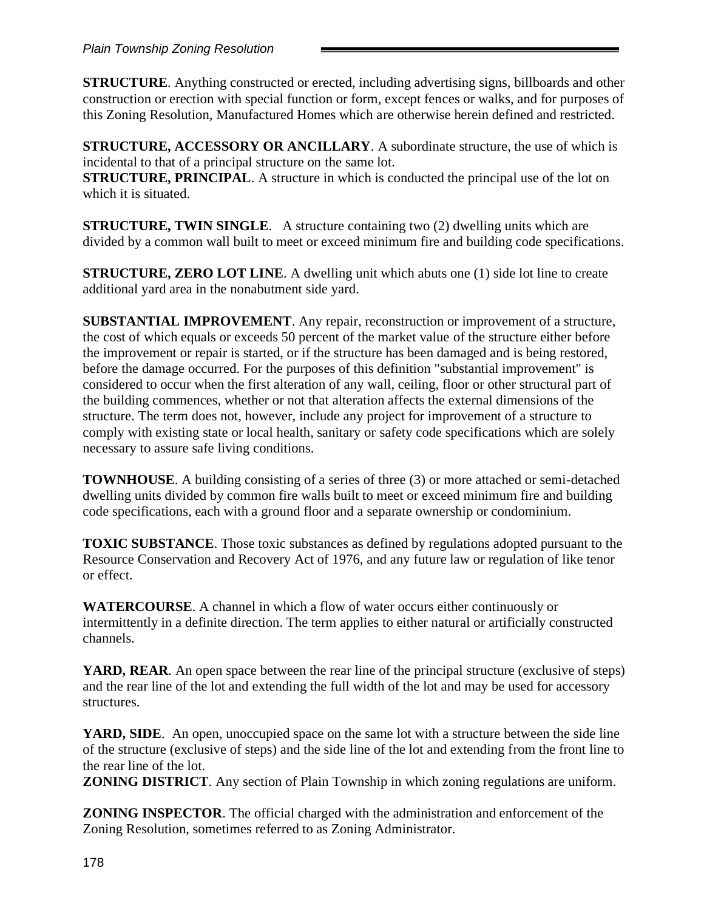**STRUCTURE**. Anything constructed or erected, including advertising signs, billboards and other construction or erection with special function or form, except fences or walks, and for purposes of this Zoning Resolution, Manufactured Homes which are otherwise herein defined and restricted.

**STRUCTURE, ACCESSORY OR ANCILLARY**. A subordinate structure, the use of which is incidental to that of a principal structure on the same lot.
**STRUCTURE, PRINCIPAL**. A structure in which is conducted the principal use of the lot on which it is situated.

**STRUCTURE, TWIN SINGLE**. A structure containing two (2) dwelling units which are divided by a common wall built to meet or exceed minimum fire and building code specifications.

**STRUCTURE, ZERO LOT LINE**. A dwelling unit which abuts one (1) side lot line to create additional yard area in the nonabutment side yard.

**SUBSTANTIAL IMPROVEMENT**. Any repair, reconstruction or improvement of a structure, the cost of which equals or exceeds 50 percent of the market value of the structure either before the improvement or repair is started, or if the structure has been damaged and is being restored, before the damage occurred. For the purposes of this definition "substantial improvement" is considered to occur when the first alteration of any wall, ceiling, floor or other structural part of the building commences, whether or not that alteration affects the external dimensions of the structure. The term does not, however, include any project for improvement of a structure to comply with existing state or local health, sanitary or safety code specifications which are solely necessary to assure safe living conditions.

**TOWNHOUSE**. A building consisting of a series of three (3) or more attached or semi-detached dwelling units divided by common fire walls built to meet or exceed minimum fire and building code specifications, each with a ground floor and a separate ownership or condominium.

**TOXIC SUBSTANCE**. Those toxic substances as defined by regulations adopted pursuant to the Resource Conservation and Recovery Act of 1976, and any future law or regulation of like tenor or effect.

**WATERCOURSE**. A channel in which a flow of water occurs either continuously or intermittently in a definite direction. The term applies to either natural or artificially constructed channels.

**YARD, REAR**. An open space between the rear line of the principal structure (exclusive of steps) and the rear line of the lot and extending the full width of the lot and may be used for accessory structures.

**YARD, SIDE**. An open, unoccupied space on the same lot with a structure between the side line of the structure (exclusive of steps) and the side line of the lot and extending from the front line to the rear line of the lot.
**ZONING DISTRICT**. Any section of Plain Township in which zoning regulations are uniform.

**ZONING INSPECTOR**. The official charged with the administration and enforcement of the Zoning Resolution, sometimes referred to as Zoning Administrator.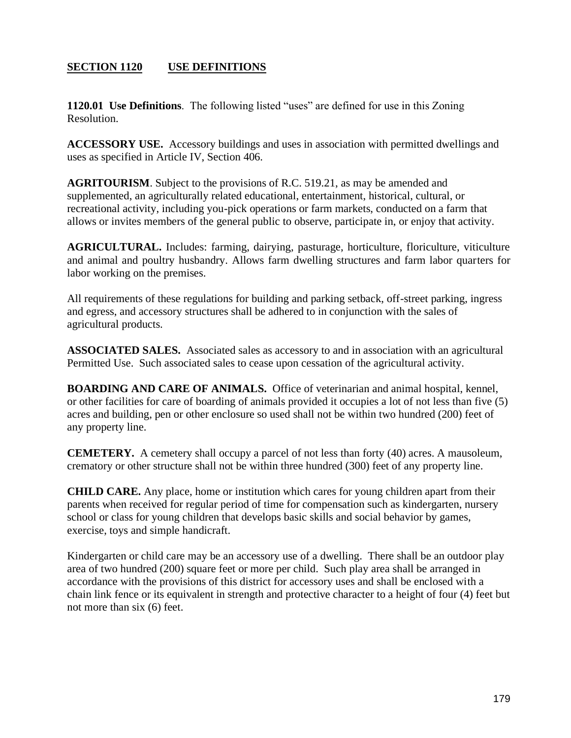## SECTION 1120 USE DEFINITIONS

**1120.01 Use Definitions**. The following listed "uses" are defined for use in this Zoning Resolution.

**ACCESSORY USE.** Accessory buildings and uses in association with permitted dwellings and uses as specified in Article IV, Section 406.

**AGRITOURISM**. Subject to the provisions of R.C. 519.21, as may be amended and supplemented, an agriculturally related educational, entertainment, historical, cultural, or recreational activity, including you-pick operations or farm markets, conducted on a farm that allows or invites members of the general public to observe, participate in, or enjoy that activity.

**AGRICULTURAL.** Includes: farming, dairying, pasturage, horticulture, floriculture, viticulture and animal and poultry husbandry. Allows farm dwelling structures and farm labor quarters for labor working on the premises.

All requirements of these regulations for building and parking setback, off-street parking, ingress and egress, and accessory structures shall be adhered to in conjunction with the sales of agricultural products.

**ASSOCIATED SALES.** Associated sales as accessory to and in association with an agricultural Permitted Use. Such associated sales to cease upon cessation of the agricultural activity.

**BOARDING AND CARE OF ANIMALS.** Office of veterinarian and animal hospital, kennel, or other facilities for care of boarding of animals provided it occupies a lot of not less than five (5) acres and building, pen or other enclosure so used shall not be within two hundred (200) feet of any property line.

**CEMETERY.** A cemetery shall occupy a parcel of not less than forty (40) acres. A mausoleum, crematory or other structure shall not be within three hundred (300) feet of any property line.

**CHILD CARE.** Any place, home or institution which cares for young children apart from their parents when received for regular period of time for compensation such as kindergarten, nursery school or class for young children that develops basic skills and social behavior by games, exercise, toys and simple handicraft.

Kindergarten or child care may be an accessory use of a dwelling. There shall be an outdoor play area of two hundred (200) square feet or more per child. Such play area shall be arranged in accordance with the provisions of this district for accessory uses and shall be enclosed with a chain link fence or its equivalent in strength and protective character to a height of four (4) feet but not more than six (6) feet.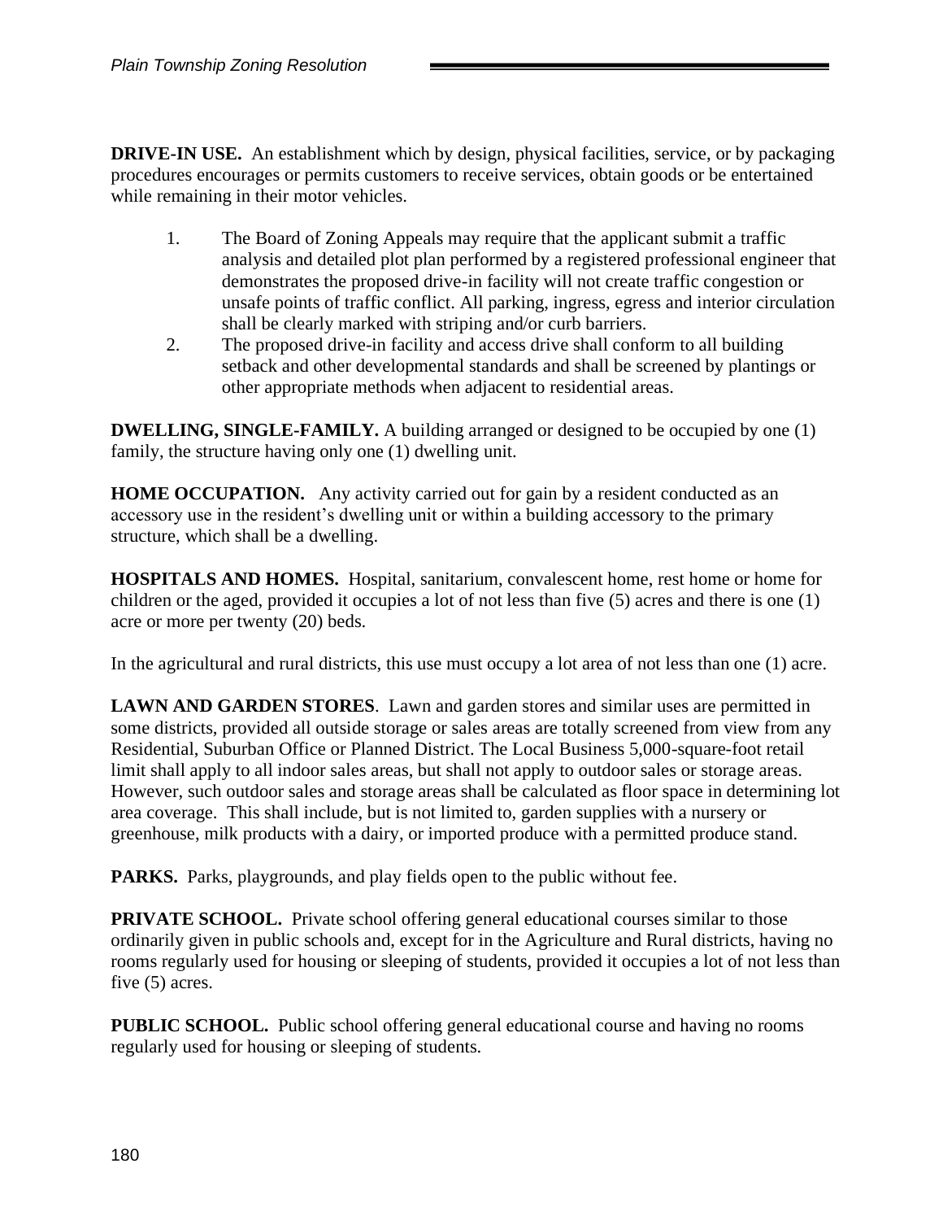**DRIVE-IN USE.** An establishment which by design, physical facilities, service, or by packaging procedures encourages or permits customers to receive services, obtain goods or be entertained while remaining in their motor vehicles.

1. The Board of Zoning Appeals may require that the applicant submit a traffic analysis and detailed plot plan performed by a registered professional engineer that demonstrates the proposed drive-in facility will not create traffic congestion or unsafe points of traffic conflict. All parking, ingress, egress and interior circulation shall be clearly marked with striping and/or curb barriers.
2. The proposed drive-in facility and access drive shall conform to all building setback and other developmental standards and shall be screened by plantings or other appropriate methods when adjacent to residential areas.

**DWELLING, SINGLE-FAMILY.** A building arranged or designed to be occupied by one (1) family, the structure having only one (1) dwelling unit.

**HOME OCCUPATION.** Any activity carried out for gain by a resident conducted as an accessory use in the resident's dwelling unit or within a building accessory to the primary structure, which shall be a dwelling.

**HOSPITALS AND HOMES.** Hospital, sanitarium, convalescent home, rest home or home for children or the aged, provided it occupies a lot of not less than five (5) acres and there is one (1) acre or more per twenty (20) beds.

In the agricultural and rural districts, this use must occupy a lot area of not less than one (1) acre.

**LAWN AND GARDEN STORES**. Lawn and garden stores and similar uses are permitted in some districts, provided all outside storage or sales areas are totally screened from view from any Residential, Suburban Office or Planned District. The Local Business 5,000-square-foot retail limit shall apply to all indoor sales areas, but shall not apply to outdoor sales or storage areas. However, such outdoor sales and storage areas shall be calculated as floor space in determining lot area coverage. This shall include, but is not limited to, garden supplies with a nursery or greenhouse, milk products with a dairy, or imported produce with a permitted produce stand.

**PARKS.** Parks, playgrounds, and play fields open to the public without fee.

**PRIVATE SCHOOL.** Private school offering general educational courses similar to those ordinarily given in public schools and, except for in the Agriculture and Rural districts, having no rooms regularly used for housing or sleeping of students, provided it occupies a lot of not less than five (5) acres.

**PUBLIC SCHOOL.** Public school offering general educational course and having no rooms regularly used for housing or sleeping of students.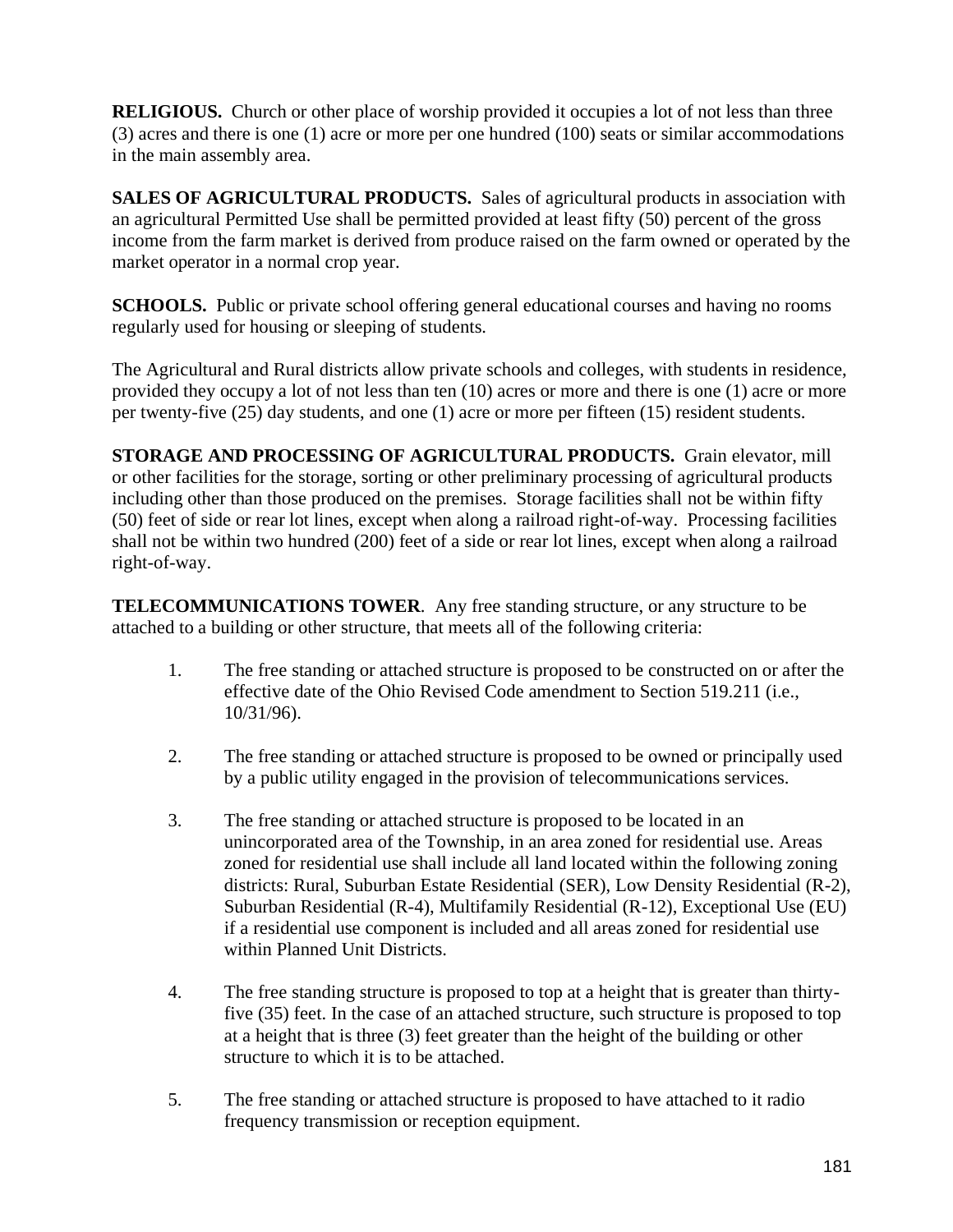**RELIGIOUS.** Church or other place of worship provided it occupies a lot of not less than three (3) acres and there is one (1) acre or more per one hundred (100) seats or similar accommodations in the main assembly area.

**SALES OF AGRICULTURAL PRODUCTS.** Sales of agricultural products in association with an agricultural Permitted Use shall be permitted provided at least fifty (50) percent of the gross income from the farm market is derived from produce raised on the farm owned or operated by the market operator in a normal crop year.

**SCHOOLS.** Public or private school offering general educational courses and having no rooms regularly used for housing or sleeping of students.

The Agricultural and Rural districts allow private schools and colleges, with students in residence, provided they occupy a lot of not less than ten (10) acres or more and there is one (1) acre or more per twenty-five (25) day students, and one (1) acre or more per fifteen (15) resident students.

**STORAGE AND PROCESSING OF AGRICULTURAL PRODUCTS.** Grain elevator, mill or other facilities for the storage, sorting or other preliminary processing of agricultural products including other than those produced on the premises. Storage facilities shall not be within fifty (50) feet of side or rear lot lines, except when along a railroad right-of-way. Processing facilities shall not be within two hundred (200) feet of a side or rear lot lines, except when along a railroad right-of-way.

**TELECOMMUNICATIONS TOWER**. Any free standing structure, or any structure to be attached to a building or other structure, that meets all of the following criteria:

1. The free standing or attached structure is proposed to be constructed on or after the effective date of the Ohio Revised Code amendment to Section 519.211 (i.e., 10/31/96).

2. The free standing or attached structure is proposed to be owned or principally used by a public utility engaged in the provision of telecommunications services.

3. The free standing or attached structure is proposed to be located in an unincorporated area of the Township, in an area zoned for residential use. Areas zoned for residential use shall include all land located within the following zoning districts: Rural, Suburban Estate Residential (SER), Low Density Residential (R-2), Suburban Residential (R-4), Multifamily Residential (R-12), Exceptional Use (EU) if a residential use component is included and all areas zoned for residential use within Planned Unit Districts.

4. The free standing structure is proposed to top at a height that is greater than thirty-five (35) feet. In the case of an attached structure, such structure is proposed to top at a height that is three (3) feet greater than the height of the building or other structure to which it is to be attached.

5. The free standing or attached structure is proposed to have attached to it radio frequency transmission or reception equipment.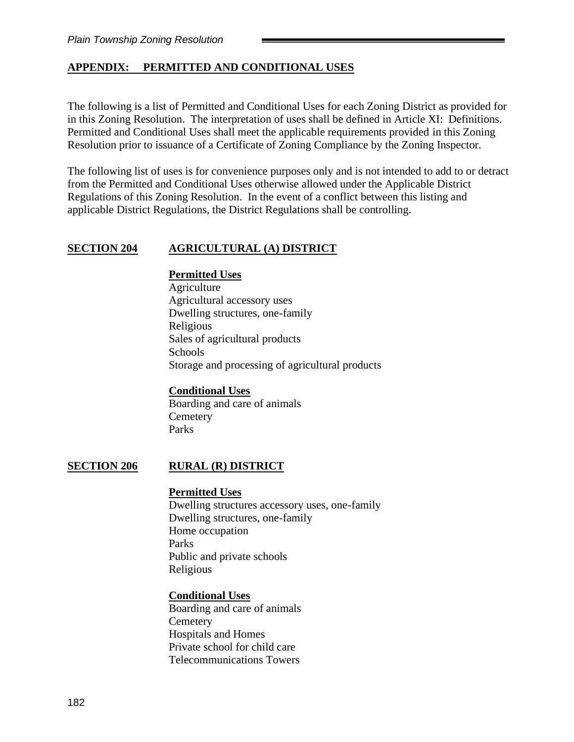## APPENDIX: PERMITTED AND CONDITIONAL USES

The following is a list of Permitted and Conditional Uses for each Zoning District as provided for in this Zoning Resolution. The interpretation of uses shall be defined in Article XI: Definitions. Permitted and Conditional Uses shall meet the applicable requirements provided in this Zoning Resolution prior to issuance of a Certificate of Zoning Compliance by the Zoning Inspector.

The following list of uses is for convenience purposes only and is not intended to add to or detract from the Permitted and Conditional Uses otherwise allowed under the Applicable District Regulations of this Zoning Resolution. In the event of a conflict between this listing and applicable District Regulations, the District Regulations shall be controlling.

### SECTION 204 AGRICULTURAL (A) DISTRICT

**Permitted Uses**

Agriculture
Agricultural accessory uses
Dwelling structures, one-family
Religious
Sales of agricultural products
Schools
Storage and processing of agricultural products

**Conditional Uses**

Boarding and care of animals
Cemetery
Parks

### SECTION 206 RURAL (R) DISTRICT

**Permitted Uses**

Dwelling structures accessory uses, one-family
Dwelling structures, one-family
Home occupation
Parks
Public and private schools
Religious

**Conditional Uses**

Boarding and care of animals
Cemetery
Hospitals and Homes
Private school for child care
Telecommunications Towers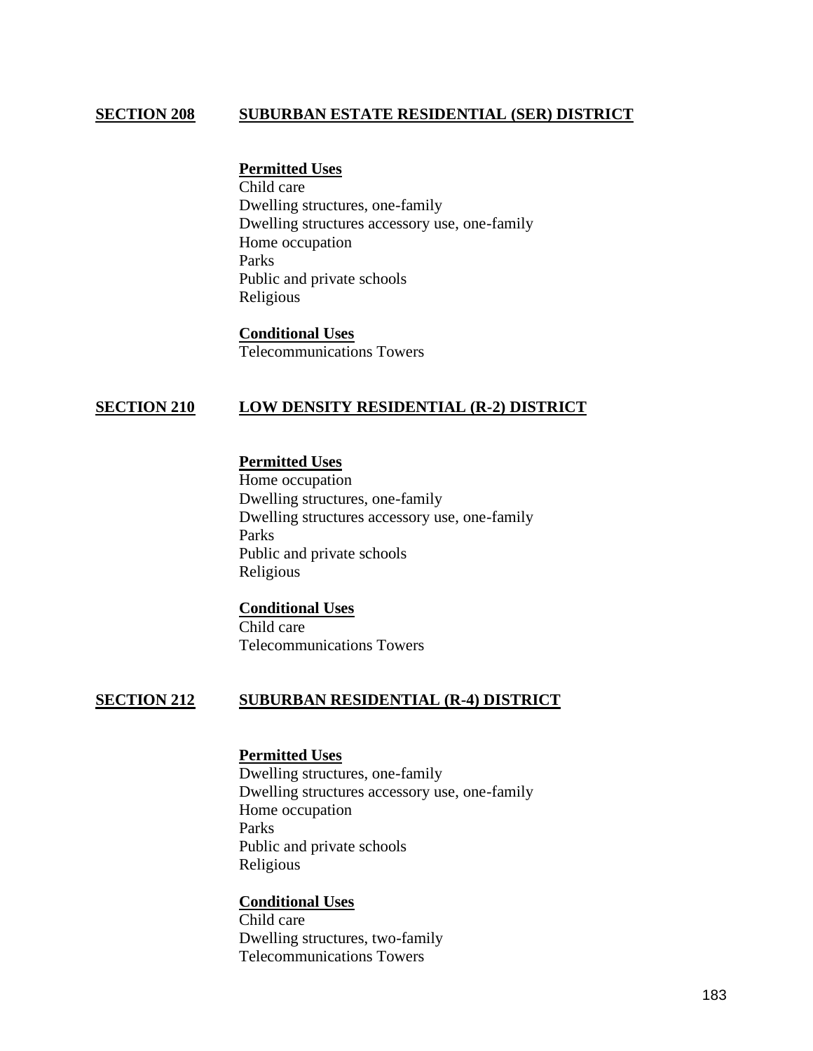## SECTION 208 SUBURBAN ESTATE RESIDENTIAL (SER) DISTRICT

**Permitted Uses**

Child care
Dwelling structures, one-family
Dwelling structures accessory use, one-family
Home occupation
Parks
Public and private schools
Religious

**Conditional Uses**

Telecommunications Towers

## SECTION 210 LOW DENSITY RESIDENTIAL (R-2) DISTRICT

**Permitted Uses**

Home occupation
Dwelling structures, one-family
Dwelling structures accessory use, one-family
Parks
Public and private schools
Religious

**Conditional Uses**

Child care
Telecommunications Towers

## SECTION 212 SUBURBAN RESIDENTIAL (R-4) DISTRICT

**Permitted Uses**

Dwelling structures, one-family
Dwelling structures accessory use, one-family
Home occupation
Parks
Public and private schools
Religious

**Conditional Uses**

Child care
Dwelling structures, two-family
Telecommunications Towers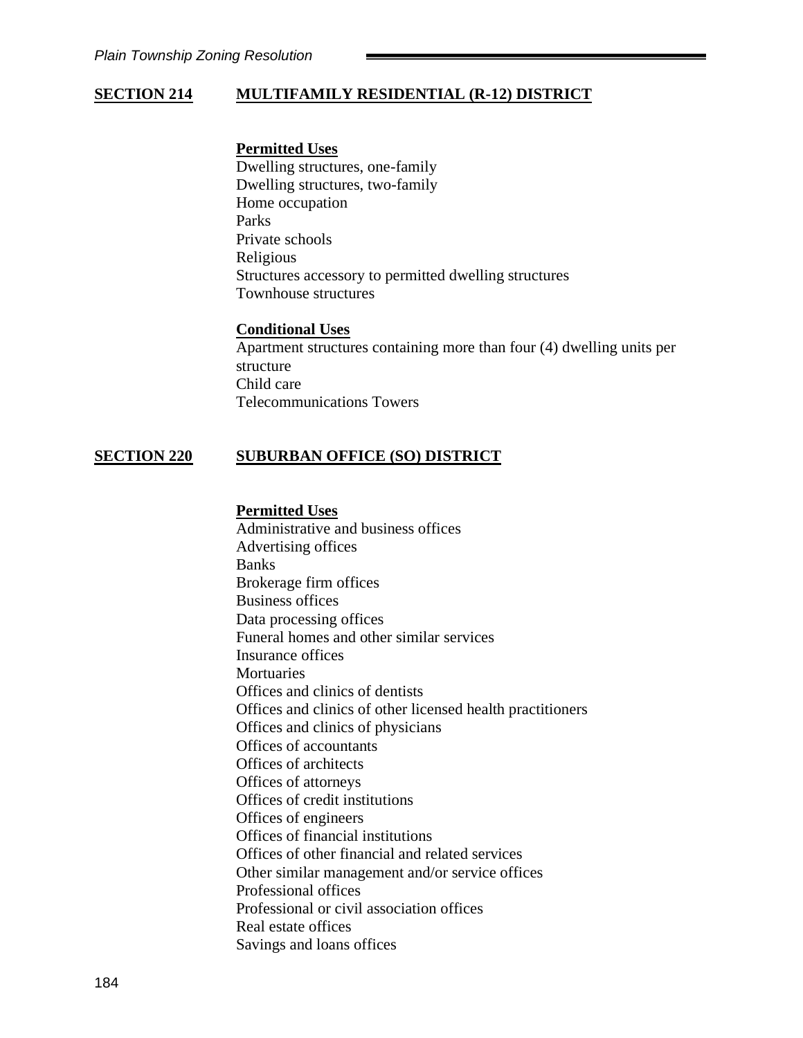## SECTION 214 MULTIFAMILY RESIDENTIAL (R-12) DISTRICT

**Permitted Uses**

Dwelling structures, one-family
Dwelling structures, two-family
Home occupation
Parks
Private schools
Religious
Structures accessory to permitted dwelling structures
Townhouse structures

**Conditional Uses**

Apartment structures containing more than four (4) dwelling units per structure
Child care
Telecommunications Towers

## SECTION 220 SUBURBAN OFFICE (SO) DISTRICT

**Permitted Uses**

Administrative and business offices
Advertising offices
Banks
Brokerage firm offices
Business offices
Data processing offices
Funeral homes and other similar services
Insurance offices
Mortuaries
Offices and clinics of dentists
Offices and clinics of other licensed health practitioners
Offices and clinics of physicians
Offices of accountants
Offices of architects
Offices of attorneys
Offices of credit institutions
Offices of engineers
Offices of financial institutions
Offices of other financial and related services
Other similar management and/or service offices
Professional offices
Professional or civil association offices
Real estate offices
Savings and loans offices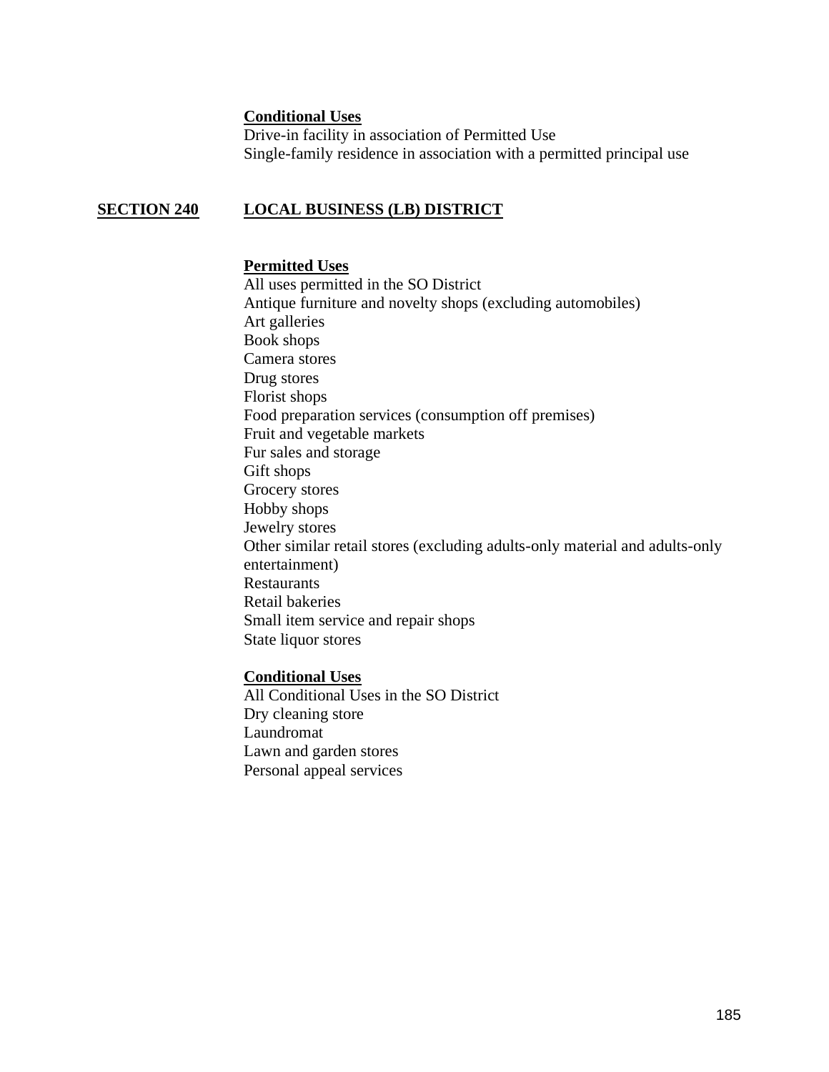**Conditional Uses**

Drive-in facility in association of Permitted Use
Single-family residence in association with a permitted principal use

## SECTION 240 LOCAL BUSINESS (LB) DISTRICT

**Permitted Uses**

All uses permitted in the SO District
Antique furniture and novelty shops (excluding automobiles)
Art galleries
Book shops
Camera stores
Drug stores
Florist shops
Food preparation services (consumption off premises)
Fruit and vegetable markets
Fur sales and storage
Gift shops
Grocery stores
Hobby shops
Jewelry stores
Other similar retail stores (excluding adults-only material and adults-only entertainment)
Restaurants
Retail bakeries
Small item service and repair shops
State liquor stores

**Conditional Uses**

All Conditional Uses in the SO District
Dry cleaning store
Laundromat
Lawn and garden stores
Personal appeal services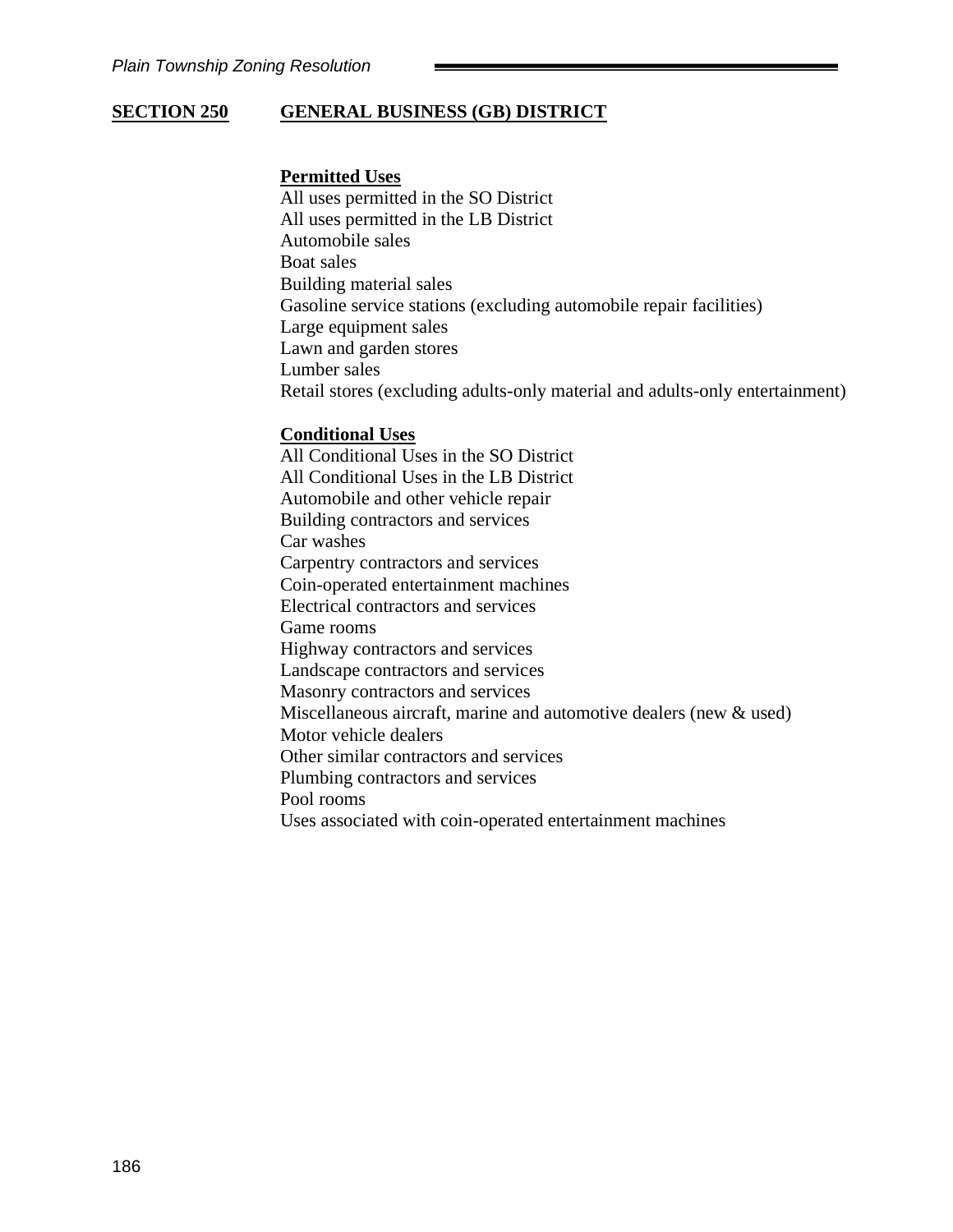## SECTION 250 GENERAL BUSINESS (GB) DISTRICT

**Permitted Uses**

All uses permitted in the SO District
All uses permitted in the LB District
Automobile sales
Boat sales
Building material sales
Gasoline service stations (excluding automobile repair facilities)
Large equipment sales
Lawn and garden stores
Lumber sales
Retail stores (excluding adults-only material and adults-only entertainment)

**Conditional Uses**

All Conditional Uses in the SO District
All Conditional Uses in the LB District
Automobile and other vehicle repair
Building contractors and services
Car washes
Carpentry contractors and services
Coin-operated entertainment machines
Electrical contractors and services
Game rooms
Highway contractors and services
Landscape contractors and services
Masonry contractors and services
Miscellaneous aircraft, marine and automotive dealers (new & used)
Motor vehicle dealers
Other similar contractors and services
Plumbing contractors and services
Pool rooms
Uses associated with coin-operated entertainment machines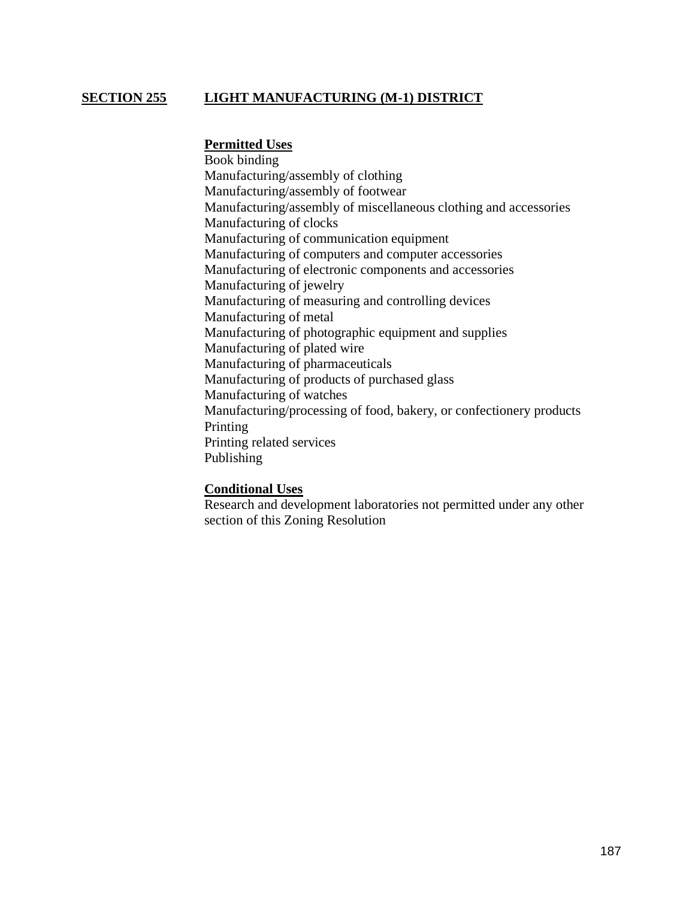## SECTION 255 LIGHT MANUFACTURING (M-1) DISTRICT

**Permitted Uses**

Book binding
Manufacturing/assembly of clothing
Manufacturing/assembly of footwear
Manufacturing/assembly of miscellaneous clothing and accessories
Manufacturing of clocks
Manufacturing of communication equipment
Manufacturing of computers and computer accessories
Manufacturing of electronic components and accessories
Manufacturing of jewelry
Manufacturing of measuring and controlling devices
Manufacturing of metal
Manufacturing of photographic equipment and supplies
Manufacturing of plated wire
Manufacturing of pharmaceuticals
Manufacturing of products of purchased glass
Manufacturing of watches
Manufacturing/processing of food, bakery, or confectionery products
Printing
Printing related services
Publishing

**Conditional Uses**

Research and development laboratories not permitted under any other section of this Zoning Resolution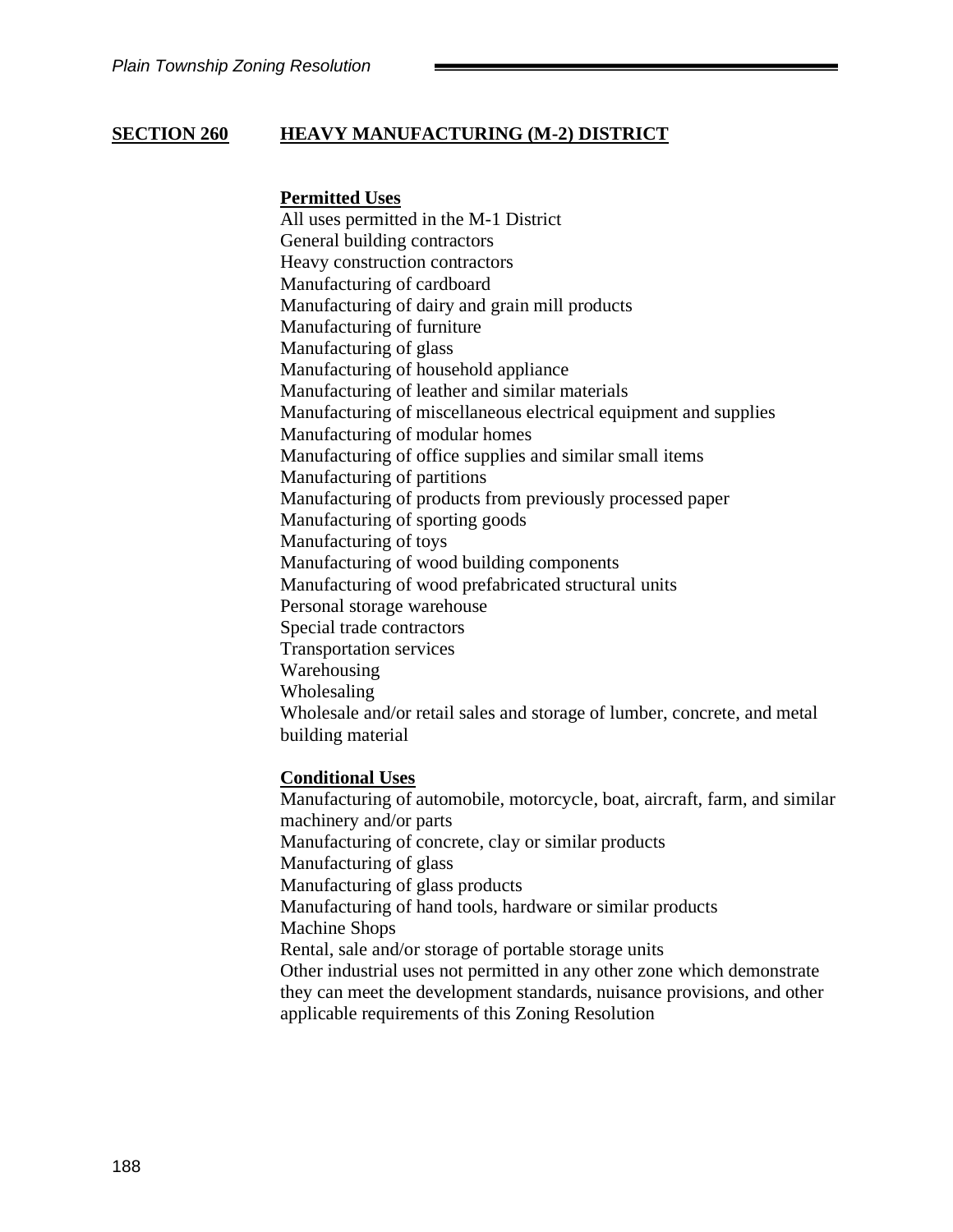## SECTION 260 HEAVY MANUFACTURING (M-2) DISTRICT

**Permitted Uses**

All uses permitted in the M-1 District
General building contractors
Heavy construction contractors
Manufacturing of cardboard
Manufacturing of dairy and grain mill products
Manufacturing of furniture
Manufacturing of glass
Manufacturing of household appliance
Manufacturing of leather and similar materials
Manufacturing of miscellaneous electrical equipment and supplies
Manufacturing of modular homes
Manufacturing of office supplies and similar small items
Manufacturing of partitions
Manufacturing of products from previously processed paper
Manufacturing of sporting goods
Manufacturing of toys
Manufacturing of wood building components
Manufacturing of wood prefabricated structural units
Personal storage warehouse
Special trade contractors
Transportation services
Warehousing
Wholesaling
Wholesale and/or retail sales and storage of lumber, concrete, and metal building material

**Conditional Uses**

Manufacturing of automobile, motorcycle, boat, aircraft, farm, and similar machinery and/or parts
Manufacturing of concrete, clay or similar products
Manufacturing of glass
Manufacturing of glass products
Manufacturing of hand tools, hardware or similar products
Machine Shops
Rental, sale and/or storage of portable storage units
Other industrial uses not permitted in any other zone which demonstrate they can meet the development standards, nuisance provisions, and other applicable requirements of this Zoning Resolution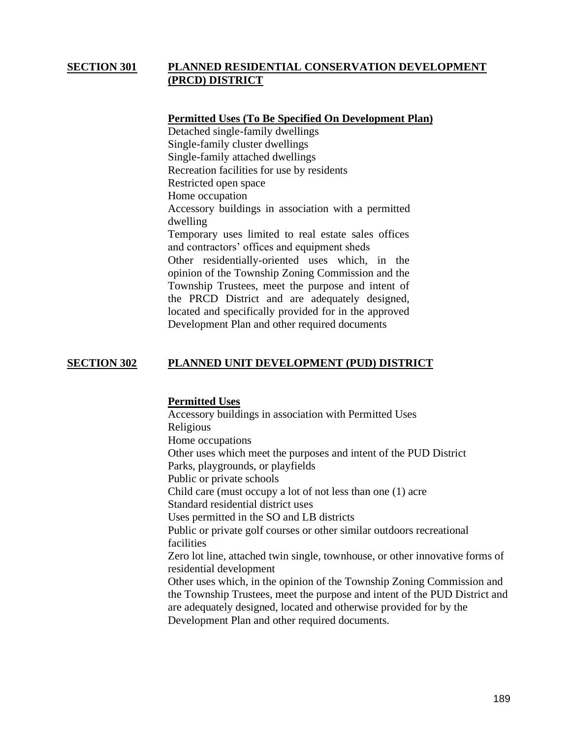## SECTION 301 PLANNED RESIDENTIAL CONSERVATION DEVELOPMENT (PRCD) DISTRICT

**Permitted Uses (To Be Specified On Development Plan)**

Detached single-family dwellings
Single-family cluster dwellings
Single-family attached dwellings
Recreation facilities for use by residents
Restricted open space
Home occupation
Accessory buildings in association with a permitted dwelling
Temporary uses limited to real estate sales offices and contractors' offices and equipment sheds
Other residentially-oriented uses which, in the opinion of the Township Zoning Commission and the Township Trustees, meet the purpose and intent of the PRCD District and are adequately designed, located and specifically provided for in the approved Development Plan and other required documents

## SECTION 302 PLANNED UNIT DEVELOPMENT (PUD) DISTRICT

**Permitted Uses**

Accessory buildings in association with Permitted Uses
Religious
Home occupations
Other uses which meet the purposes and intent of the PUD District
Parks, playgrounds, or playfields
Public or private schools
Child care (must occupy a lot of not less than one (1) acre
Standard residential district uses
Uses permitted in the SO and LB districts
Public or private golf courses or other similar outdoors recreational facilities
Zero lot line, attached twin single, townhouse, or other innovative forms of residential development
Other uses which, in the opinion of the Township Zoning Commission and the Township Trustees, meet the purpose and intent of the PUD District and are adequately designed, located and otherwise provided for by the Development Plan and other required documents.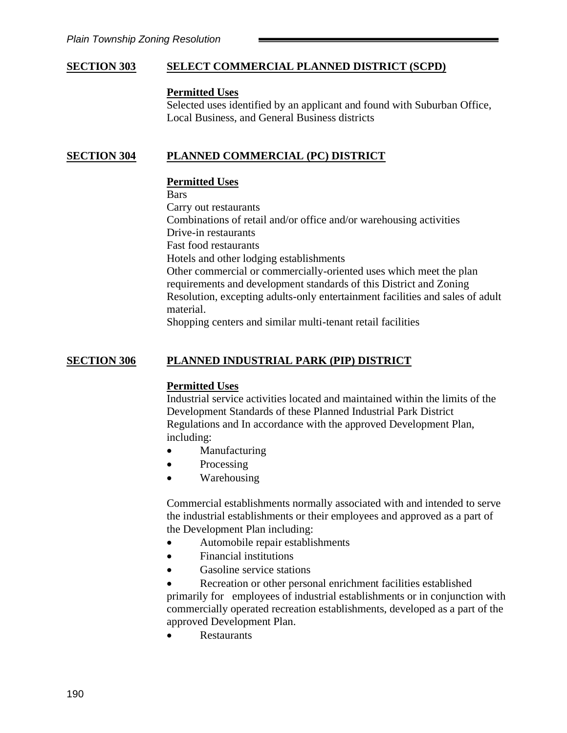## SECTION 303 SELECT COMMERCIAL PLANNED DISTRICT (SCPD)

**Permitted Uses**

Selected uses identified by an applicant and found with Suburban Office, Local Business, and General Business districts

## SECTION 304 PLANNED COMMERCIAL (PC) DISTRICT

**Permitted Uses**

Bars
Carry out restaurants
Combinations of retail and/or office and/or warehousing activities
Drive-in restaurants
Fast food restaurants
Hotels and other lodging establishments
Other commercial or commercially-oriented uses which meet the plan requirements and development standards of this District and Zoning Resolution, excepting adults-only entertainment facilities and sales of adult material.
Shopping centers and similar multi-tenant retail facilities

## SECTION 306 PLANNED INDUSTRIAL PARK (PIP) DISTRICT

**Permitted Uses**

Industrial service activities located and maintained within the limits of the Development Standards of these Planned Industrial Park District Regulations and In accordance with the approved Development Plan, including:

- Manufacturing
- Processing
- Warehousing

Commercial establishments normally associated with and intended to serve the industrial establishments or their employees and approved as a part of the Development Plan including:

- Automobile repair establishments
- Financial institutions
- Gasoline service stations
- Recreation or other personal enrichment facilities established primarily for employees of industrial establishments or in conjunction with commercially operated recreation establishments, developed as a part of the approved Development Plan.
- Restaurants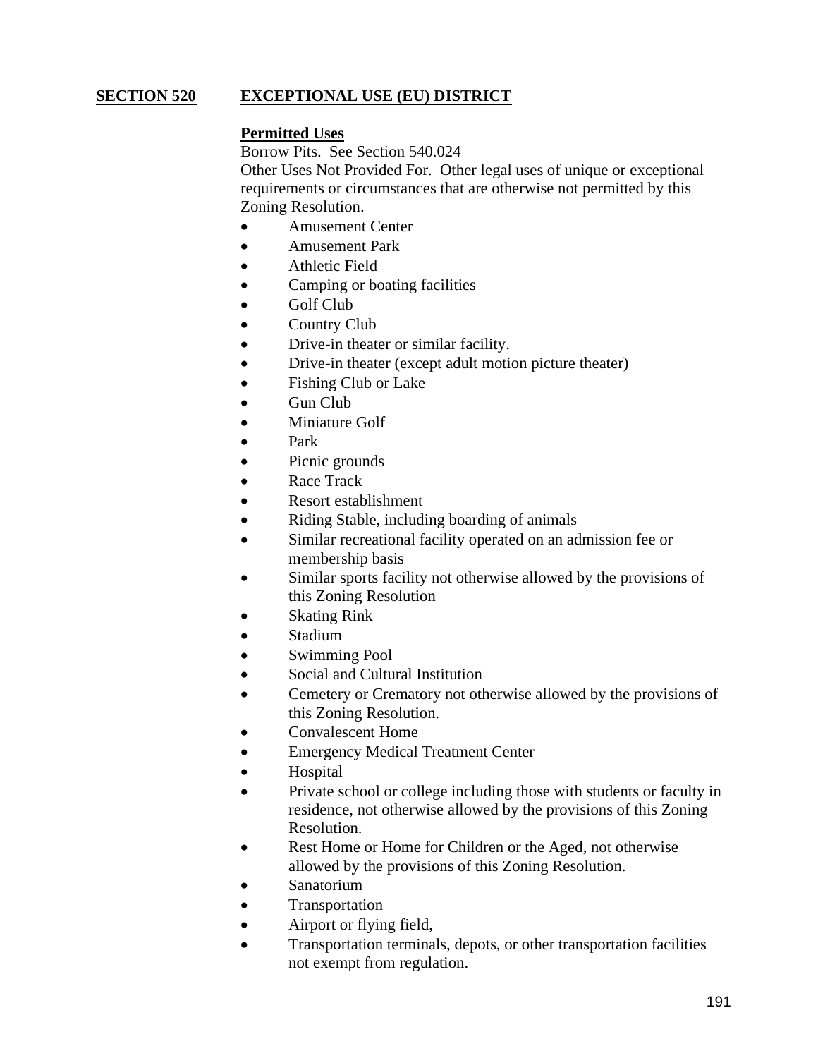## SECTION 520 EXCEPTIONAL USE (EU) DISTRICT

**Permitted Uses**

Borrow Pits. See Section 540.024

Other Uses Not Provided For. Other legal uses of unique or exceptional requirements or circumstances that are otherwise not permitted by this Zoning Resolution.

- Amusement Center
- Amusement Park
- Athletic Field
- Camping or boating facilities
- Golf Club
- Country Club
- Drive-in theater or similar facility.
- Drive-in theater (except adult motion picture theater)
- Fishing Club or Lake
- Gun Club
- Miniature Golf
- Park
- Picnic grounds
- Race Track
- Resort establishment
- Riding Stable, including boarding of animals
- Similar recreational facility operated on an admission fee or membership basis
- Similar sports facility not otherwise allowed by the provisions of this Zoning Resolution
- Skating Rink
- Stadium
- Swimming Pool
- Social and Cultural Institution
- Cemetery or Crematory not otherwise allowed by the provisions of this Zoning Resolution.
- Convalescent Home
- Emergency Medical Treatment Center
- Hospital
- Private school or college including those with students or faculty in residence, not otherwise allowed by the provisions of this Zoning Resolution.
- Rest Home or Home for Children or the Aged, not otherwise allowed by the provisions of this Zoning Resolution.
- Sanatorium
- Transportation
- Airport or flying field,
- Transportation terminals, depots, or other transportation facilities not exempt from regulation.